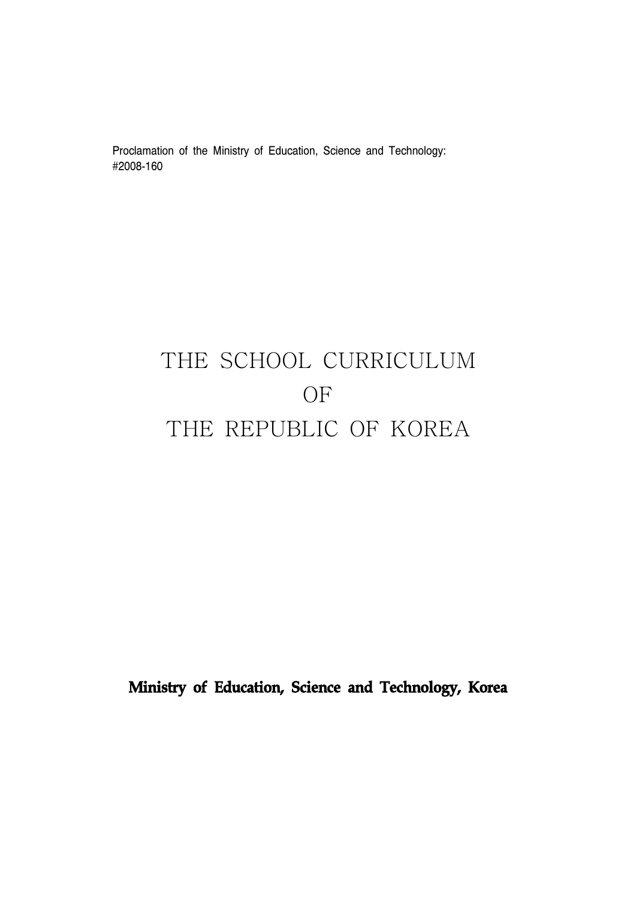Proclamation of the Ministry of Education, Science and Technology: #2008-160

# THE SCHOOL CURRICULUM OF THE REPUBLIC OF KOREA

**Ministry of Education, Science and Technology, Korea**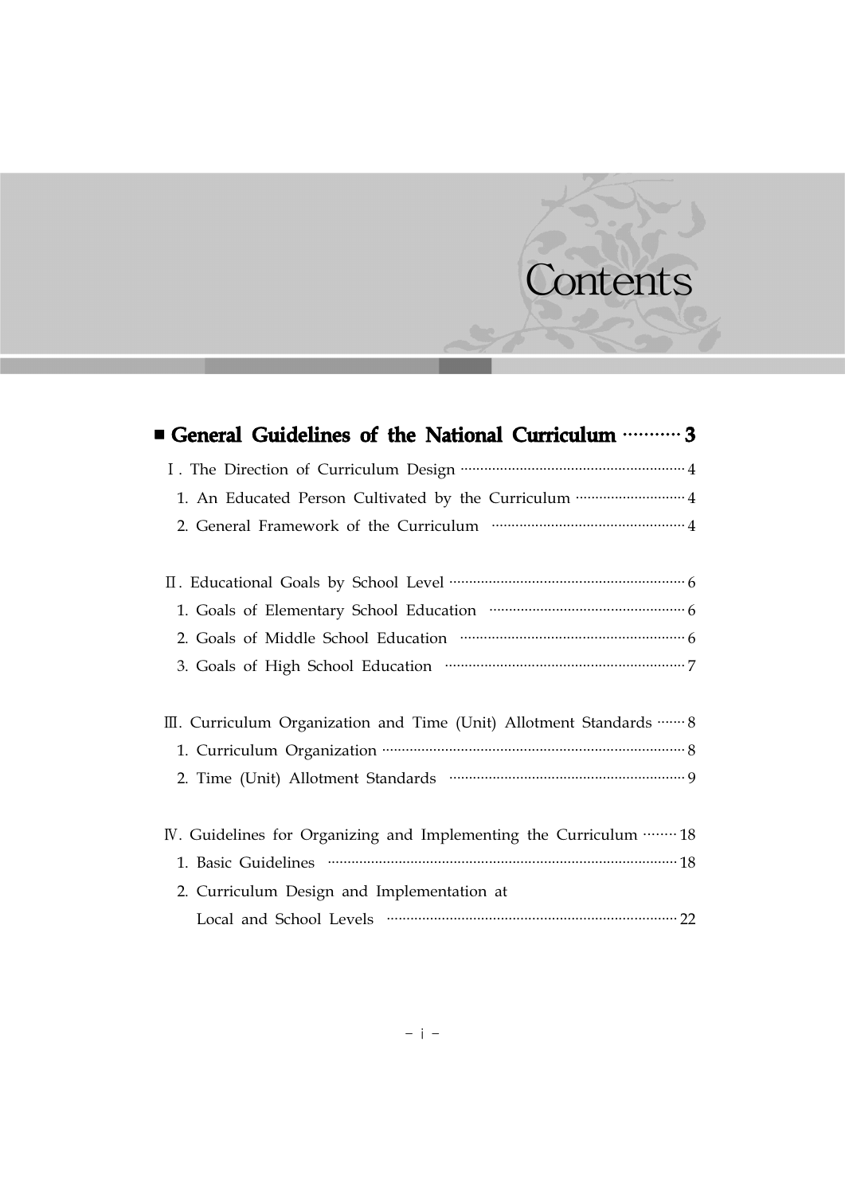# Contents

## ■ General Guidelines of the National Curriculum ··········· 3

Ⅰ. The Direction of Curriculum Design ··· 4

1. An Educated Person Cultivated by the Curriculum ··· 4
2. General Framework of the Curriculum ··· 4

Ⅱ. Educational Goals by School Level ··· 6

1. Goals of Elementary School Education ··· 6
2. Goals of Middle School Education ··· 6
3. Goals of High School Education ··· 7

Ⅲ. Curriculum Organization and Time (Unit) Allotment Standards ······· 8

1. Curriculum Organization ··· 8
2. Time (Unit) Allotment Standards ··· 9

Ⅳ. Guidelines for Organizing and Implementing the Curriculum ········ 18

1. Basic Guidelines ··· 18
2. Curriculum Design and Implementation at Local and School Levels ··· 22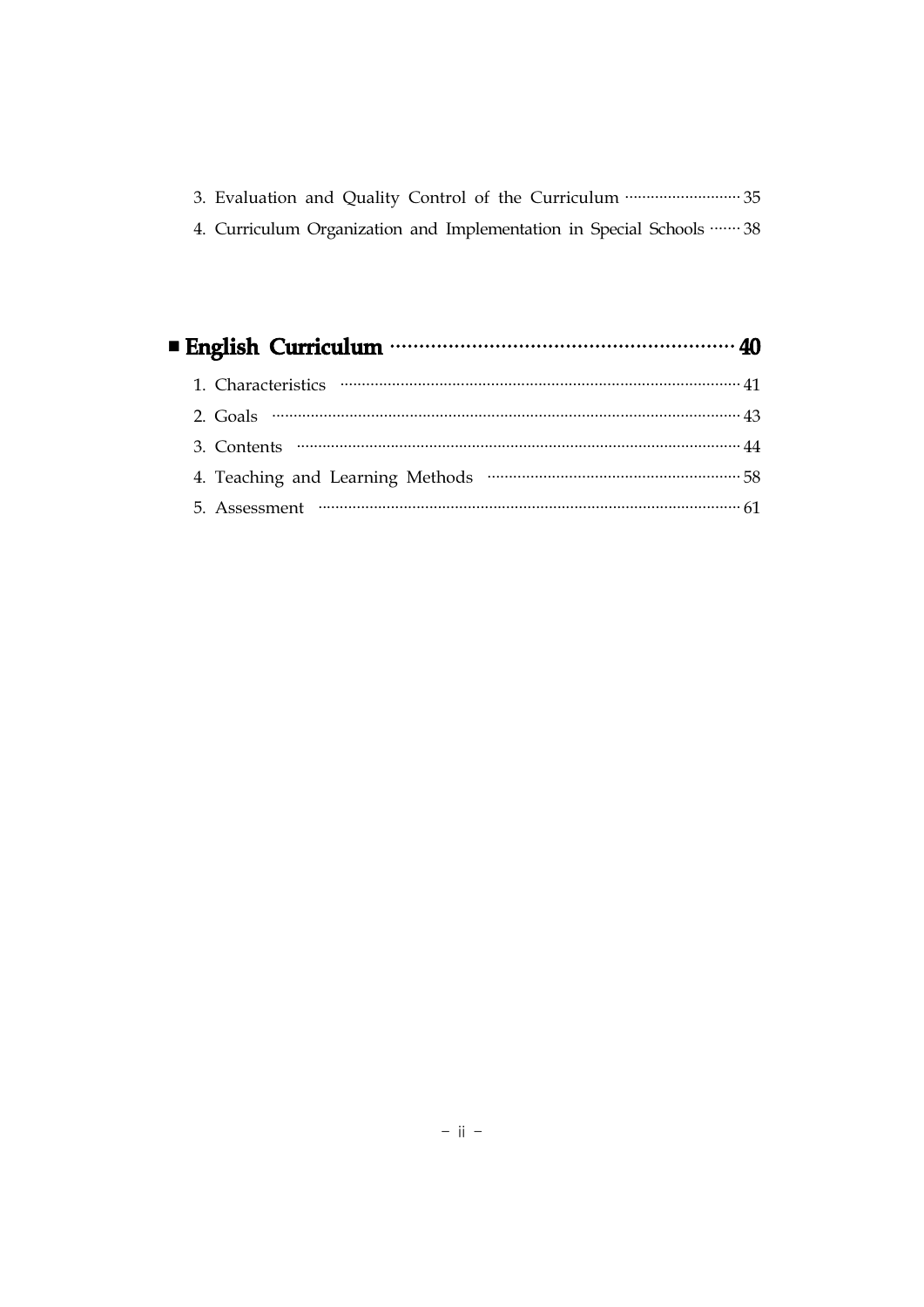3. Evaluation and Quality Control of the Curriculum ··························· 35
4. Curriculum Organization and Implementation in Special Schools ······· 38

## ■ English Curriculum ·························································· 40

1. Characteristics ······························································· 41
2. Goals ·········································································· 43
3. Contents ······································································ 44
4. Teaching and Learning Methods ········································· 58
5. Assessment ··································································· 61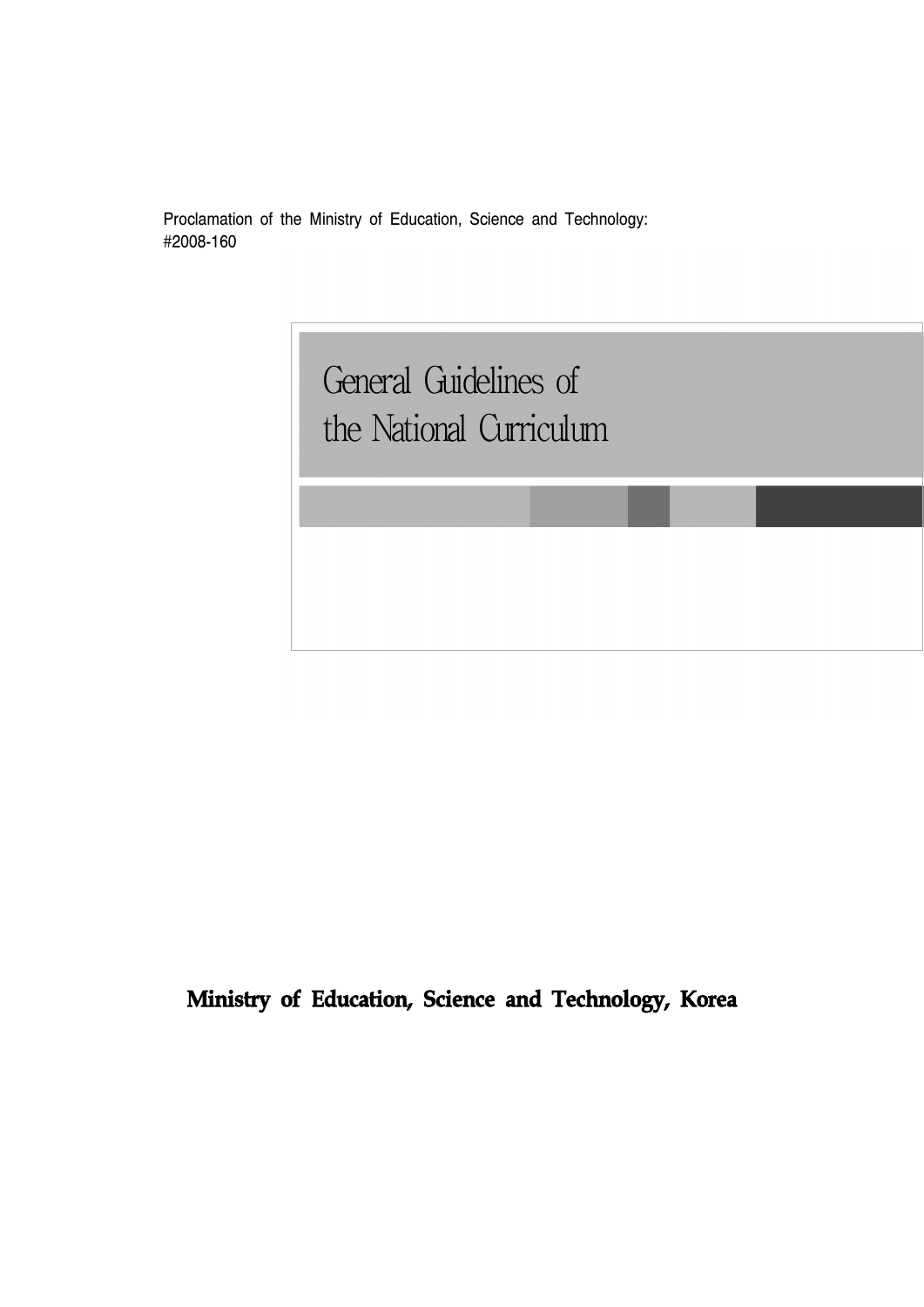Proclamation of the Ministry of Education, Science and Technology: #2008-160

# General Guidelines of the National Curriculum

**Ministry of Education, Science and Technology, Korea**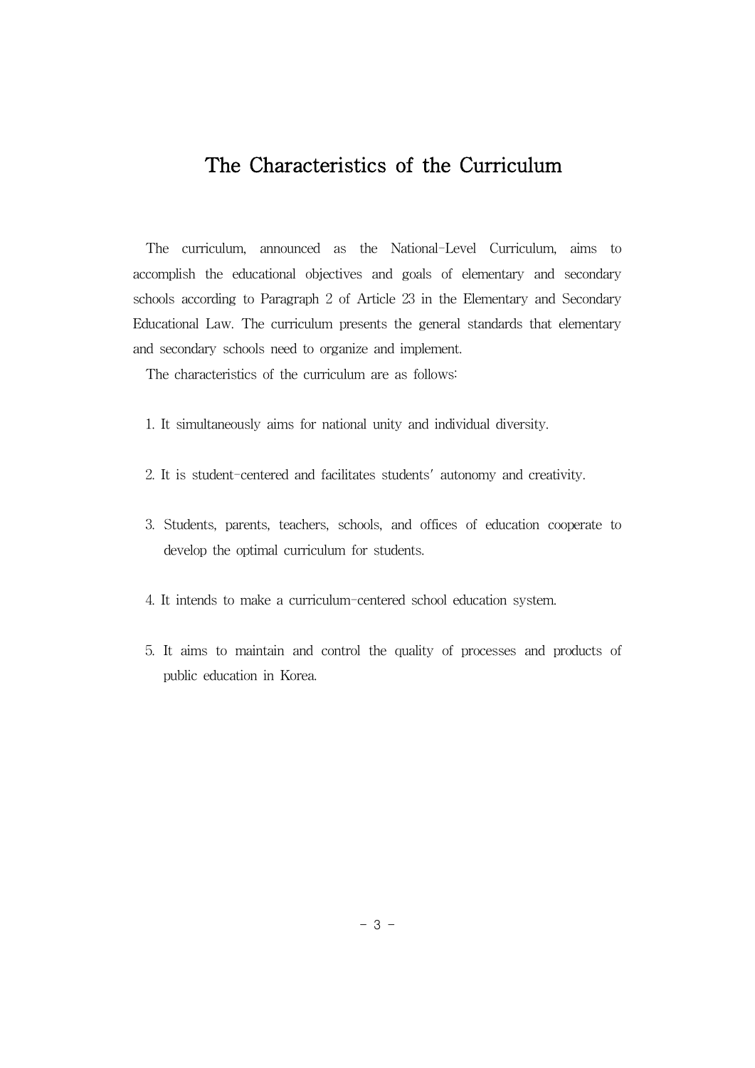# The Characteristics of the Curriculum

The curriculum, announced as the National-Level Curriculum, aims to accomplish the educational objectives and goals of elementary and secondary schools according to Paragraph 2 of Article 23 in the Elementary and Secondary Educational Law. The curriculum presents the general standards that elementary and secondary schools need to organize and implement.

The characteristics of the curriculum are as follows:

1. It simultaneously aims for national unity and individual diversity.

2. It is student-centered and facilitates students' autonomy and creativity.

3. Students, parents, teachers, schools, and offices of education cooperate to develop the optimal curriculum for students.

4. It intends to make a curriculum-centered school education system.

5. It aims to maintain and control the quality of processes and products of public education in Korea.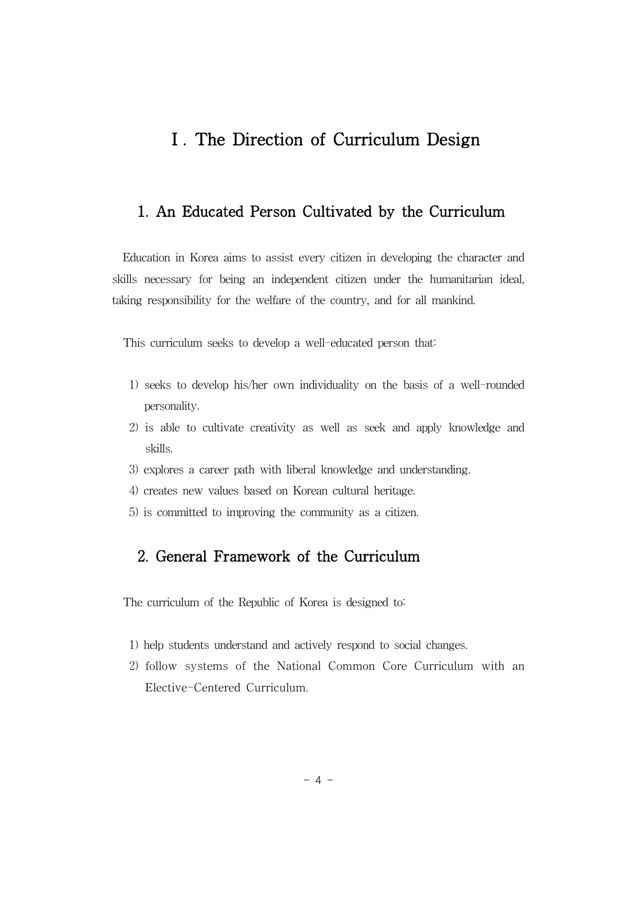# Ⅰ. The Direction of Curriculum Design

## 1. An Educated Person Cultivated by the Curriculum

Education in Korea aims to assist every citizen in developing the character and skills necessary for being an independent citizen under the humanitarian ideal, taking responsibility for the welfare of the country, and for all mankind.

This curriculum seeks to develop a well-educated person that:

1) seeks to develop his/her own individuality on the basis of a well-rounded personality.
2) is able to cultivate creativity as well as seek and apply knowledge and skills.
3) explores a career path with liberal knowledge and understanding.
4) creates new values based on Korean cultural heritage.
5) is committed to improving the community as a citizen.

## 2. General Framework of the Curriculum

The curriculum of the Republic of Korea is designed to:

1) help students understand and actively respond to social changes.
2) follow systems of the National Common Core Curriculum with an Elective-Centered Curriculum.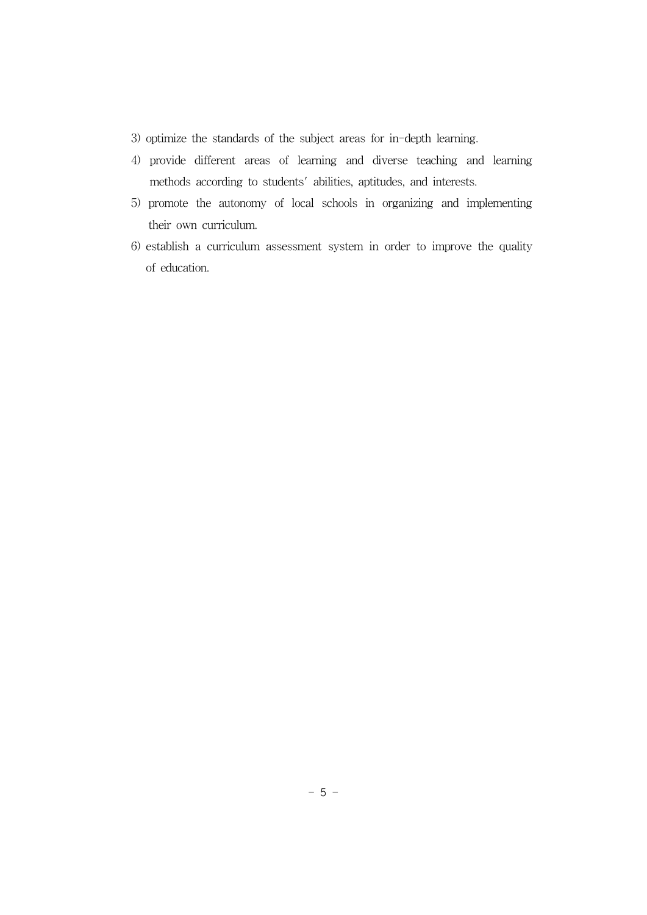3) optimize the standards of the subject areas for in-depth learning.
4) provide different areas of learning and diverse teaching and learning methods according to students' abilities, aptitudes, and interests.
5) promote the autonomy of local schools in organizing and implementing their own curriculum.
6) establish a curriculum assessment system in order to improve the quality of education.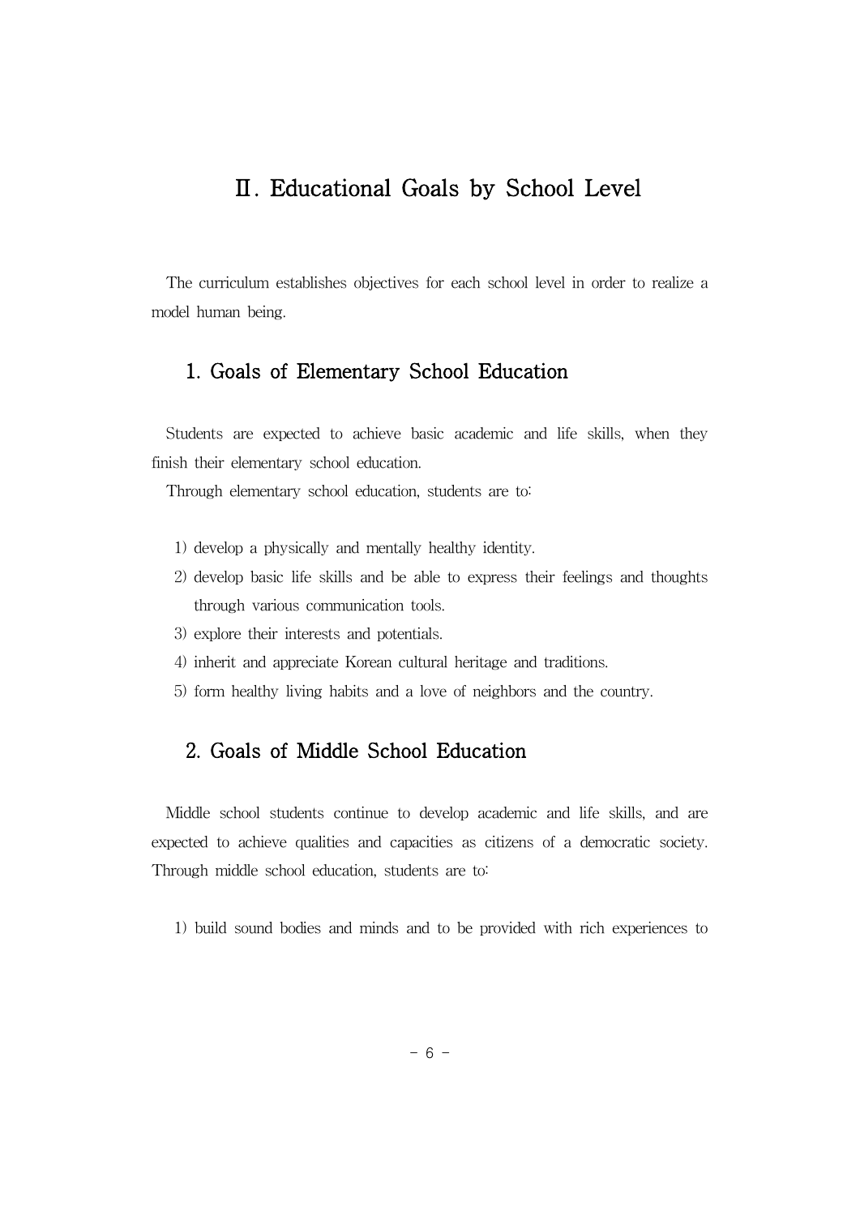# Ⅱ. Educational Goals by School Level

The curriculum establishes objectives for each school level in order to realize a model human being.

## 1. Goals of Elementary School Education

Students are expected to achieve basic academic and life skills, when they finish their elementary school education.

Through elementary school education, students are to:

1) develop a physically and mentally healthy identity.
2) develop basic life skills and be able to express their feelings and thoughts through various communication tools.
3) explore their interests and potentials.
4) inherit and appreciate Korean cultural heritage and traditions.
5) form healthy living habits and a love of neighbors and the country.

## 2. Goals of Middle School Education

Middle school students continue to develop academic and life skills, and are expected to achieve qualities and capacities as citizens of a democratic society. Through middle school education, students are to:

1) build sound bodies and minds and to be provided with rich experiences to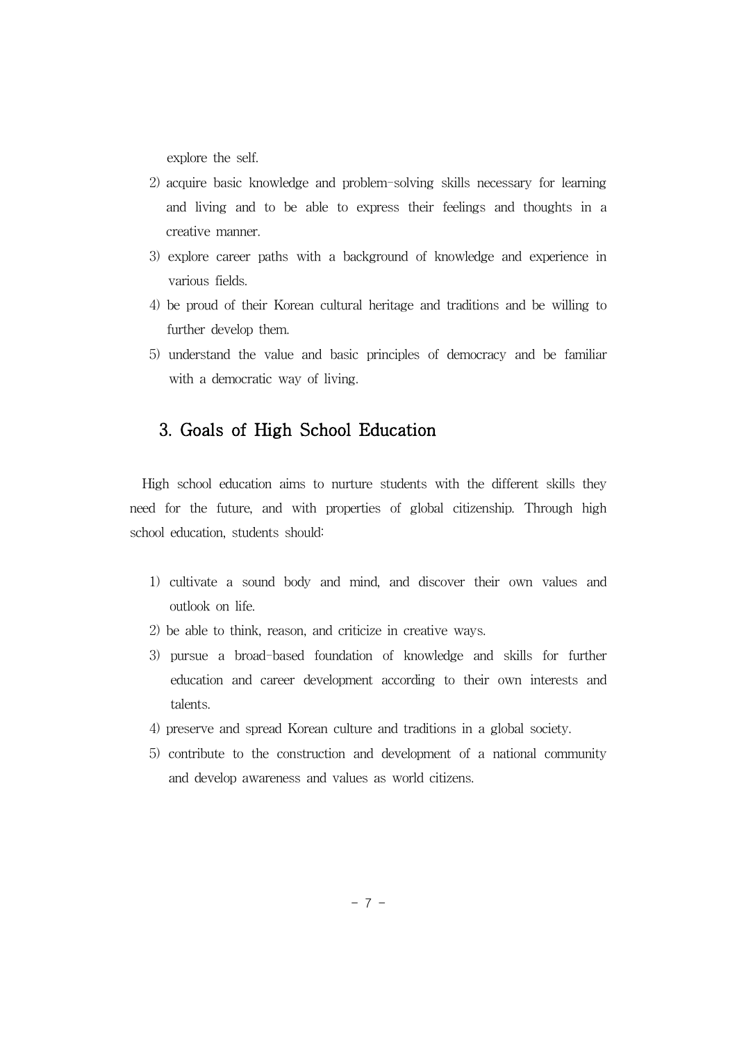explore the self.

2) acquire basic knowledge and problem-solving skills necessary for learning and living and to be able to express their feelings and thoughts in a creative manner.
3) explore career paths with a background of knowledge and experience in various fields.
4) be proud of their Korean cultural heritage and traditions and be willing to further develop them.
5) understand the value and basic principles of democracy and be familiar with a democratic way of living.

## 3. Goals of High School Education

High school education aims to nurture students with the different skills they need for the future, and with properties of global citizenship. Through high school education, students should:

1) cultivate a sound body and mind, and discover their own values and outlook on life.
2) be able to think, reason, and criticize in creative ways.
3) pursue a broad-based foundation of knowledge and skills for further education and career development according to their own interests and talents.
4) preserve and spread Korean culture and traditions in a global society.
5) contribute to the construction and development of a national community and develop awareness and values as world citizens.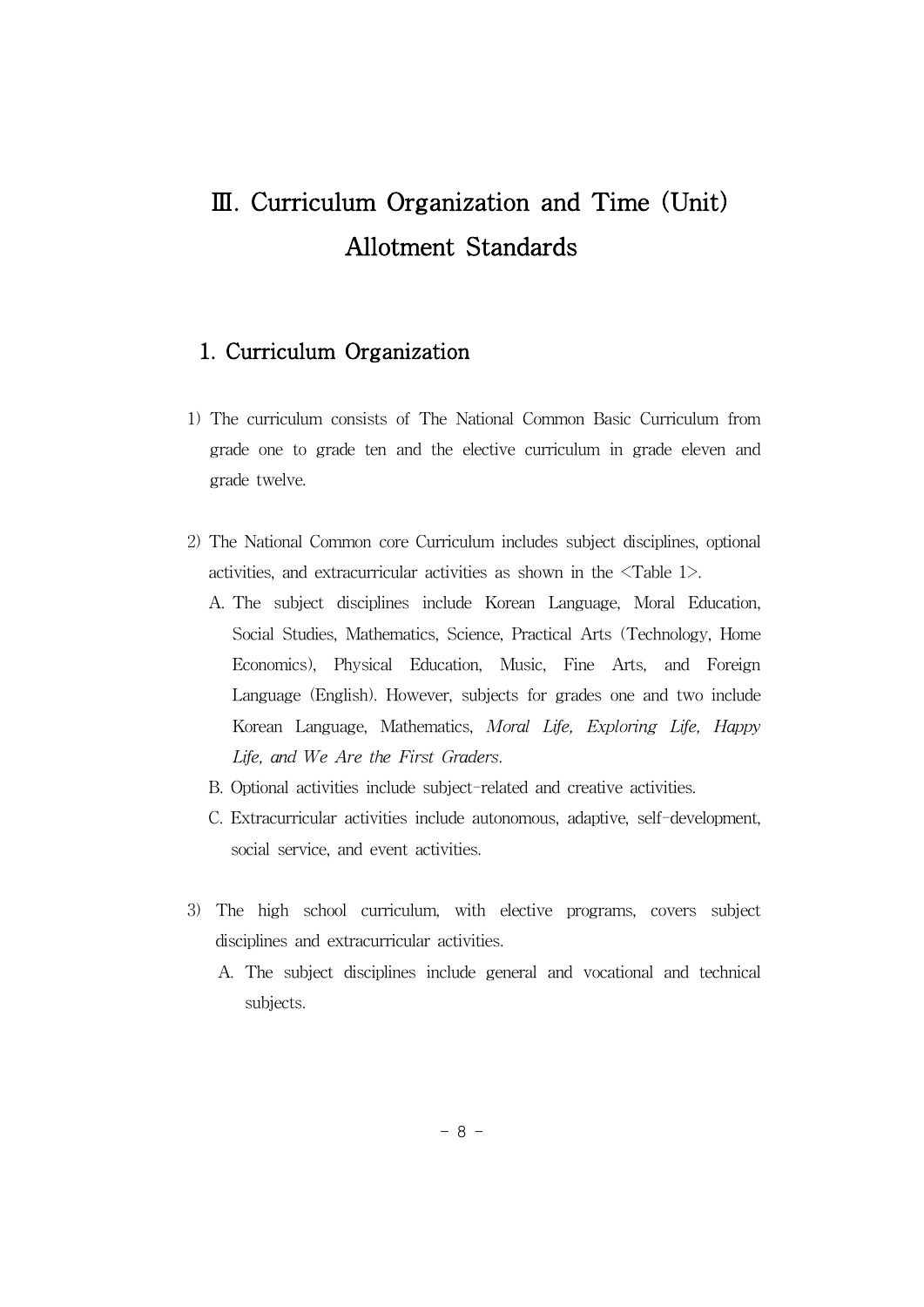# Ⅲ. Curriculum Organization and Time (Unit) Allotment Standards

## 1. Curriculum Organization

1) The curriculum consists of The National Common Basic Curriculum from grade one to grade ten and the elective curriculum in grade eleven and grade twelve.

2) The National Common core Curriculum includes subject disciplines, optional activities, and extracurricular activities as shown in the <Table 1>.
   - A. The subject disciplines include Korean Language, Moral Education, Social Studies, Mathematics, Science, Practical Arts (Technology, Home Economics), Physical Education, Music, Fine Arts, and Foreign Language (English). However, subjects for grades one and two include Korean Language, Mathematics, *Moral Life, Exploring Life, Happy Life, and We Are the First Graders*.
   - B. Optional activities include subject-related and creative activities.
   - C. Extracurricular activities include autonomous, adaptive, self-development, social service, and event activities.

3) The high school curriculum, with elective programs, covers subject disciplines and extracurricular activities.
   - A. The subject disciplines include general and vocational and technical subjects.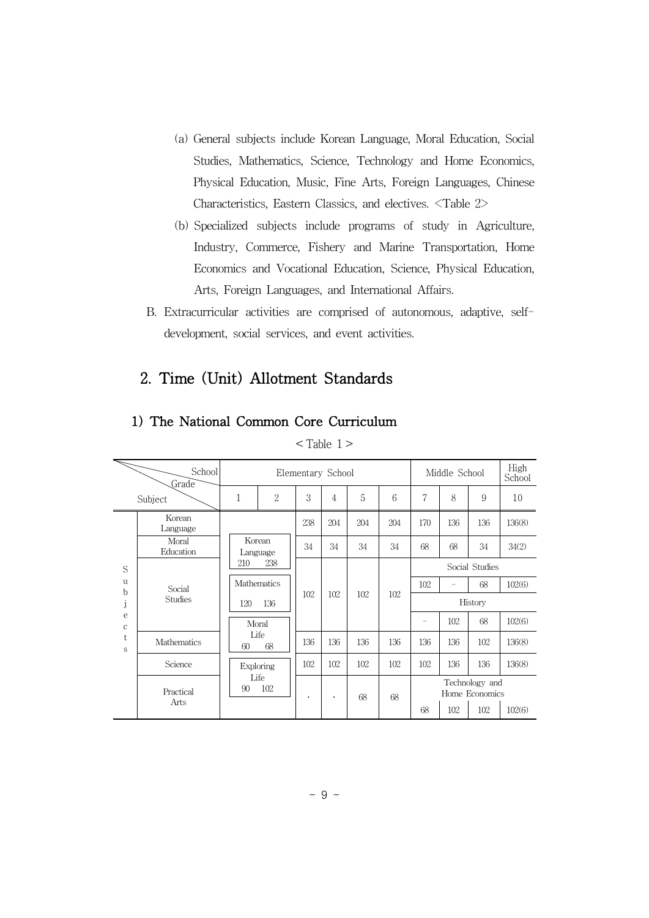(a) General subjects include Korean Language, Moral Education, Social Studies, Mathematics, Science, Technology and Home Economics, Physical Education, Music, Fine Arts, Foreign Languages, Chinese Characteristics, Eastern Classics, and electives. <Table 2>

(b) Specialized subjects include programs of study in Agriculture, Industry, Commerce, Fishery and Marine Transportation, Home Economics and Vocational Education, Science, Physical Education, Arts, Foreign Languages, and International Affairs.

B. Extracurricular activities are comprised of autonomous, adaptive, self-development, social services, and event activities.

## 2. Time (Unit) Allotment Standards

### 1) The National Common Core Curriculum

< Table 1 >

| | School / Grade | Elementary School | | | | | | Middle School | | | High School |
|---|---|---|---|---|---|---|---|---|---|---|---|
| | Subject | 1 | 2 | 3 | 4 | 5 | 6 | 7 | 8 | 9 | 10 |
| Subjects | Korean Language | Korean Language 210 / 238 | | 238 | 204 | 204 | 204 | 170 | 136 | 136 | 136(8) |
| | Moral Education | | | 34 | 34 | 34 | 34 | 68 | 68 | 34 | 34(2) |
| | Social Studies | Mathematics 120 / 136 | | 102 | 102 | 102 | 102 | Social Studies | | | |
| | | | | | | | | 102 | – | 68 | 102(6) |
| | | | | | | | | History | | | |
| | | | | | | | | – | 102 | 68 | 102(6) |
| | Mathematics | Moral Life 60 / 68 | | 136 | 136 | 136 | 136 | 136 | 136 | 102 | 136(8) |
| | Science | Exploring Life 90 / 102 | | 102 | 102 | 102 | 102 | 102 | 136 | 136 | 136(8) |
| | Practical Arts | | | · | · | 68 | 68 | Technology and Home Economics | | | |
| | | | | | | | | 68 | 102 | 102 | 102(6) |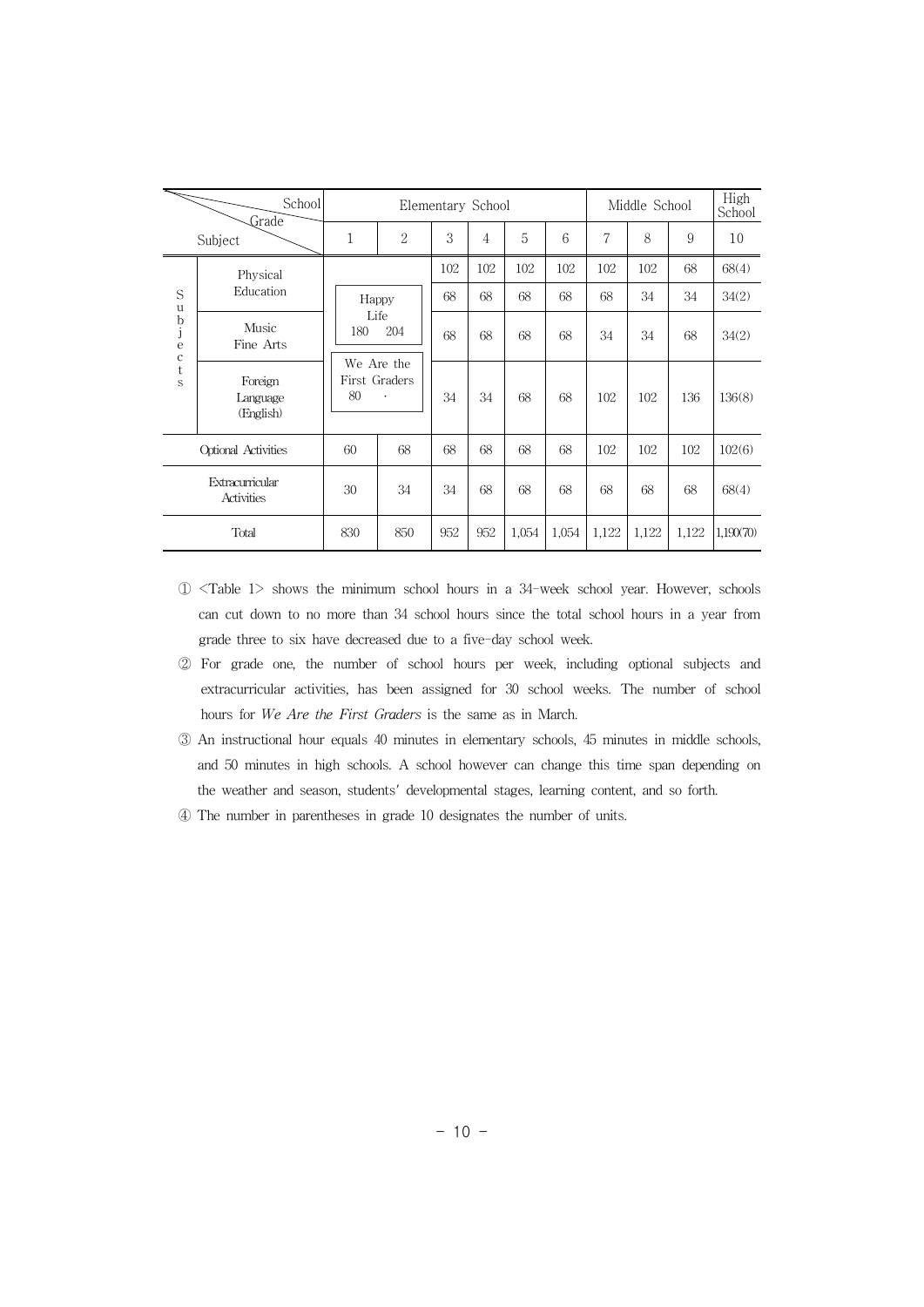| School / Grade / Subject | | Elementary School | | | | | | Middle School | | | High School |
|---|---|---|---|---|---|---|---|---|---|---|---|
| | | 1 | 2 | 3 | 4 | 5 | 6 | 7 | 8 | 9 | 10 |
| Subjects | Physical Education | Happy Life 180 | Happy Life 204 | 102 | 102 | 102 | 102 | 102 | 102 | 68 | 68(4) |
| | | | | 68 | 68 | 68 | 68 | 68 | 34 | 34 | 34(2) |
| | Music Fine Arts | | | 68 | 68 | 68 | 68 | 34 | 34 | 68 | 34(2) |
| | Foreign Language (English) | We Are the First Graders 80 | · | 34 | 34 | 68 | 68 | 102 | 102 | 136 | 136(8) |
| Optional Activities | | 60 | 68 | 68 | 68 | 68 | 68 | 102 | 102 | 102 | 102(6) |
| Extracurricular Activities | | 30 | 34 | 34 | 68 | 68 | 68 | 68 | 68 | 68 | 68(4) |
| Total | | 830 | 850 | 952 | 952 | 1,054 | 1,054 | 1,122 | 1,122 | 1,122 | 1,190(70) |

① <Table 1> shows the minimum school hours in a 34-week school year. However, schools can cut down to no more than 34 school hours since the total school hours in a year from grade three to six have decreased due to a five-day school week.

② For grade one, the number of school hours per week, including optional subjects and extracurricular activities, has been assigned for 30 school weeks. The number of school hours for *We Are the First Graders* is the same as in March.

③ An instructional hour equals 40 minutes in elementary schools, 45 minutes in middle schools, and 50 minutes in high schools. A school however can change this time span depending on the weather and season, students' developmental stages, learning content, and so forth.

④ The number in parentheses in grade 10 designates the number of units.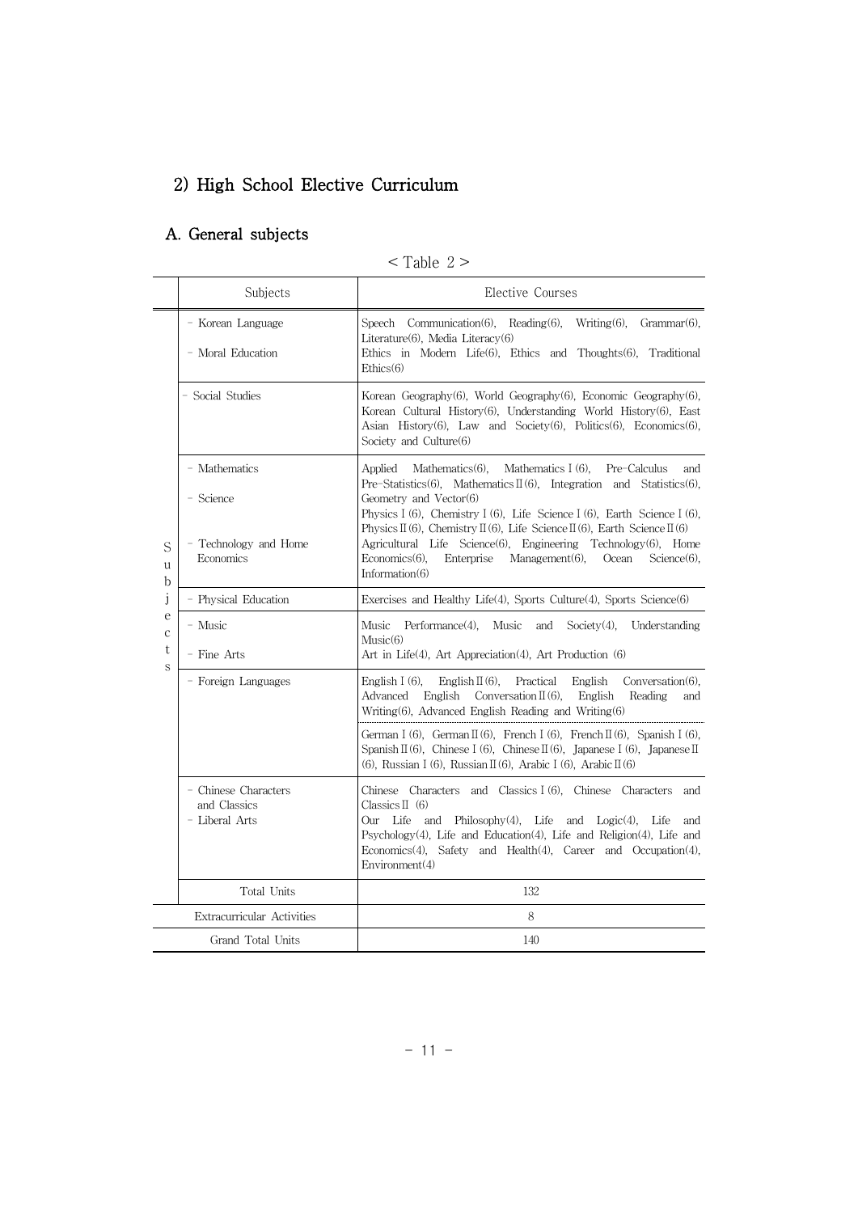## 2) High School Elective Curriculum

### A. General subjects

< Table 2 >

| | Subjects | Elective Courses |
|---|---|---|
| Subjects | - Korean Language<br>- Moral Education | Speech Communication(6), Reading(6), Writing(6), Grammar(6), Literature(6), Media Literacy(6)<br>Ethics in Modern Life(6), Ethics and Thoughts(6), Traditional Ethics(6) |
| | - Social Studies | Korean Geography(6), World Geography(6), Economic Geography(6), Korean Cultural History(6), Understanding World History(6), East Asian History(6), Law and Society(6), Politics(6), Economics(6), Society and Culture(6) |
| | - Mathematics<br>- Science<br>- Technology and Home Economics | Applied Mathematics(6), Mathematics Ⅰ(6), Pre-Calculus and Pre-Statistics(6), Mathematics Ⅱ(6), Integration and Statistics(6), Geometry and Vector(6)<br>Physics Ⅰ(6), Chemistry Ⅰ(6), Life Science Ⅰ(6), Earth Science Ⅰ(6), Physics Ⅱ(6), Chemistry Ⅱ(6), Life Science Ⅱ(6), Earth Science Ⅱ(6)<br>Agricultural Life Science(6), Engineering Technology(6), Home Economics(6), Enterprise Management(6), Ocean Science(6), Information(6) |
| | - Physical Education | Exercises and Healthy Life(4), Sports Culture(4), Sports Science(6) |
| | - Music<br>- Fine Arts | Music Performance(4), Music and Society(4), Understanding Music(6)<br>Art in Life(4), Art Appreciation(4), Art Production (6) |
| | - Foreign Languages | English Ⅰ(6), English Ⅱ(6), Practical English Conversation(6), Advanced English Conversation Ⅱ(6), English Reading and Writing(6), Advanced English Reading and Writing(6)<br>German Ⅰ(6), German Ⅱ(6), French Ⅰ(6), French Ⅱ(6), Spanish Ⅰ(6), Spanish Ⅱ(6), Chinese Ⅰ(6), Chinese Ⅱ(6), Japanese Ⅰ(6), Japanese Ⅱ(6), Russian Ⅰ(6), Russian Ⅱ(6), Arabic Ⅰ(6), Arabic Ⅱ(6) |
| | - Chinese Characters and Classics<br>- Liberal Arts | Chinese Characters and Classics Ⅰ(6), Chinese Characters and Classics Ⅱ (6)<br>Our Life and Philosophy(4), Life and Logic(4), Life and Psychology(4), Life and Education(4), Life and Religion(4), Life and Economics(4), Safety and Health(4), Career and Occupation(4), Environment(4) |
| | Total Units | 132 |
| Extracurricular Activities | | 8 |
| Grand Total Units | | 140 |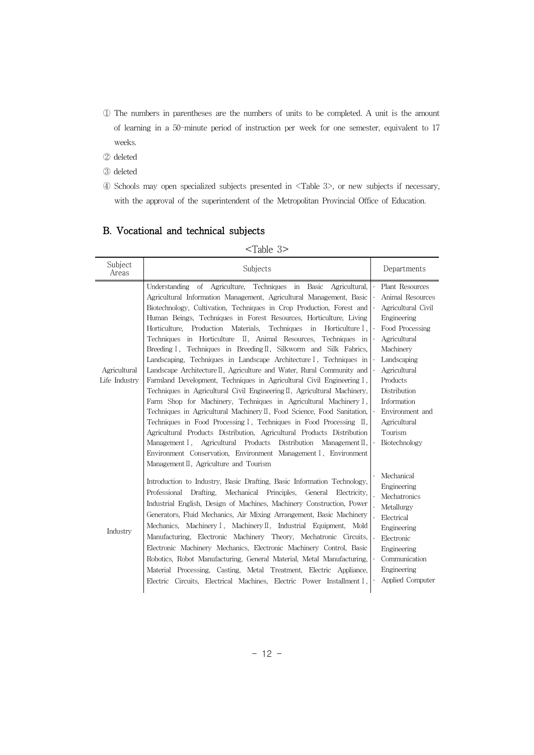① The numbers in parentheses are the numbers of units to be completed. A unit is the amount of learning in a 50-minute period of instruction per week for one semester, equivalent to 17 weeks.

② deleted

③ deleted

④ Schools may open specialized subjects presented in <Table 3>, or new subjects if necessary, with the approval of the superintendent of the Metropolitan Provincial Office of Education.

## B. Vocational and technical subjects

<Table 3>

| Subject Areas | Subjects | Departments |
|---|---|---|
| Agricultural Life Industry | Understanding of Agriculture, Techniques in Basic Agricultural, Agricultural Information Management, Agricultural Management, Basic Biotechnology, Cultivation, Techniques in Crop Production, Forest and Human Beings, Techniques in Forest Resources, Horticulture, Living Horticulture, Production Materials, Techniques in Horticulture Ⅰ, Techniques in Horticulture Ⅱ, Animal Resources, Techniques in Breeding Ⅰ, Techniques in Breeding Ⅱ, Silkworm and Silk Fabrics, Landscaping, Techniques in Landscape Architecture Ⅰ, Techniques in Landscape Architecture Ⅱ, Agriculture and Water, Rural Community and Farmland Development, Techniques in Agricultural Civil Engineering Ⅰ, Techniques in Agricultural Civil Engineering Ⅱ, Agricultural Machinery, Farm Shop for Machinery, Techniques in Agricultural Machinery Ⅰ, Techniques in Agricultural Machinery Ⅱ, Food Science, Food Sanitation, Techniques in Food Processing Ⅰ, Techniques in Food Processing Ⅱ, Agricultural Products Distribution, Agricultural Products Distribution Management Ⅰ, Agricultural Products Distribution Management Ⅱ, Environment Conservation, Environment Management Ⅰ, Environment Management Ⅱ, Agriculture and Tourism | · Plant Resources<br>· Animal Resources<br>· Agricultural Civil Engineering<br>· Food Processing<br>· Agricultural Machinery<br>· Landscaping<br>· Agricultural Products Distribution Information<br>· Environment and Agricultural Tourism<br>· Biotechnology |
| Industry | Introduction to Industry, Basic Drafting, Basic Information Technology, Professional Drafting, Mechanical Principles, General Electricity, Industrial English, Design of Machines, Machinery Construction, Power Generators, Fluid Mechanics, Air Mixing Arrangement, Basic Machinery Mechanics, Machinery Ⅰ, Machinery Ⅱ, Industrial Equipment, Mold Manufacturing, Electronic Machinery Theory, Mechatronic Circuits, Electronic Machinery Mechanics, Electronic Machinery Control, Basic Robotics, Robot Manufacturing, General Material, Metal Manufacturing, Material Processing, Casting, Metal Treatment, Electric Appliance, Electric Circuits, Electrical Machines, Electric Power Installment Ⅰ, | · Mechanical Engineering<br>· Mechatronics<br>· Metallurgy<br>· Electrical Engineering<br>· Electronic Engineering<br>· Communication Engineering<br>· Applied Computer |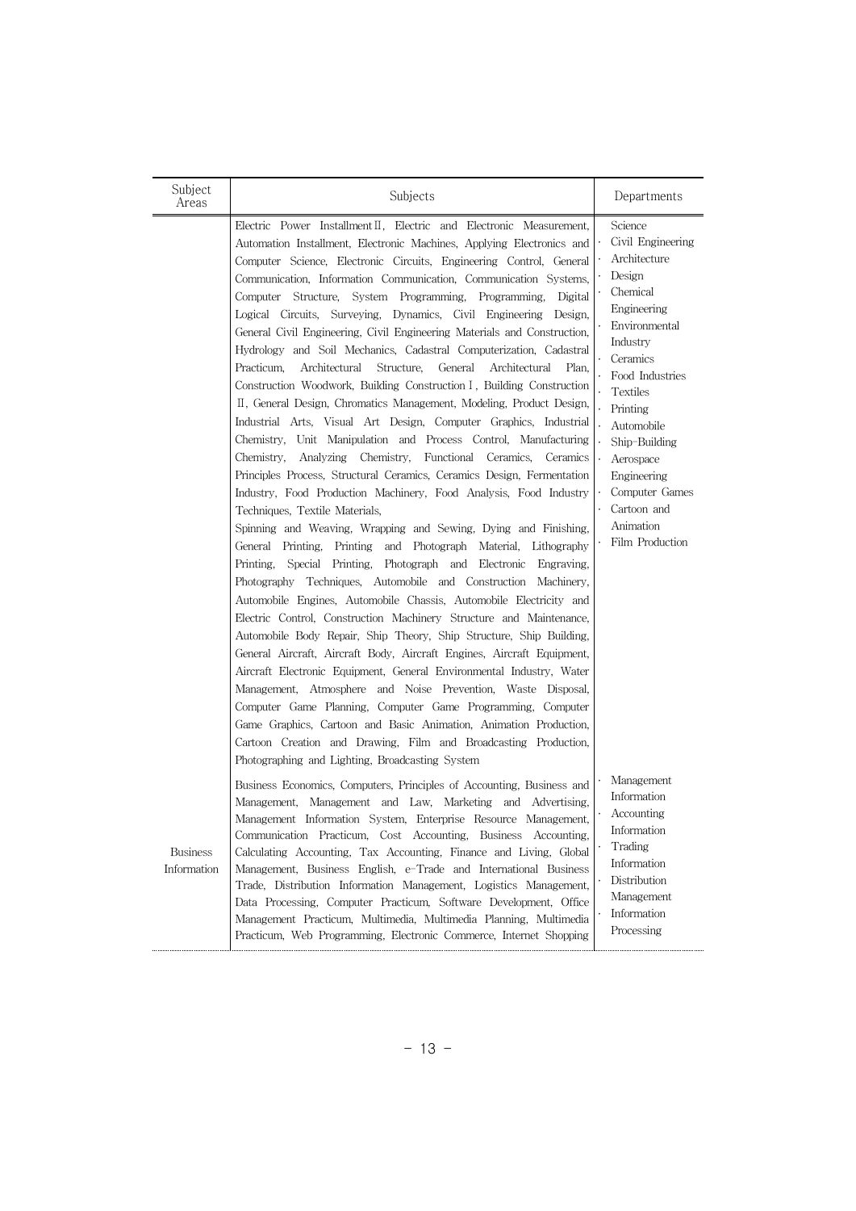| Subject Areas | Subjects | Departments |
|---|---|---|
| | Electric Power Installment Ⅱ, Electric and Electronic Measurement, Automation Installment, Electronic Machines, Applying Electronics and Computer Science, Electronic Circuits, Engineering Control, General Communication, Information Communication, Communication Systems, Computer Structure, System Programming, Programming, Digital Logical Circuits, Surveying, Dynamics, Civil Engineering Design, General Civil Engineering, Civil Engineering Materials and Construction, Hydrology and Soil Mechanics, Cadastral Computerization, Cadastral Practicum, Architectural Structure, General Architectural Plan, Construction Woodwork, Building Construction Ⅰ, Building Construction Ⅱ, General Design, Chromatics Management, Modeling, Product Design, Industrial Arts, Visual Art Design, Computer Graphics, Industrial Chemistry, Unit Manipulation and Process Control, Manufacturing Chemistry, Analyzing Chemistry, Functional Ceramics, Ceramics Principles Process, Structural Ceramics, Ceramics Design, Fermentation Industry, Food Production Machinery, Food Analysis, Food Industry Techniques, Textile Materials, Spinning and Weaving, Wrapping and Sewing, Dying and Finishing, General Printing, Printing and Photograph Material, Lithography Printing, Special Printing, Photograph and Electronic Engraving, Photography Techniques, Automobile and Construction Machinery, Automobile Engines, Automobile Chassis, Automobile Electricity and Electric Control, Construction Machinery Structure and Maintenance, Automobile Body Repair, Ship Theory, Ship Structure, Ship Building, General Aircraft, Aircraft Body, Aircraft Engines, Aircraft Equipment, Aircraft Electronic Equipment, General Environmental Industry, Water Management, Atmosphere and Noise Prevention, Waste Disposal, Computer Game Planning, Computer Game Programming, Computer Game Graphics, Cartoon and Basic Animation, Animation Production, Cartoon Creation and Drawing, Film and Broadcasting Production, Photographing and Lighting, Broadcasting System | Science<br>· Civil Engineering<br>· Architecture<br>· Design<br>· Chemical Engineering<br>· Environmental Industry<br>· Ceramics<br>· Food Industries<br>· Textiles<br>· Printing<br>· Automobile<br>· Ship-Building<br>· Aerospace Engineering<br>· Computer Games<br>· Cartoon and Animation<br>· Film Production |
| Business Information | Business Economics, Computers, Principles of Accounting, Business and Management, Management and Law, Marketing and Advertising, Management Information System, Enterprise Resource Management, Communication Practicum, Cost Accounting, Business Accounting, Calculating Accounting, Tax Accounting, Finance and Living, Global Management, Business English, e-Trade and International Business Trade, Distribution Information Management, Logistics Management, Data Processing, Computer Practicum, Software Development, Office Management Practicum, Multimedia, Multimedia Planning, Multimedia Practicum, Web Programming, Electronic Commerce, Internet Shopping | · Management Information<br>· Accounting Information<br>· Trading Information<br>· Distribution Management<br>· Information Processing |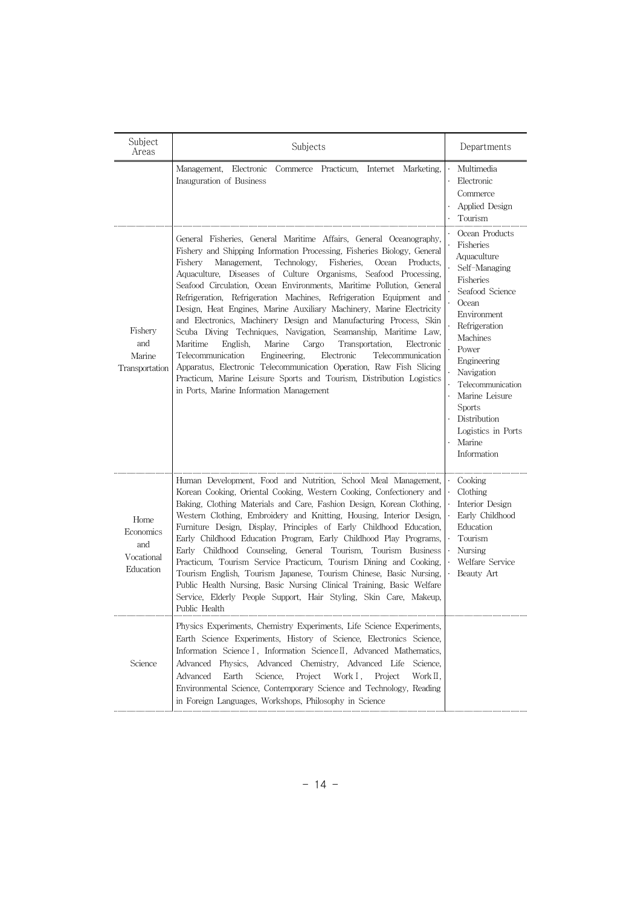| Subject Areas | Subjects | Departments |
| --- | --- | --- |
| | Management, Electronic Commerce Practicum, Internet Marketing, Inauguration of Business | · Multimedia<br>· Electronic Commerce<br>· Applied Design<br>· Tourism |
| Fishery and Marine Transportation | General Fisheries, General Maritime Affairs, General Oceanography, Fishery and Shipping Information Processing, Fisheries Biology, General Fishery Management, Technology, Fisheries, Ocean Products, Aquaculture, Diseases of Culture Organisms, Seafood Processing, Seafood Circulation, Ocean Environments, Maritime Pollution, General Refrigeration, Refrigeration Machines, Refrigeration Equipment and Design, Heat Engines, Marine Auxiliary Machinery, Marine Electricity and Electronics, Machinery Design and Manufacturing Process, Skin Scuba Diving Techniques, Navigation, Seamanship, Maritime Law, Maritime English, Marine Cargo Transportation, Electronic Telecommunication Engineering, Electronic Telecommunication Apparatus, Electronic Telecommunication Operation, Raw Fish Slicing Practicum, Marine Leisure Sports and Tourism, Distribution Logistics in Ports, Marine Information Management | · Ocean Products<br>· Fisheries Aquaculture<br>· Self-Managing Fisheries<br>· Seafood Science<br>· Ocean Environment<br>· Refrigeration Machines<br>· Power Engineering<br>· Navigation<br>· Telecommunication<br>· Marine Leisure Sports<br>· Distribution Logistics in Ports<br>· Marine Information |
| Home Economics and Vocational Education | Human Development, Food and Nutrition, School Meal Management, Korean Cooking, Oriental Cooking, Western Cooking, Confectionery and Baking, Clothing Materials and Care, Fashion Design, Korean Clothing, Western Clothing, Embroidery and Knitting, Housing, Interior Design, Furniture Design, Display, Principles of Early Childhood Education, Early Childhood Education Program, Early Childhood Play Programs, Early Childhood Counseling, General Tourism, Tourism Business Practicum, Tourism Service Practicum, Tourism Dining and Cooking, Tourism English, Tourism Japanese, Tourism Chinese, Basic Nursing, Public Health Nursing, Basic Nursing Clinical Training, Basic Welfare Service, Elderly People Support, Hair Styling, Skin Care, Makeup, Public Health | · Cooking<br>· Clothing<br>· Interior Design<br>· Early Childhood Education<br>· Tourism<br>· Nursing<br>· Welfare Service<br>· Beauty Art |
| Science | Physics Experiments, Chemistry Experiments, Life Science Experiments, Earth Science Experiments, History of Science, Electronics Science, Information Science I, Information Science II, Advanced Mathematics, Advanced Physics, Advanced Chemistry, Advanced Life Science, Advanced Earth Science, Project Work I, Project Work II, Environmental Science, Contemporary Science and Technology, Reading in Foreign Languages, Workshops, Philosophy in Science | |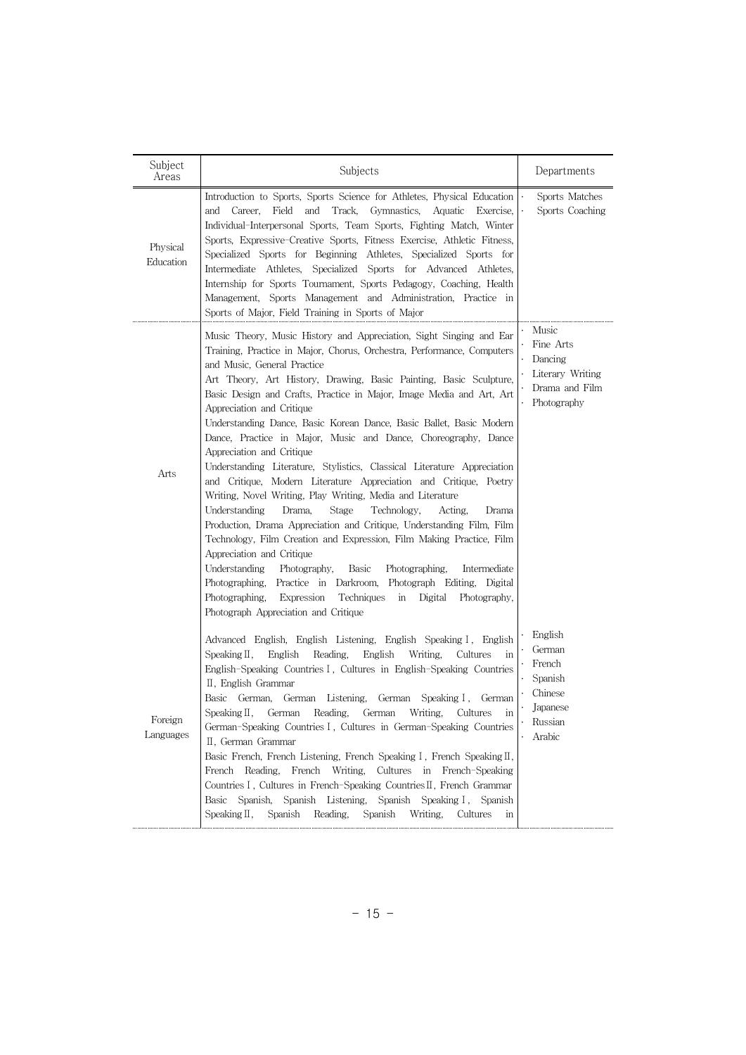| Subject Areas | Subjects | Departments |
| --- | --- | --- |
| Physical Education | Introduction to Sports, Sports Science for Athletes, Physical Education and Career, Field and Track, Gymnastics, Aquatic Exercise, Individual-Interpersonal Sports, Team Sports, Fighting Match, Winter Sports, Expressive-Creative Sports, Fitness Exercise, Athletic Fitness, Specialized Sports for Beginning Athletes, Specialized Sports for Intermediate Athletes, Specialized Sports for Advanced Athletes, Internship for Sports Tournament, Sports Pedagogy, Coaching, Health Management, Sports Management and Administration, Practice in Sports of Major, Field Training in Sports of Major | · Sports Matches<br>· Sports Coaching |
| Arts | Music Theory, Music History and Appreciation, Sight Singing and Ear Training, Practice in Major, Chorus, Orchestra, Performance, Computers and Music, General Practice<br>Art Theory, Art History, Drawing, Basic Painting, Basic Sculpture, Basic Design and Crafts, Practice in Major, Image Media and Art, Art Appreciation and Critique<br>Understanding Dance, Basic Korean Dance, Basic Ballet, Basic Modern Dance, Practice in Major, Music and Dance, Choreography, Dance Appreciation and Critique<br>Understanding Literature, Stylistics, Classical Literature Appreciation and Critique, Modern Literature Appreciation and Critique, Poetry Writing, Novel Writing, Play Writing, Media and Literature<br>Understanding Drama, Stage Technology, Acting, Drama Production, Drama Appreciation and Critique, Understanding Film, Film Technology, Film Creation and Expression, Film Making Practice, Film Appreciation and Critique<br>Understanding Photography, Basic Photographing, Intermediate Photographing, Practice in Darkroom, Photograph Editing, Digital Photographing, Expression Techniques in Digital Photography, Photograph Appreciation and Critique | · Music<br>· Fine Arts<br>· Dancing<br>· Literary Writing<br>· Drama and Film<br>· Photography |
| Foreign Languages | Advanced English, English Listening, English Speaking Ⅰ, English Speaking Ⅱ, English Reading, English Writing, Cultures in English-Speaking Countries Ⅰ, Cultures in English-Speaking Countries Ⅱ, English Grammar<br>Basic German, German Listening, German Speaking Ⅰ, German Speaking Ⅱ, German Reading, German Writing, Cultures in German-Speaking Countries Ⅰ, Cultures in German-Speaking Countries Ⅱ, German Grammar<br>Basic French, French Listening, French Speaking Ⅰ, French Speaking Ⅱ, French Reading, French Writing, Cultures in French-Speaking Countries Ⅰ, Cultures in French-Speaking Countries Ⅱ, French Grammar<br>Basic Spanish, Spanish Listening, Spanish Speaking Ⅰ, Spanish Speaking Ⅱ, Spanish Reading, Spanish Writing, Cultures in | · English<br>· German<br>· French<br>· Spanish<br>· Chinese<br>· Japanese<br>· Russian<br>· Arabic |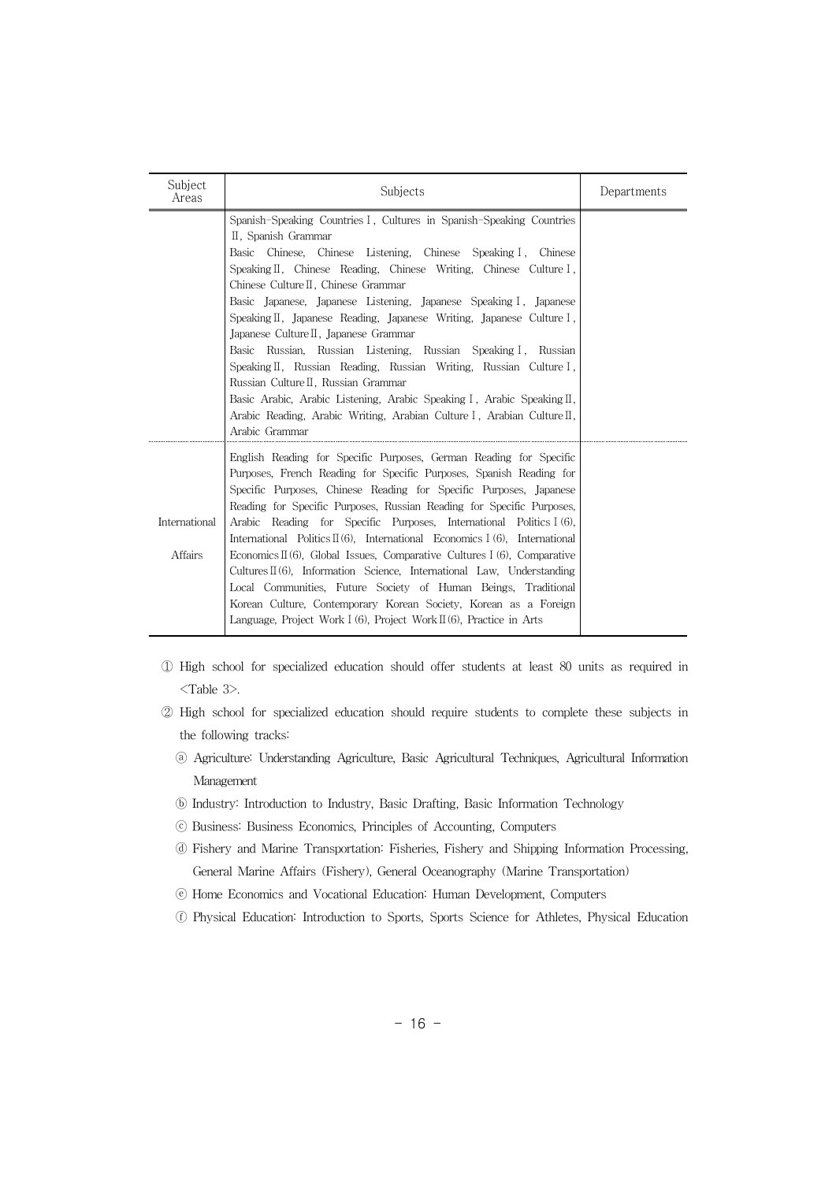| Subject Areas | Subjects | Departments |
|---|---|---|
| | Spanish-Speaking Countries Ⅰ, Cultures in Spanish-Speaking Countries Ⅱ, Spanish Grammar<br>Basic Chinese, Chinese Listening, Chinese Speaking Ⅰ, Chinese Speaking Ⅱ, Chinese Reading, Chinese Writing, Chinese Culture Ⅰ, Chinese Culture Ⅱ, Chinese Grammar<br>Basic Japanese, Japanese Listening, Japanese Speaking Ⅰ, Japanese Speaking Ⅱ, Japanese Reading, Japanese Writing, Japanese Culture Ⅰ, Japanese Culture Ⅱ, Japanese Grammar<br>Basic Russian, Russian Listening, Russian Speaking Ⅰ, Russian Speaking Ⅱ, Russian Reading, Russian Writing, Russian Culture Ⅰ, Russian Culture Ⅱ, Russian Grammar<br>Basic Arabic, Arabic Listening, Arabic Speaking Ⅰ, Arabic Speaking Ⅱ, Arabic Reading, Arabic Writing, Arabian Culture Ⅰ, Arabian Culture Ⅱ, Arabic Grammar | |
| International Affairs | English Reading for Specific Purposes, German Reading for Specific Purposes, French Reading for Specific Purposes, Spanish Reading for Specific Purposes, Chinese Reading for Specific Purposes, Japanese Reading for Specific Purposes, Russian Reading for Specific Purposes, Arabic Reading for Specific Purposes, International Politics Ⅰ(6), International Politics Ⅱ(6), International Economics Ⅰ(6), International Economics Ⅱ(6), Global Issues, Comparative Cultures Ⅰ(6), Comparative Cultures Ⅱ(6), Information Science, International Law, Understanding Local Communities, Future Society of Human Beings, Traditional Korean Culture, Contemporary Korean Society, Korean as a Foreign Language, Project Work Ⅰ(6), Project Work Ⅱ(6), Practice in Arts | |

① High school for specialized education should offer students at least 80 units as required in <Table 3>.

② High school for specialized education should require students to complete these subjects in the following tracks:

ⓐ Agriculture: Understanding Agriculture, Basic Agricultural Techniques, Agricultural Information Management

ⓑ Industry: Introduction to Industry, Basic Drafting, Basic Information Technology

ⓒ Business: Business Economics, Principles of Accounting, Computers

ⓓ Fishery and Marine Transportation: Fisheries, Fishery and Shipping Information Processing, General Marine Affairs (Fishery), General Oceanography (Marine Transportation)

ⓔ Home Economics and Vocational Education: Human Development, Computers

ⓕ Physical Education: Introduction to Sports, Sports Science for Athletes, Physical Education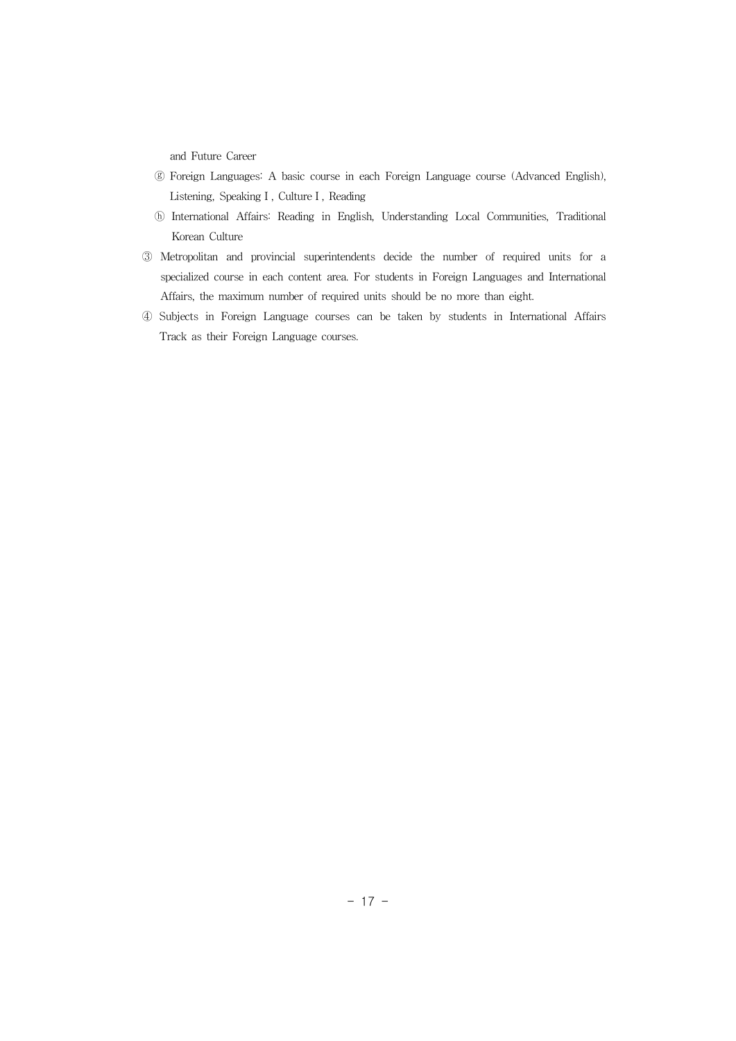and Future Career

ⓖ Foreign Languages: A basic course in each Foreign Language course (Advanced English), Listening, Speaking Ⅰ, Culture Ⅰ, Reading

ⓗ International Affairs: Reading in English, Understanding Local Communities, Traditional Korean Culture

③ Metropolitan and provincial superintendents decide the number of required units for a specialized course in each content area. For students in Foreign Languages and International Affairs, the maximum number of required units should be no more than eight.

④ Subjects in Foreign Language courses can be taken by students in International Affairs Track as their Foreign Language courses.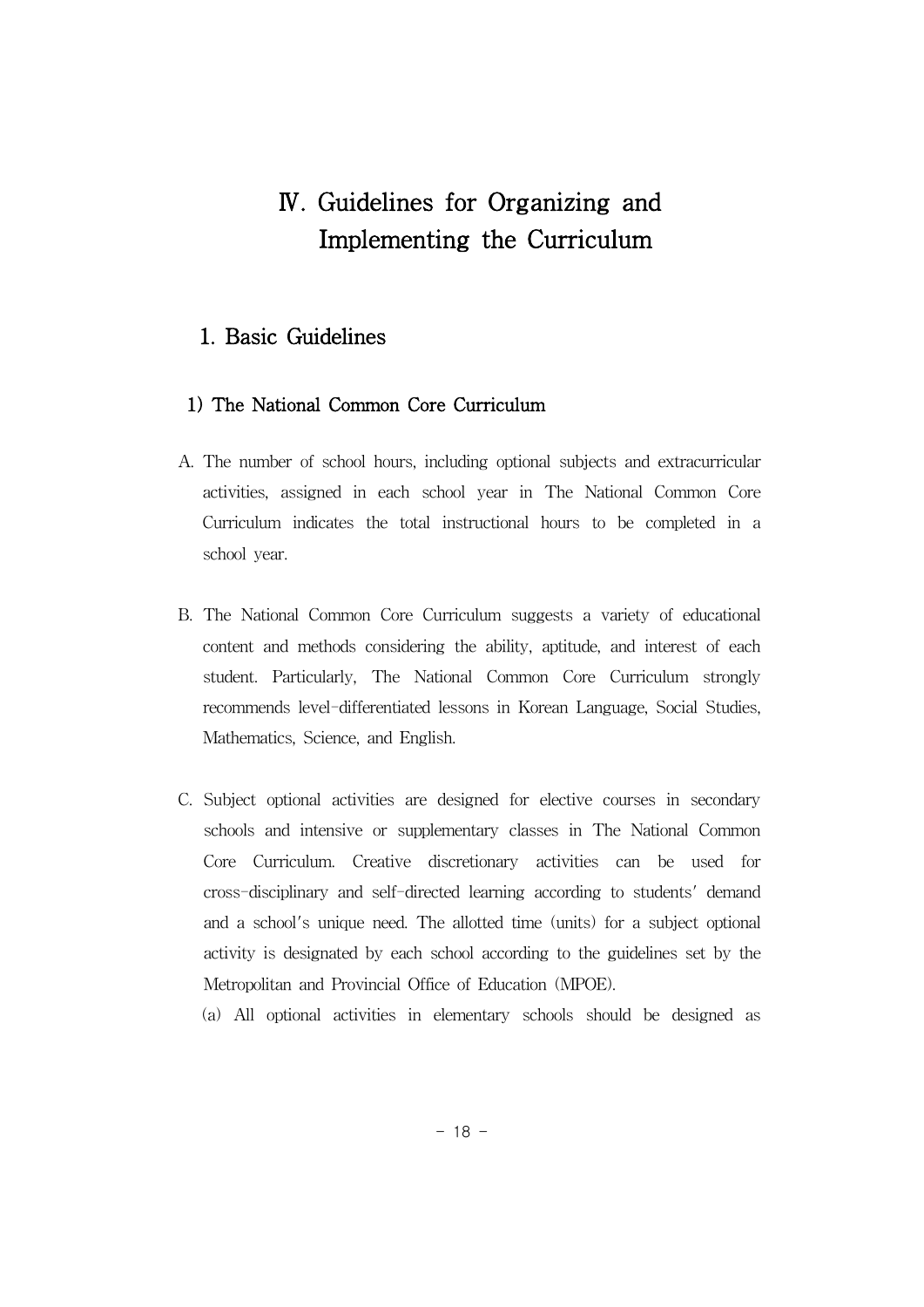# Ⅳ. Guidelines for Organizing and Implementing the Curriculum

## 1. Basic Guidelines

### 1) The National Common Core Curriculum

A. The number of school hours, including optional subjects and extracurricular activities, assigned in each school year in The National Common Core Curriculum indicates the total instructional hours to be completed in a school year.

B. The National Common Core Curriculum suggests a variety of educational content and methods considering the ability, aptitude, and interest of each student. Particularly, The National Common Core Curriculum strongly recommends level-differentiated lessons in Korean Language, Social Studies, Mathematics, Science, and English.

C. Subject optional activities are designed for elective courses in secondary schools and intensive or supplementary classes in The National Common Core Curriculum. Creative discretionary activities can be used for cross-disciplinary and self-directed learning according to students' demand and a school's unique need. The allotted time (units) for a subject optional activity is designated by each school according to the guidelines set by the Metropolitan and Provincial Office of Education (MPOE).

(a) All optional activities in elementary schools should be designed as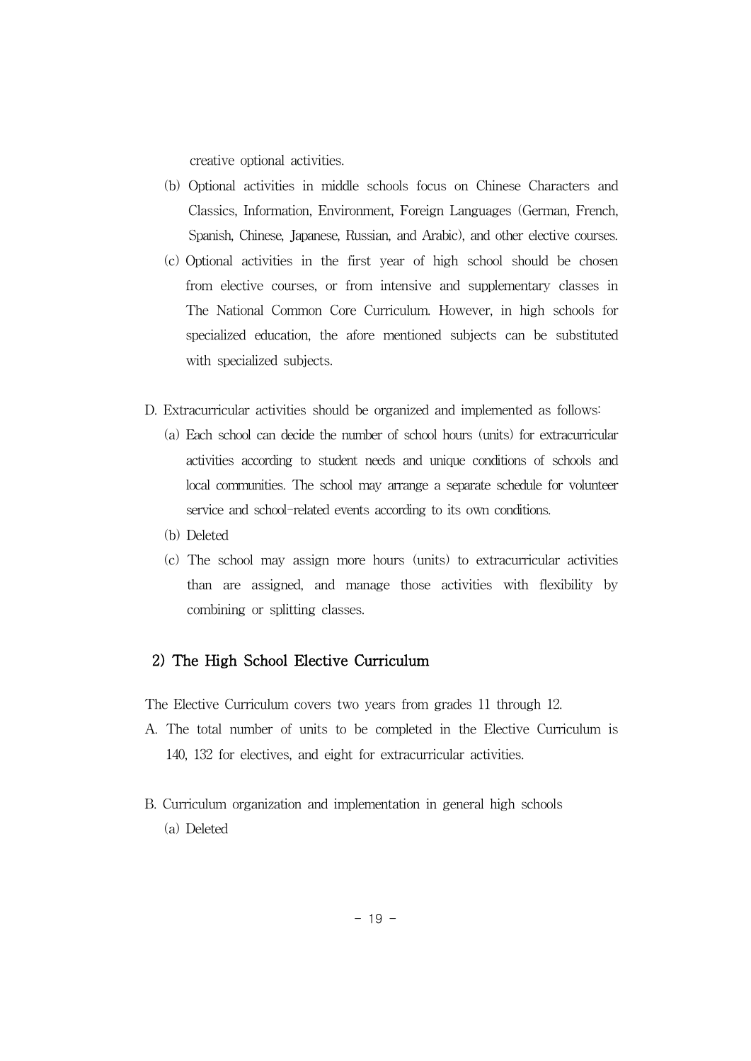creative optional activities.

(b) Optional activities in middle schools focus on Chinese Characters and Classics, Information, Environment, Foreign Languages (German, French, Spanish, Chinese, Japanese, Russian, and Arabic), and other elective courses.

(c) Optional activities in the first year of high school should be chosen from elective courses, or from intensive and supplementary classes in The National Common Core Curriculum. However, in high schools for specialized education, the afore mentioned subjects can be substituted with specialized subjects.

D. Extracurricular activities should be organized and implemented as follows:

(a) Each school can decide the number of school hours (units) for extracurricular activities according to student needs and unique conditions of schools and local communities. The school may arrange a separate schedule for volunteer service and school-related events according to its own conditions.

(b) Deleted

(c) The school may assign more hours (units) to extracurricular activities than are assigned, and manage those activities with flexibility by combining or splitting classes.

### 2) The High School Elective Curriculum

The Elective Curriculum covers two years from grades 11 through 12.

A. The total number of units to be completed in the Elective Curriculum is 140, 132 for electives, and eight for extracurricular activities.

B. Curriculum organization and implementation in general high schools

(a) Deleted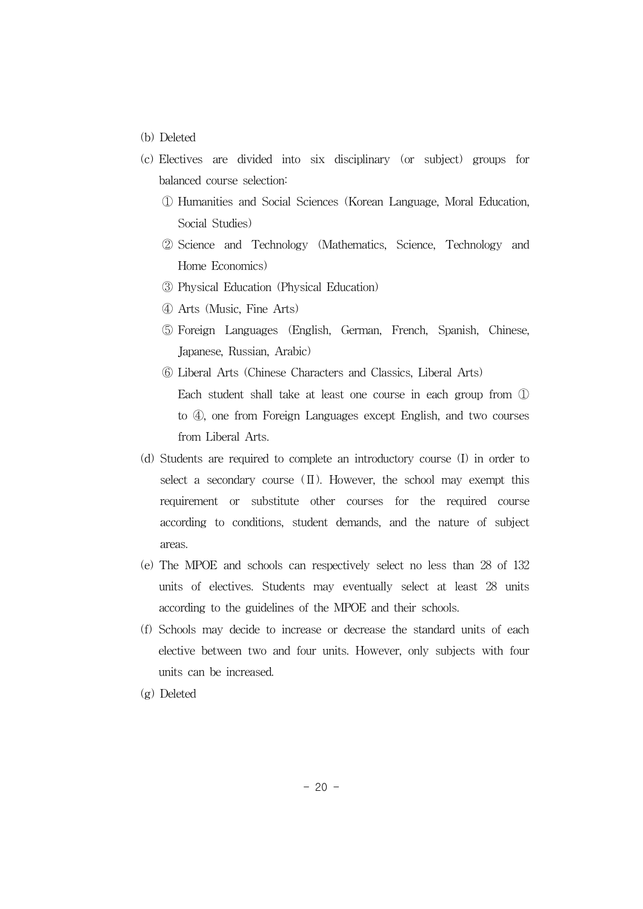(b) Deleted

(c) Electives are divided into six disciplinary (or subject) groups for balanced course selection:

① Humanities and Social Sciences (Korean Language, Moral Education, Social Studies)

② Science and Technology (Mathematics, Science, Technology and Home Economics)

③ Physical Education (Physical Education)

④ Arts (Music, Fine Arts)

⑤ Foreign Languages (English, German, French, Spanish, Chinese, Japanese, Russian, Arabic)

⑥ Liberal Arts (Chinese Characters and Classics, Liberal Arts)

Each student shall take at least one course in each group from ① to ④, one from Foreign Languages except English, and two courses from Liberal Arts.

(d) Students are required to complete an introductory course (I) in order to select a secondary course (Ⅱ). However, the school may exempt this requirement or substitute other courses for the required course according to conditions, student demands, and the nature of subject areas.

(e) The MPOE and schools can respectively select no less than 28 of 132 units of electives. Students may eventually select at least 28 units according to the guidelines of the MPOE and their schools.

(f) Schools may decide to increase or decrease the standard units of each elective between two and four units. However, only subjects with four units can be increased.

(g) Deleted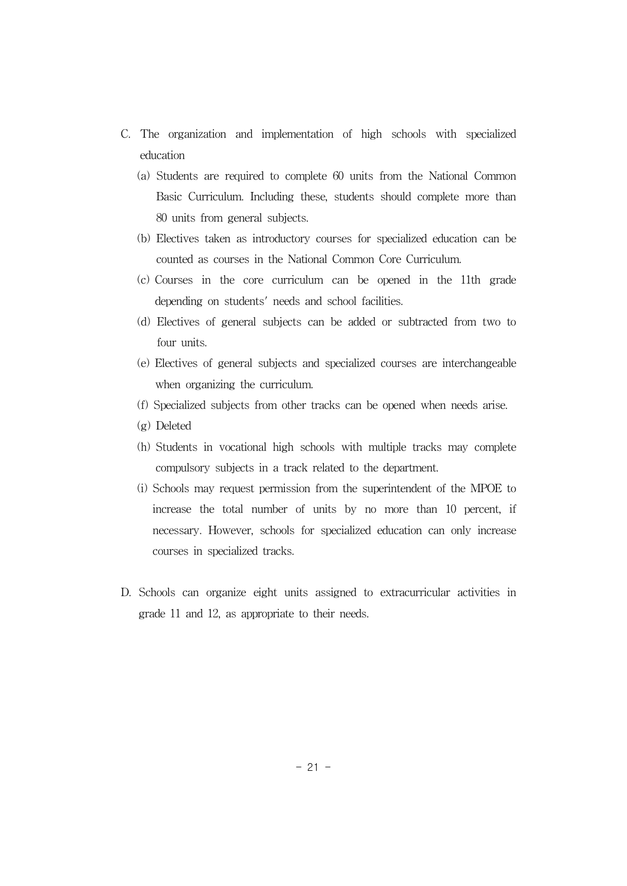C. The organization and implementation of high schools with specialized education

(a) Students are required to complete 60 units from the National Common Basic Curriculum. Including these, students should complete more than 80 units from general subjects.

(b) Electives taken as introductory courses for specialized education can be counted as courses in the National Common Core Curriculum.

(c) Courses in the core curriculum can be opened in the 11th grade depending on students' needs and school facilities.

(d) Electives of general subjects can be added or subtracted from two to four units.

(e) Electives of general subjects and specialized courses are interchangeable when organizing the curriculum.

(f) Specialized subjects from other tracks can be opened when needs arise.

(g) Deleted

(h) Students in vocational high schools with multiple tracks may complete compulsory subjects in a track related to the department.

(i) Schools may request permission from the superintendent of the MPOE to increase the total number of units by no more than 10 percent, if necessary. However, schools for specialized education can only increase courses in specialized tracks.

D. Schools can organize eight units assigned to extracurricular activities in grade 11 and 12, as appropriate to their needs.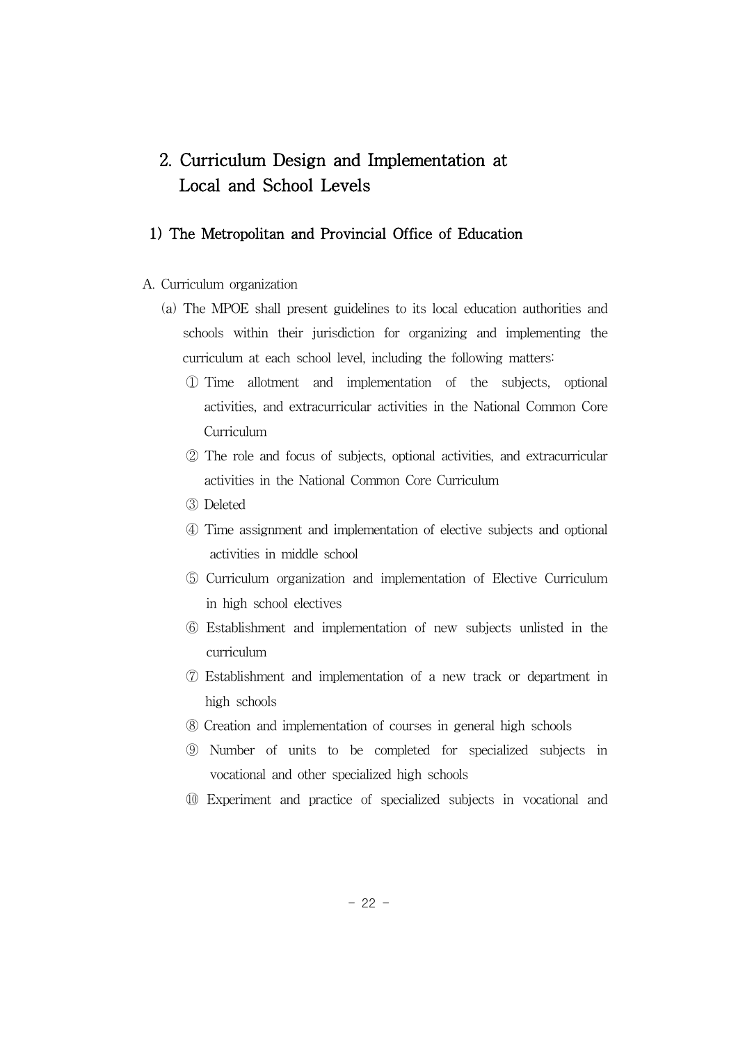## 2. Curriculum Design and Implementation at Local and School Levels

### 1) The Metropolitan and Provincial Office of Education

A. Curriculum organization

(a) The MPOE shall present guidelines to its local education authorities and schools within their jurisdiction for organizing and implementing the curriculum at each school level, including the following matters:

① Time allotment and implementation of the subjects, optional activities, and extracurricular activities in the National Common Core Curriculum

② The role and focus of subjects, optional activities, and extracurricular activities in the National Common Core Curriculum

③ Deleted

④ Time assignment and implementation of elective subjects and optional activities in middle school

⑤ Curriculum organization and implementation of Elective Curriculum in high school electives

⑥ Establishment and implementation of new subjects unlisted in the curriculum

⑦ Establishment and implementation of a new track or department in high schools

⑧ Creation and implementation of courses in general high schools

⑨ Number of units to be completed for specialized subjects in vocational and other specialized high schools

⑩ Experiment and practice of specialized subjects in vocational and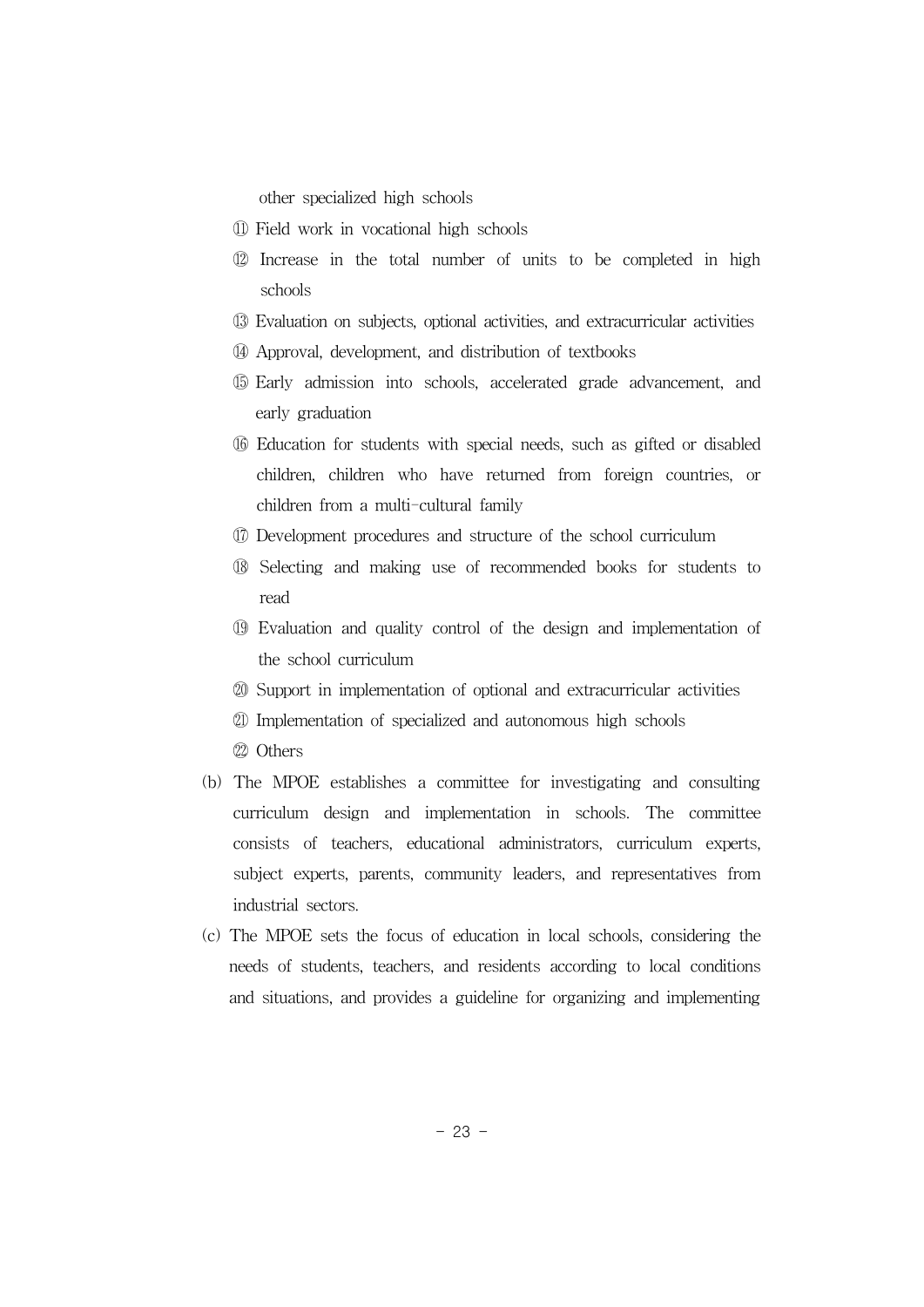other specialized high schools

⑪ Field work in vocational high schools

⑫ Increase in the total number of units to be completed in high schools

⑬ Evaluation on subjects, optional activities, and extracurricular activities

⑭ Approval, development, and distribution of textbooks

⑮ Early admission into schools, accelerated grade advancement, and early graduation

⑯ Education for students with special needs, such as gifted or disabled children, children who have returned from foreign countries, or children from a multi-cultural family

⑰ Development procedures and structure of the school curriculum

⑱ Selecting and making use of recommended books for students to read

⑲ Evaluation and quality control of the design and implementation of the school curriculum

⑳ Support in implementation of optional and extracurricular activities

㉑ Implementation of specialized and autonomous high schools

㉒ Others

(b) The MPOE establishes a committee for investigating and consulting curriculum design and implementation in schools. The committee consists of teachers, educational administrators, curriculum experts, subject experts, parents, community leaders, and representatives from industrial sectors.

(c) The MPOE sets the focus of education in local schools, considering the needs of students, teachers, and residents according to local conditions and situations, and provides a guideline for organizing and implementing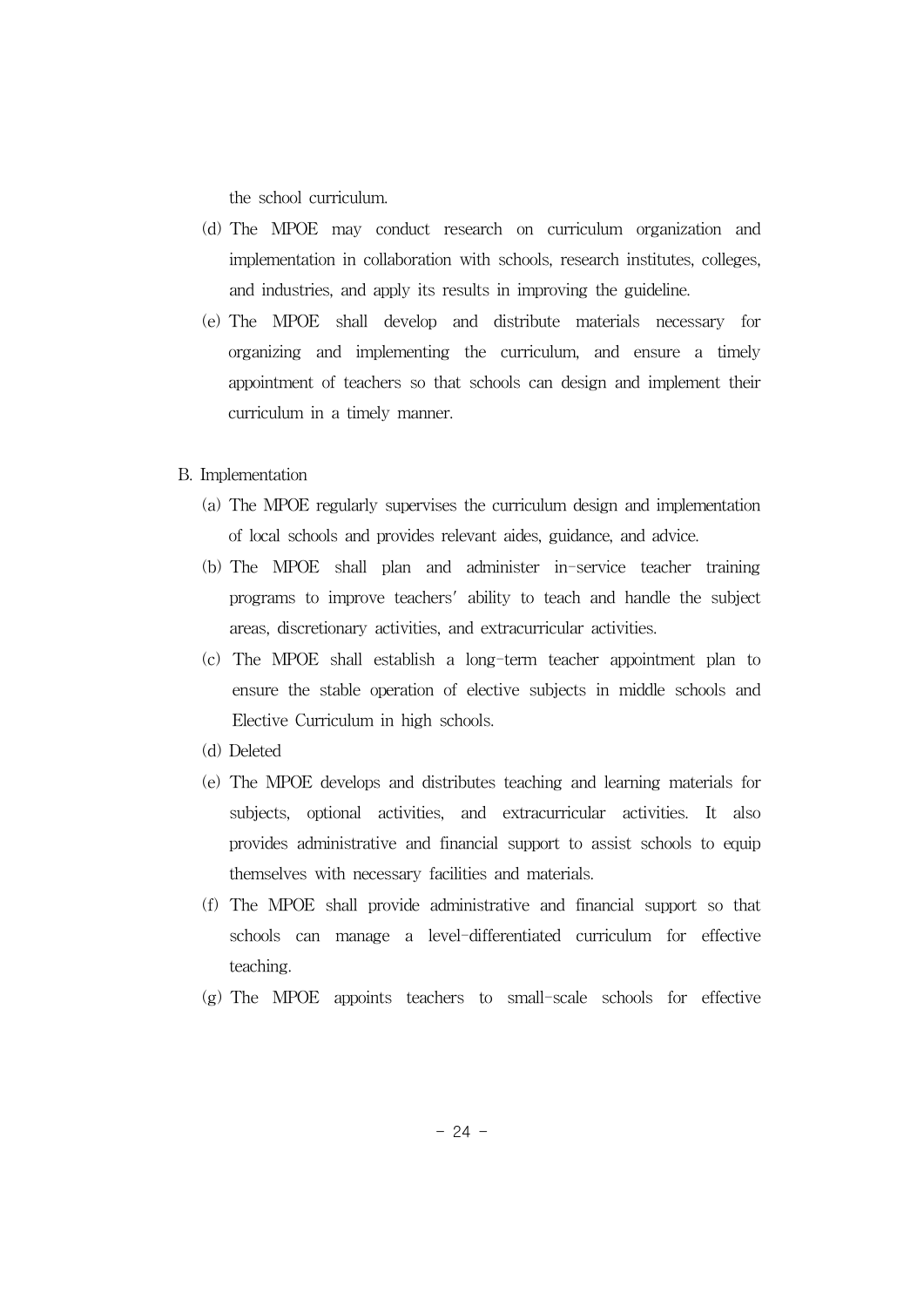the school curriculum.

(d) The MPOE may conduct research on curriculum organization and implementation in collaboration with schools, research institutes, colleges, and industries, and apply its results in improving the guideline.

(e) The MPOE shall develop and distribute materials necessary for organizing and implementing the curriculum, and ensure a timely appointment of teachers so that schools can design and implement their curriculum in a timely manner.

B. Implementation

(a) The MPOE regularly supervises the curriculum design and implementation of local schools and provides relevant aides, guidance, and advice.

(b) The MPOE shall plan and administer in-service teacher training programs to improve teachers' ability to teach and handle the subject areas, discretionary activities, and extracurricular activities.

(c) The MPOE shall establish a long-term teacher appointment plan to ensure the stable operation of elective subjects in middle schools and Elective Curriculum in high schools.

(d) Deleted

(e) The MPOE develops and distributes teaching and learning materials for subjects, optional activities, and extracurricular activities. It also provides administrative and financial support to assist schools to equip themselves with necessary facilities and materials.

(f) The MPOE shall provide administrative and financial support so that schools can manage a level-differentiated curriculum for effective teaching.

(g) The MPOE appoints teachers to small-scale schools for effective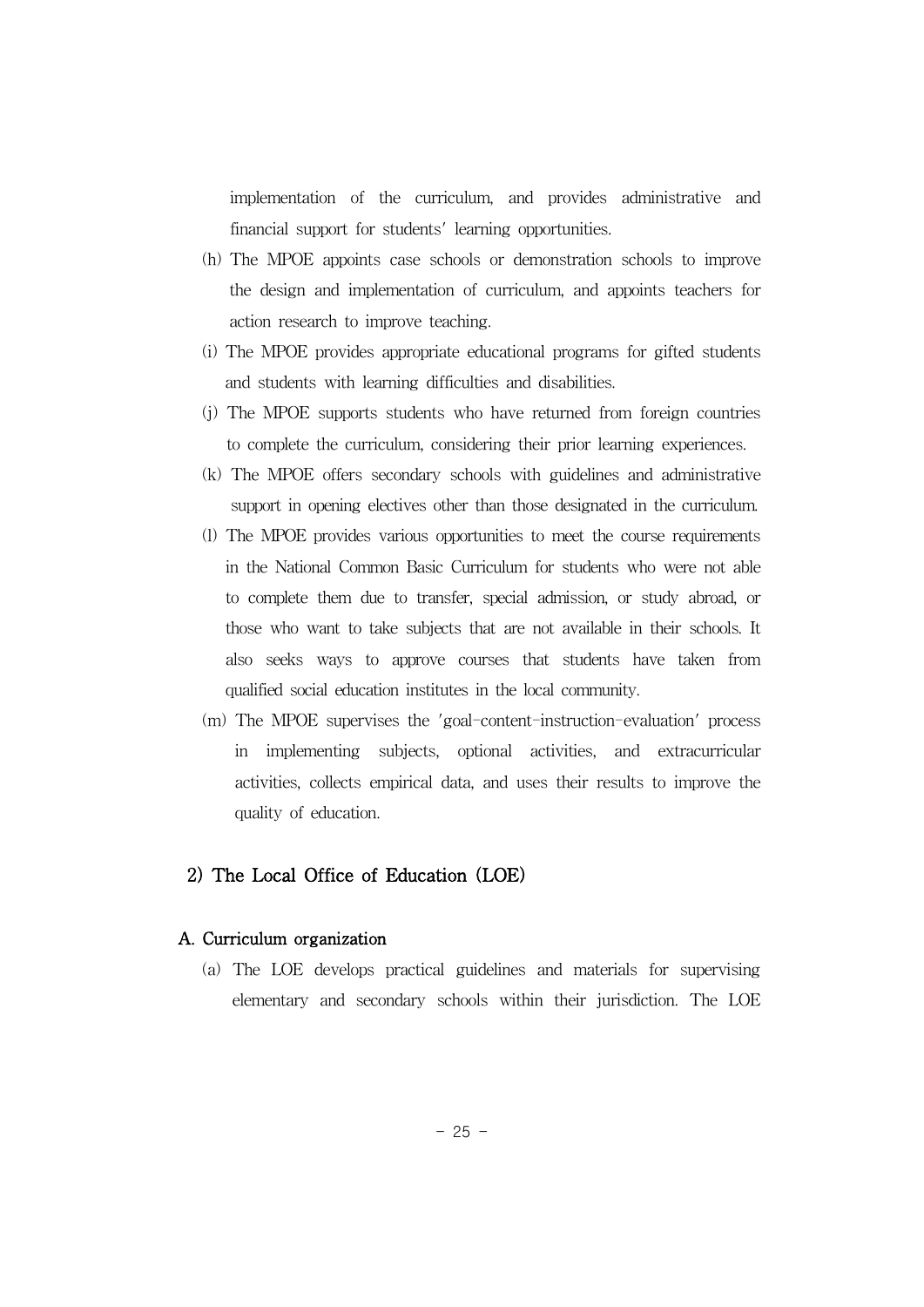implementation of the curriculum, and provides administrative and financial support for students' learning opportunities.

(h) The MPOE appoints case schools or demonstration schools to improve the design and implementation of curriculum, and appoints teachers for action research to improve teaching.

(i) The MPOE provides appropriate educational programs for gifted students and students with learning difficulties and disabilities.

(j) The MPOE supports students who have returned from foreign countries to complete the curriculum, considering their prior learning experiences.

(k) The MPOE offers secondary schools with guidelines and administrative support in opening electives other than those designated in the curriculum.

(l) The MPOE provides various opportunities to meet the course requirements in the National Common Basic Curriculum for students who were not able to complete them due to transfer, special admission, or study abroad, or those who want to take subjects that are not available in their schools. It also seeks ways to approve courses that students have taken from qualified social education institutes in the local community.

(m) The MPOE supervises the 'goal-content-instruction-evaluation' process in implementing subjects, optional activities, and extracurricular activities, collects empirical data, and uses their results to improve the quality of education.

## 2) The Local Office of Education (LOE)

### A. Curriculum organization

(a) The LOE develops practical guidelines and materials for supervising elementary and secondary schools within their jurisdiction. The LOE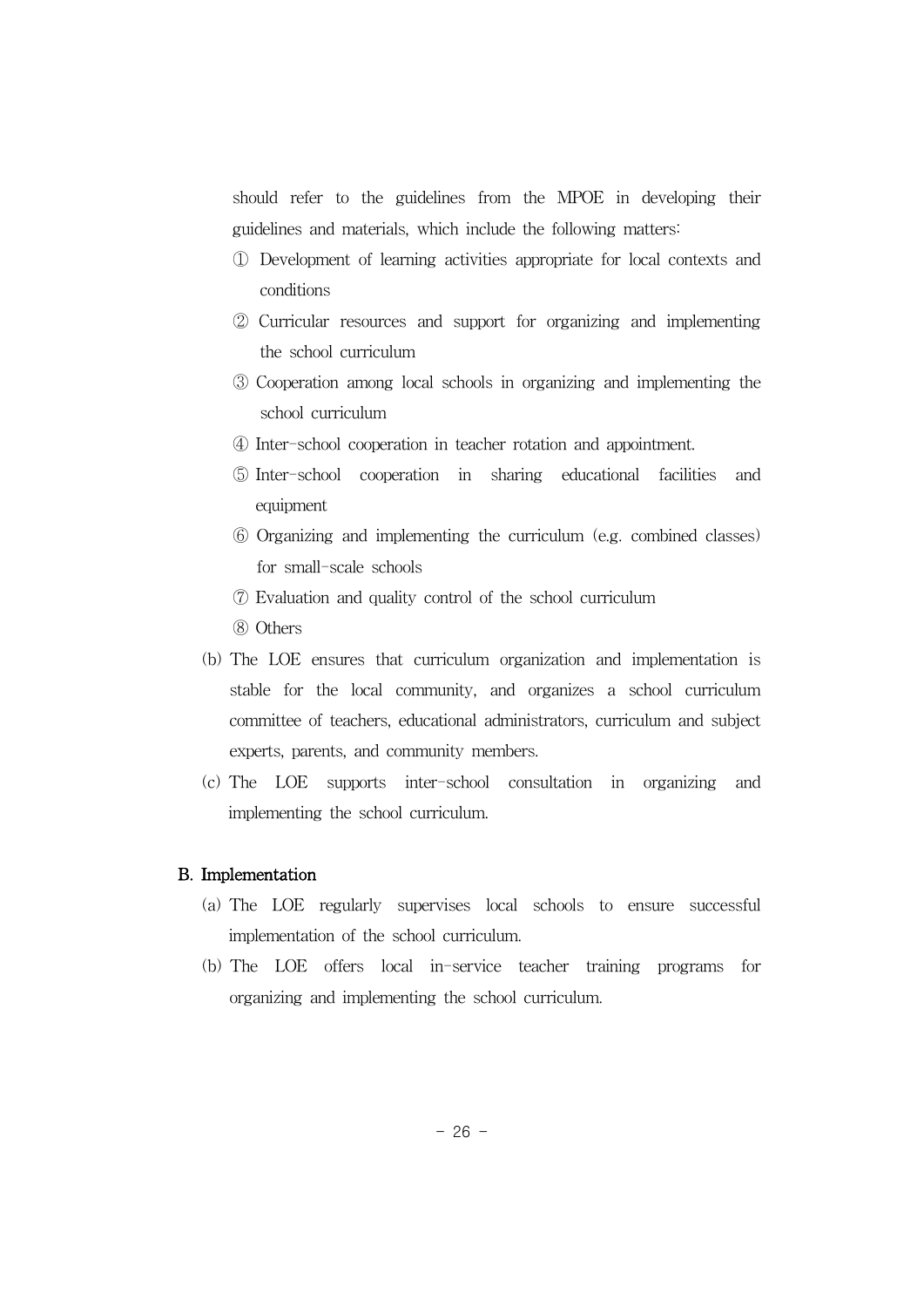should refer to the guidelines from the MPOE in developing their guidelines and materials, which include the following matters:

① Development of learning activities appropriate for local contexts and conditions

② Curricular resources and support for organizing and implementing the school curriculum

③ Cooperation among local schools in organizing and implementing the school curriculum

④ Inter-school cooperation in teacher rotation and appointment.

⑤ Inter-school cooperation in sharing educational facilities and equipment

⑥ Organizing and implementing the curriculum (e.g. combined classes) for small-scale schools

⑦ Evaluation and quality control of the school curriculum

⑧ Others

(b) The LOE ensures that curriculum organization and implementation is stable for the local community, and organizes a school curriculum committee of teachers, educational administrators, curriculum and subject experts, parents, and community members.

(c) The LOE supports inter-school consultation in organizing and implementing the school curriculum.

### B. Implementation

(a) The LOE regularly supervises local schools to ensure successful implementation of the school curriculum.

(b) The LOE offers local in-service teacher training programs for organizing and implementing the school curriculum.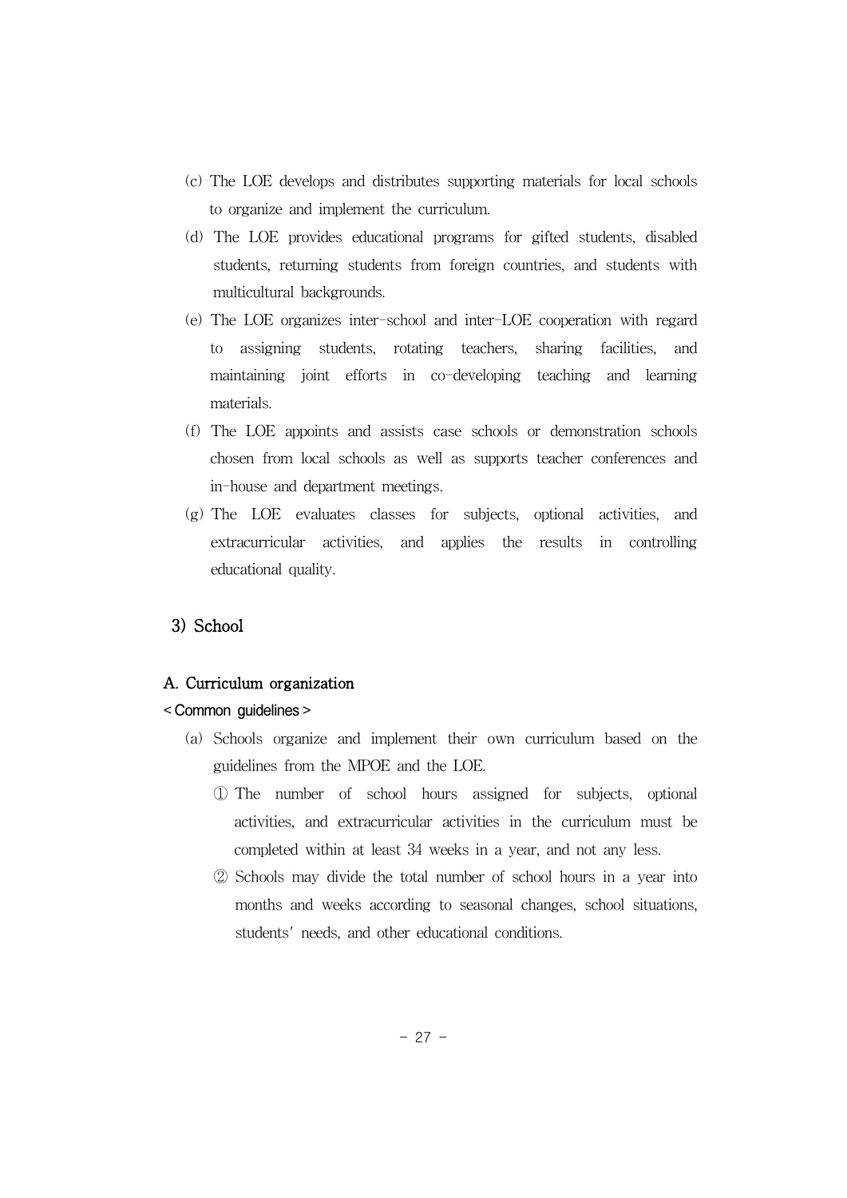(c) The LOE develops and distributes supporting materials for local schools to organize and implement the curriculum.

(d) The LOE provides educational programs for gifted students, disabled students, returning students from foreign countries, and students with multicultural backgrounds.

(e) The LOE organizes inter-school and inter-LOE cooperation with regard to assigning students, rotating teachers, sharing facilities, and maintaining joint efforts in co-developing teaching and learning materials.

(f) The LOE appoints and assists case schools or demonstration schools chosen from local schools as well as supports teacher conferences and in-house and department meetings.

(g) The LOE evaluates classes for subjects, optional activities, and extracurricular activities, and applies the results in controlling educational quality.

### 3) School

#### A. Curriculum organization

< Common guidelines >

(a) Schools organize and implement their own curriculum based on the guidelines from the MPOE and the LOE.

① The number of school hours assigned for subjects, optional activities, and extracurricular activities in the curriculum must be completed within at least 34 weeks in a year, and not any less.

② Schools may divide the total number of school hours in a year into months and weeks according to seasonal changes, school situations, students' needs, and other educational conditions.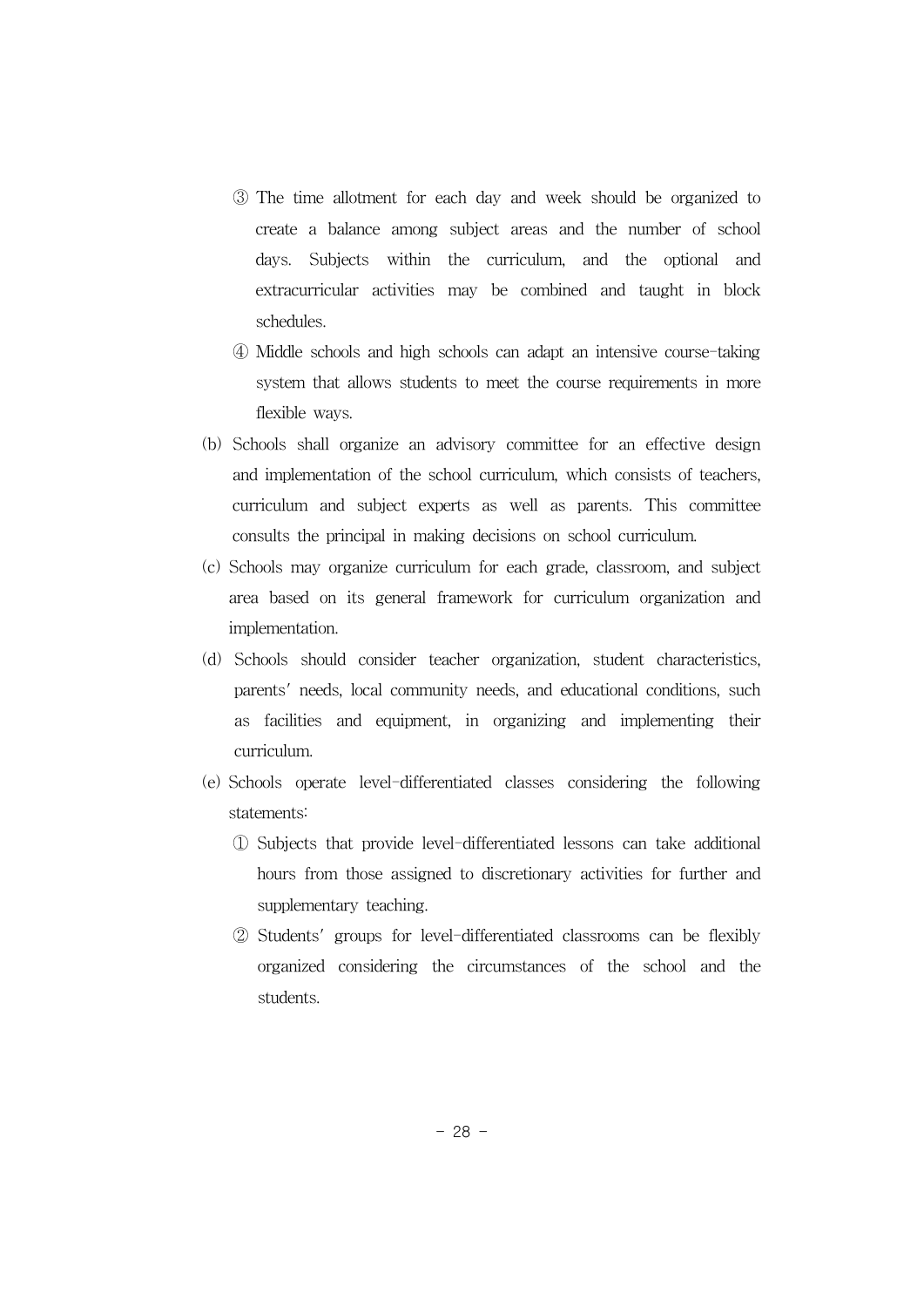③ The time allotment for each day and week should be organized to create a balance among subject areas and the number of school days. Subjects within the curriculum, and the optional and extracurricular activities may be combined and taught in block schedules.

④ Middle schools and high schools can adapt an intensive course-taking system that allows students to meet the course requirements in more flexible ways.

(b) Schools shall organize an advisory committee for an effective design and implementation of the school curriculum, which consists of teachers, curriculum and subject experts as well as parents. This committee consults the principal in making decisions on school curriculum.

(c) Schools may organize curriculum for each grade, classroom, and subject area based on its general framework for curriculum organization and implementation.

(d) Schools should consider teacher organization, student characteristics, parents' needs, local community needs, and educational conditions, such as facilities and equipment, in organizing and implementing their curriculum.

(e) Schools operate level-differentiated classes considering the following statements:

① Subjects that provide level-differentiated lessons can take additional hours from those assigned to discretionary activities for further and supplementary teaching.

② Students' groups for level-differentiated classrooms can be flexibly organized considering the circumstances of the school and the students.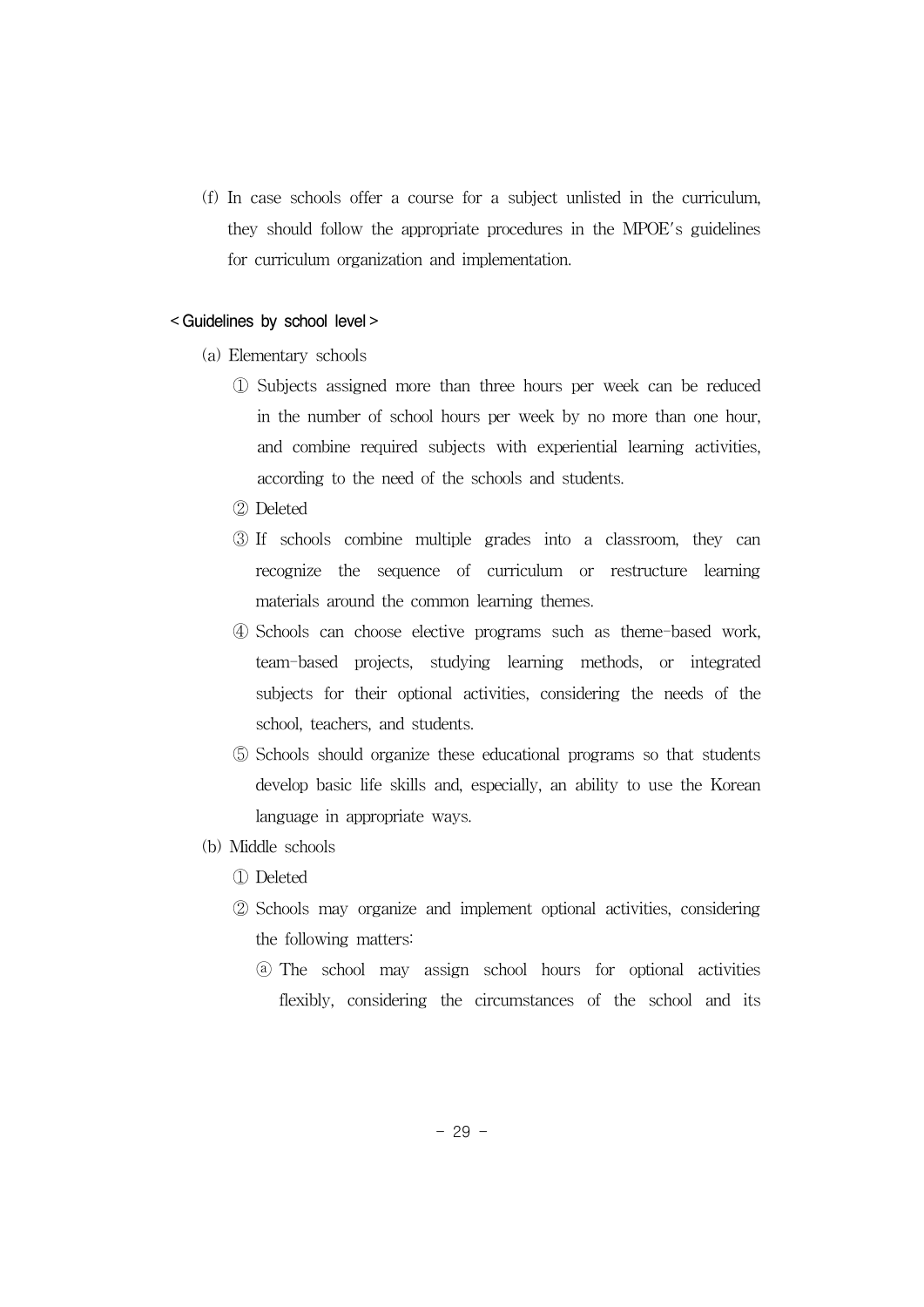(f) In case schools offer a course for a subject unlisted in the curriculum, they should follow the appropriate procedures in the MPOE's guidelines for curriculum organization and implementation.

< Guidelines by school level >

(a) Elementary schools

① Subjects assigned more than three hours per week can be reduced in the number of school hours per week by no more than one hour, and combine required subjects with experiential learning activities, according to the need of the schools and students.

② Deleted

③ If schools combine multiple grades into a classroom, they can recognize the sequence of curriculum or restructure learning materials around the common learning themes.

④ Schools can choose elective programs such as theme-based work, team-based projects, studying learning methods, or integrated subjects for their optional activities, considering the needs of the school, teachers, and students.

⑤ Schools should organize these educational programs so that students develop basic life skills and, especially, an ability to use the Korean language in appropriate ways.

(b) Middle schools

① Deleted

② Schools may organize and implement optional activities, considering the following matters:

ⓐ The school may assign school hours for optional activities flexibly, considering the circumstances of the school and its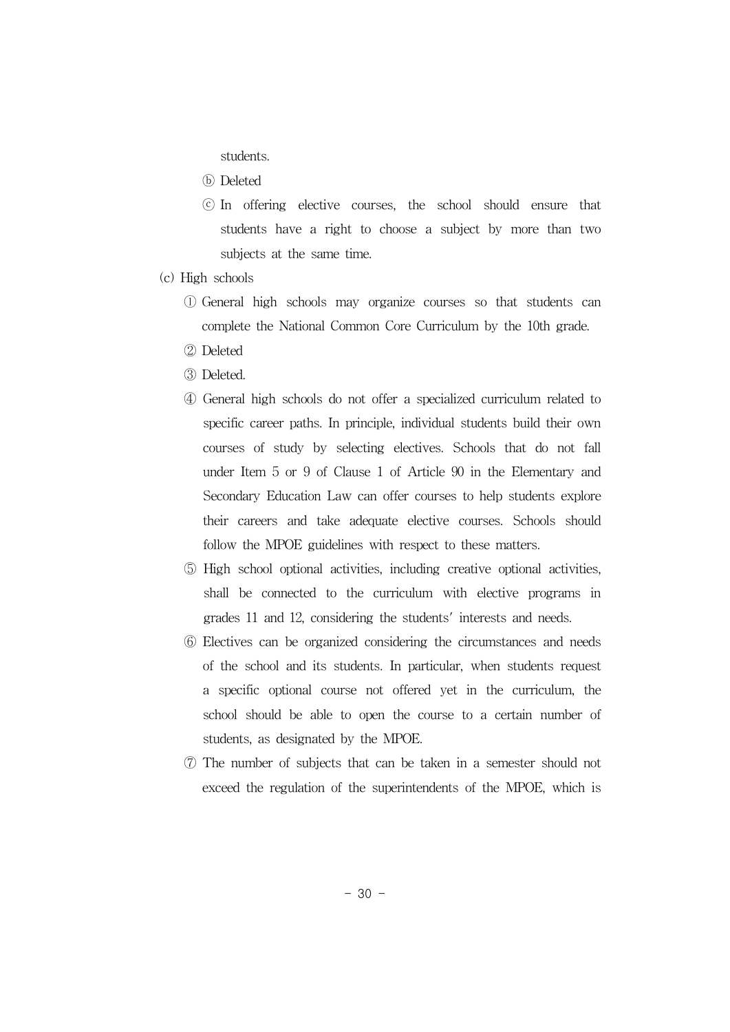students.

ⓑ Deleted

ⓒ In offering elective courses, the school should ensure that students have a right to choose a subject by more than two subjects at the same time.

(c) High schools

① General high schools may organize courses so that students can complete the National Common Core Curriculum by the 10th grade.

② Deleted

③ Deleted.

④ General high schools do not offer a specialized curriculum related to specific career paths. In principle, individual students build their own courses of study by selecting electives. Schools that do not fall under Item 5 or 9 of Clause 1 of Article 90 in the Elementary and Secondary Education Law can offer courses to help students explore their careers and take adequate elective courses. Schools should follow the MPOE guidelines with respect to these matters.

⑤ High school optional activities, including creative optional activities, shall be connected to the curriculum with elective programs in grades 11 and 12, considering the students' interests and needs.

⑥ Electives can be organized considering the circumstances and needs of the school and its students. In particular, when students request a specific optional course not offered yet in the curriculum, the school should be able to open the course to a certain number of students, as designated by the MPOE.

⑦ The number of subjects that can be taken in a semester should not exceed the regulation of the superintendents of the MPOE, which is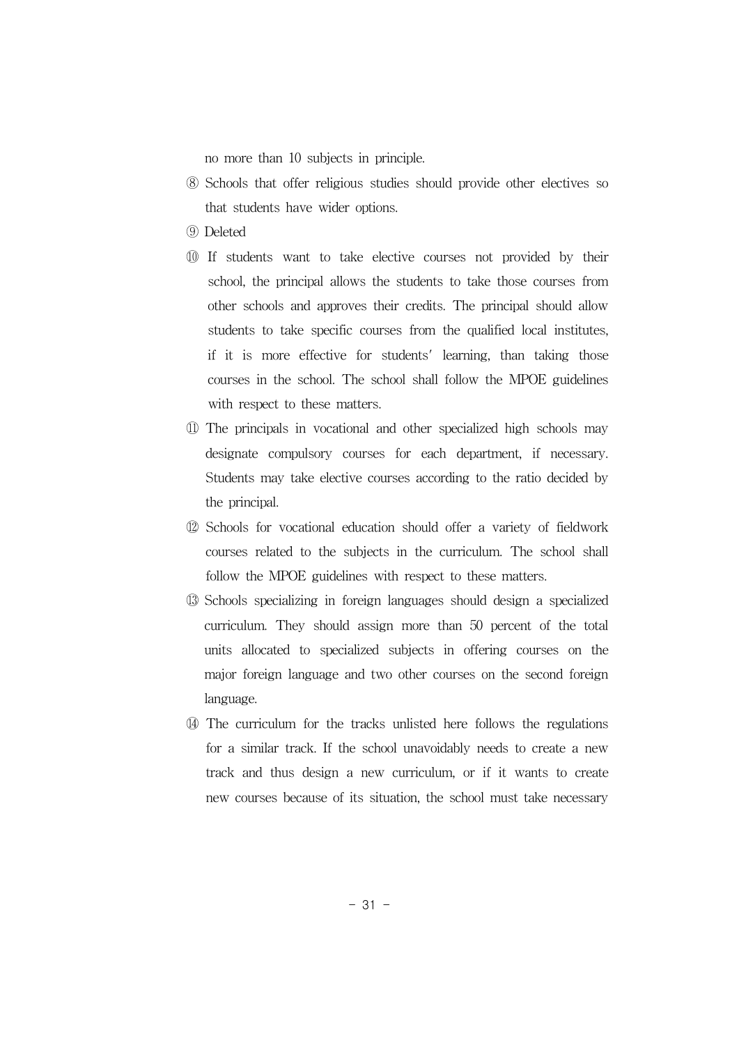no more than 10 subjects in principle.

⑧ Schools that offer religious studies should provide other electives so that students have wider options.

⑨ Deleted

⑩ If students want to take elective courses not provided by their school, the principal allows the students to take those courses from other schools and approves their credits. The principal should allow students to take specific courses from the qualified local institutes, if it is more effective for students′ learning, than taking those courses in the school. The school shall follow the MPOE guidelines with respect to these matters.

⑪ The principals in vocational and other specialized high schools may designate compulsory courses for each department, if necessary. Students may take elective courses according to the ratio decided by the principal.

⑫ Schools for vocational education should offer a variety of fieldwork courses related to the subjects in the curriculum. The school shall follow the MPOE guidelines with respect to these matters.

⑬ Schools specializing in foreign languages should design a specialized curriculum. They should assign more than 50 percent of the total units allocated to specialized subjects in offering courses on the major foreign language and two other courses on the second foreign language.

⑭ The curriculum for the tracks unlisted here follows the regulations for a similar track. If the school unavoidably needs to create a new track and thus design a new curriculum, or if it wants to create new courses because of its situation, the school must take necessary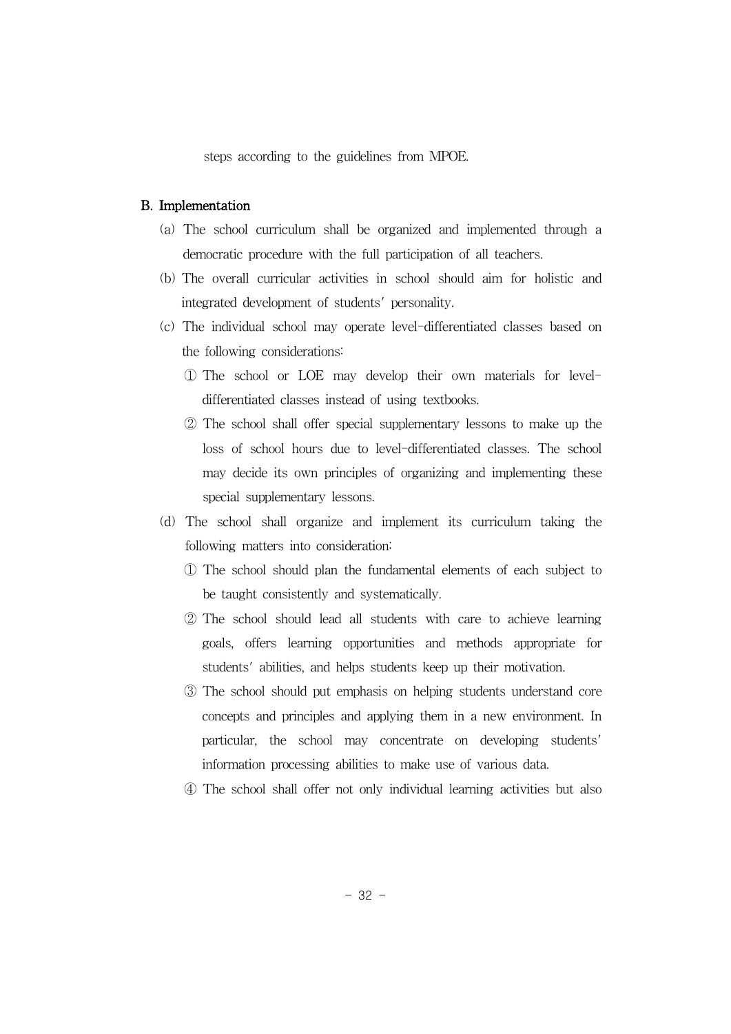steps according to the guidelines from MPOE.

## B. Implementation

(a) The school curriculum shall be organized and implemented through a democratic procedure with the full participation of all teachers.

(b) The overall curricular activities in school should aim for holistic and integrated development of students' personality.

(c) The individual school may operate level-differentiated classes based on the following considerations:

① The school or LOE may develop their own materials for level-differentiated classes instead of using textbooks.

② The school shall offer special supplementary lessons to make up the loss of school hours due to level-differentiated classes. The school may decide its own principles of organizing and implementing these special supplementary lessons.

(d) The school shall organize and implement its curriculum taking the following matters into consideration:

① The school should plan the fundamental elements of each subject to be taught consistently and systematically.

② The school should lead all students with care to achieve learning goals, offers learning opportunities and methods appropriate for students' abilities, and helps students keep up their motivation.

③ The school should put emphasis on helping students understand core concepts and principles and applying them in a new environment. In particular, the school may concentrate on developing students' information processing abilities to make use of various data.

④ The school shall offer not only individual learning activities but also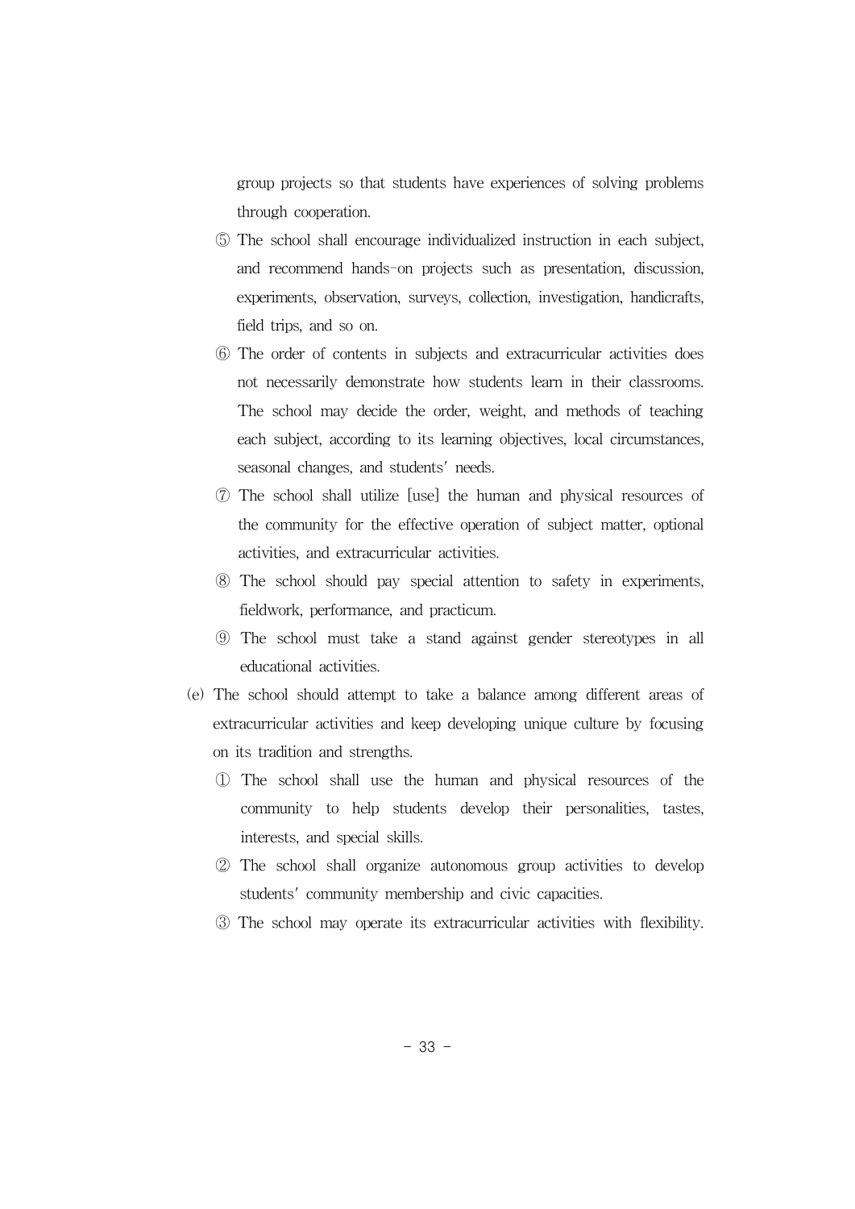group projects so that students have experiences of solving problems through cooperation.

⑤ The school shall encourage individualized instruction in each subject, and recommend hands-on projects such as presentation, discussion, experiments, observation, surveys, collection, investigation, handicrafts, field trips, and so on.

⑥ The order of contents in subjects and extracurricular activities does not necessarily demonstrate how students learn in their classrooms. The school may decide the order, weight, and methods of teaching each subject, according to its learning objectives, local circumstances, seasonal changes, and students' needs.

⑦ The school shall utilize [use] the human and physical resources of the community for the effective operation of subject matter, optional activities, and extracurricular activities.

⑧ The school should pay special attention to safety in experiments, fieldwork, performance, and practicum.

⑨ The school must take a stand against gender stereotypes in all educational activities.

(e) The school should attempt to take a balance among different areas of extracurricular activities and keep developing unique culture by focusing on its tradition and strengths.

① The school shall use the human and physical resources of the community to help students develop their personalities, tastes, interests, and special skills.

② The school shall organize autonomous group activities to develop students' community membership and civic capacities.

③ The school may operate its extracurricular activities with flexibility.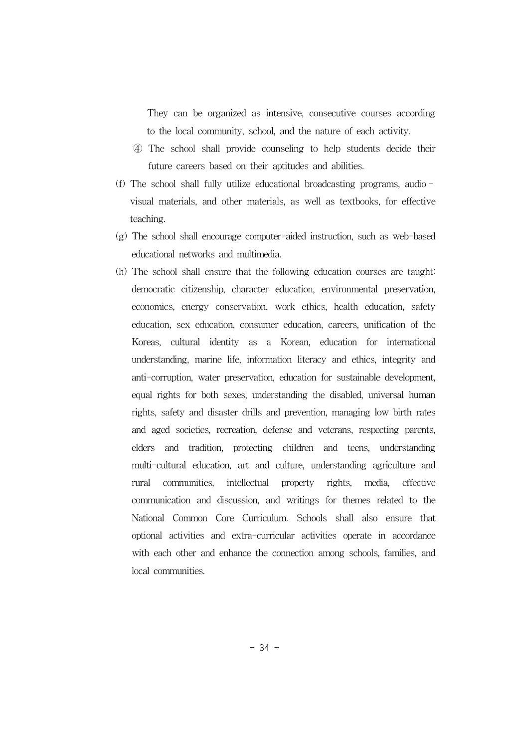They can be organized as intensive, consecutive courses according to the local community, school, and the nature of each activity.

④ The school shall provide counseling to help students decide their future careers based on their aptitudes and abilities.

(f) The school shall fully utilize educational broadcasting programs, audio-visual materials, and other materials, as well as textbooks, for effective teaching.

(g) The school shall encourage computer-aided instruction, such as web-based educational networks and multimedia.

(h) The school shall ensure that the following education courses are taught: democratic citizenship, character education, environmental preservation, economics, energy conservation, work ethics, health education, safety education, sex education, consumer education, careers, unification of the Koreas, cultural identity as a Korean, education for international understanding, marine life, information literacy and ethics, integrity and anti-corruption, water preservation, education for sustainable development, equal rights for both sexes, understanding the disabled, universal human rights, safety and disaster drills and prevention, managing low birth rates and aged societies, recreation, defense and veterans, respecting parents, elders and tradition, protecting children and teens, understanding multi-cultural education, art and culture, understanding agriculture and rural communities, intellectual property rights, media, effective communication and discussion, and writings for themes related to the National Common Core Curriculum. Schools shall also ensure that optional activities and extra-curricular activities operate in accordance with each other and enhance the connection among schools, families, and local communities.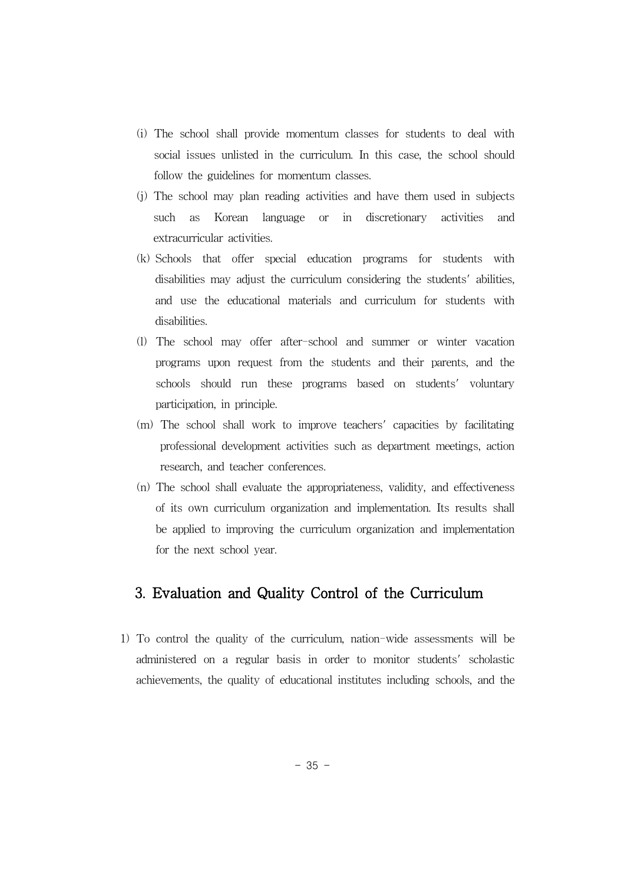(i) The school shall provide momentum classes for students to deal with social issues unlisted in the curriculum. In this case, the school should follow the guidelines for momentum classes.

(j) The school may plan reading activities and have them used in subjects such as Korean language or in discretionary activities and extracurricular activities.

(k) Schools that offer special education programs for students with disabilities may adjust the curriculum considering the students' abilities, and use the educational materials and curriculum for students with disabilities.

(l) The school may offer after-school and summer or winter vacation programs upon request from the students and their parents, and the schools should run these programs based on students' voluntary participation, in principle.

(m) The school shall work to improve teachers' capacities by facilitating professional development activities such as department meetings, action research, and teacher conferences.

(n) The school shall evaluate the appropriateness, validity, and effectiveness of its own curriculum organization and implementation. Its results shall be applied to improving the curriculum organization and implementation for the next school year.

## 3. Evaluation and Quality Control of the Curriculum

1) To control the quality of the curriculum, nation-wide assessments will be administered on a regular basis in order to monitor students' scholastic achievements, the quality of educational institutes including schools, and the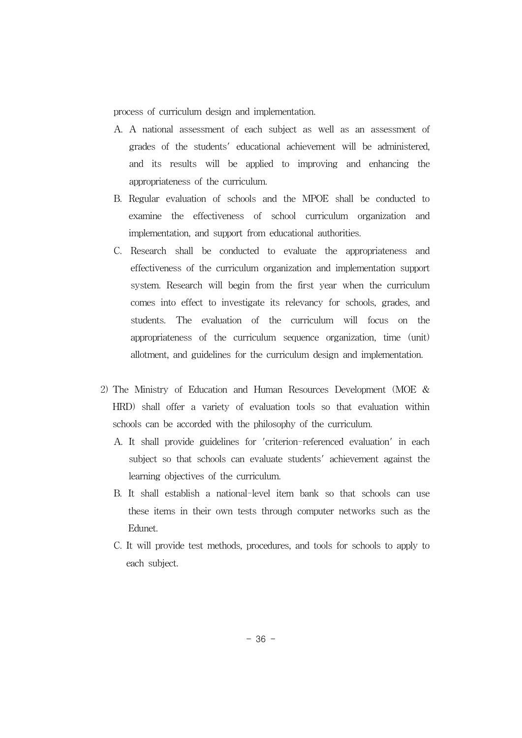process of curriculum design and implementation.

A. A national assessment of each subject as well as an assessment of grades of the students' educational achievement will be administered, and its results will be applied to improving and enhancing the appropriateness of the curriculum.

B. Regular evaluation of schools and the MPOE shall be conducted to examine the effectiveness of school curriculum organization and implementation, and support from educational authorities.

C. Research shall be conducted to evaluate the appropriateness and effectiveness of the curriculum organization and implementation support system. Research will begin from the first year when the curriculum comes into effect to investigate its relevancy for schools, grades, and students. The evaluation of the curriculum will focus on the appropriateness of the curriculum sequence organization, time (unit) allotment, and guidelines for the curriculum design and implementation.

2) The Ministry of Education and Human Resources Development (MOE & HRD) shall offer a variety of evaluation tools so that evaluation within schools can be accorded with the philosophy of the curriculum.

A. It shall provide guidelines for 'criterion-referenced evaluation' in each subject so that schools can evaluate students' achievement against the learning objectives of the curriculum.

B. It shall establish a national-level item bank so that schools can use these items in their own tests through computer networks such as the Edunet.

C. It will provide test methods, procedures, and tools for schools to apply to each subject.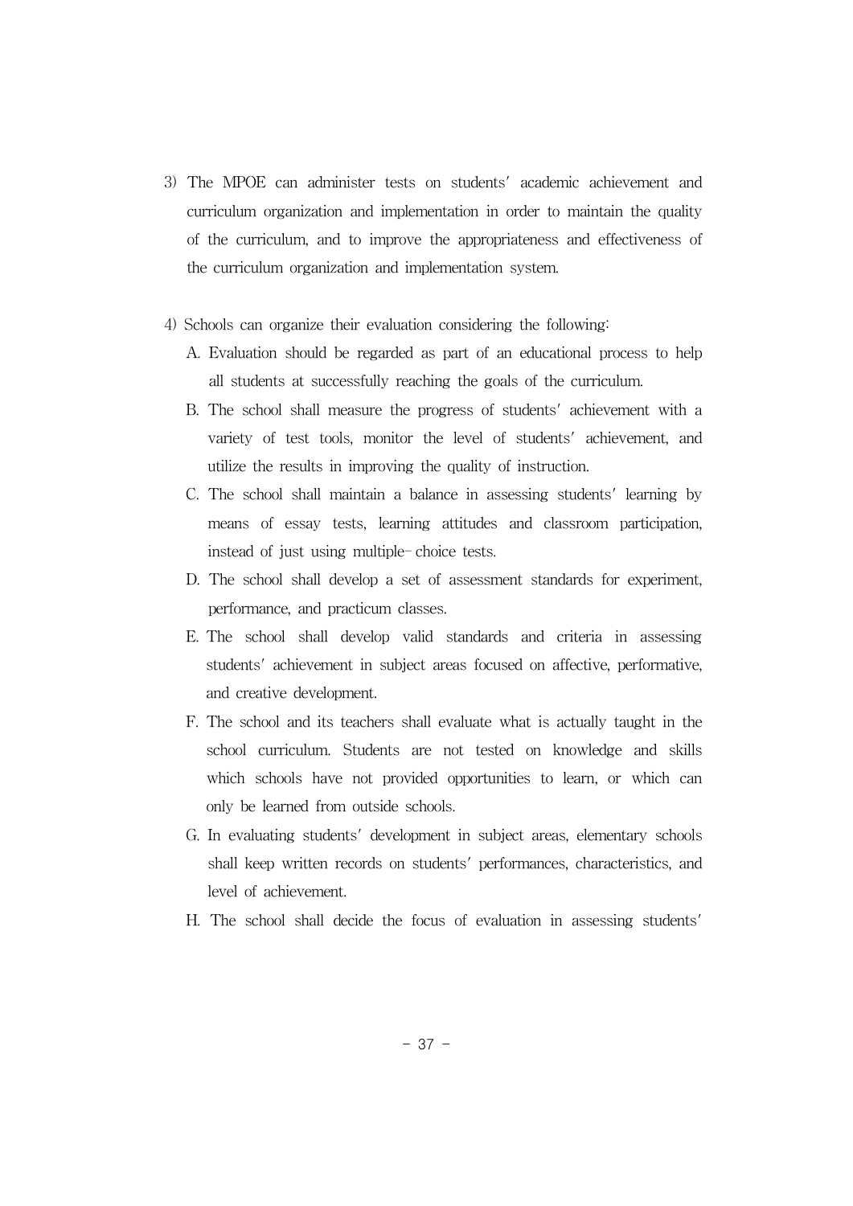3) The MPOE can administer tests on students' academic achievement and curriculum organization and implementation in order to maintain the quality of the curriculum, and to improve the appropriateness and effectiveness of the curriculum organization and implementation system.

4) Schools can organize their evaluation considering the following:

   A. Evaluation should be regarded as part of an educational process to help all students at successfully reaching the goals of the curriculum.

   B. The school shall measure the progress of students' achievement with a variety of test tools, monitor the level of students' achievement, and utilize the results in improving the quality of instruction.

   C. The school shall maintain a balance in assessing students' learning by means of essay tests, learning attitudes and classroom participation, instead of just using multiple-choice tests.

   D. The school shall develop a set of assessment standards for experiment, performance, and practicum classes.

   E. The school shall develop valid standards and criteria in assessing students' achievement in subject areas focused on affective, performative, and creative development.

   F. The school and its teachers shall evaluate what is actually taught in the school curriculum. Students are not tested on knowledge and skills which schools have not provided opportunities to learn, or which can only be learned from outside schools.

   G. In evaluating students' development in subject areas, elementary schools shall keep written records on students' performances, characteristics, and level of achievement.

   H. The school shall decide the focus of evaluation in assessing students'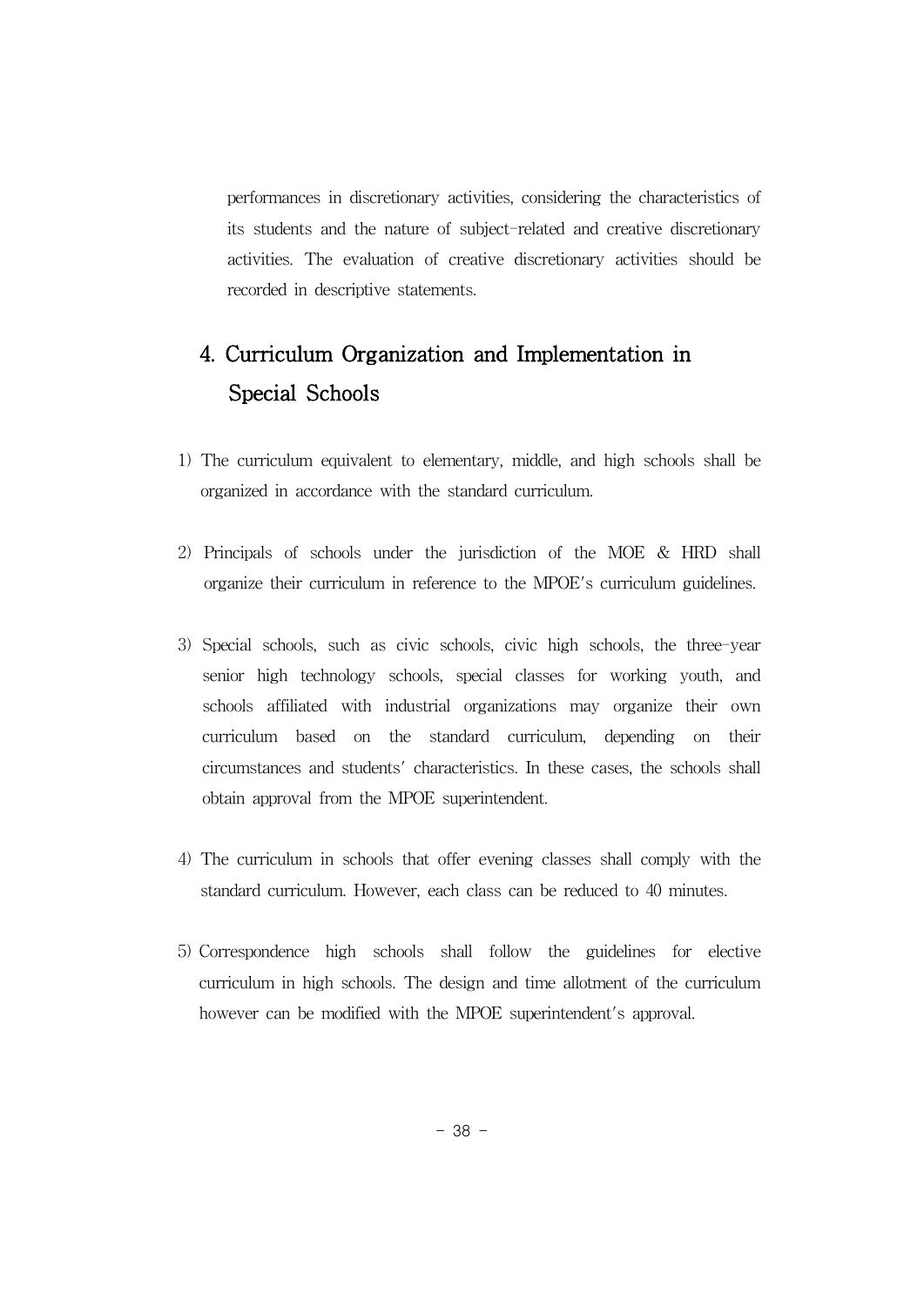performances in discretionary activities, considering the characteristics of its students and the nature of subject-related and creative discretionary activities. The evaluation of creative discretionary activities should be recorded in descriptive statements.

## 4. Curriculum Organization and Implementation in Special Schools

1) The curriculum equivalent to elementary, middle, and high schools shall be organized in accordance with the standard curriculum.

2) Principals of schools under the jurisdiction of the MOE & HRD shall organize their curriculum in reference to the MPOE's curriculum guidelines.

3) Special schools, such as civic schools, civic high schools, the three-year senior high technology schools, special classes for working youth, and schools affiliated with industrial organizations may organize their own curriculum based on the standard curriculum, depending on their circumstances and students' characteristics. In these cases, the schools shall obtain approval from the MPOE superintendent.

4) The curriculum in schools that offer evening classes shall comply with the standard curriculum. However, each class can be reduced to 40 minutes.

5) Correspondence high schools shall follow the guidelines for elective curriculum in high schools. The design and time allotment of the curriculum however can be modified with the MPOE superintendent's approval.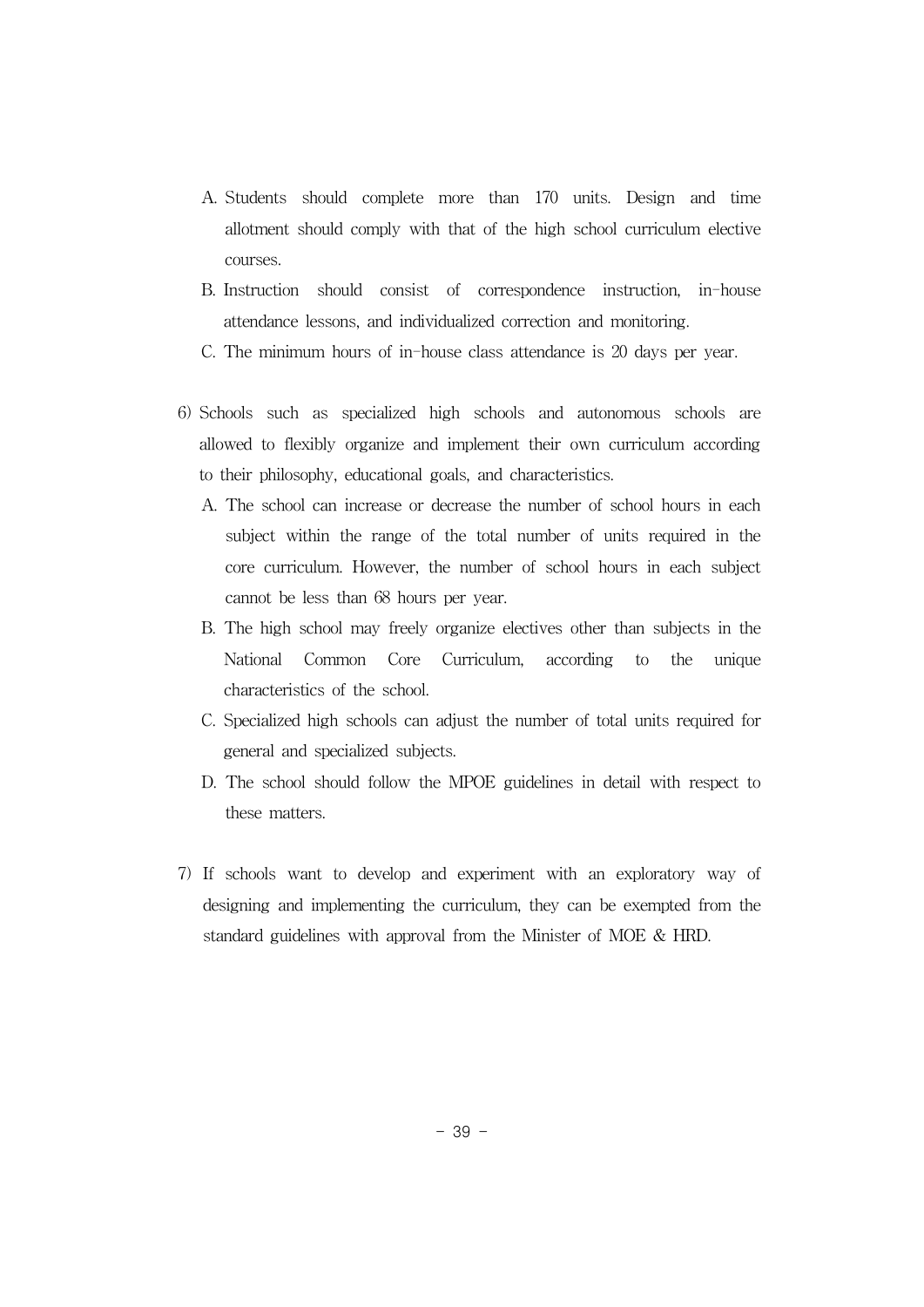A. Students should complete more than 170 units. Design and time allotment should comply with that of the high school curriculum elective courses.

B. Instruction should consist of correspondence instruction, in-house attendance lessons, and individualized correction and monitoring.

C. The minimum hours of in-house class attendance is 20 days per year.

6) Schools such as specialized high schools and autonomous schools are allowed to flexibly organize and implement their own curriculum according to their philosophy, educational goals, and characteristics.

   A. The school can increase or decrease the number of school hours in each subject within the range of the total number of units required in the core curriculum. However, the number of school hours in each subject cannot be less than 68 hours per year.

   B. The high school may freely organize electives other than subjects in the National Common Core Curriculum, according to the unique characteristics of the school.

   C. Specialized high schools can adjust the number of total units required for general and specialized subjects.

   D. The school should follow the MPOE guidelines in detail with respect to these matters.

7) If schools want to develop and experiment with an exploratory way of designing and implementing the curriculum, they can be exempted from the standard guidelines with approval from the Minister of MOE & HRD.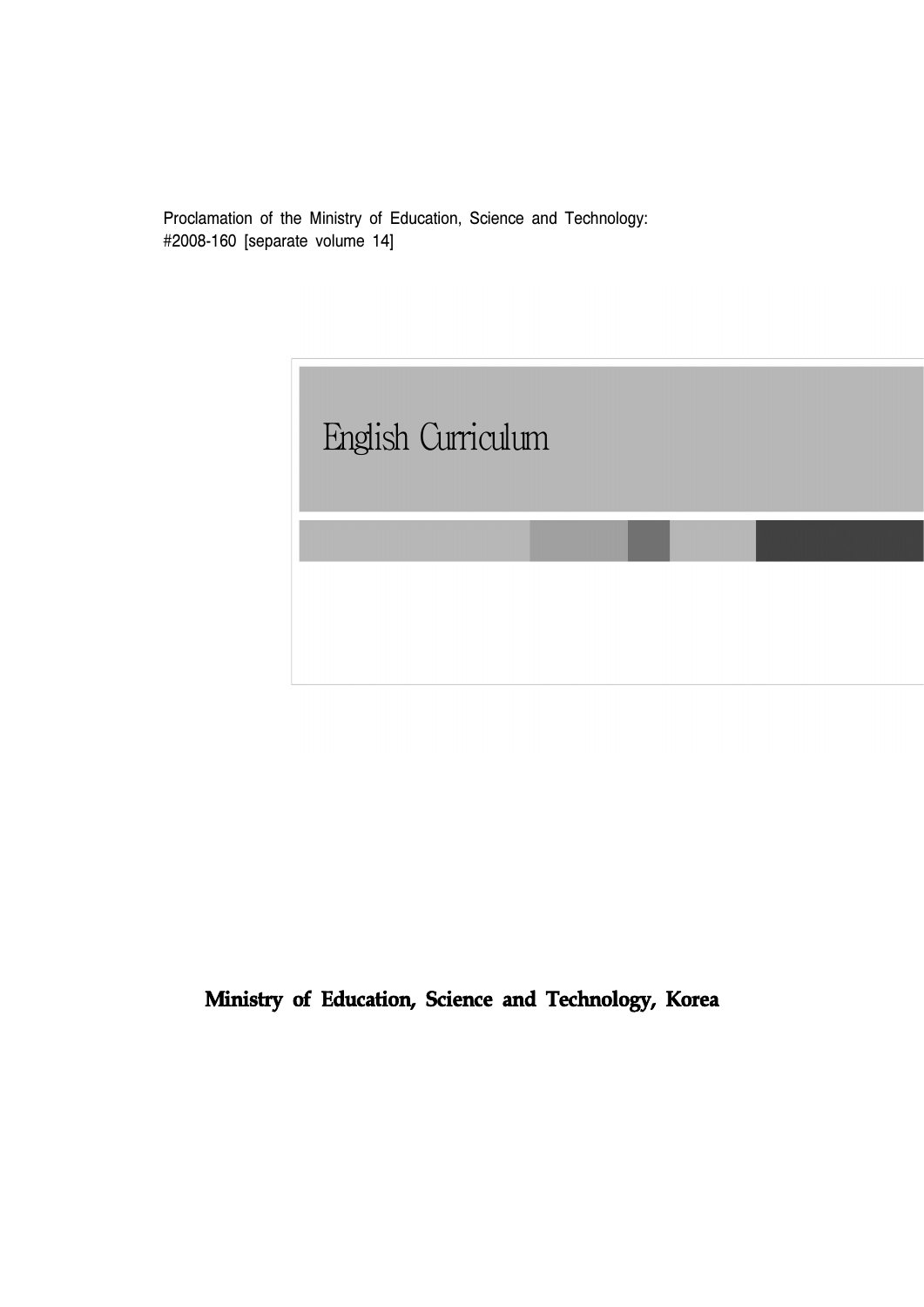Proclamation of the Ministry of Education, Science and Technology: #2008-160 [separate volume 14]

# English Curriculum

**Ministry of Education, Science and Technology, Korea**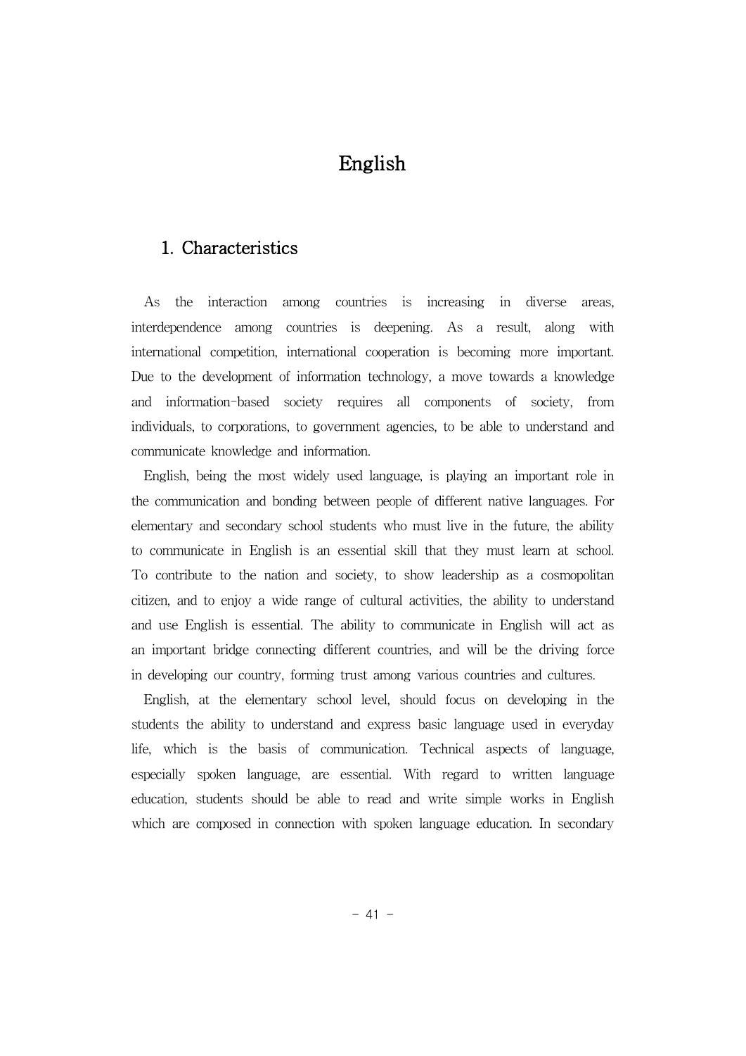# English

## 1. Characteristics

As the interaction among countries is increasing in diverse areas, interdependence among countries is deepening. As a result, along with international competition, international cooperation is becoming more important. Due to the development of information technology, a move towards a knowledge and information-based society requires all components of society, from individuals, to corporations, to government agencies, to be able to understand and communicate knowledge and information.

English, being the most widely used language, is playing an important role in the communication and bonding between people of different native languages. For elementary and secondary school students who must live in the future, the ability to communicate in English is an essential skill that they must learn at school. To contribute to the nation and society, to show leadership as a cosmopolitan citizen, and to enjoy a wide range of cultural activities, the ability to understand and use English is essential. The ability to communicate in English will act as an important bridge connecting different countries, and will be the driving force in developing our country, forming trust among various countries and cultures.

English, at the elementary school level, should focus on developing in the students the ability to understand and express basic language used in everyday life, which is the basis of communication. Technical aspects of language, especially spoken language, are essential. With regard to written language education, students should be able to read and write simple works in English which are composed in connection with spoken language education. In secondary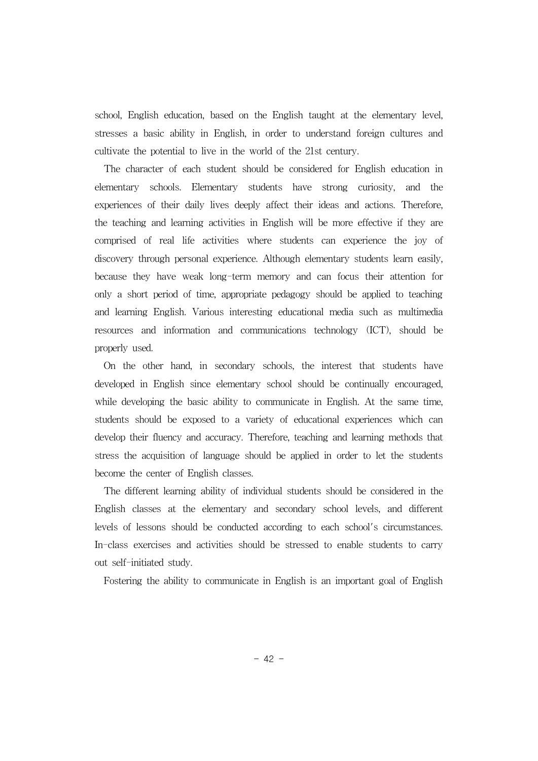school, English education, based on the English taught at the elementary level, stresses a basic ability in English, in order to understand foreign cultures and cultivate the potential to live in the world of the 21st century.

The character of each student should be considered for English education in elementary schools. Elementary students have strong curiosity, and the experiences of their daily lives deeply affect their ideas and actions. Therefore, the teaching and learning activities in English will be more effective if they are comprised of real life activities where students can experience the joy of discovery through personal experience. Although elementary students learn easily, because they have weak long-term memory and can focus their attention for only a short period of time, appropriate pedagogy should be applied to teaching and learning English. Various interesting educational media such as multimedia resources and information and communications technology (ICT), should be properly used.

On the other hand, in secondary schools, the interest that students have developed in English since elementary school should be continually encouraged, while developing the basic ability to communicate in English. At the same time, students should be exposed to a variety of educational experiences which can develop their fluency and accuracy. Therefore, teaching and learning methods that stress the acquisition of language should be applied in order to let the students become the center of English classes.

The different learning ability of individual students should be considered in the English classes at the elementary and secondary school levels, and different levels of lessons should be conducted according to each school's circumstances. In-class exercises and activities should be stressed to enable students to carry out self-initiated study.

Fostering the ability to communicate in English is an important goal of English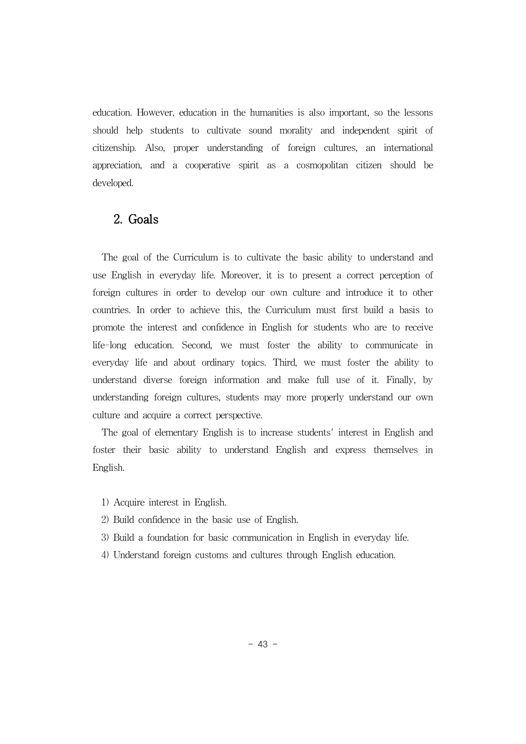education. However, education in the humanities is also important, so the lessons should help students to cultivate sound morality and independent spirit of citizenship. Also, proper understanding of foreign cultures, an international appreciation, and a cooperative spirit as a cosmopolitan citizen should be developed.

## 2. Goals

The goal of the Curriculum is to cultivate the basic ability to understand and use English in everyday life. Moreover, it is to present a correct perception of foreign cultures in order to develop our own culture and introduce it to other countries. In order to achieve this, the Curriculum must first build a basis to promote the interest and confidence in English for students who are to receive life-long education. Second, we must foster the ability to communicate in everyday life and about ordinary topics. Third, we must foster the ability to understand diverse foreign information and make full use of it. Finally, by understanding foreign cultures, students may more properly understand our own culture and acquire a correct perspective.

The goal of elementary English is to increase students' interest in English and foster their basic ability to understand English and express themselves in English.

1) Acquire interest in English.
2) Build confidence in the basic use of English.
3) Build a foundation for basic communication in English in everyday life.
4) Understand foreign customs and cultures through English education.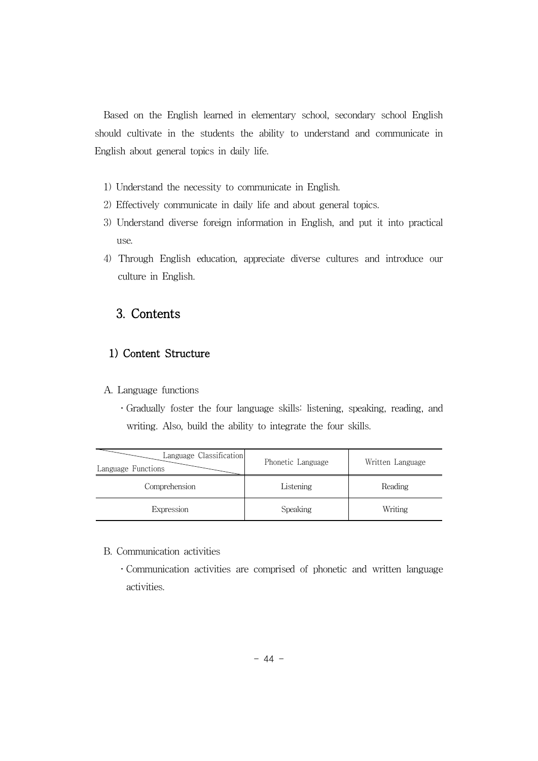Based on the English learned in elementary school, secondary school English should cultivate in the students the ability to understand and communicate in English about general topics in daily life.

1) Understand the necessity to communicate in English.
2) Effectively communicate in daily life and about general topics.
3) Understand diverse foreign information in English, and put it into practical use.
4) Through English education, appreciate diverse cultures and introduce our culture in English.

## 3. Contents

### 1) Content Structure

A. Language functions

- Gradually foster the four language skills: listening, speaking, reading, and writing. Also, build the ability to integrate the four skills.

| Language Classification / Language Functions | Phonetic Language | Written Language |
| --- | --- | --- |
| Comprehension | Listening | Reading |
| Expression | Speaking | Writing |

B. Communication activities

- Communication activities are comprised of phonetic and written language activities.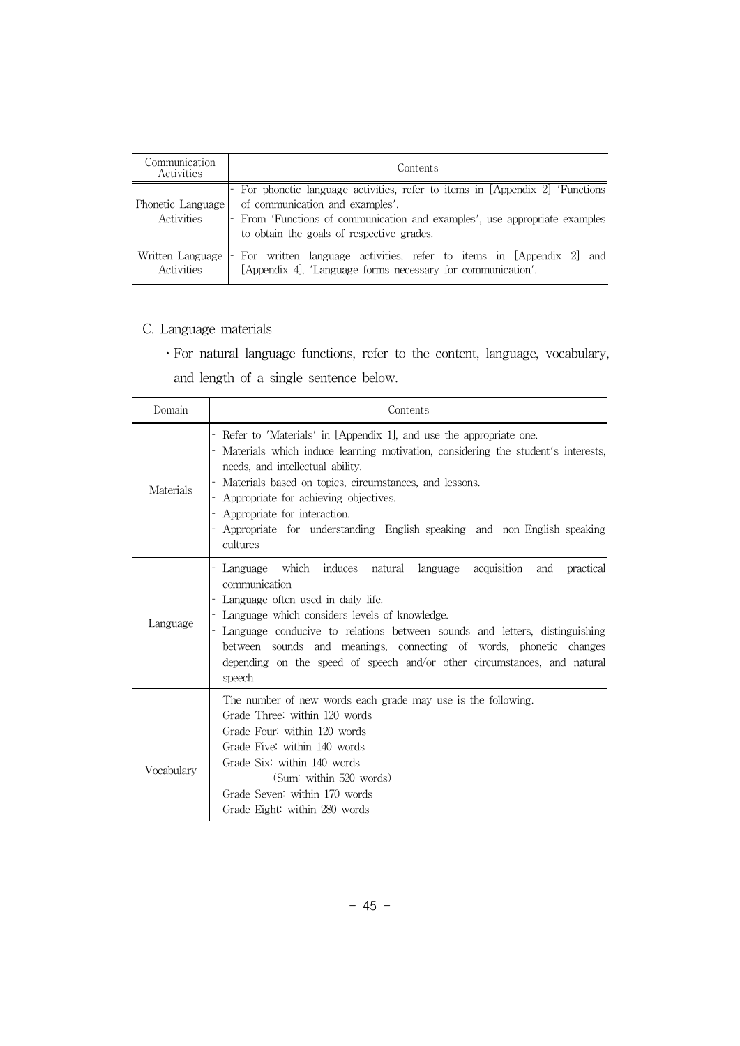| Communication Activities | Contents |
|---|---|
| Phonetic Language Activities | - For phonetic language activities, refer to items in [Appendix 2] 'Functions of communication and examples'.<br>- From 'Functions of communication and examples', use appropriate examples to obtain the goals of respective grades. |
| Written Language Activities | - For written language activities, refer to items in [Appendix 2] and [Appendix 4], 'Language forms necessary for communication'. |

C. Language materials

· For natural language functions, refer to the content, language, vocabulary, and length of a single sentence below.

| Domain | Contents |
|---|---|
| Materials | - Refer to 'Materials' in [Appendix 1], and use the appropriate one.<br>- Materials which induce learning motivation, considering the student's interests, needs, and intellectual ability.<br>- Materials based on topics, circumstances, and lessons.<br>- Appropriate for achieving objectives.<br>- Appropriate for interaction.<br>- Appropriate for understanding English-speaking and non-English-speaking cultures |
| Language | - Language which induces natural language acquisition and practical communication<br>- Language often used in daily life.<br>- Language which considers levels of knowledge.<br>- Language conducive to relations between sounds and letters, distinguishing between sounds and meanings, connecting of words, phonetic changes depending on the speed of speech and/or other circumstances, and natural speech |
| Vocabulary | The number of new words each grade may use is the following.<br>Grade Three: within 120 words<br>Grade Four: within 120 words<br>Grade Five: within 140 words<br>Grade Six: within 140 words<br>(Sum: within 520 words)<br>Grade Seven: within 170 words<br>Grade Eight: within 280 words |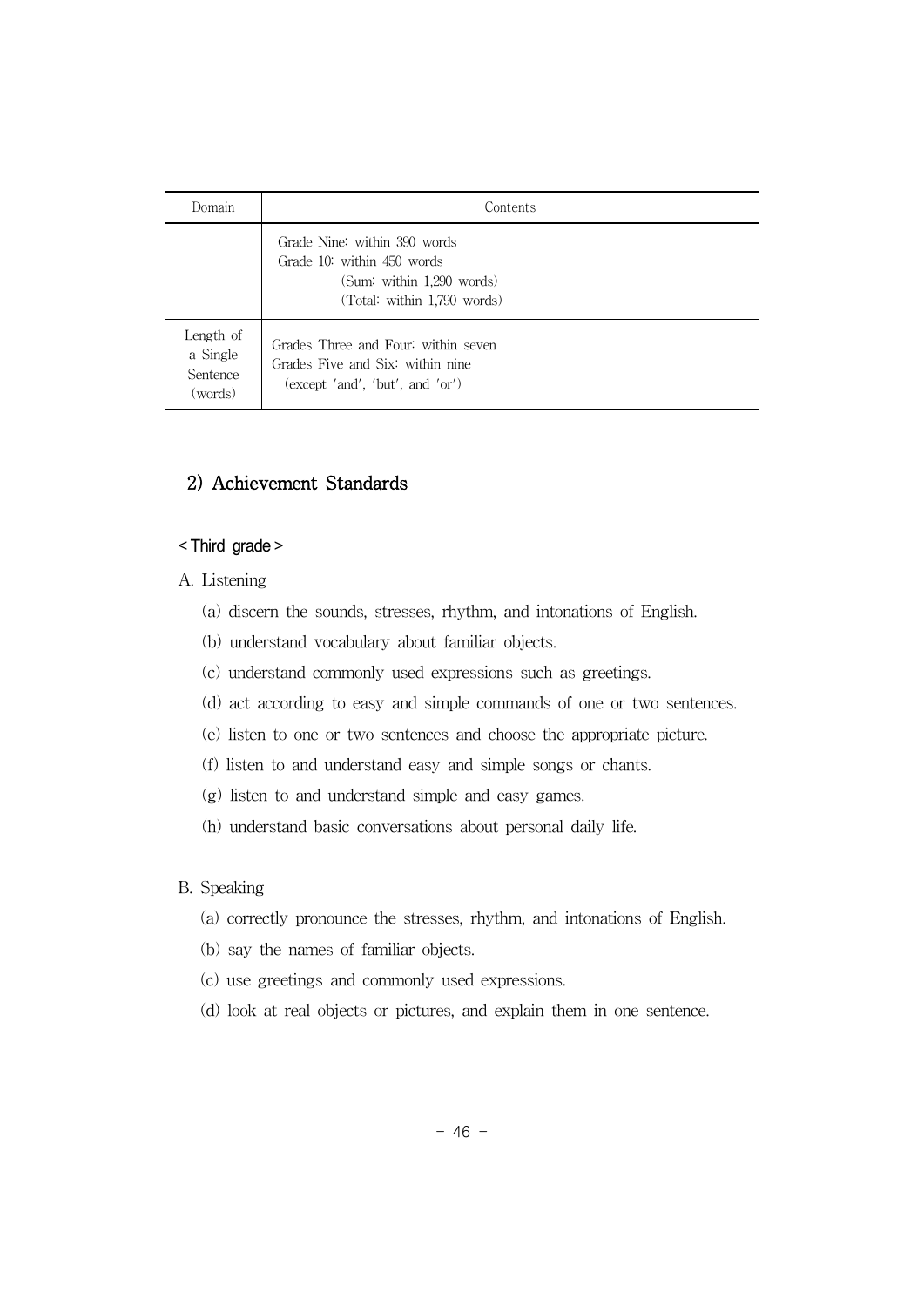| Domain | Contents |
|---|---|
| | Grade Nine: within 390 words<br>Grade 10: within 450 words<br>(Sum: within 1,290 words)<br>(Total: within 1,790 words) |
| Length of a Single Sentence (words) | Grades Three and Four: within seven<br>Grades Five and Six: within nine<br>(except 'and', 'but', and 'or') |

## 2) Achievement Standards

### < Third grade >

A. Listening

(a) discern the sounds, stresses, rhythm, and intonations of English.

(b) understand vocabulary about familiar objects.

(c) understand commonly used expressions such as greetings.

(d) act according to easy and simple commands of one or two sentences.

(e) listen to one or two sentences and choose the appropriate picture.

(f) listen to and understand easy and simple songs or chants.

(g) listen to and understand simple and easy games.

(h) understand basic conversations about personal daily life.

B. Speaking

(a) correctly pronounce the stresses, rhythm, and intonations of English.

(b) say the names of familiar objects.

(c) use greetings and commonly used expressions.

(d) look at real objects or pictures, and explain them in one sentence.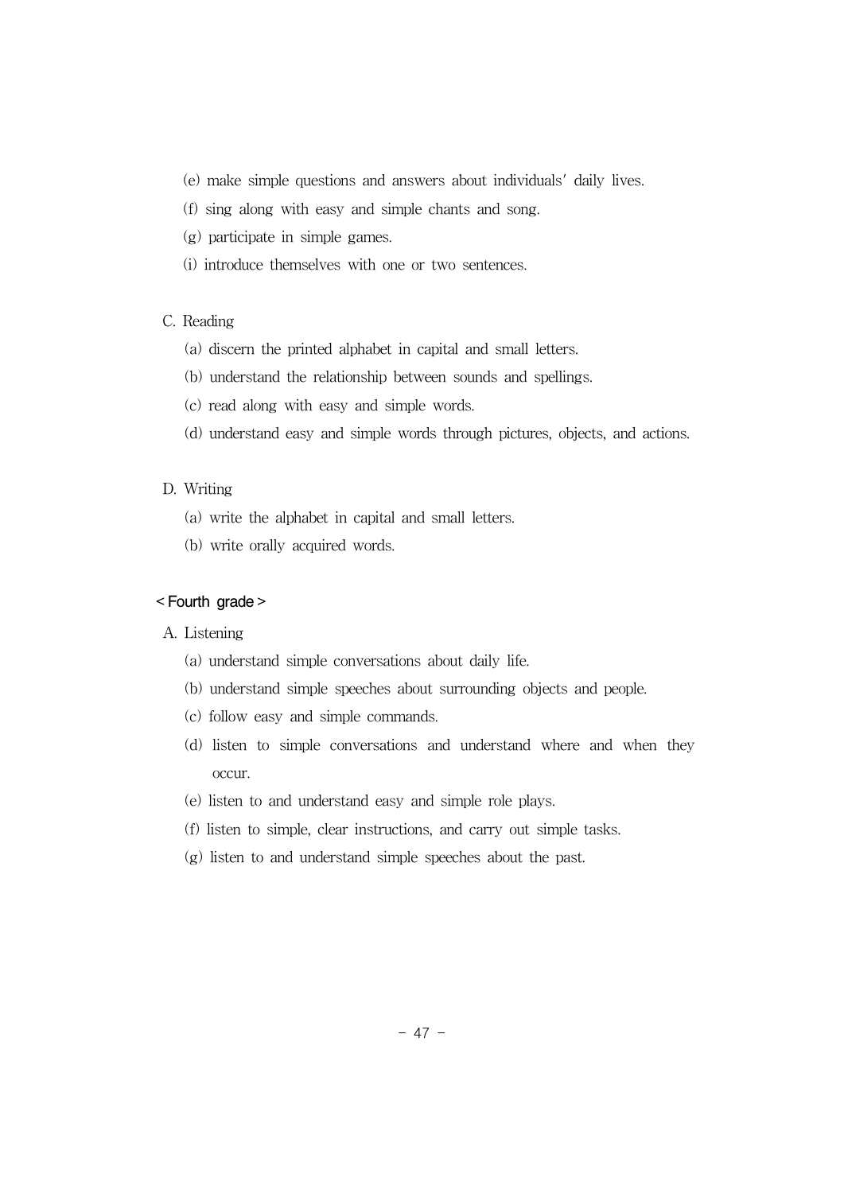(e) make simple questions and answers about individuals' daily lives.

(f) sing along with easy and simple chants and song.

(g) participate in simple games.

(i) introduce themselves with one or two sentences.

C. Reading

(a) discern the printed alphabet in capital and small letters.

(b) understand the relationship between sounds and spellings.

(c) read along with easy and simple words.

(d) understand easy and simple words through pictures, objects, and actions.

D. Writing

(a) write the alphabet in capital and small letters.

(b) write orally acquired words.

< Fourth grade >

A. Listening

(a) understand simple conversations about daily life.

(b) understand simple speeches about surrounding objects and people.

(c) follow easy and simple commands.

(d) listen to simple conversations and understand where and when they occur.

(e) listen to and understand easy and simple role plays.

(f) listen to simple, clear instructions, and carry out simple tasks.

(g) listen to and understand simple speeches about the past.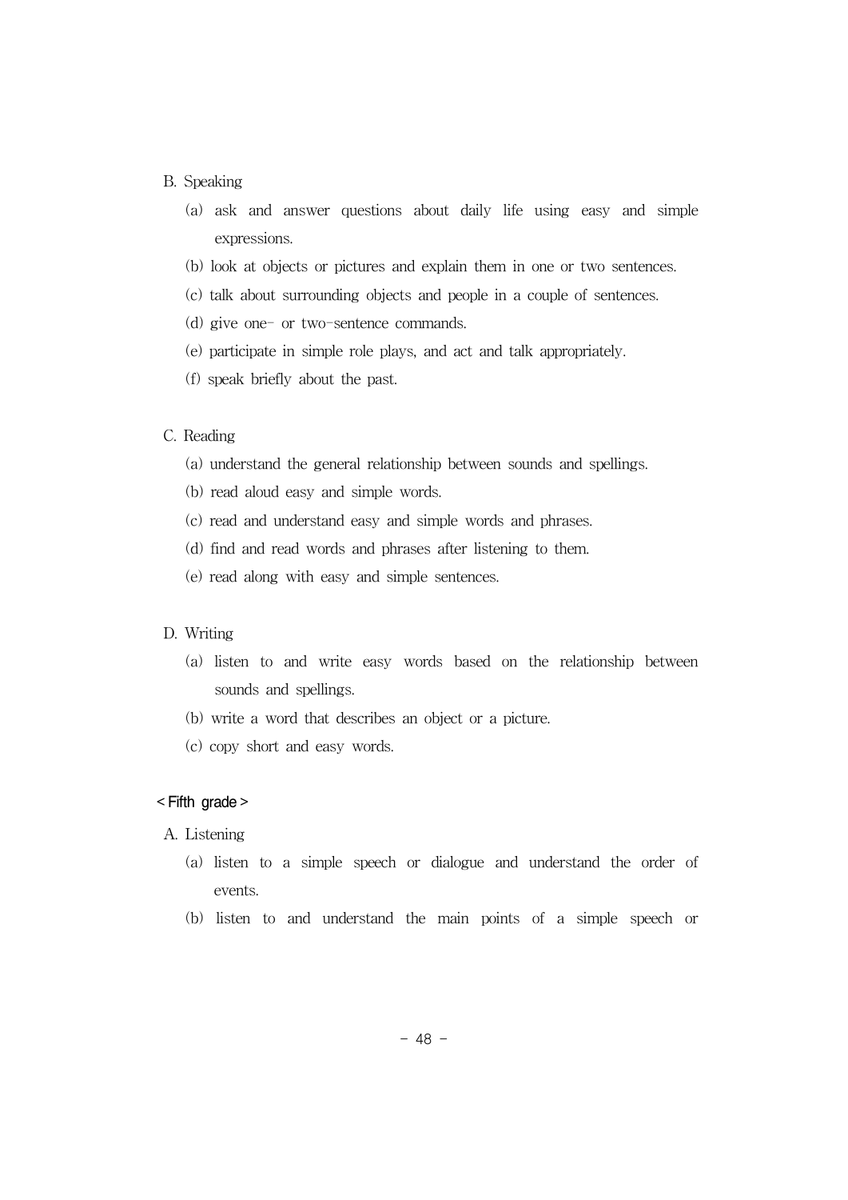B. Speaking

(a) ask and answer questions about daily life using easy and simple expressions.

(b) look at objects or pictures and explain them in one or two sentences.

(c) talk about surrounding objects and people in a couple of sentences.

(d) give one- or two-sentence commands.

(e) participate in simple role plays, and act and talk appropriately.

(f) speak briefly about the past.

C. Reading

(a) understand the general relationship between sounds and spellings.

(b) read aloud easy and simple words.

(c) read and understand easy and simple words and phrases.

(d) find and read words and phrases after listening to them.

(e) read along with easy and simple sentences.

D. Writing

(a) listen to and write easy words based on the relationship between sounds and spellings.

(b) write a word that describes an object or a picture.

(c) copy short and easy words.

< Fifth grade >

A. Listening

(a) listen to a simple speech or dialogue and understand the order of events.

(b) listen to and understand the main points of a simple speech or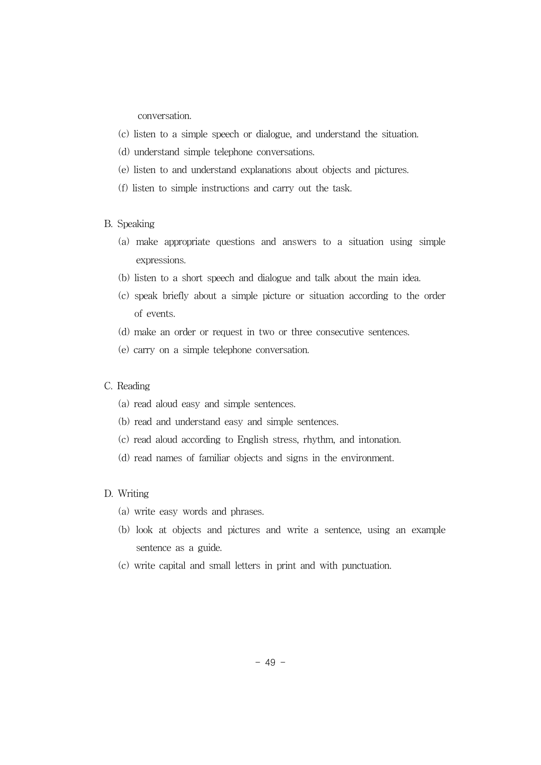conversation.

(c) listen to a simple speech or dialogue, and understand the situation.

(d) understand simple telephone conversations.

(e) listen to and understand explanations about objects and pictures.

(f) listen to simple instructions and carry out the task.

B. Speaking

(a) make appropriate questions and answers to a situation using simple expressions.

(b) listen to a short speech and dialogue and talk about the main idea.

(c) speak briefly about a simple picture or situation according to the order of events.

(d) make an order or request in two or three consecutive sentences.

(e) carry on a simple telephone conversation.

C. Reading

(a) read aloud easy and simple sentences.

(b) read and understand easy and simple sentences.

(c) read aloud according to English stress, rhythm, and intonation.

(d) read names of familiar objects and signs in the environment.

D. Writing

(a) write easy words and phrases.

(b) look at objects and pictures and write a sentence, using an example sentence as a guide.

(c) write capital and small letters in print and with punctuation.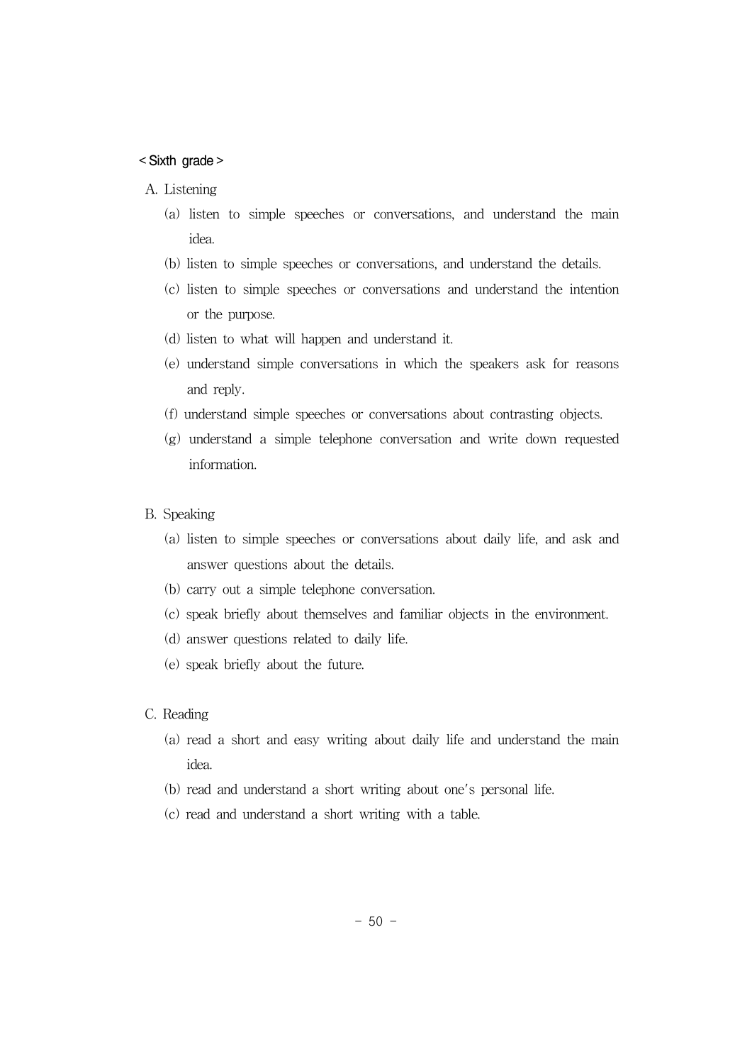< Sixth grade >

A. Listening

(a) listen to simple speeches or conversations, and understand the main idea.

(b) listen to simple speeches or conversations, and understand the details.

(c) listen to simple speeches or conversations and understand the intention or the purpose.

(d) listen to what will happen and understand it.

(e) understand simple conversations in which the speakers ask for reasons and reply.

(f) understand simple speeches or conversations about contrasting objects.

(g) understand a simple telephone conversation and write down requested information.

B. Speaking

(a) listen to simple speeches or conversations about daily life, and ask and answer questions about the details.

(b) carry out a simple telephone conversation.

(c) speak briefly about themselves and familiar objects in the environment.

(d) answer questions related to daily life.

(e) speak briefly about the future.

C. Reading

(a) read a short and easy writing about daily life and understand the main idea.

(b) read and understand a short writing about one's personal life.

(c) read and understand a short writing with a table.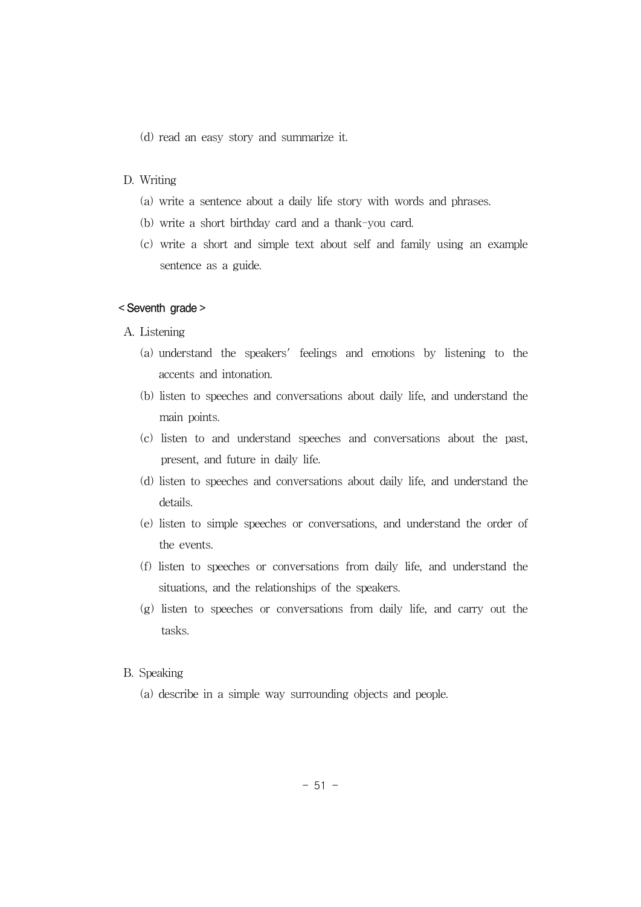(d) read an easy story and summarize it.

D. Writing

(a) write a sentence about a daily life story with words and phrases.

(b) write a short birthday card and a thank-you card.

(c) write a short and simple text about self and family using an example sentence as a guide.

< Seventh grade >

A. Listening

(a) understand the speakers′ feelings and emotions by listening to the accents and intonation.

(b) listen to speeches and conversations about daily life, and understand the main points.

(c) listen to and understand speeches and conversations about the past, present, and future in daily life.

(d) listen to speeches and conversations about daily life, and understand the details.

(e) listen to simple speeches or conversations, and understand the order of the events.

(f) listen to speeches or conversations from daily life, and understand the situations, and the relationships of the speakers.

(g) listen to speeches or conversations from daily life, and carry out the tasks.

B. Speaking

(a) describe in a simple way surrounding objects and people.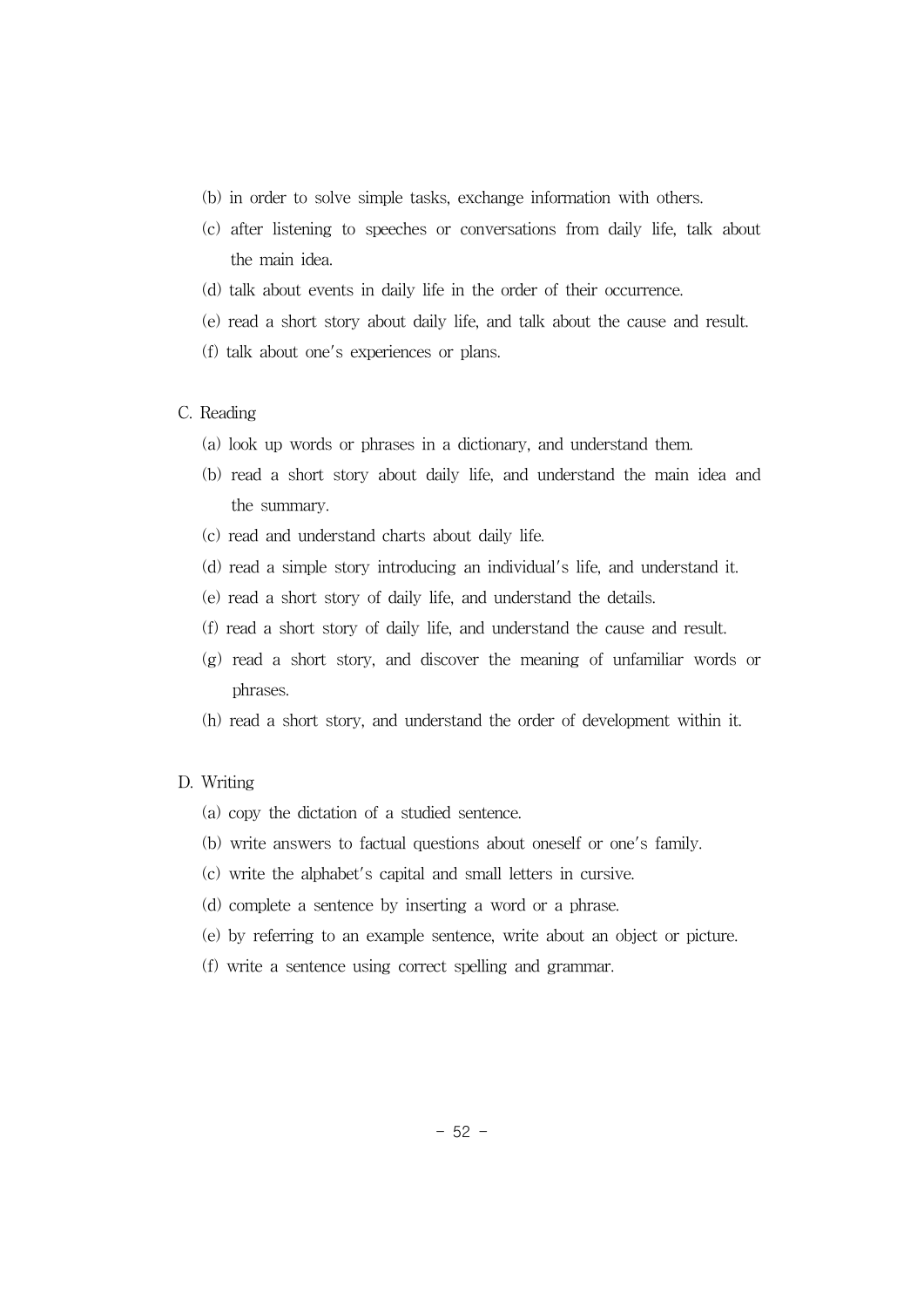(b) in order to solve simple tasks, exchange information with others.

(c) after listening to speeches or conversations from daily life, talk about the main idea.

(d) talk about events in daily life in the order of their occurrence.

(e) read a short story about daily life, and talk about the cause and result.

(f) talk about one's experiences or plans.

C. Reading

(a) look up words or phrases in a dictionary, and understand them.

(b) read a short story about daily life, and understand the main idea and the summary.

(c) read and understand charts about daily life.

(d) read a simple story introducing an individual's life, and understand it.

(e) read a short story of daily life, and understand the details.

(f) read a short story of daily life, and understand the cause and result.

(g) read a short story, and discover the meaning of unfamiliar words or phrases.

(h) read a short story, and understand the order of development within it.

D. Writing

(a) copy the dictation of a studied sentence.

(b) write answers to factual questions about oneself or one's family.

(c) write the alphabet's capital and small letters in cursive.

(d) complete a sentence by inserting a word or a phrase.

(e) by referring to an example sentence, write about an object or picture.

(f) write a sentence using correct spelling and grammar.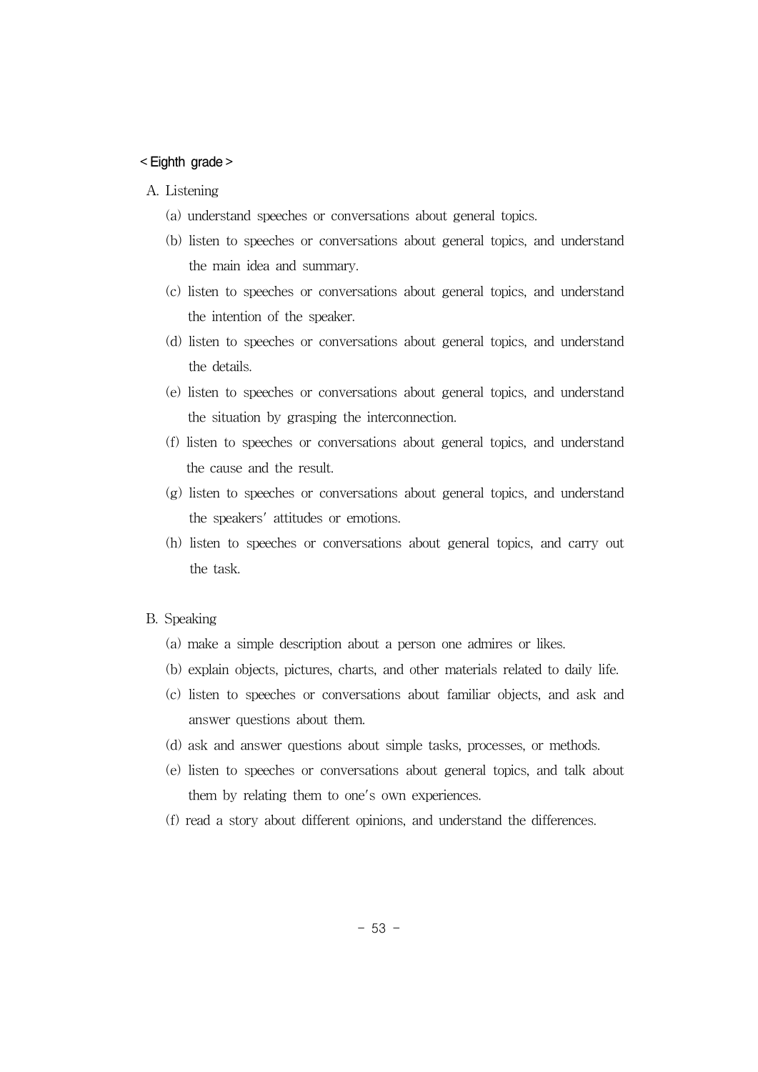< Eighth grade >

A. Listening

(a) understand speeches or conversations about general topics.

(b) listen to speeches or conversations about general topics, and understand the main idea and summary.

(c) listen to speeches or conversations about general topics, and understand the intention of the speaker.

(d) listen to speeches or conversations about general topics, and understand the details.

(e) listen to speeches or conversations about general topics, and understand the situation by grasping the interconnection.

(f) listen to speeches or conversations about general topics, and understand the cause and the result.

(g) listen to speeches or conversations about general topics, and understand the speakers′ attitudes or emotions.

(h) listen to speeches or conversations about general topics, and carry out the task.

B. Speaking

(a) make a simple description about a person one admires or likes.

(b) explain objects, pictures, charts, and other materials related to daily life.

(c) listen to speeches or conversations about familiar objects, and ask and answer questions about them.

(d) ask and answer questions about simple tasks, processes, or methods.

(e) listen to speeches or conversations about general topics, and talk about them by relating them to one′s own experiences.

(f) read a story about different opinions, and understand the differences.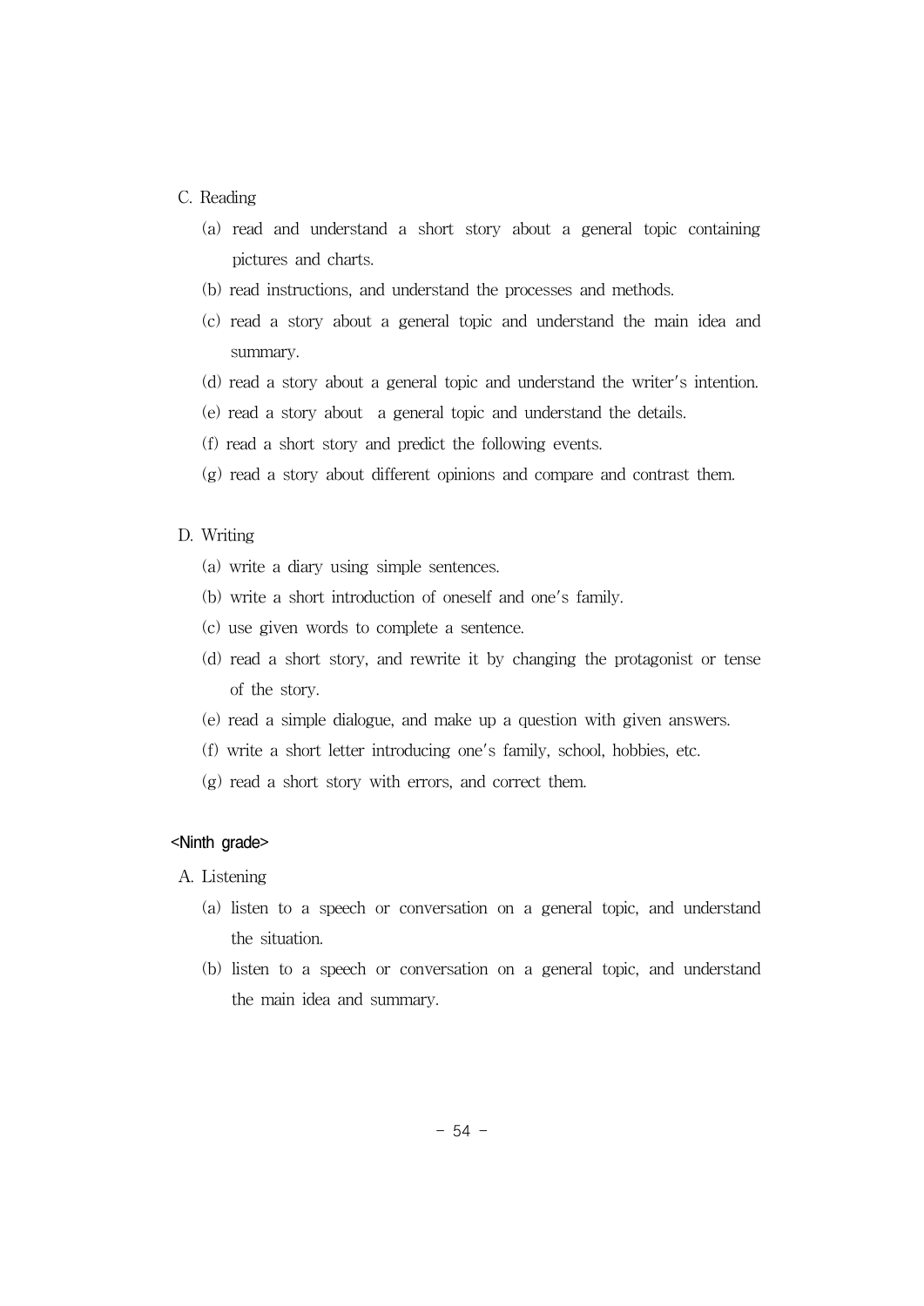C. Reading

(a) read and understand a short story about a general topic containing pictures and charts.

(b) read instructions, and understand the processes and methods.

(c) read a story about a general topic and understand the main idea and summary.

(d) read a story about a general topic and understand the writer's intention.

(e) read a story about a general topic and understand the details.

(f) read a short story and predict the following events.

(g) read a story about different opinions and compare and contrast them.

D. Writing

(a) write a diary using simple sentences.

(b) write a short introduction of oneself and one's family.

(c) use given words to complete a sentence.

(d) read a short story, and rewrite it by changing the protagonist or tense of the story.

(e) read a simple dialogue, and make up a question with given answers.

(f) write a short letter introducing one's family, school, hobbies, etc.

(g) read a short story with errors, and correct them.

<Ninth grade>

A. Listening

(a) listen to a speech or conversation on a general topic, and understand the situation.

(b) listen to a speech or conversation on a general topic, and understand the main idea and summary.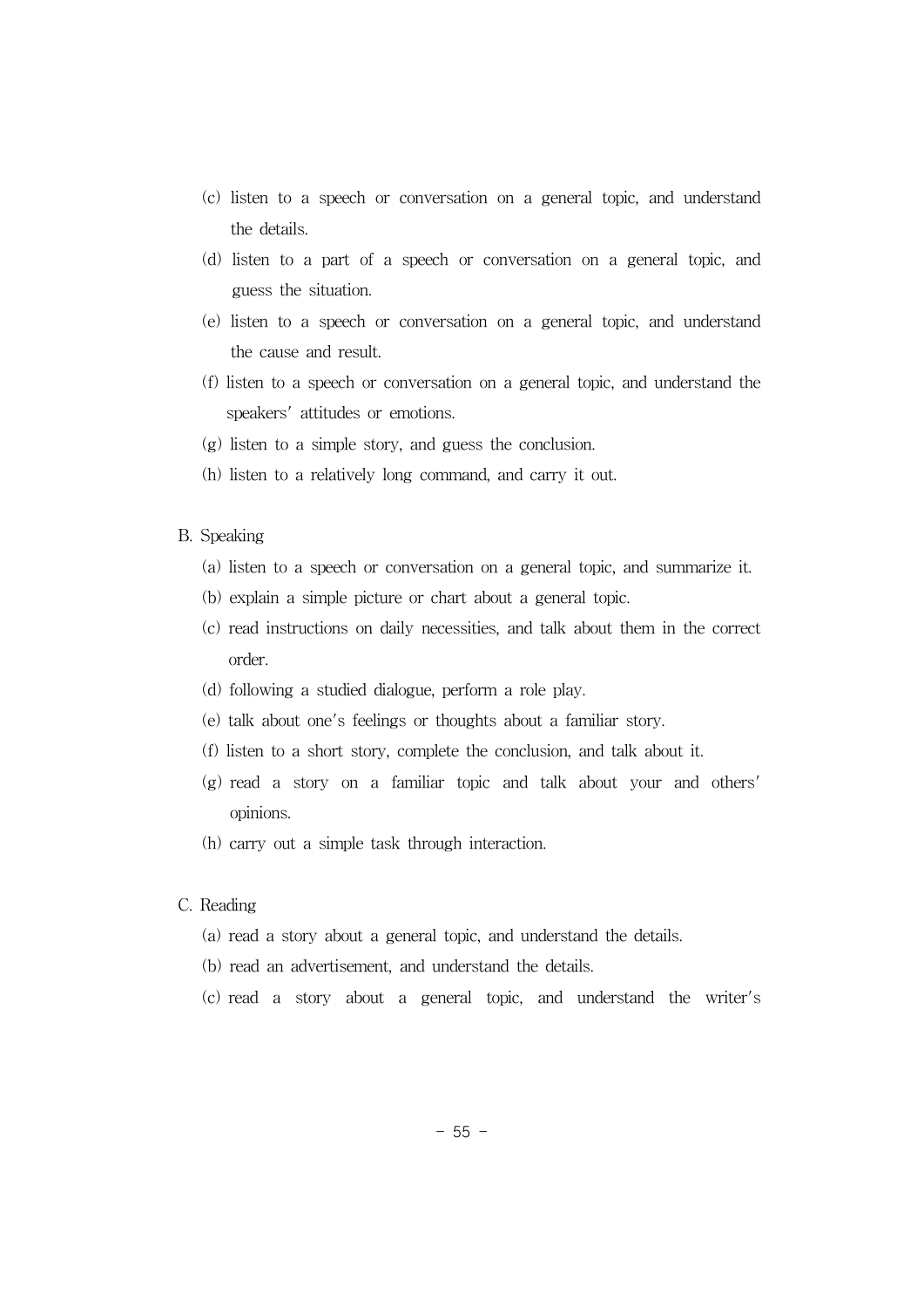(c) listen to a speech or conversation on a general topic, and understand the details.

(d) listen to a part of a speech or conversation on a general topic, and guess the situation.

(e) listen to a speech or conversation on a general topic, and understand the cause and result.

(f) listen to a speech or conversation on a general topic, and understand the speakers' attitudes or emotions.

(g) listen to a simple story, and guess the conclusion.

(h) listen to a relatively long command, and carry it out.

B. Speaking

(a) listen to a speech or conversation on a general topic, and summarize it.

(b) explain a simple picture or chart about a general topic.

(c) read instructions on daily necessities, and talk about them in the correct order.

(d) following a studied dialogue, perform a role play.

(e) talk about one's feelings or thoughts about a familiar story.

(f) listen to a short story, complete the conclusion, and talk about it.

(g) read a story on a familiar topic and talk about your and others' opinions.

(h) carry out a simple task through interaction.

C. Reading

(a) read a story about a general topic, and understand the details.

(b) read an advertisement, and understand the details.

(c) read a story about a general topic, and understand the writer's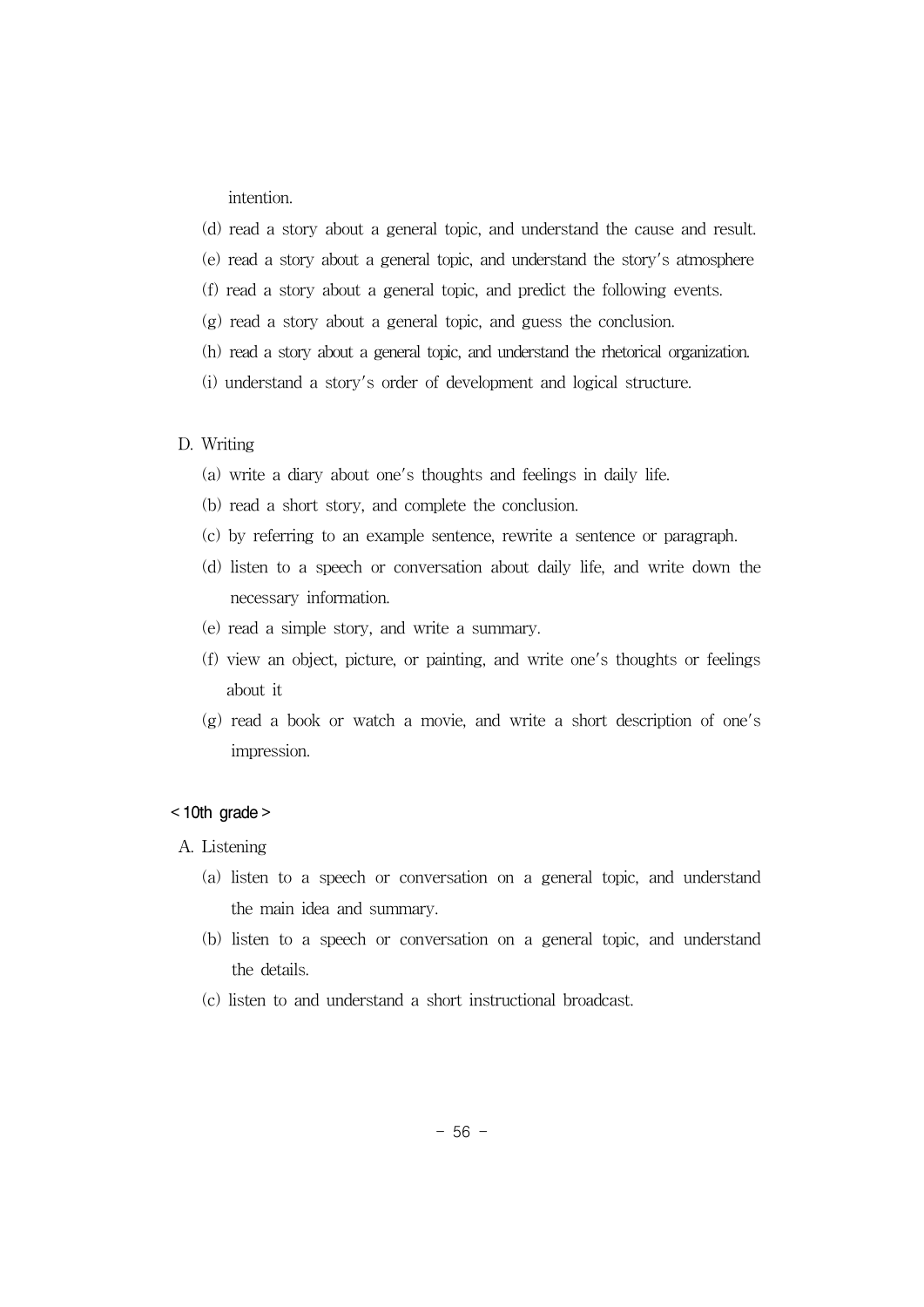intention.

(d) read a story about a general topic, and understand the cause and result.

(e) read a story about a general topic, and understand the story's atmosphere

(f) read a story about a general topic, and predict the following events.

(g) read a story about a general topic, and guess the conclusion.

(h) read a story about a general topic, and understand the rhetorical organization.

(i) understand a story's order of development and logical structure.

D. Writing

(a) write a diary about one's thoughts and feelings in daily life.

(b) read a short story, and complete the conclusion.

(c) by referring to an example sentence, rewrite a sentence or paragraph.

(d) listen to a speech or conversation about daily life, and write down the necessary information.

(e) read a simple story, and write a summary.

(f) view an object, picture, or painting, and write one's thoughts or feelings about it

(g) read a book or watch a movie, and write a short description of one's impression.

< 10th grade >

A. Listening

(a) listen to a speech or conversation on a general topic, and understand the main idea and summary.

(b) listen to a speech or conversation on a general topic, and understand the details.

(c) listen to and understand a short instructional broadcast.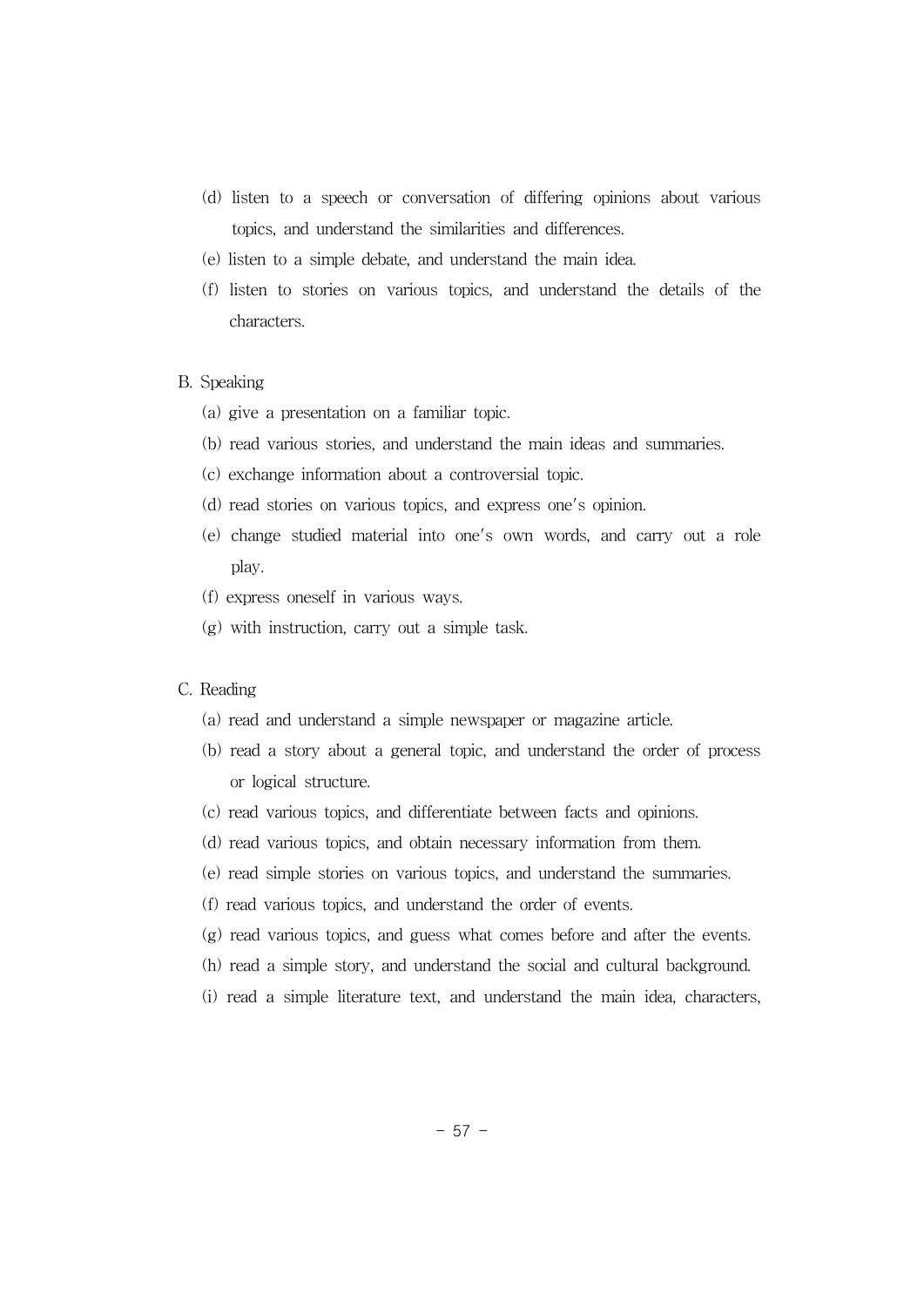(d) listen to a speech or conversation of differing opinions about various topics, and understand the similarities and differences.

(e) listen to a simple debate, and understand the main idea.

(f) listen to stories on various topics, and understand the details of the characters.

B. Speaking

(a) give a presentation on a familiar topic.

(b) read various stories, and understand the main ideas and summaries.

(c) exchange information about a controversial topic.

(d) read stories on various topics, and express one's opinion.

(e) change studied material into one's own words, and carry out a role play.

(f) express oneself in various ways.

(g) with instruction, carry out a simple task.

C. Reading

(a) read and understand a simple newspaper or magazine article.

(b) read a story about a general topic, and understand the order of process or logical structure.

(c) read various topics, and differentiate between facts and opinions.

(d) read various topics, and obtain necessary information from them.

(e) read simple stories on various topics, and understand the summaries.

(f) read various topics, and understand the order of events.

(g) read various topics, and guess what comes before and after the events.

(h) read a simple story, and understand the social and cultural background.

(i) read a simple literature text, and understand the main idea, characters,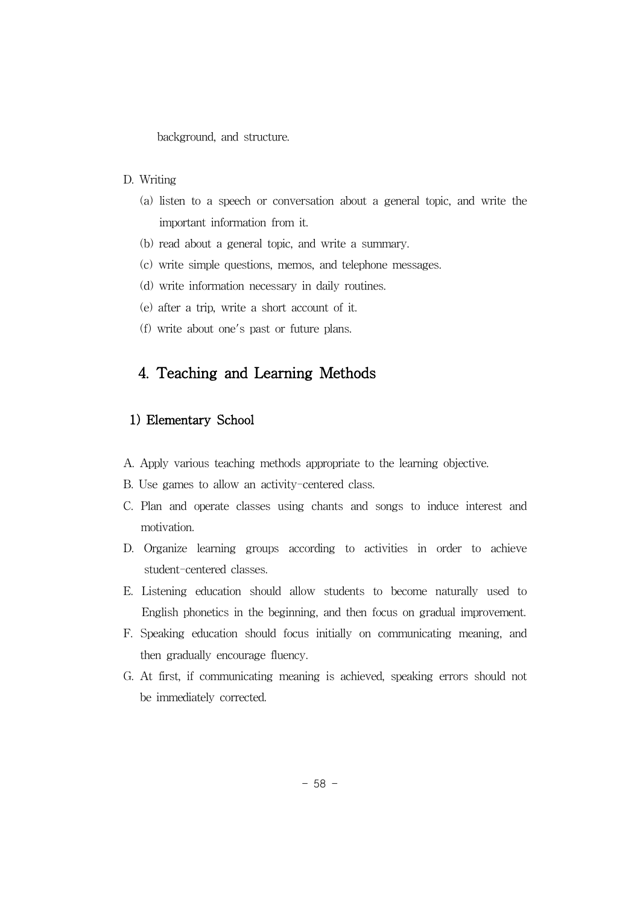background, and structure.

D. Writing

(a) listen to a speech or conversation about a general topic, and write the important information from it.

(b) read about a general topic, and write a summary.

(c) write simple questions, memos, and telephone messages.

(d) write information necessary in daily routines.

(e) after a trip, write a short account of it.

(f) write about one's past or future plans.

## 4. Teaching and Learning Methods

### 1) Elementary School

A. Apply various teaching methods appropriate to the learning objective.

B. Use games to allow an activity-centered class.

C. Plan and operate classes using chants and songs to induce interest and motivation.

D. Organize learning groups according to activities in order to achieve student-centered classes.

E. Listening education should allow students to become naturally used to English phonetics in the beginning, and then focus on gradual improvement.

F. Speaking education should focus initially on communicating meaning, and then gradually encourage fluency.

G. At first, if communicating meaning is achieved, speaking errors should not be immediately corrected.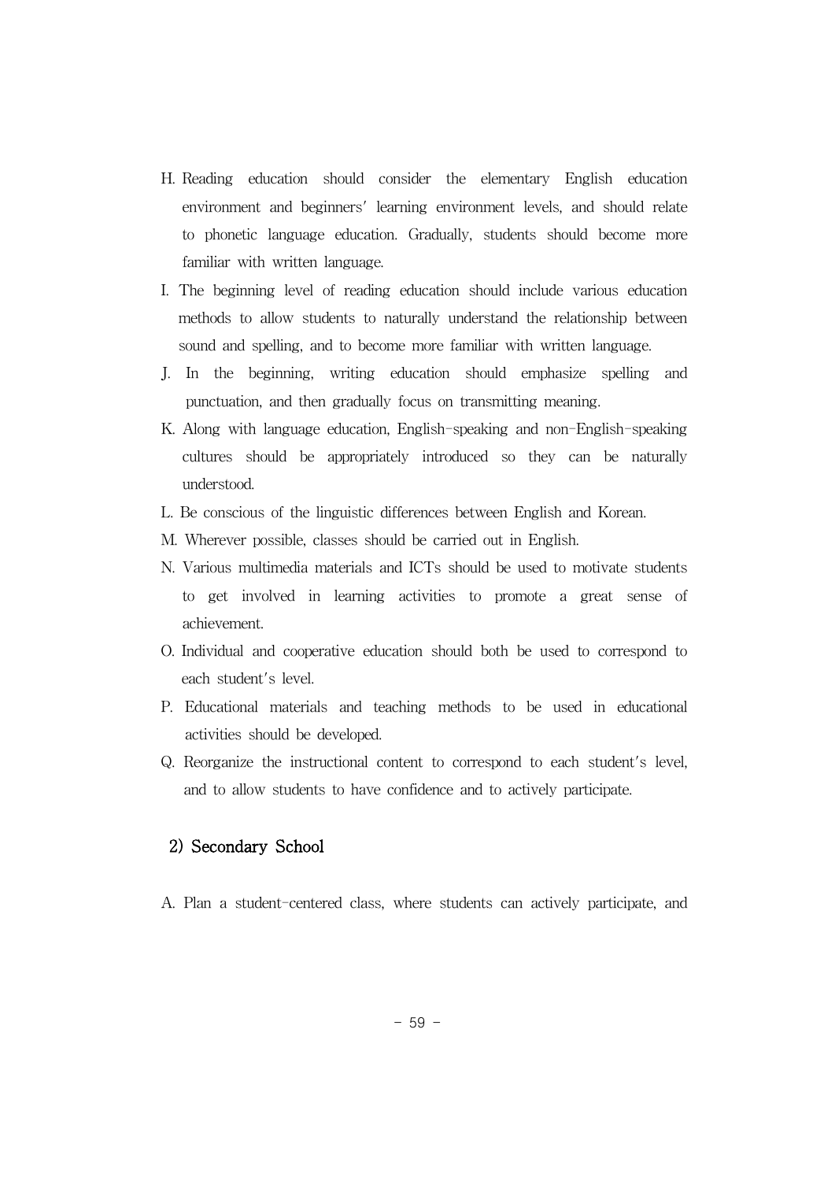H. Reading education should consider the elementary English education environment and beginners' learning environment levels, and should relate to phonetic language education. Gradually, students should become more familiar with written language.

I. The beginning level of reading education should include various education methods to allow students to naturally understand the relationship between sound and spelling, and to become more familiar with written language.

J. In the beginning, writing education should emphasize spelling and punctuation, and then gradually focus on transmitting meaning.

K. Along with language education, English-speaking and non-English-speaking cultures should be appropriately introduced so they can be naturally understood.

L. Be conscious of the linguistic differences between English and Korean.

M. Wherever possible, classes should be carried out in English.

N. Various multimedia materials and ICTs should be used to motivate students to get involved in learning activities to promote a great sense of achievement.

O. Individual and cooperative education should both be used to correspond to each student's level.

P. Educational materials and teaching methods to be used in educational activities should be developed.

Q. Reorganize the instructional content to correspond to each student's level, and to allow students to have confidence and to actively participate.

### 2) Secondary School

A. Plan a student-centered class, where students can actively participate, and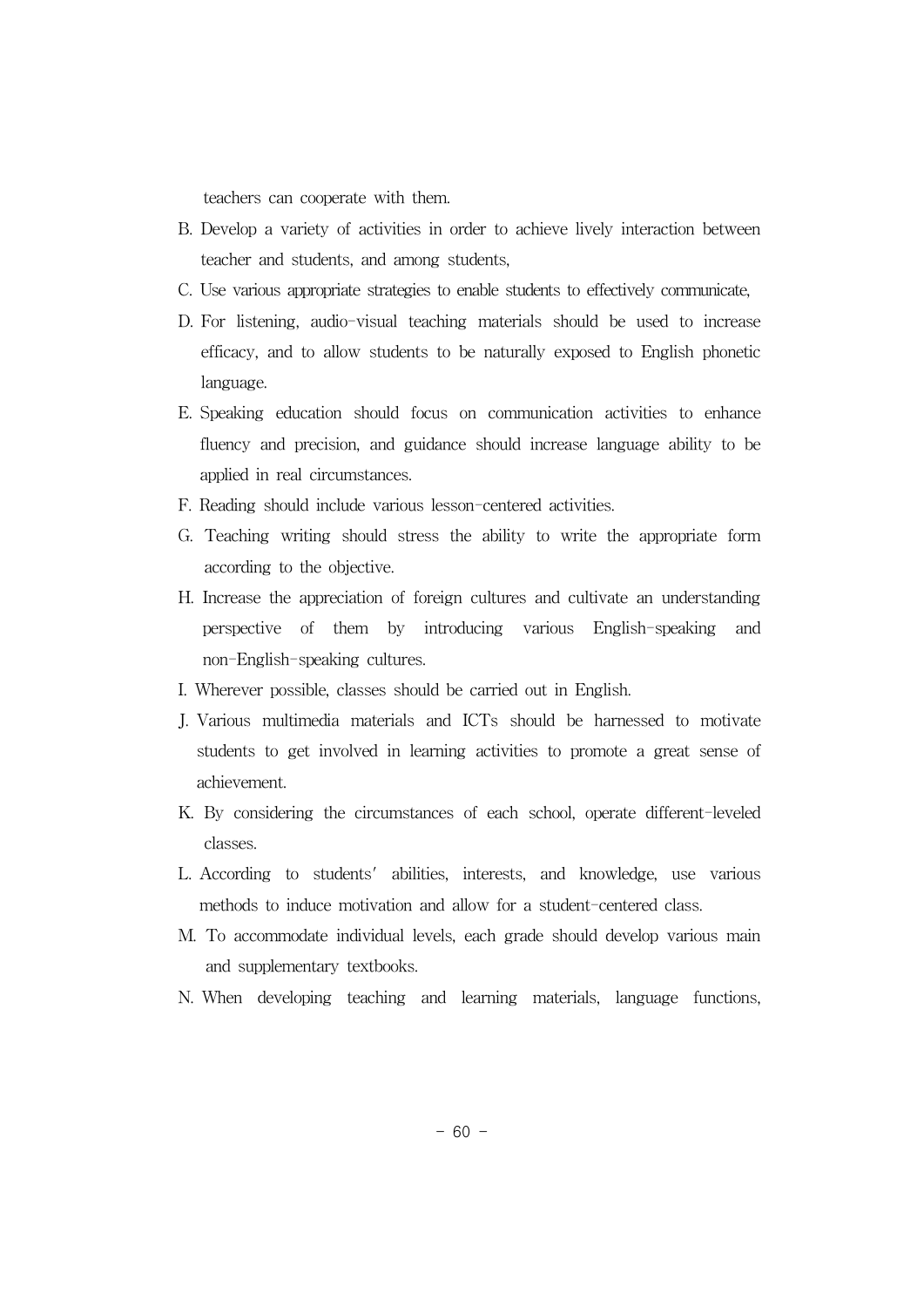teachers can cooperate with them.

B. Develop a variety of activities in order to achieve lively interaction between teacher and students, and among students,

C. Use various appropriate strategies to enable students to effectively communicate,

D. For listening, audio-visual teaching materials should be used to increase efficacy, and to allow students to be naturally exposed to English phonetic language.

E. Speaking education should focus on communication activities to enhance fluency and precision, and guidance should increase language ability to be applied in real circumstances.

F. Reading should include various lesson-centered activities.

G. Teaching writing should stress the ability to write the appropriate form according to the objective.

H. Increase the appreciation of foreign cultures and cultivate an understanding perspective of them by introducing various English-speaking and non-English-speaking cultures.

I. Wherever possible, classes should be carried out in English.

J. Various multimedia materials and ICTs should be harnessed to motivate students to get involved in learning activities to promote a great sense of achievement.

K. By considering the circumstances of each school, operate different-leveled classes.

L. According to students′ abilities, interests, and knowledge, use various methods to induce motivation and allow for a student-centered class.

M. To accommodate individual levels, each grade should develop various main and supplementary textbooks.

N. When developing teaching and learning materials, language functions,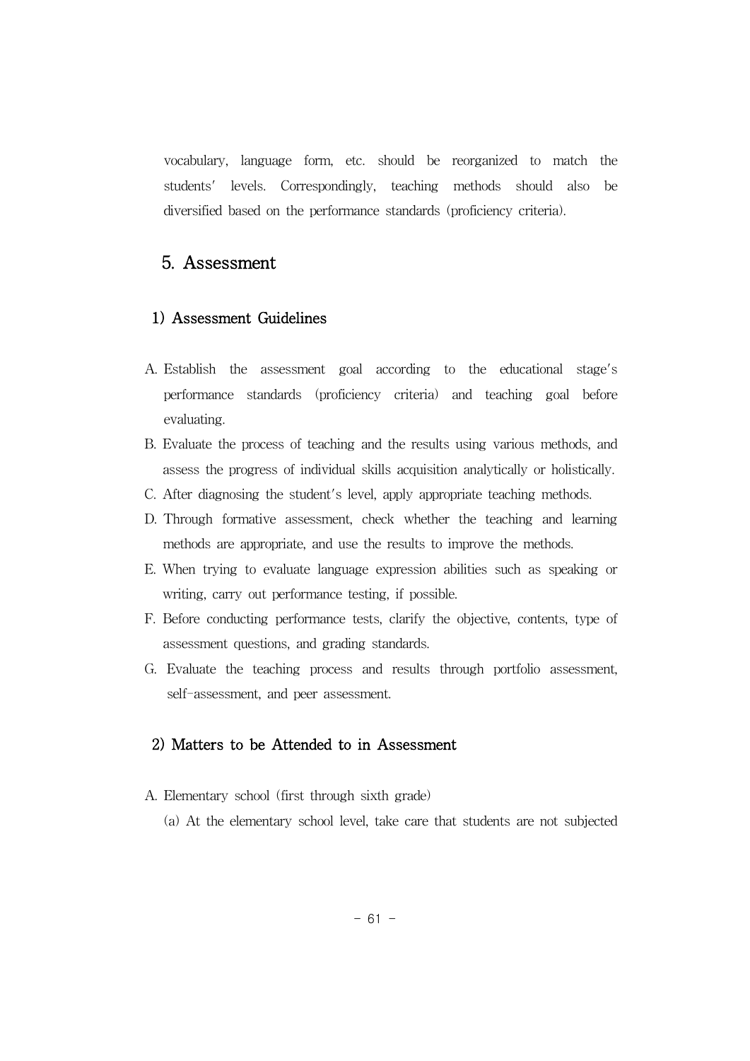vocabulary, language form, etc. should be reorganized to match the students' levels. Correspondingly, teaching methods should also be diversified based on the performance standards (proficiency criteria).

## 5. Assessment

### 1) Assessment Guidelines

A. Establish the assessment goal according to the educational stage's performance standards (proficiency criteria) and teaching goal before evaluating.

B. Evaluate the process of teaching and the results using various methods, and assess the progress of individual skills acquisition analytically or holistically.

C. After diagnosing the student's level, apply appropriate teaching methods.

D. Through formative assessment, check whether the teaching and learning methods are appropriate, and use the results to improve the methods.

E. When trying to evaluate language expression abilities such as speaking or writing, carry out performance testing, if possible.

F. Before conducting performance tests, clarify the objective, contents, type of assessment questions, and grading standards.

G. Evaluate the teaching process and results through portfolio assessment, self-assessment, and peer assessment.

### 2) Matters to be Attended to in Assessment

A. Elementary school (first through sixth grade)

(a) At the elementary school level, take care that students are not subjected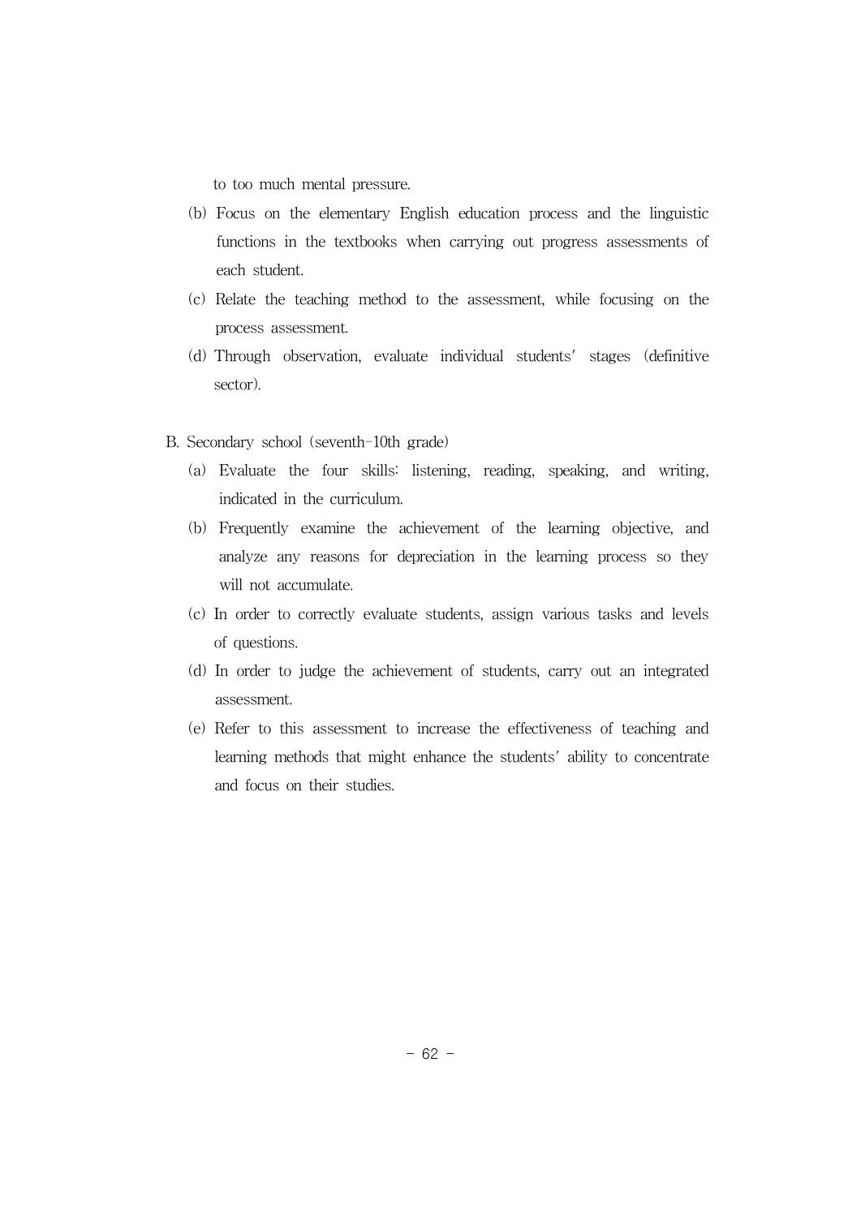to too much mental pressure.

(b) Focus on the elementary English education process and the linguistic functions in the textbooks when carrying out progress assessments of each student.

(c) Relate the teaching method to the assessment, while focusing on the process assessment.

(d) Through observation, evaluate individual students' stages (definitive sector).

B. Secondary school (seventh-10th grade)

(a) Evaluate the four skills: listening, reading, speaking, and writing, indicated in the curriculum.

(b) Frequently examine the achievement of the learning objective, and analyze any reasons for depreciation in the learning process so they will not accumulate.

(c) In order to correctly evaluate students, assign various tasks and levels of questions.

(d) In order to judge the achievement of students, carry out an integrated assessment.

(e) Refer to this assessment to increase the effectiveness of teaching and learning methods that might enhance the students' ability to concentrate and focus on their studies.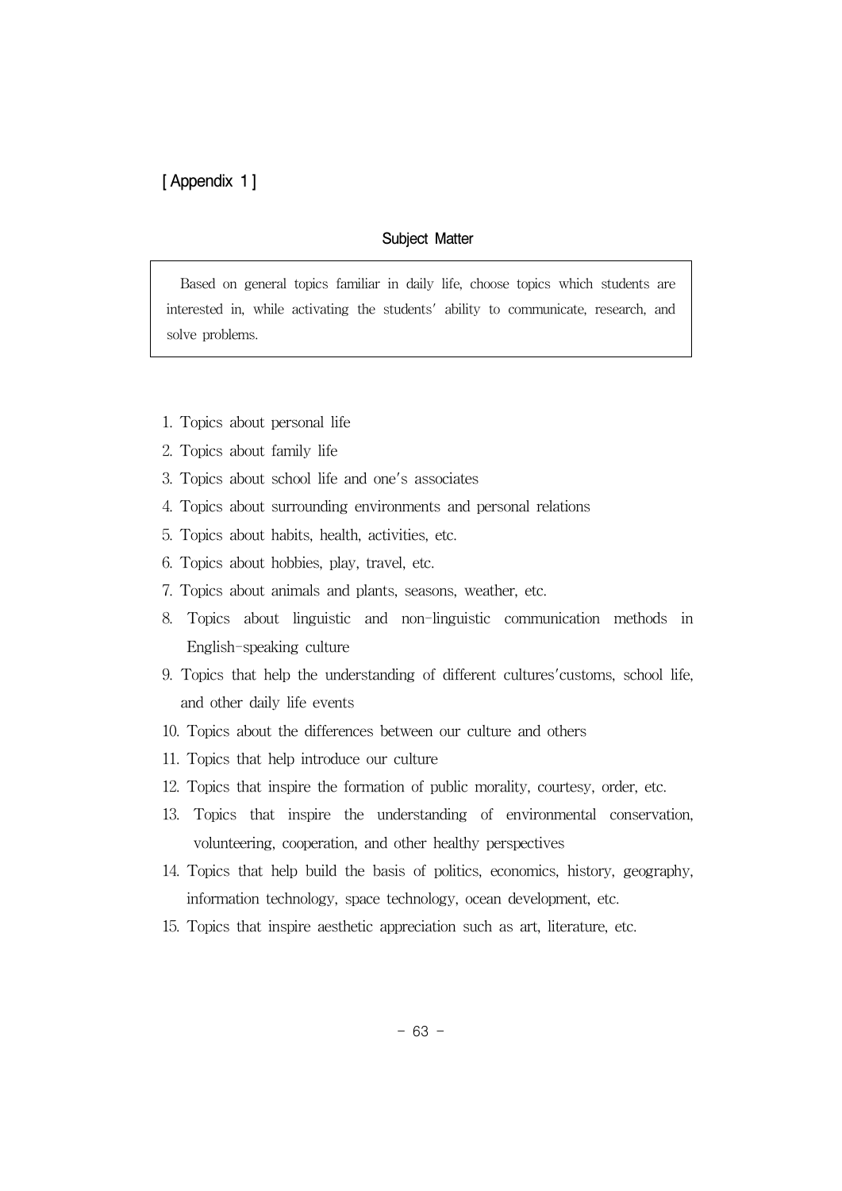# [ Appendix 1 ]

## Subject Matter

> Based on general topics familiar in daily life, choose topics which students are interested in, while activating the students' ability to communicate, research, and solve problems.

1. Topics about personal life
2. Topics about family life
3. Topics about school life and one's associates
4. Topics about surrounding environments and personal relations
5. Topics about habits, health, activities, etc.
6. Topics about hobbies, play, travel, etc.
7. Topics about animals and plants, seasons, weather, etc.
8. Topics about linguistic and non-linguistic communication methods in English-speaking culture
9. Topics that help the understanding of different cultures'customs, school life, and other daily life events
10. Topics about the differences between our culture and others
11. Topics that help introduce our culture
12. Topics that inspire the formation of public morality, courtesy, order, etc.
13. Topics that inspire the understanding of environmental conservation, volunteering, cooperation, and other healthy perspectives
14. Topics that help build the basis of politics, economics, history, geography, information technology, space technology, ocean development, etc.
15. Topics that inspire aesthetic appreciation such as art, literature, etc.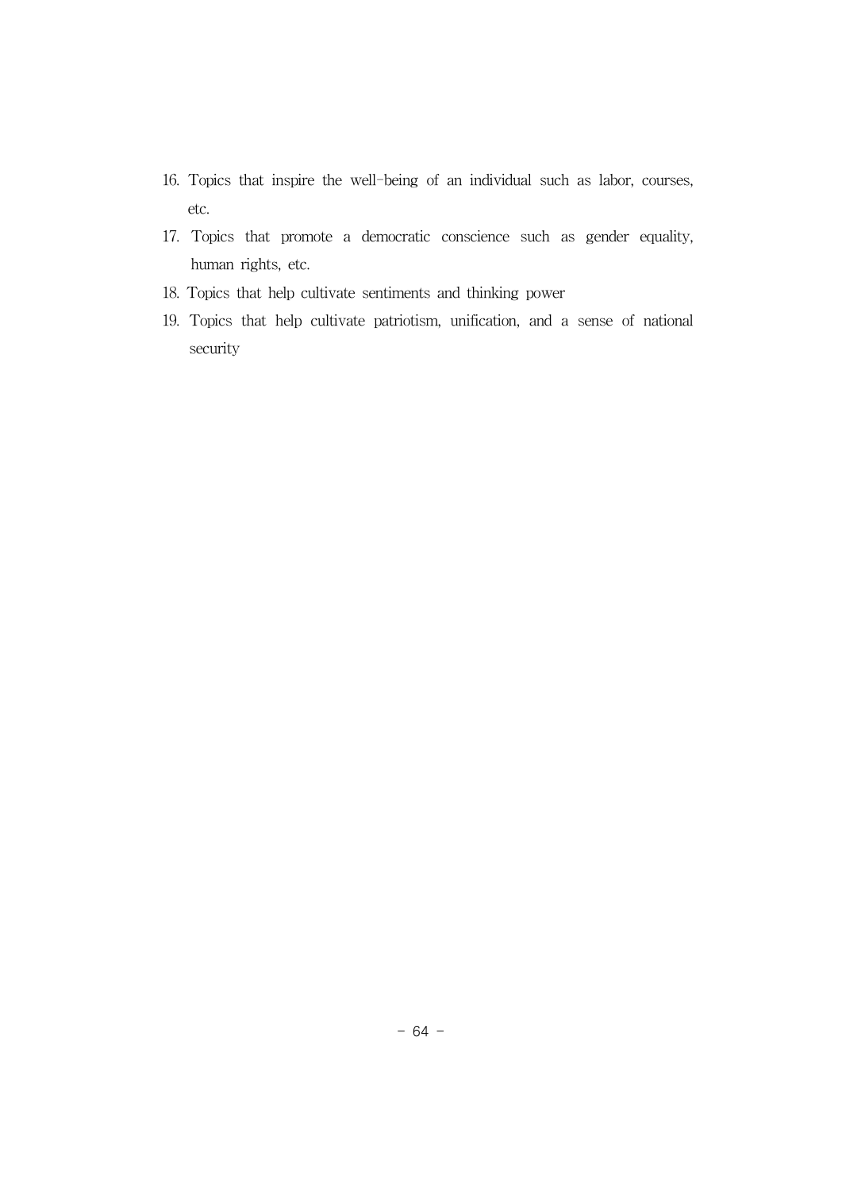16. Topics that inspire the well-being of an individual such as labor, courses, etc.
17. Topics that promote a democratic conscience such as gender equality, human rights, etc.
18. Topics that help cultivate sentiments and thinking power
19. Topics that help cultivate patriotism, unification, and a sense of national security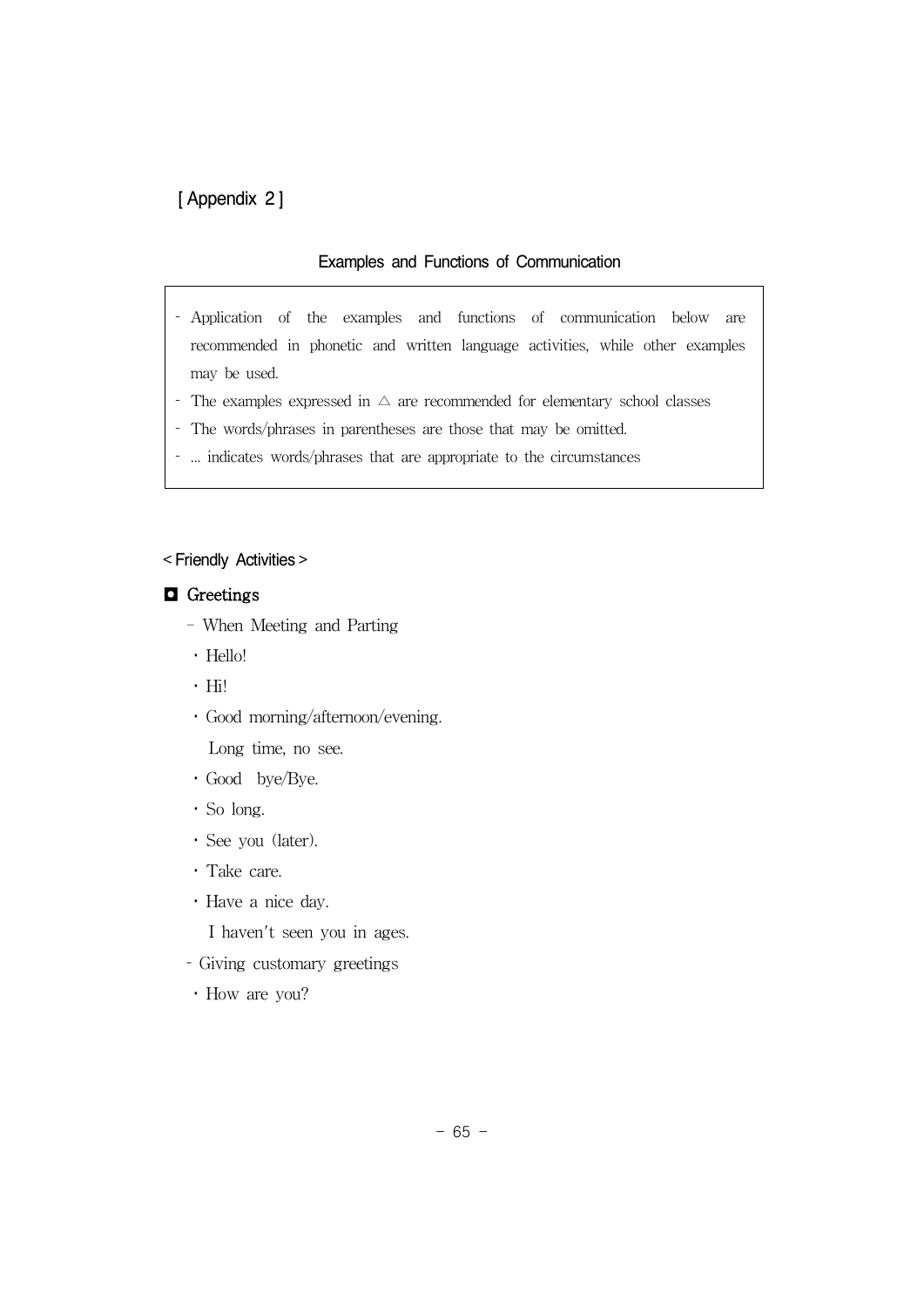[ Appendix 2 ]

## Examples and Functions of Communication

- Application of the examples and functions of communication below are recommended in phonetic and written language activities, while other examples may be used.
- The examples expressed in △ are recommended for elementary school classes
- The words/phrases in parentheses are those that may be omitted.
- ... indicates words/phrases that are appropriate to the circumstances

### < Friendly Activities >

#### ◘ Greetings

- When Meeting and Parting
  - Hello!
  - Hi!
  - Good morning/afternoon/evening.
    
    Long time, no see.
  - Good bye/Bye.
  - So long.
  - See you (later).
  - Take care.
  - Have a nice day.
    
    I haven't seen you in ages.
- Giving customary greetings
  - How are you?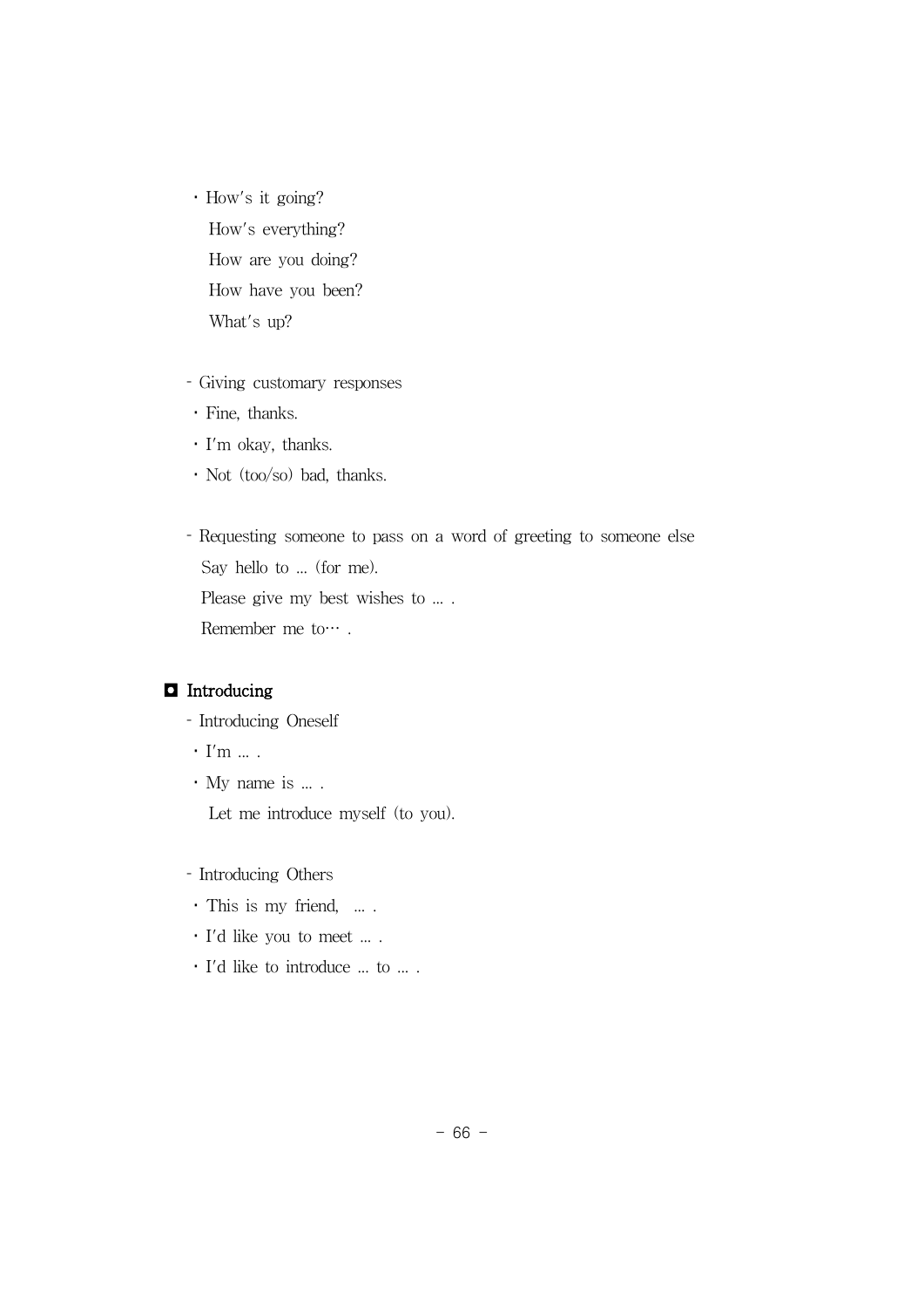· How's it going?
  How's everything?
  How are you doing?
  How have you been?
  What's up?

- Giving customary responses
  · Fine, thanks.
  · I'm okay, thanks.
  · Not (too/so) bad, thanks.

- Requesting someone to pass on a word of greeting to someone else
  Say hello to ... (for me).
  Please give my best wishes to ... .
  Remember me to··· .

## ◘ Introducing

- Introducing Oneself
  · I'm ... .
  · My name is ... .
    Let me introduce myself (to you).

- Introducing Others
  · This is my friend, ... .
  · I'd like you to meet ... .
  · I'd like to introduce ... to ... .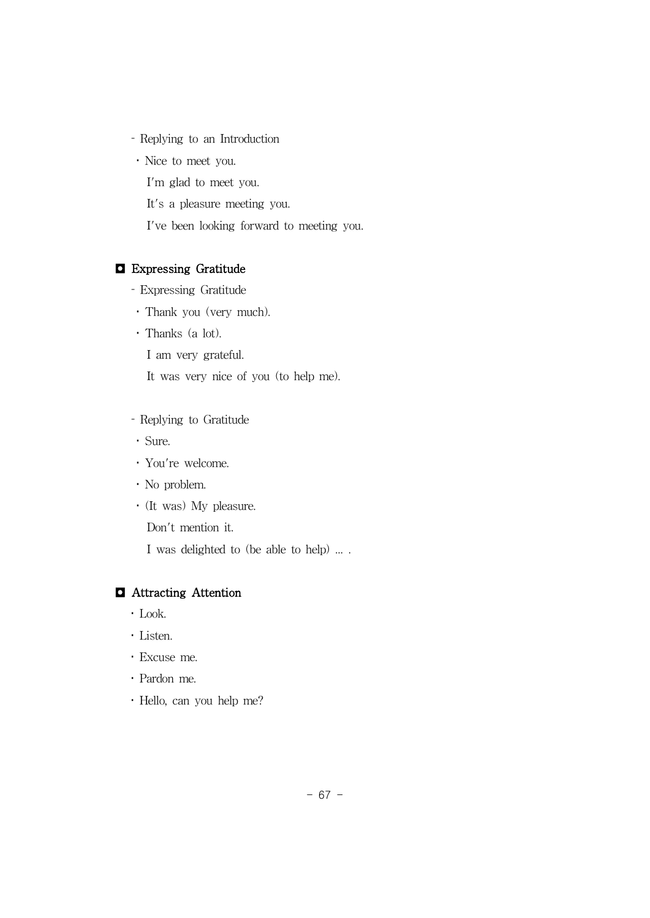- Replying to an Introduction
  - Nice to meet you.
    I'm glad to meet you.
    It's a pleasure meeting you.
    I've been looking forward to meeting you.

## ◘ Expressing Gratitude

- Expressing Gratitude
  - Thank you (very much).
  - Thanks (a lot).
    I am very grateful.
    It was very nice of you (to help me).

- Replying to Gratitude
  - Sure.
  - You're welcome.
  - No problem.
  - (It was) My pleasure.
    Don't mention it.
    I was delighted to (be able to help) ... .

## ◘ Attracting Attention

- Look.
- Listen.
- Excuse me.
- Pardon me.
- Hello, can you help me?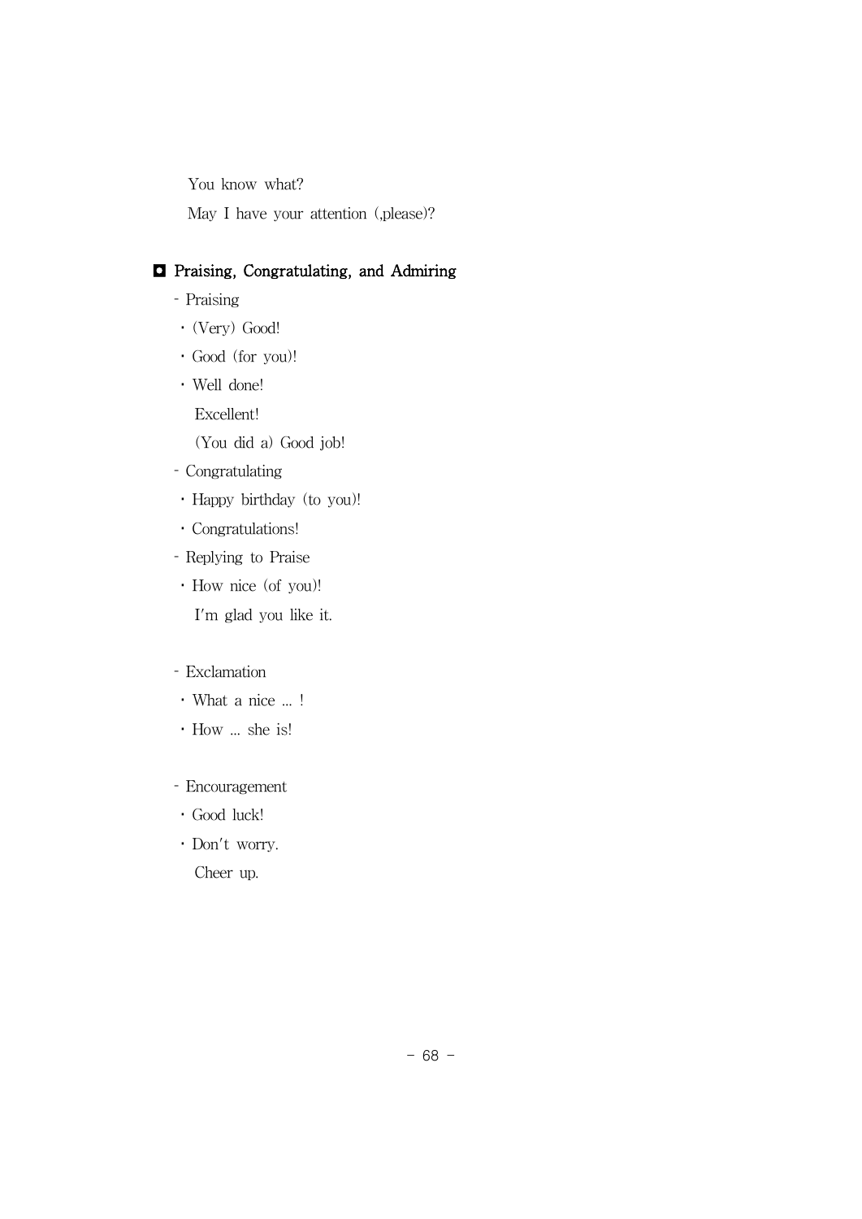You know what?

May I have your attention (,please)?

## ◘ Praising, Congratulating, and Admiring

- Praising
  - · (Very) Good!
  - · Good (for you)!
  - · Well done!
    Excellent!
    (You did a) Good job!
- Congratulating
  - · Happy birthday (to you)!
  - · Congratulations!
- Replying to Praise
  - · How nice (of you)!
    I'm glad you like it.

- Exclamation
  - · What a nice ... !
  - · How ... she is!

- Encouragement
  - · Good luck!
  - · Don't worry.
    Cheer up.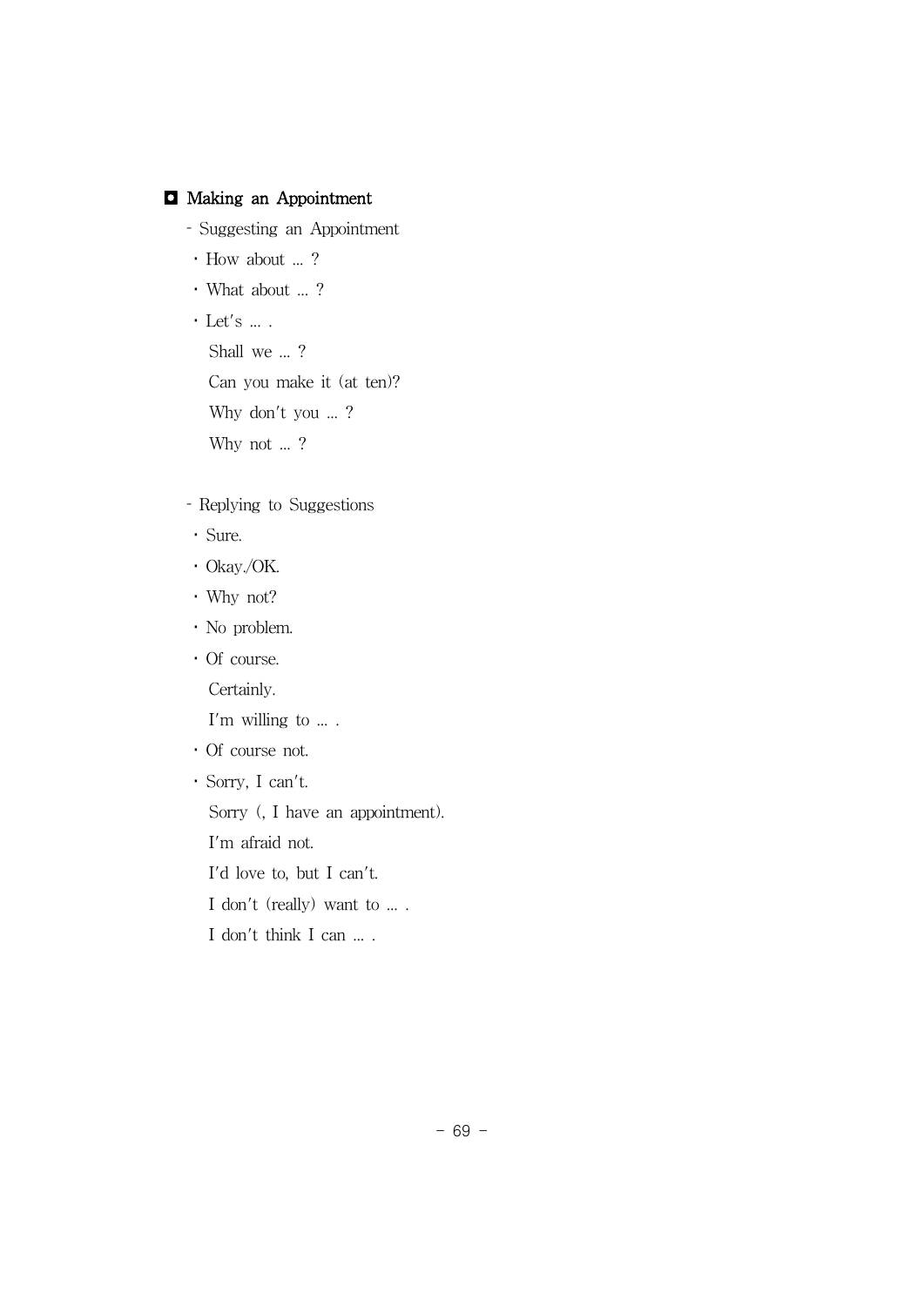## ◘ Making an Appointment

- Suggesting an Appointment
  - How about ... ?
  - What about ... ?
  - Let's ... .
    Shall we ... ?
    Can you make it (at ten)?
    Why don't you ... ?
    Why not ... ?

- Replying to Suggestions
  - Sure.
  - Okay./OK.
  - Why not?
  - No problem.
  - Of course.
    Certainly.
    I'm willing to ... .
  - Of course not.
  - Sorry, I can't.
    Sorry (, I have an appointment).
    I'm afraid not.
    I'd love to, but I can't.
    I don't (really) want to ... .
    I don't think I can ... .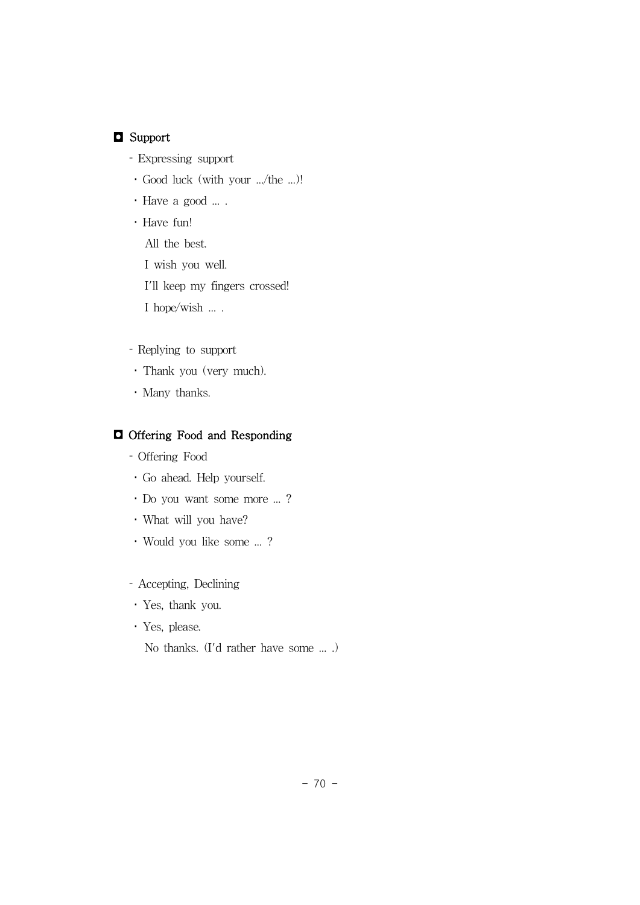## Support

- Expressing support
  - Good luck (with your .../the ...)!
  - Have a good ... .
  - Have fun!
    All the best.
    I wish you well.
    I'll keep my fingers crossed!
    I hope/wish ... .

- Replying to support
  - Thank you (very much).
  - Many thanks.

## Offering Food and Responding

- Offering Food
  - Go ahead. Help yourself.
  - Do you want some more ... ?
  - What will you have?
  - Would you like some ... ?

- Accepting, Declining
  - Yes, thank you.
  - Yes, please.
    No thanks. (I'd rather have some ... .)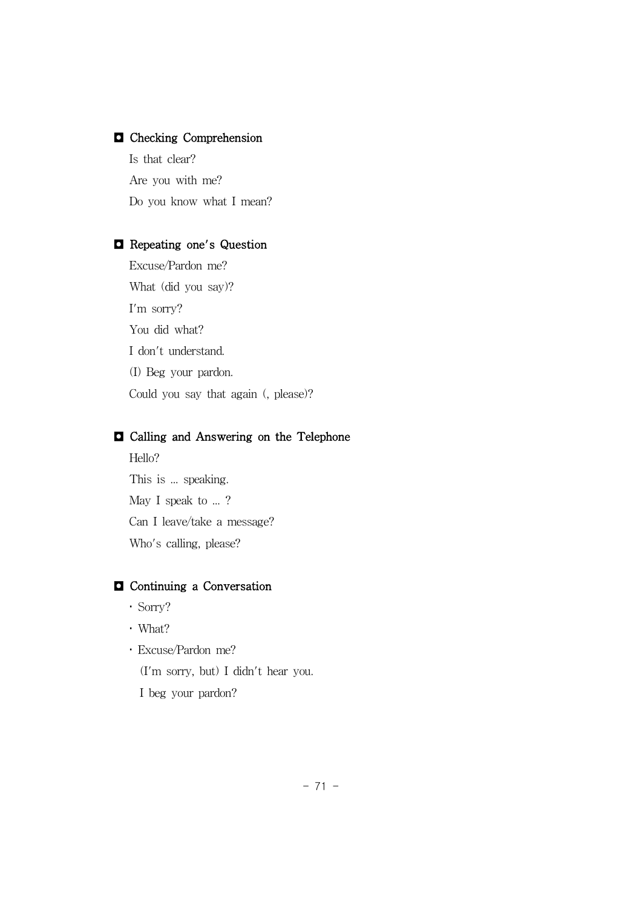### ◘ Checking Comprehension

Is that clear?

Are you with me?

Do you know what I mean?

### ◘ Repeating one's Question

Excuse/Pardon me?

What (did you say)?

I'm sorry?

You did what?

I don't understand.

(I) Beg your pardon.

Could you say that again (, please)?

### ◘ Calling and Answering on the Telephone

Hello?

This is ... speaking.

May I speak to ... ?

Can I leave/take a message?

Who's calling, please?

### ◘ Continuing a Conversation

- Sorry?
- What?
- Excuse/Pardon me?

  (I'm sorry, but) I didn't hear you.

  I beg your pardon?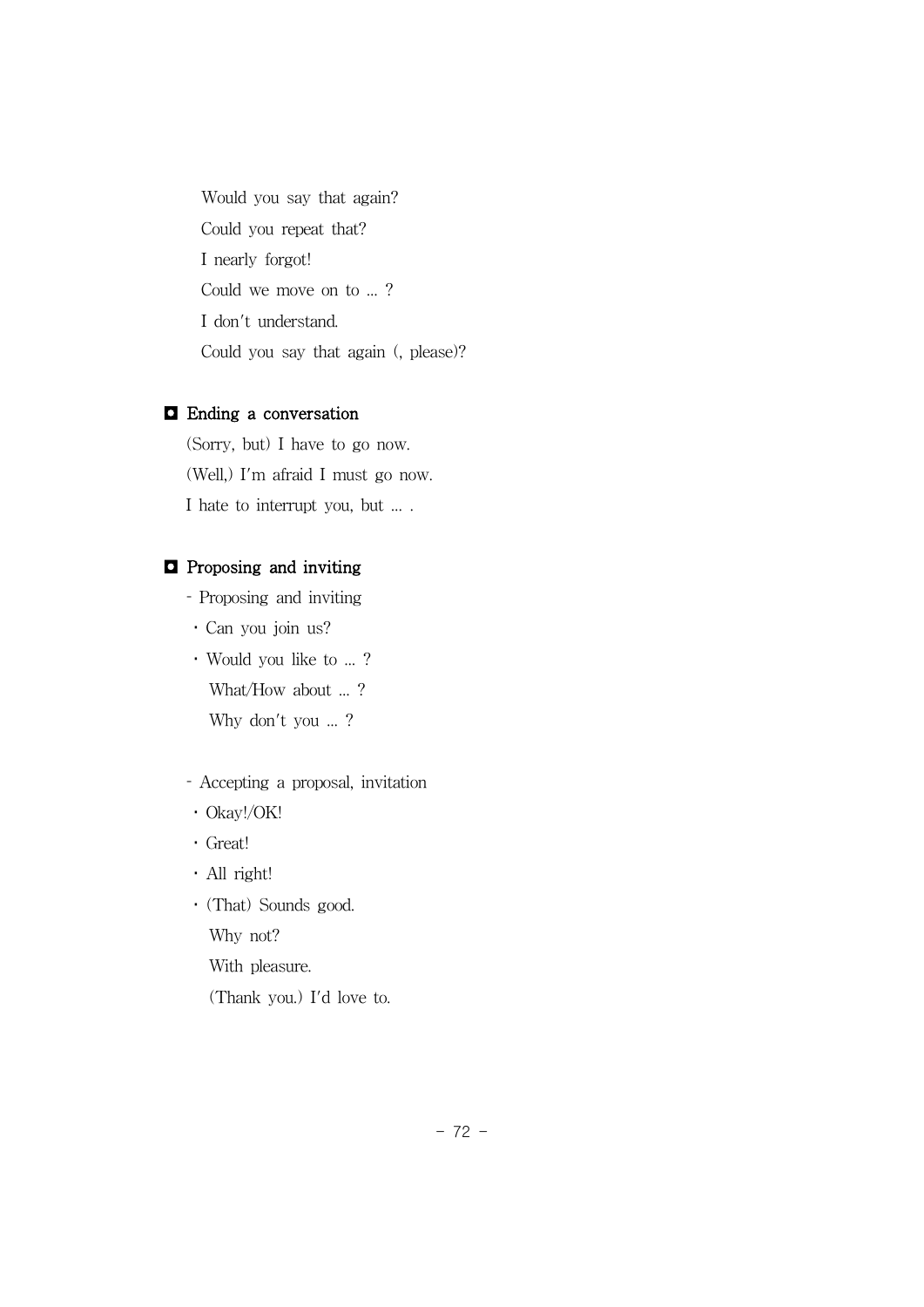Would you say that again?

Could you repeat that?

I nearly forgot!

Could we move on to ... ?

I don't understand.

Could you say that again (, please)?

### Ending a conversation

(Sorry, but) I have to go now.

(Well,) I'm afraid I must go now.

I hate to interrupt you, but ... .

### Proposing and inviting

- Proposing and inviting
  - Can you join us?
  - Would you like to ... ?
    What/How about ... ?
    Why don't you ... ?

- Accepting a proposal, invitation
  - Okay!/OK!
  - Great!
  - All right!
  - (That) Sounds good.
    Why not?
    With pleasure.
    (Thank you.) I'd love to.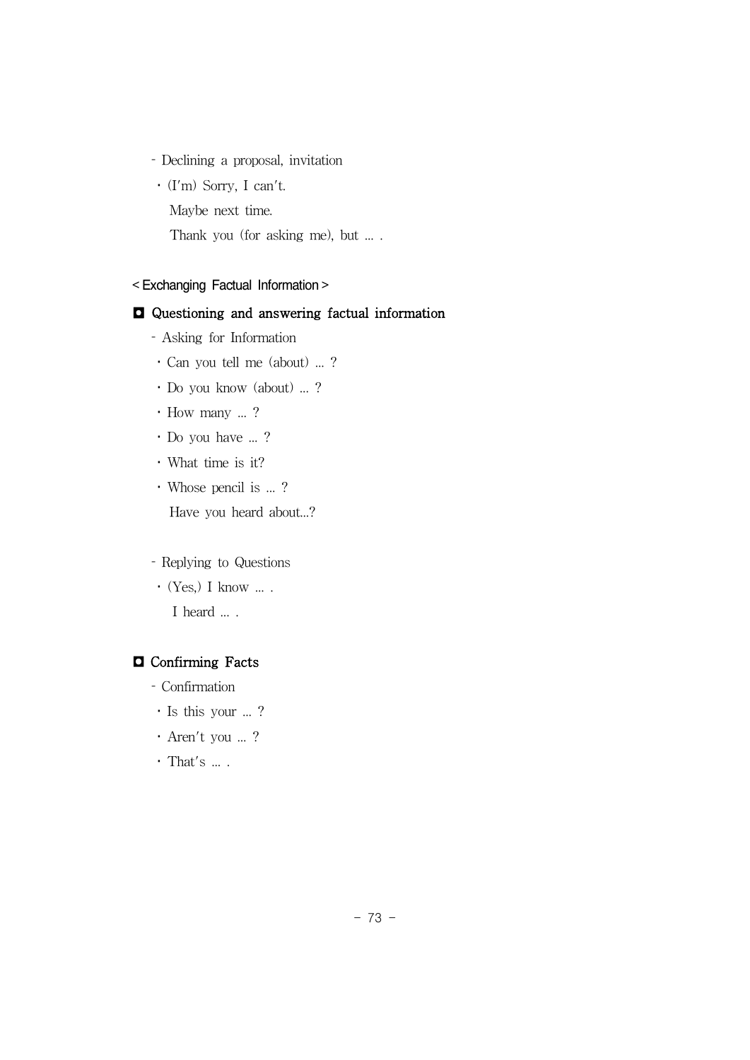- Declining a proposal, invitation
  - (I'm) Sorry, I can't.
    Maybe next time.
    Thank you (for asking me), but ... .

< Exchanging Factual Information >

### ◘ Questioning and answering factual information

- Asking for Information
  - Can you tell me (about) ... ?
  - Do you know (about) ... ?
  - How many ... ?
  - Do you have ... ?
  - What time is it?
  - Whose pencil is ... ?
    Have you heard about...?

- Replying to Questions
  - (Yes,) I know ... .
    I heard ... .

### ◘ Confirming Facts

- Confirmation
  - Is this your ... ?
  - Aren't you ... ?
  - That's ... .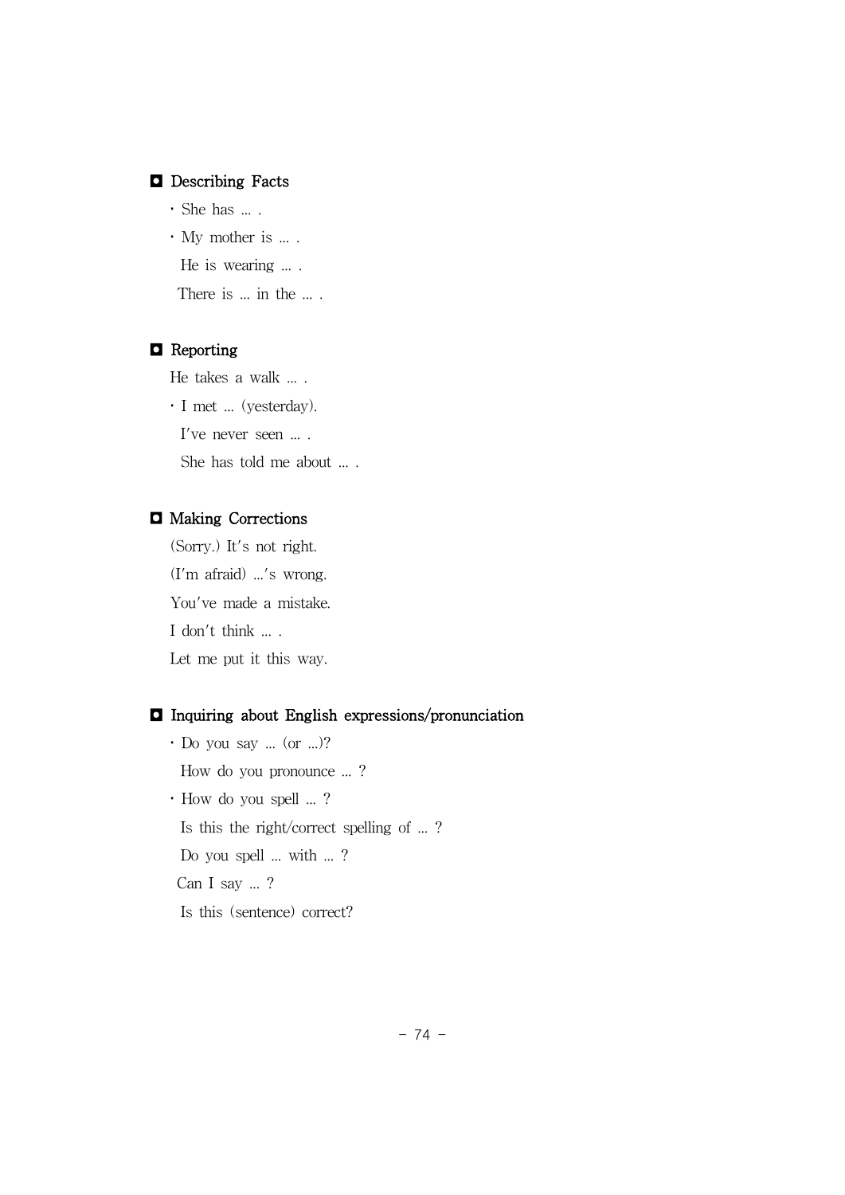## Describing Facts

- She has … .
- My mother is … .

  He is wearing … .

  There is … in the … .

## Reporting

He takes a walk … .

- I met … (yesterday).

  I've never seen … .

  She has told me about … .

## Making Corrections

(Sorry.) It's not right.

(I'm afraid) …'s wrong.

You've made a mistake.

I don't think … .

Let me put it this way.

## Inquiring about English expressions/pronunciation

- Do you say … (or …)?

  How do you pronounce … ?

- How do you spell … ?

  Is this the right/correct spelling of … ?

  Do you spell … with … ?

  Can I say … ?

  Is this (sentence) correct?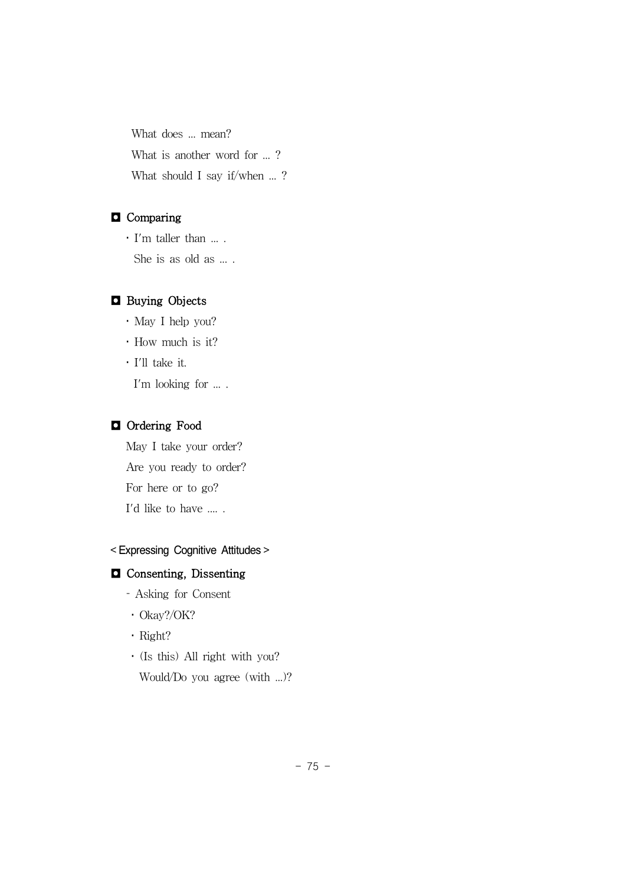What does … mean?

What is another word for … ?

What should I say if/when … ?

### ◘ Comparing

- I'm taller than … .

  She is as old as … .

### ◘ Buying Objects

- May I help you?
- How much is it?
- I'll take it.

  I'm looking for … .

### ◘ Ordering Food

May I take your order?

Are you ready to order?

For here or to go?

I'd like to have …. .

## < Expressing Cognitive Attitudes >

### ◘ Consenting, Dissenting

- Asking for Consent
  - Okay?/OK?
  - Right?
  - (Is this) All right with you?

    Would/Do you agree (with …)?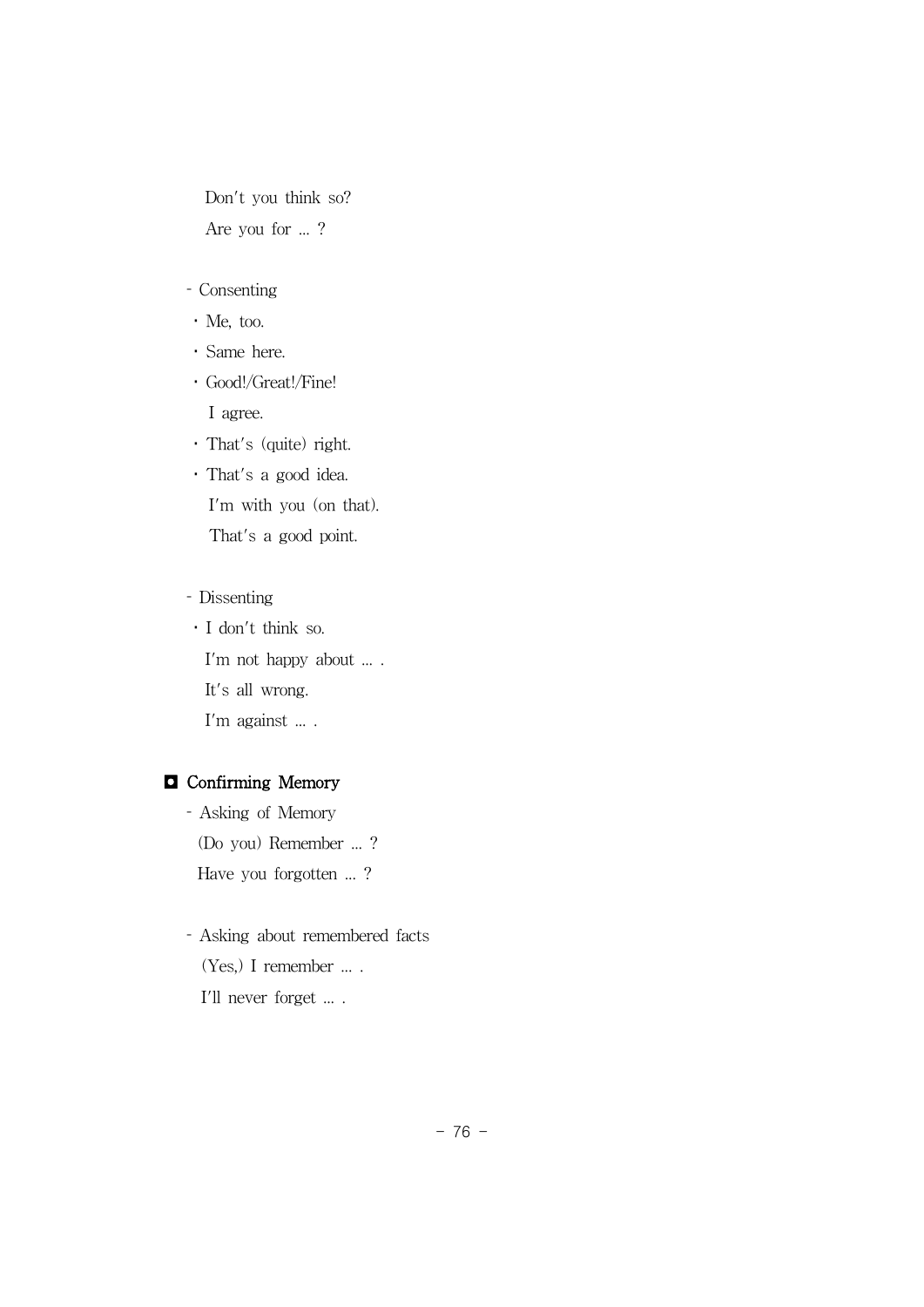Don't you think so?

Are you for ... ?

- Consenting
  - Me, too.
  - Same here.
  - Good!/Great!/Fine!
    I agree.
  - That's (quite) right.
  - That's a good idea.
    I'm with you (on that).
    That's a good point.

- Dissenting
  - I don't think so.
    I'm not happy about ... .
    It's all wrong.
    I'm against ... .

### ◘ Confirming Memory

- Asking of Memory
  (Do you) Remember ... ?
  Have you forgotten ... ?

- Asking about remembered facts
  (Yes,) I remember ... .
  I'll never forget ... .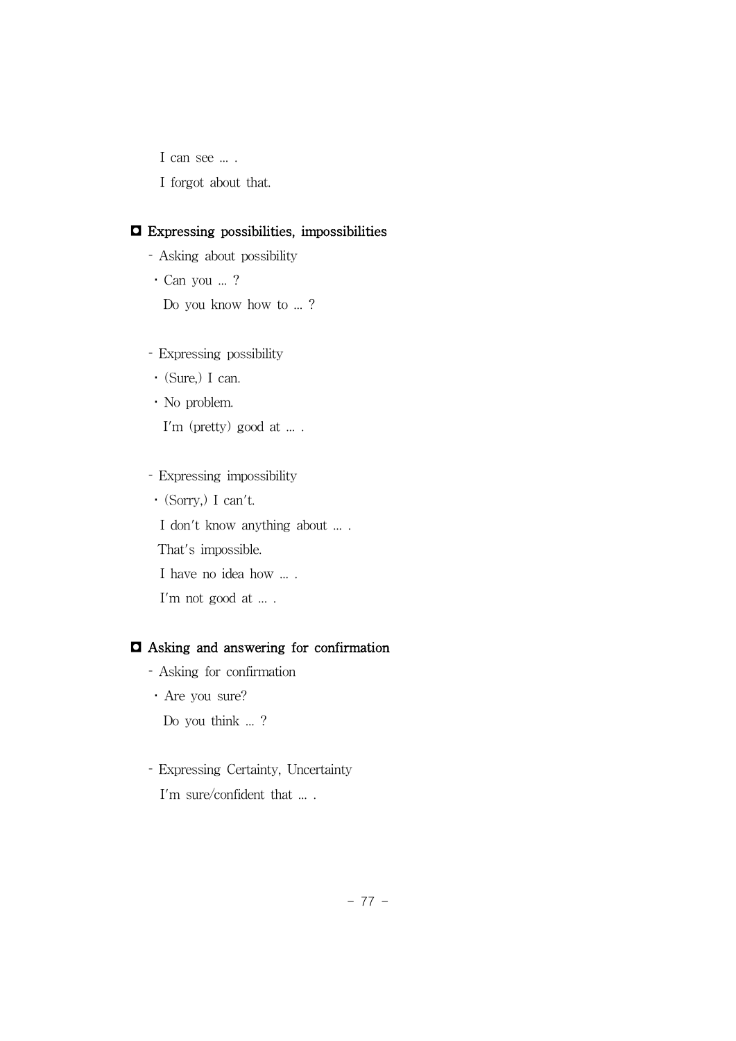I can see ... .

I forgot about that.

## ◘ Expressing possibilities, impossibilities

- Asking about possibility
  - · Can you ... ?

    Do you know how to ... ?

- Expressing possibility
  - · (Sure,) I can.
  - · No problem.

    I'm (pretty) good at ... .

- Expressing impossibility
  - · (Sorry,) I can't.

    I don't know anything about ... .

    That's impossible.

    I have no idea how ... .

    I'm not good at ... .

## ◘ Asking and answering for confirmation

- Asking for confirmation
  - · Are you sure?

    Do you think ... ?

- Expressing Certainty, Uncertainty

  I'm sure/confident that ... .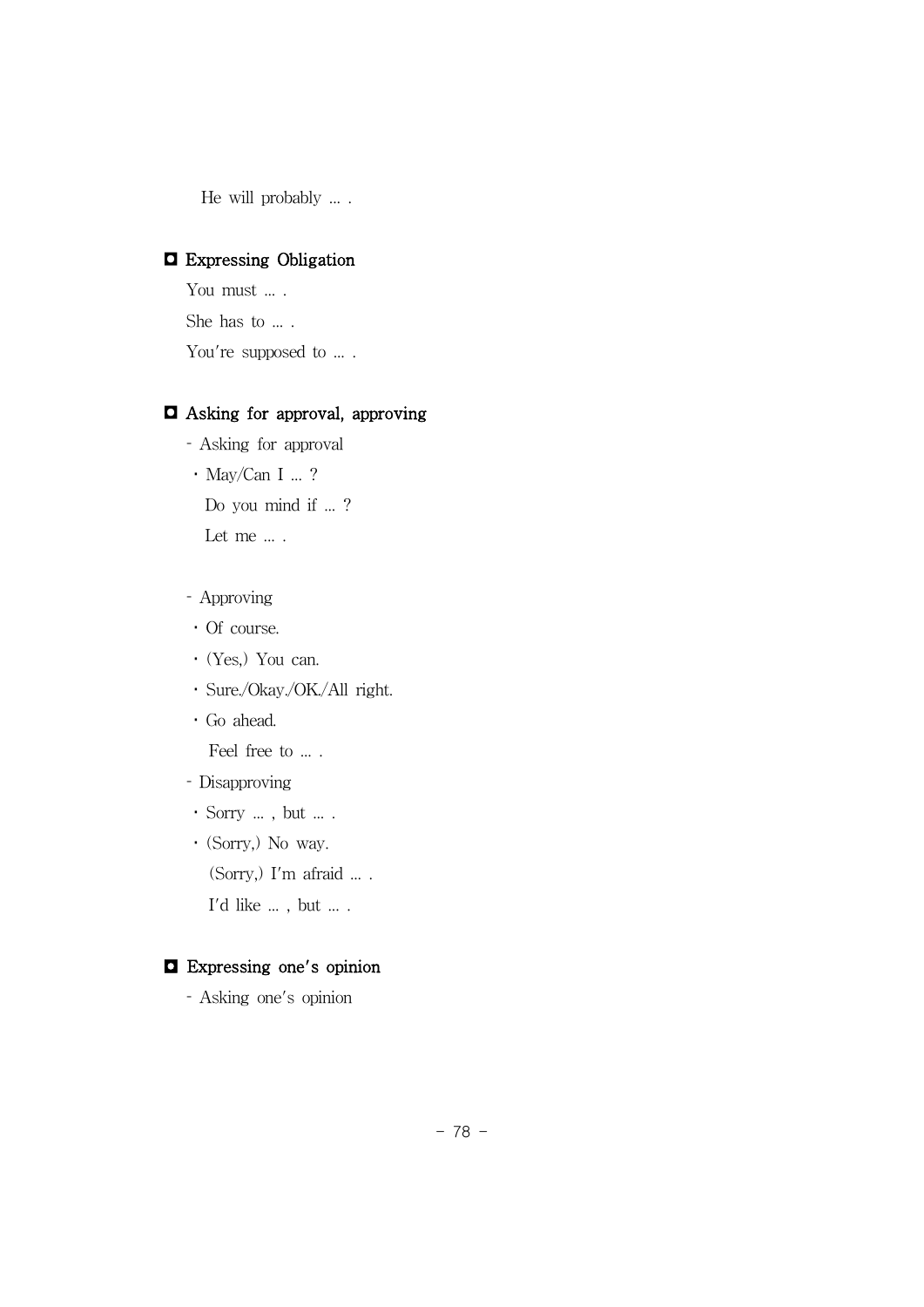He will probably … .

### ◘ Expressing Obligation

You must … .

She has to … .

You're supposed to … .

### ◘ Asking for approval, approving

- Asking for approval
  - · May/Can I … ?
    
    Do you mind if … ?
    
    Let me … .

- Approving
  - · Of course.
  - · (Yes,) You can.
  - · Sure./Okay./OK./All right.
  - · Go ahead.
    
    Feel free to … .
- Disapproving
  - · Sorry … , but … .
  - · (Sorry,) No way.
    
    (Sorry,) I'm afraid … .
    
    I'd like … , but … .

### ◘ Expressing one's opinion

- Asking one's opinion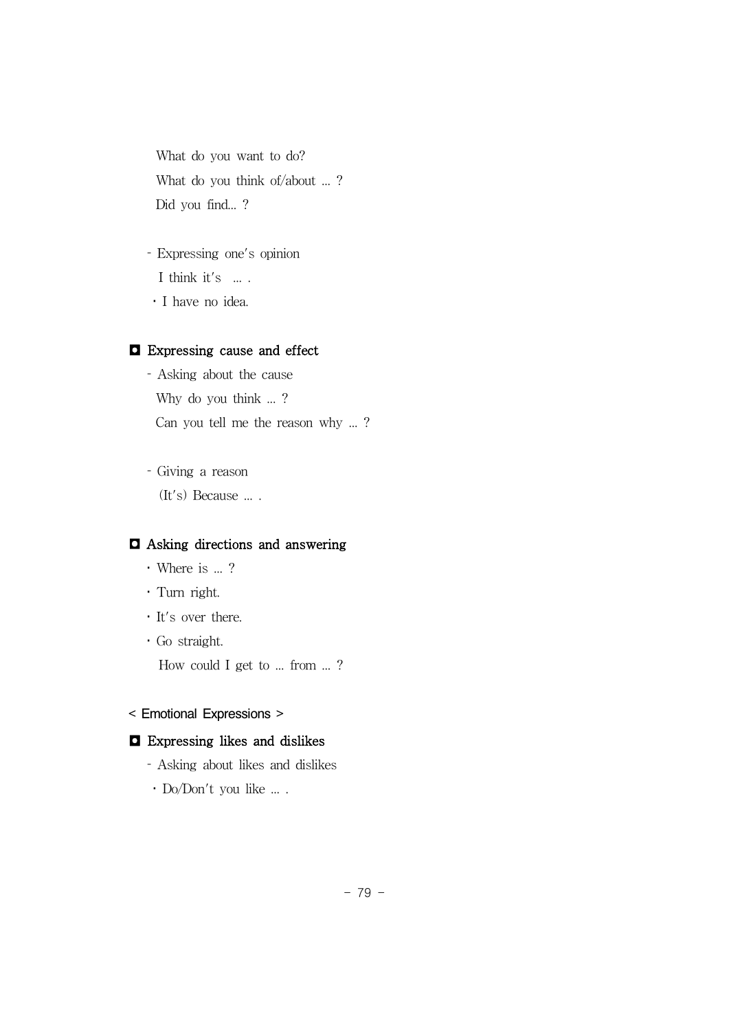What do you want to do?

What do you think of/about ... ?

Did you find... ?

- Expressing one's opinion

  I think it's ... .

  · I have no idea.

### ◘ Expressing cause and effect

- Asking about the cause

  Why do you think ... ?

  Can you tell me the reason why ... ?

- Giving a reason

  (It's) Because ... .

### ◘ Asking directions and answering

· Where is ... ?

· Turn right.

· It's over there.

· Go straight.

  How could I get to ... from ... ?

< Emotional Expressions >

### ◘ Expressing likes and dislikes

- Asking about likes and dislikes

  · Do/Don't you like ... .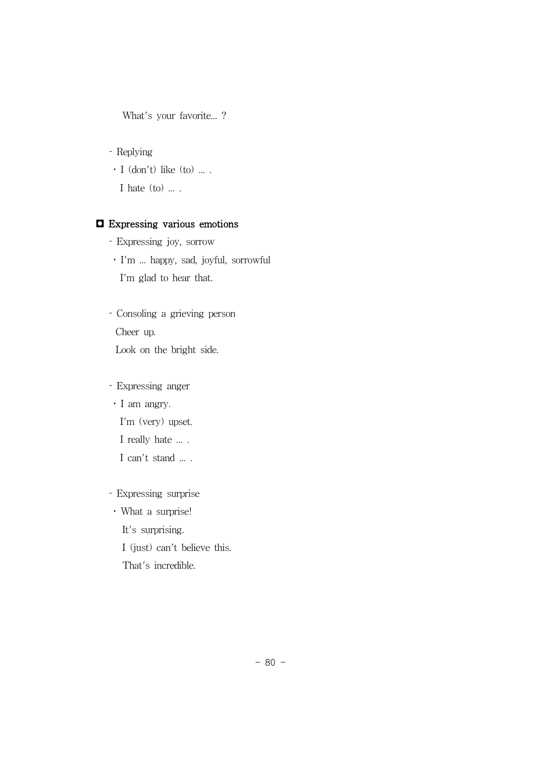What's your favorite... ?

- Replying
  - I (don't) like (to) ... .
    I hate (to) ... .

**◘ Expressing various emotions**

- Expressing joy, sorrow
  - I'm ... happy, sad, joyful, sorrowful
    I'm glad to hear that.

- Consoling a grieving person
  Cheer up.
  Look on the bright side.

- Expressing anger
  - I am angry.
    I'm (very) upset.
    I really hate ... .
    I can't stand ... .

- Expressing surprise
  - What a surprise!
    It's surprising.
    I (just) can't believe this.
    That's incredible.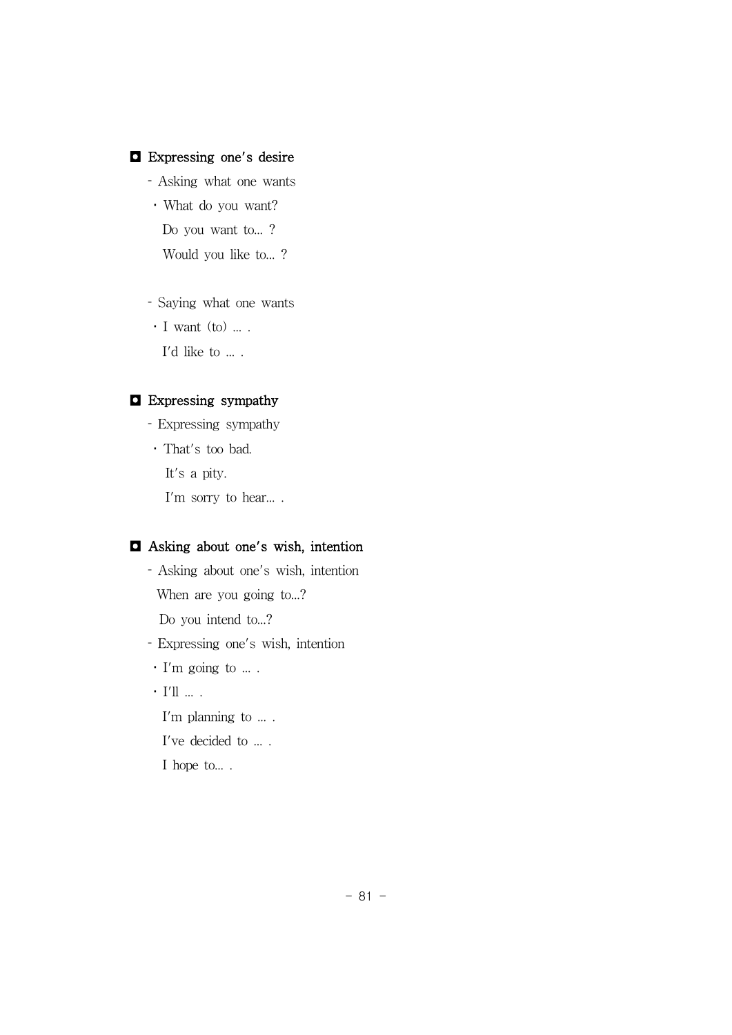## ◘ Expressing one's desire

- Asking what one wants
  - What do you want?
    Do you want to... ?
    Would you like to... ?

- Saying what one wants
  - I want (to) ... .
    I'd like to ... .

## ◘ Expressing sympathy

- Expressing sympathy
  - That's too bad.
    It's a pity.
    I'm sorry to hear... .

## ◘ Asking about one's wish, intention

- Asking about one's wish, intention
  When are you going to...?
  Do you intend to...?
- Expressing one's wish, intention
  - I'm going to ... .
  - I'll ... .
    I'm planning to ... .
    I've decided to ... .
    I hope to... .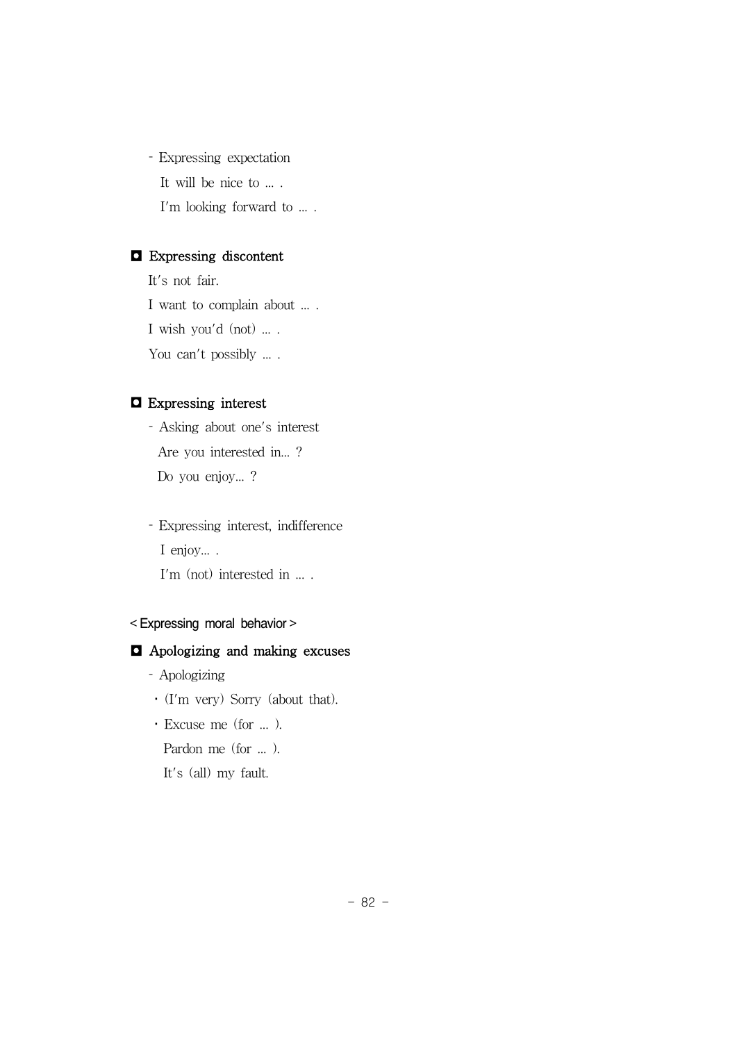- Expressing expectation

  It will be nice to … .

  I'm looking forward to … .

### ◘ Expressing discontent

It's not fair.

I want to complain about … .

I wish you'd (not) … .

You can't possibly … .

### ◘ Expressing interest

- Asking about one's interest

  Are you interested in… ?

  Do you enjoy… ?

- Expressing interest, indifference

  I enjoy… .

  I'm (not) interested in … .

< Expressing moral behavior >

### ◘ Apologizing and making excuses

- Apologizing
  - (I'm very) Sorry (about that).
  - Excuse me (for … ).

    Pardon me (for … ).

    It's (all) my fault.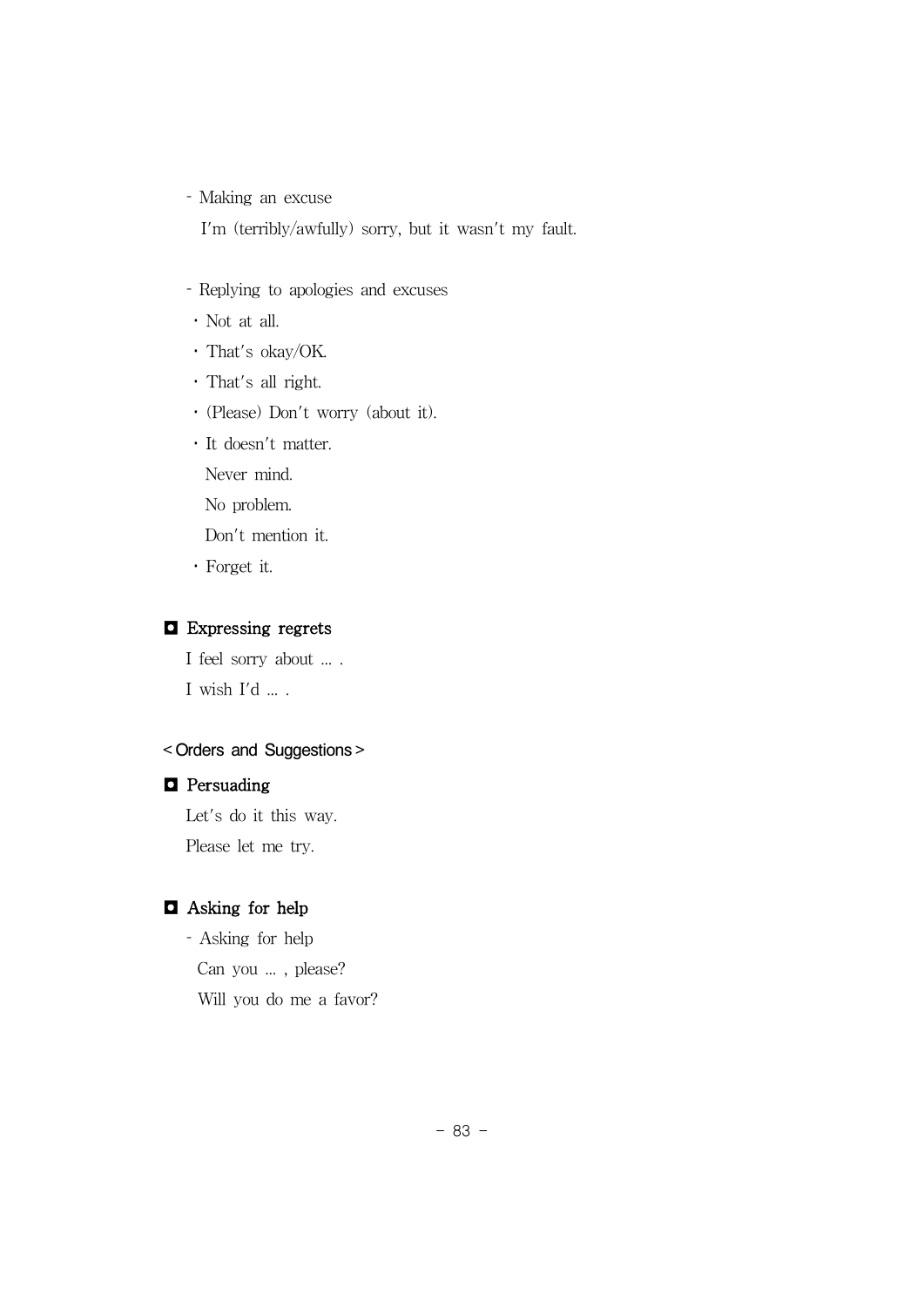- Making an excuse

  I'm (terribly/awfully) sorry, but it wasn't my fault.

- Replying to apologies and excuses
  - Not at all.
  - That's okay/OK.
  - That's all right.
  - (Please) Don't worry (about it).
  - It doesn't matter.
    Never mind.
    No problem.
    Don't mention it.
  - Forget it.

### ◘ Expressing regrets

I feel sorry about … .

I wish I'd … .

## < Orders and Suggestions >

### ◘ Persuading

Let's do it this way.

Please let me try.

### ◘ Asking for help

- Asking for help

  Can you … , please?

  Will you do me a favor?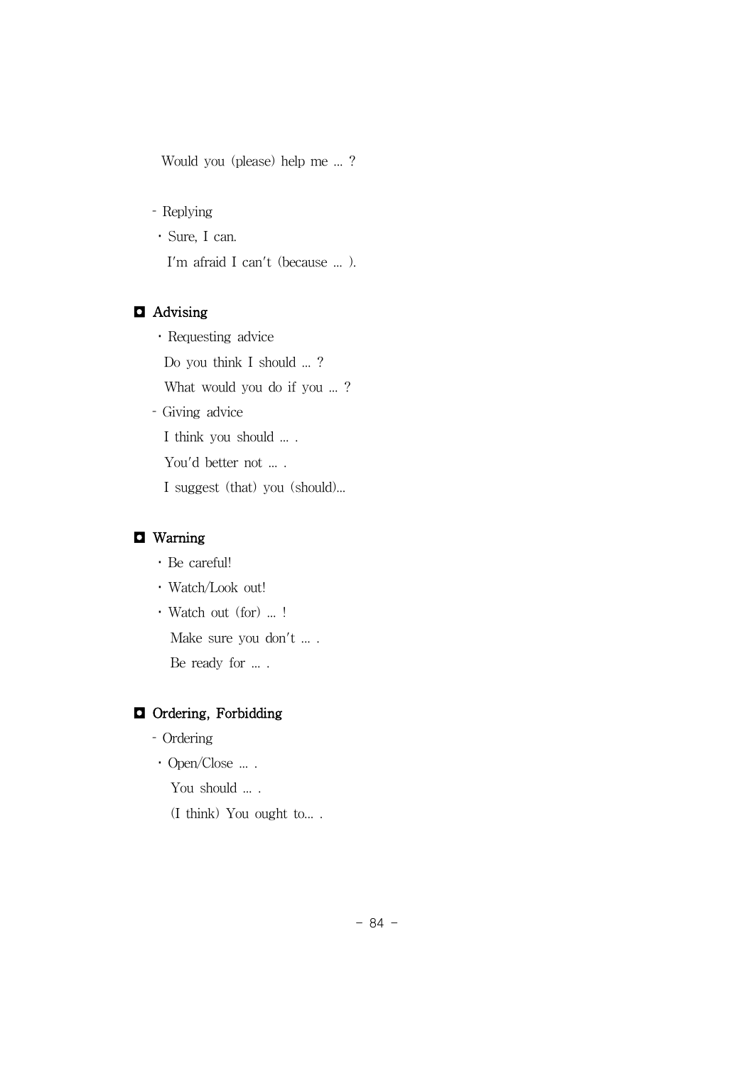Would you (please) help me ... ?

- Replying
  - Sure, I can.

    I'm afraid I can't (because ... ).

## ◘ Advising

- Requesting advice

  Do you think I should ... ?

  What would you do if you ... ?

- Giving advice

  I think you should ... .

  You'd better not ... .

  I suggest (that) you (should)...

## ◘ Warning

- Be careful!
- Watch/Look out!
- Watch out (for) ... !

  Make sure you don't ... .

  Be ready for ... .

## ◘ Ordering, Forbidding

- Ordering
  - Open/Close ... .

    You should ... .

    (I think) You ought to... .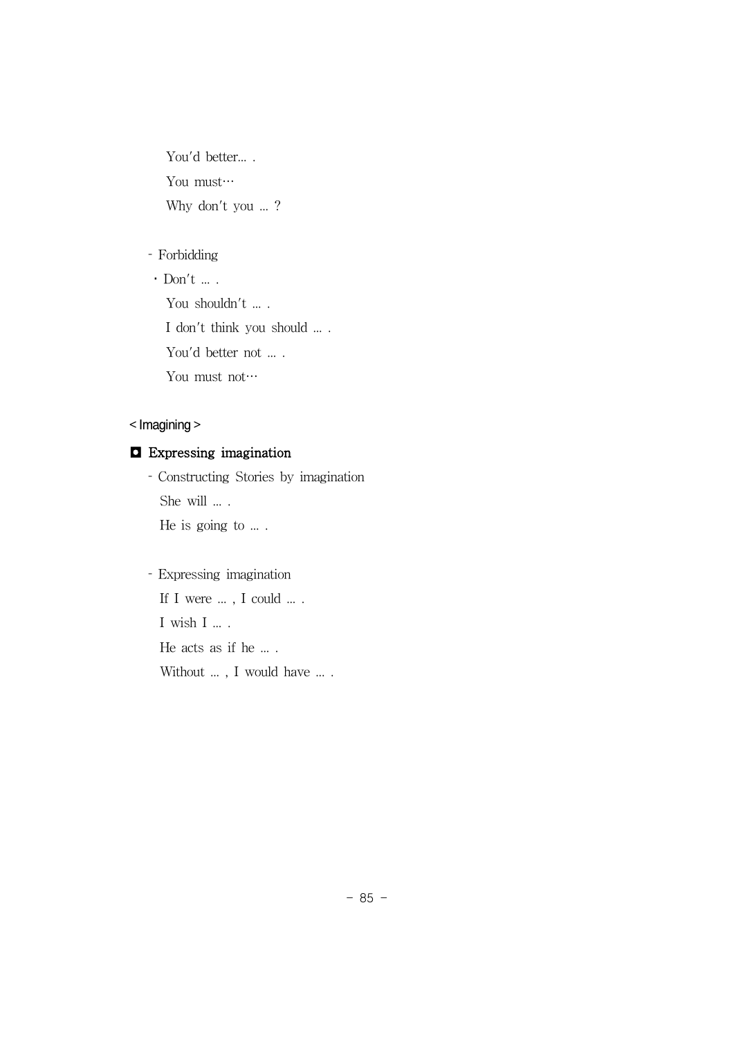You'd better… .

You must…

Why don't you … ?

- Forbidding
  - Don't … .

    You shouldn't … .

    I don't think you should … .

    You'd better not … .

    You must not…

< Imagining >

**◘ Expressing imagination**

- Constructing Stories by imagination

  She will … .

  He is going to … .

- Expressing imagination

  If I were … , I could … .

  I wish I … .

  He acts as if he … .

  Without … , I would have … .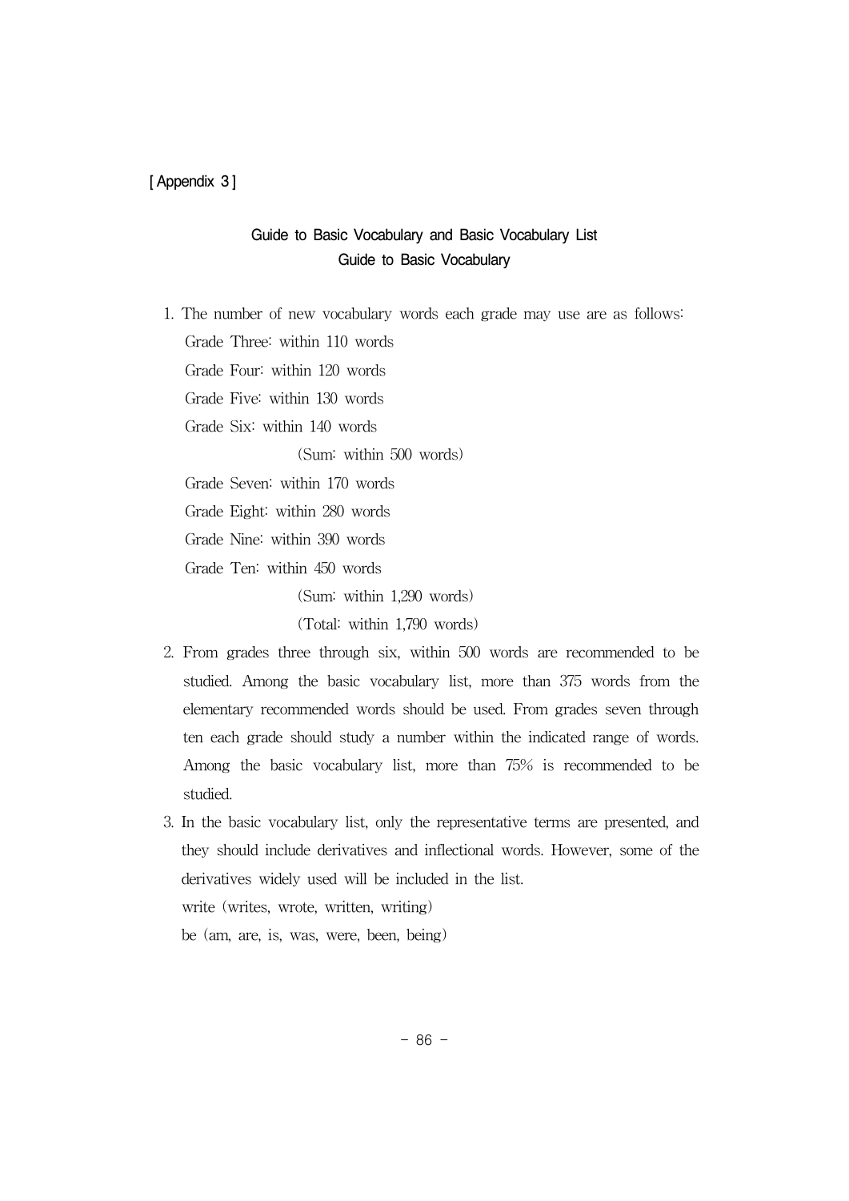[ Appendix 3 ]

## Guide to Basic Vocabulary and Basic Vocabulary List

### Guide to Basic Vocabulary

1. The number of new vocabulary words each grade may use are as follows:

   Grade Three: within 110 words

   Grade Four: within 120 words

   Grade Five: within 130 words

   Grade Six: within 140 words

   (Sum: within 500 words)

   Grade Seven: within 170 words

   Grade Eight: within 280 words

   Grade Nine: within 390 words

   Grade Ten: within 450 words

   (Sum: within 1,290 words)

   (Total: within 1,790 words)

2. From grades three through six, within 500 words are recommended to be studied. Among the basic vocabulary list, more than 375 words from the elementary recommended words should be used. From grades seven through ten each grade should study a number within the indicated range of words. Among the basic vocabulary list, more than 75% is recommended to be studied.

3. In the basic vocabulary list, only the representative terms are presented, and they should include derivatives and inflectional words. However, some of the derivatives widely used will be included in the list.

   write (writes, wrote, written, writing)

   be (am, are, is, was, were, been, being)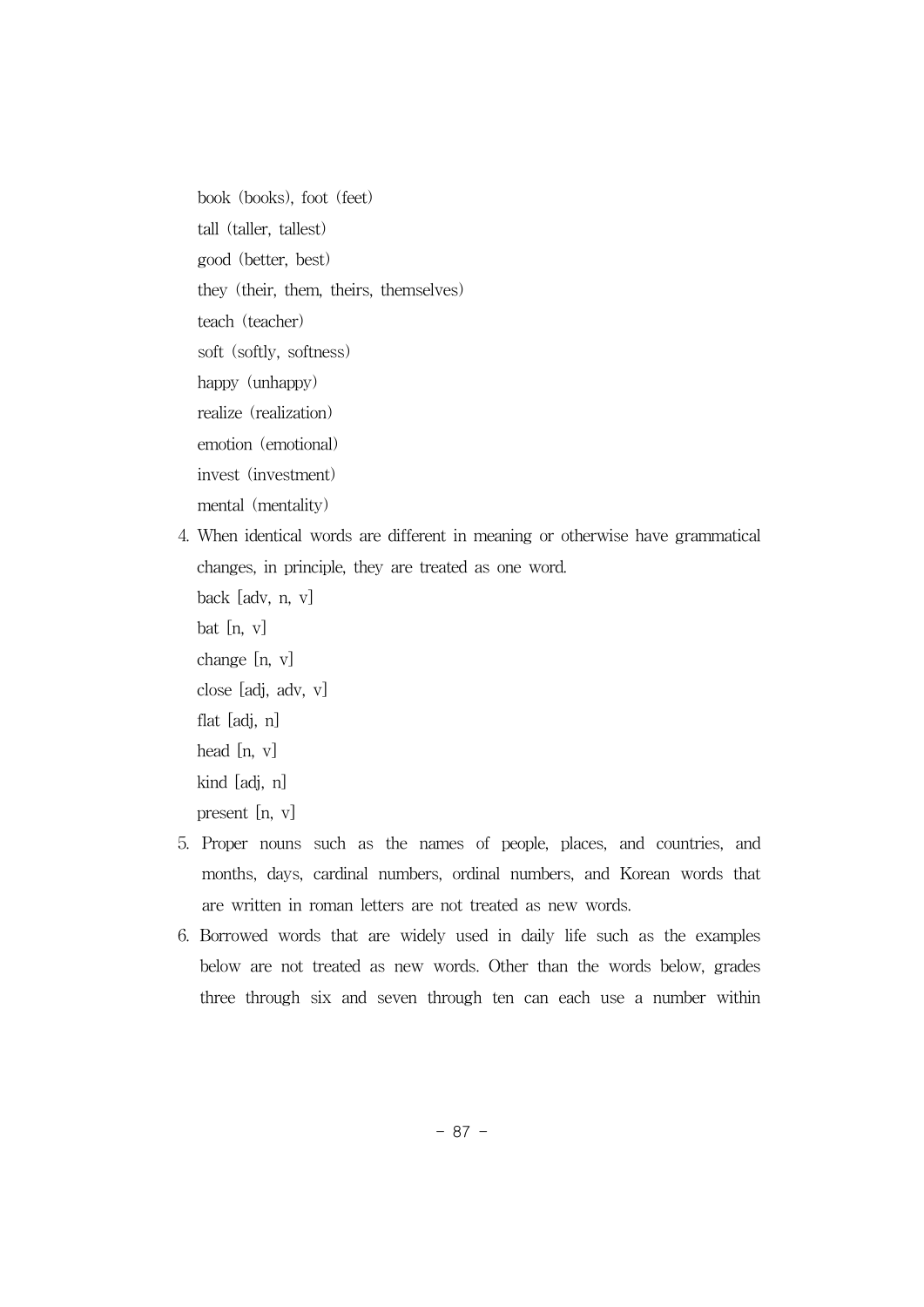book (books), foot (feet)

tall (taller, tallest)

good (better, best)

they (their, them, theirs, themselves)

teach (teacher)

soft (softly, softness)

happy (unhappy)

realize (realization)

emotion (emotional)

invest (investment)

mental (mentality)

4. When identical words are different in meaning or otherwise have grammatical changes, in principle, they are treated as one word.

   back [adv, n, v]

   bat [n, v]

   change [n, v]

   close [adj, adv, v]

   flat [adj, n]

   head [n, v]

   kind [adj, n]

   present [n, v]

5. Proper nouns such as the names of people, places, and countries, and months, days, cardinal numbers, ordinal numbers, and Korean words that are written in roman letters are not treated as new words.

6. Borrowed words that are widely used in daily life such as the examples below are not treated as new words. Other than the words below, grades three through six and seven through ten can each use a number within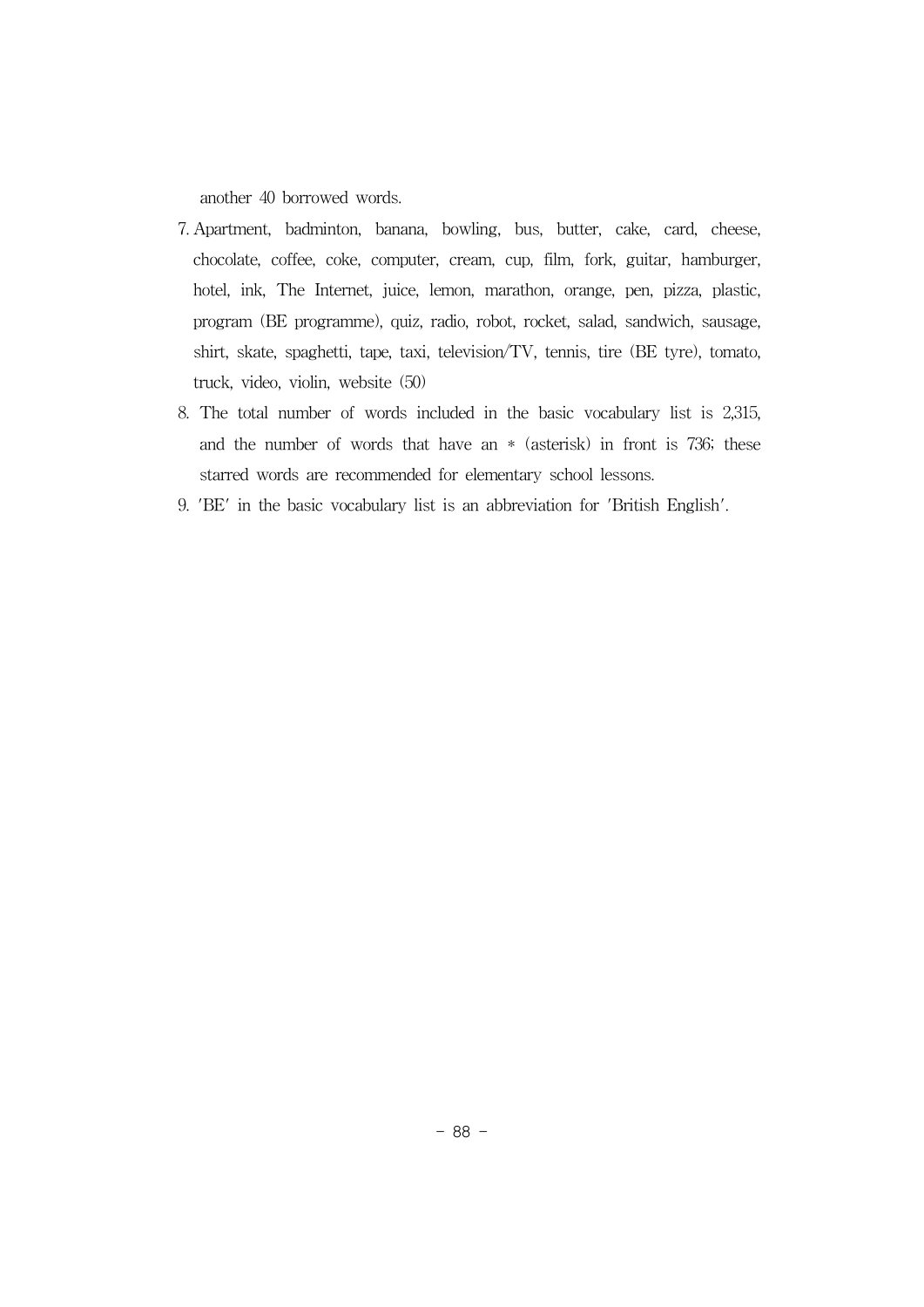another 40 borrowed words.

7. Apartment, badminton, banana, bowling, bus, butter, cake, card, cheese, chocolate, coffee, coke, computer, cream, cup, film, fork, guitar, hamburger, hotel, ink, The Internet, juice, lemon, marathon, orange, pen, pizza, plastic, program (BE programme), quiz, radio, robot, rocket, salad, sandwich, sausage, shirt, skate, spaghetti, tape, taxi, television/TV, tennis, tire (BE tyre), tomato, truck, video, violin, website (50)
8. The total number of words included in the basic vocabulary list is 2,315, and the number of words that have an * (asterisk) in front is 736; these starred words are recommended for elementary school lessons.
9. 'BE' in the basic vocabulary list is an abbreviation for 'British English'.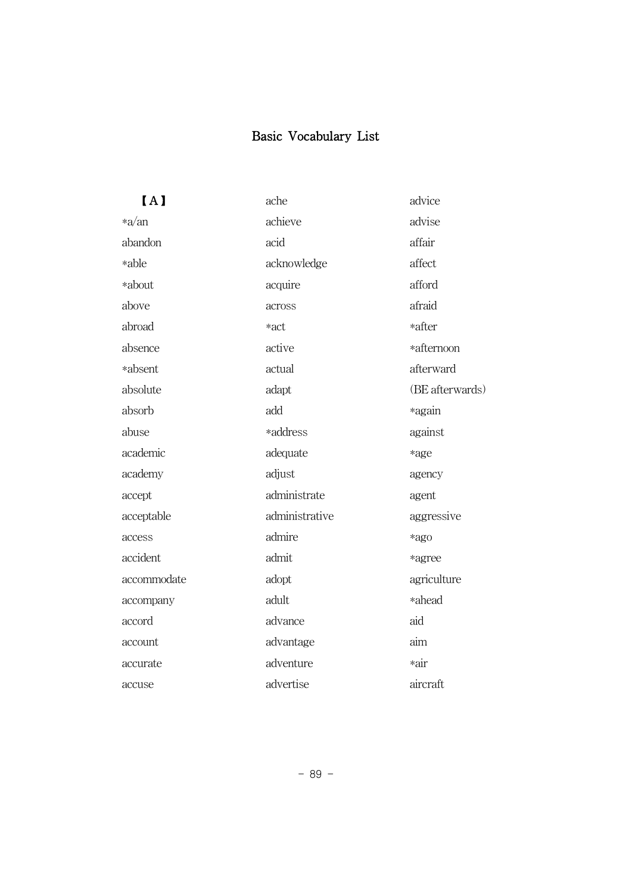# Basic Vocabulary List

【A】

*a/an
abandon
*able
*about
above
abroad
absence
*absent
absolute
absorb
abuse
academic
academy
accept
acceptable
access
accident
accommodate
accompany
accord
account
accurate
accuse
ache
achieve
acid
acknowledge
acquire
across
*act
active
actual
adapt
add
*address
adequate
adjust
administrate
administrative
admire
admit
adopt
adult
advance
advantage
adventure
advertise
advice
advise
affair
affect
afford
afraid
*after
*afternoon
afterward
(BE afterwards)
*again
against
*age
agency
agent
aggressive
*ago
*agree
agriculture
*ahead
aid
aim
*air
aircraft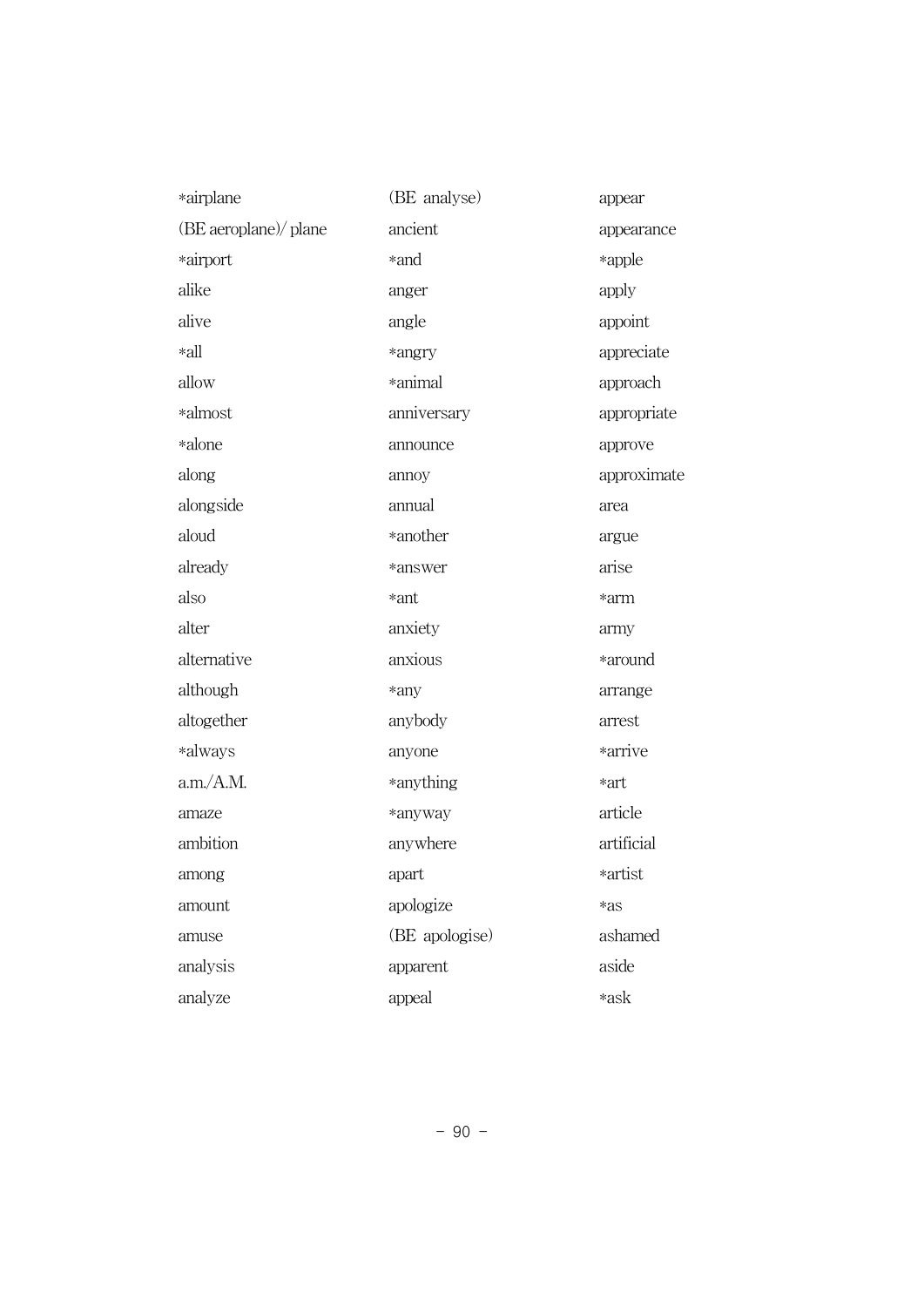*airplane
(BE aeroplane)/ plane
*airport
alike
alive
*all
allow
*almost
*alone
along
alongside
aloud
already
also
alter
alternative
although
altogether
*always
a.m./A.M.
amaze
ambition
among
amount
amuse
analysis
analyze
(BE analyse)
ancient
*and
anger
angle
*angry
*animal
anniversary
announce
annoy
annual
*another
*answer
*ant
anxiety
anxious
*any
anybody
anyone
*anything
*anyway
anywhere
apart
apologize
(BE apologise)
apparent
appeal
appear
appearance
*apple
apply
appoint
appreciate
approach
appropriate
approve
approximate
area
argue
arise
*arm
army
*around
arrange
arrest
*arrive
*art
article
artificial
*artist
*as
ashamed
aside
*ask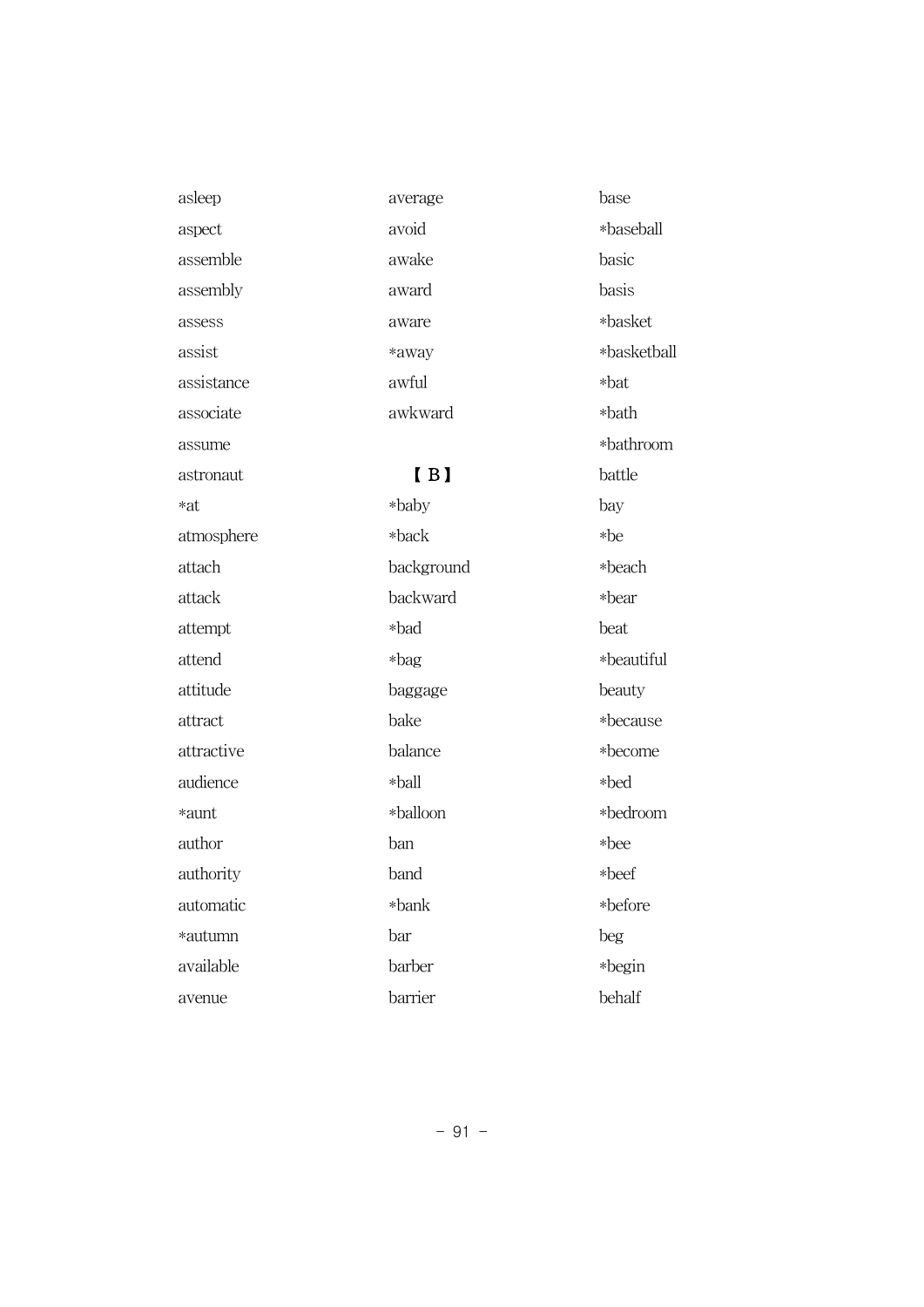asleep

aspect

assemble

assembly

assess

assist

assistance

associate

assume

astronaut

*at

atmosphere

attach

attack

attempt

attend

attitude

attract

attractive

audience

*aunt

author

authority

automatic

*autumn

available

avenue

average

avoid

awake

award

aware

*away

awful

awkward

## 【 B 】

*baby

*back

background

backward

*bad

*bag

baggage

bake

balance

*ball

*balloon

ban

band

*bank

bar

barber

barrier

base

*baseball

basic

basis

*basket

*basketball

*bat

*bath

*bathroom

battle

bay

*be

*beach

*bear

beat

*beautiful

beauty

*because

*become

*bed

*bedroom

*bee

*beef

*before

beg

*begin

behalf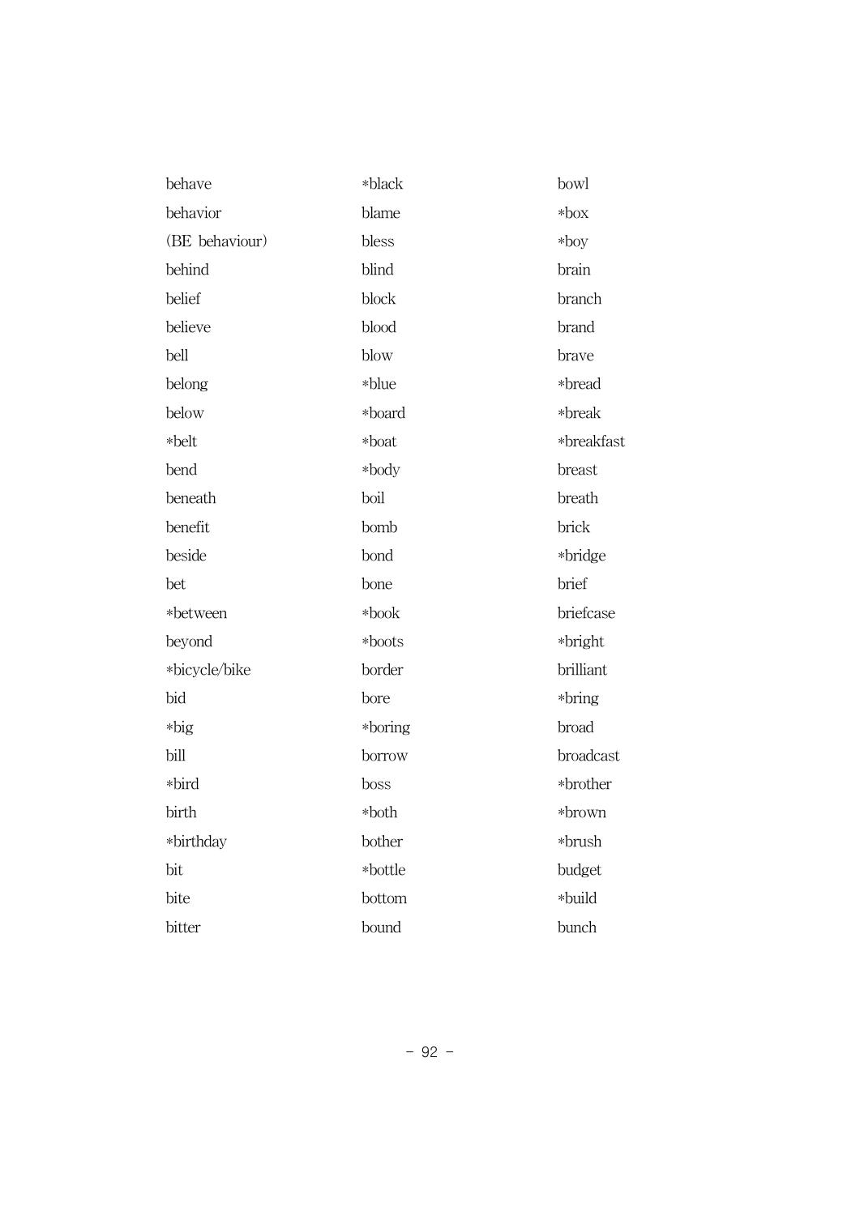behave
behavior
(BE behaviour)
behind
belief
believe
bell
belong
below
*belt
bend
beneath
benefit
beside
bet
*between
beyond
*bicycle/bike
bid
*big
bill
*bird
birth
*birthday
bit
bite
bitter

*black
blame
bless
blind
block
blood
blow
*blue
*board
*boat
*body
boil
bomb
bond
bone
*book
*boots
border
bore
*boring
borrow
boss
*both
bother
*bottle
bottom
bound

bowl
*box
*boy
brain
branch
brand
brave
*bread
*break
*breakfast
breast
breath
brick
*bridge
brief
briefcase
*bright
brilliant
*bring
broad
broadcast
*brother
*brown
*brush
budget
*build
bunch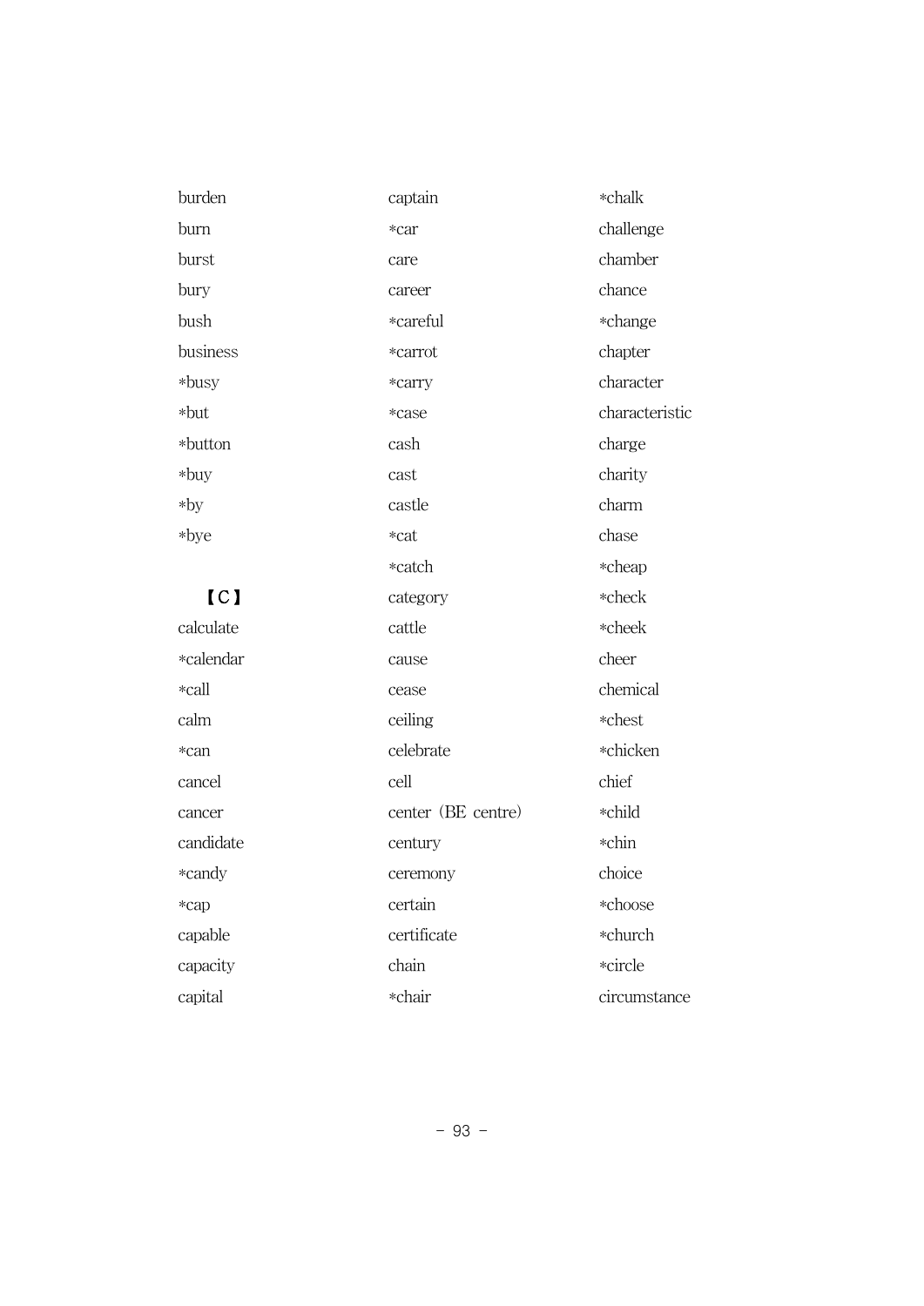burden
burn
burst
bury
bush
business
*busy
*but
*button
*buy
*by
*bye

【C】

calculate
*calendar
*call
calm
*can
cancel
cancer
candidate
*candy
*cap
capable
capacity
capital
captain
*car
care
career
*careful
*carrot
*carry
*case
cash
cast
castle
*cat
*catch
category
cattle
cause
cease
ceiling
celebrate
cell
center (BE centre)
century
ceremony
certain
certificate
chain
*chair
*chalk
challenge
chamber
chance
*change
chapter
character
characteristic
charge
charity
charm
chase
*cheap
*check
*cheek
cheer
chemical
*chest
*chicken
chief
*child
*chin
choice
*choose
*church
*circle
circumstance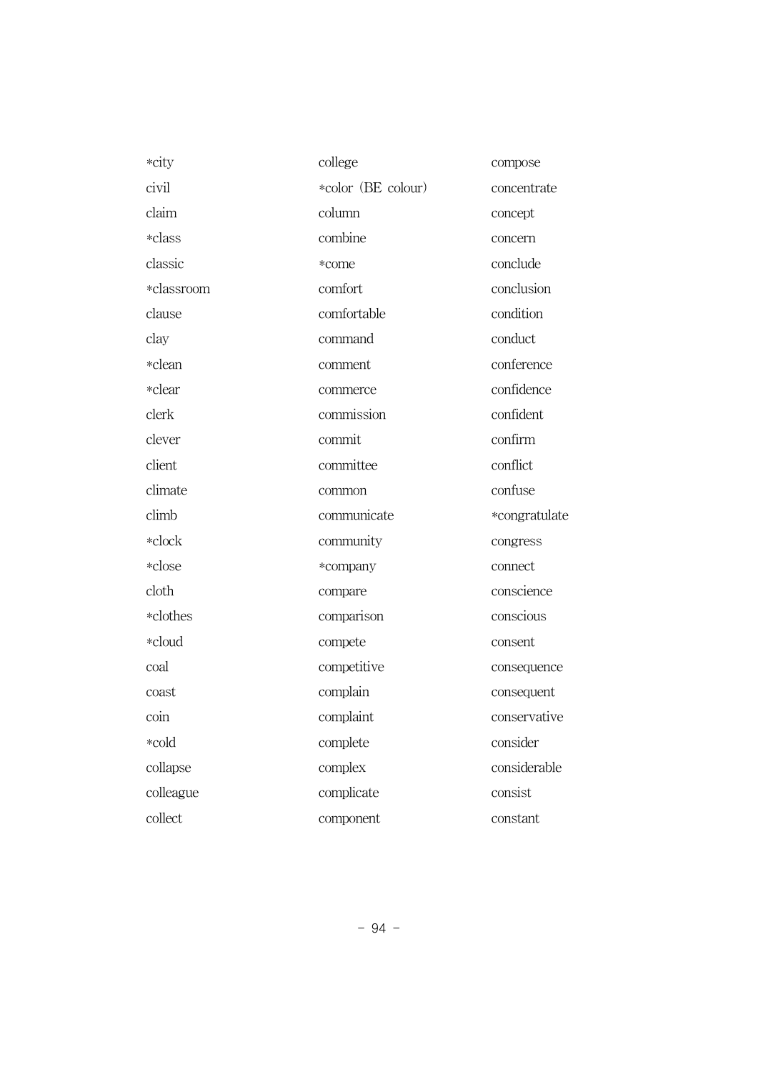*city
civil
claim
*class
classic
*classroom
clause
clay
*clean
*clear
clerk
clever
client
climate
climb
*clock
*close
cloth
*clothes
*cloud
coal
coast
coin
*cold
collapse
colleague
collect
college
*color (BE colour)
column
combine
*come
comfort
comfortable
command
comment
commerce
commission
commit
committee
common
communicate
community
*company
compare
comparison
compete
competitive
complain
complaint
complete
complex
complicate
component
compose
concentrate
concept
concern
conclude
conclusion
condition
conduct
conference
confidence
confident
confirm
conflict
confuse
*congratulate
congress
connect
conscience
conscious
consent
consequence
consequent
conservative
consider
considerable
consist
constant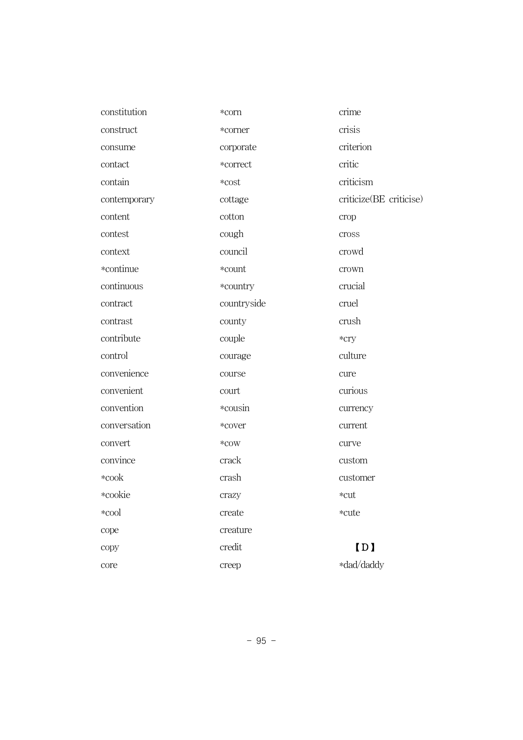constitution
construct
consume
contact
contain
contemporary
content
contest
context
*continue
continuous
contract
contrast
contribute
control
convenience
convenient
convention
conversation
convert
convince
*cook
*cookie
*cool
cope
copy
core
*corn
*corner
corporate
*correct
*cost
cottage
cotton
cough
council
*count
*country
countryside
county
couple
courage
course
court
*cousin
*cover
*cow
crack
crash
crazy
create
creature
credit
creep
crime
crisis
criterion
critic
criticism
criticize(BE criticise)
crop
cross
crowd
crown
crucial
cruel
crush
*cry
culture
cure
curious
currency
current
curve
custom
customer
*cut
*cute

【D】

*dad/daddy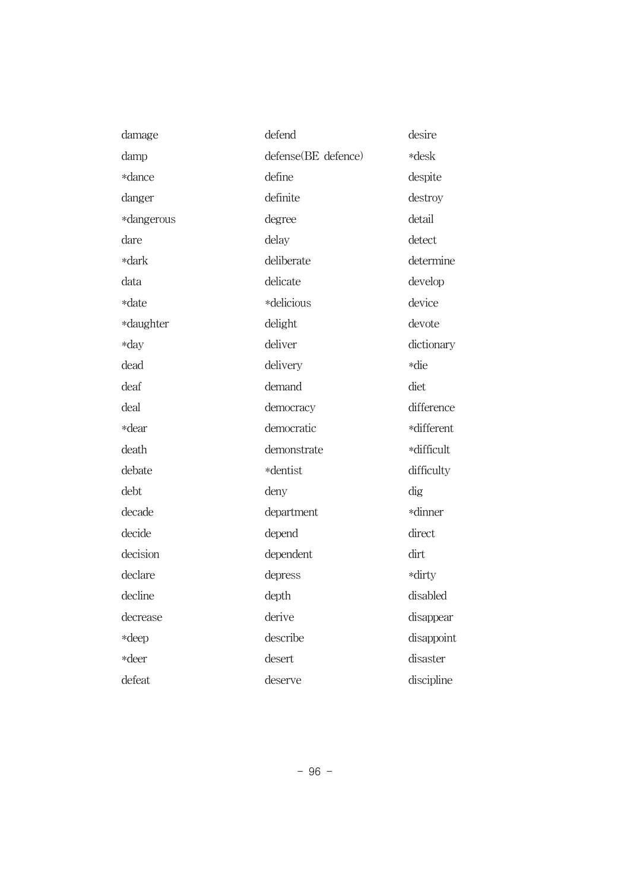damage
damp
*dance
danger
*dangerous
dare
*dark
data
*date
*daughter
*day
dead
deaf
deal
*dear
death
debate
debt
decade
decide
decision
declare
decline
decrease
*deep
*deer
defeat

defend
defense(BE defence)
define
definite
degree
delay
deliberate
delicate
*delicious
delight
deliver
delivery
demand
democracy
democratic
demonstrate
*dentist
deny
department
depend
dependent
depress
depth
derive
describe
desert
deserve

desire
*desk
despite
destroy
detail
detect
determine
develop
device
devote
dictionary
*die
diet
difference
*different
*difficult
difficulty
dig
*dinner
direct
dirt
*dirty
disabled
disappear
disappoint
disaster
discipline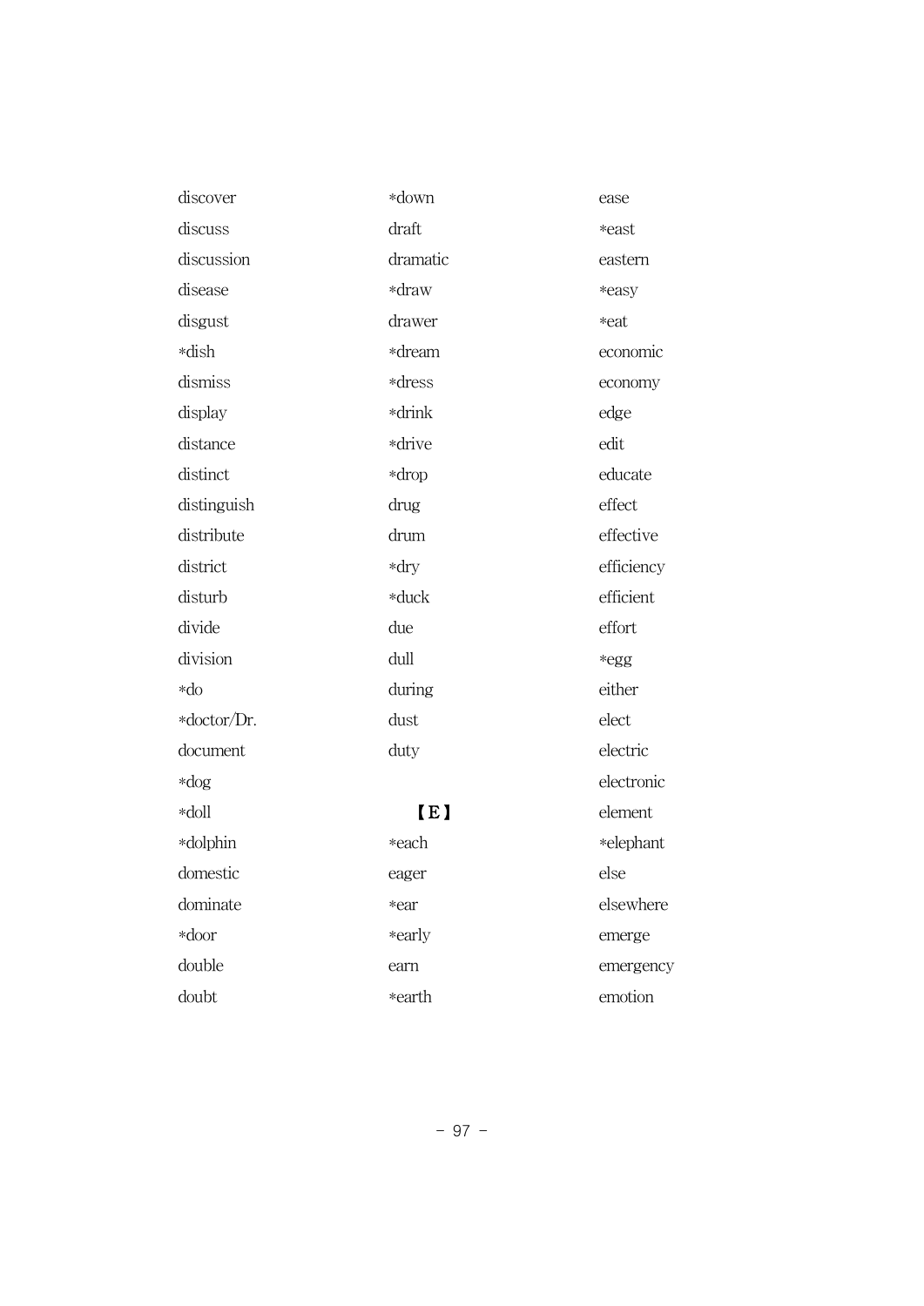discover
discuss
discussion
disease
disgust
*dish
dismiss
display
distance
distinct
distinguish
distribute
district
disturb
divide
division
*do
*doctor/Dr.
document
*dog
*doll
*dolphin
domestic
dominate
*door
double
doubt
*down
draft
dramatic
*draw
drawer
*dream
*dress
*drink
*drive
*drop
drug
drum
*dry
*duck
due
dull
during
dust
duty

【E】

*each
eager
*ear
*early
earn
*earth
ease
*east
eastern
*easy
*eat
economic
economy
edge
edit
educate
effect
effective
efficiency
efficient
effort
*egg
either
elect
electric
electronic
element
*elephant
else
elsewhere
emerge
emergency
emotion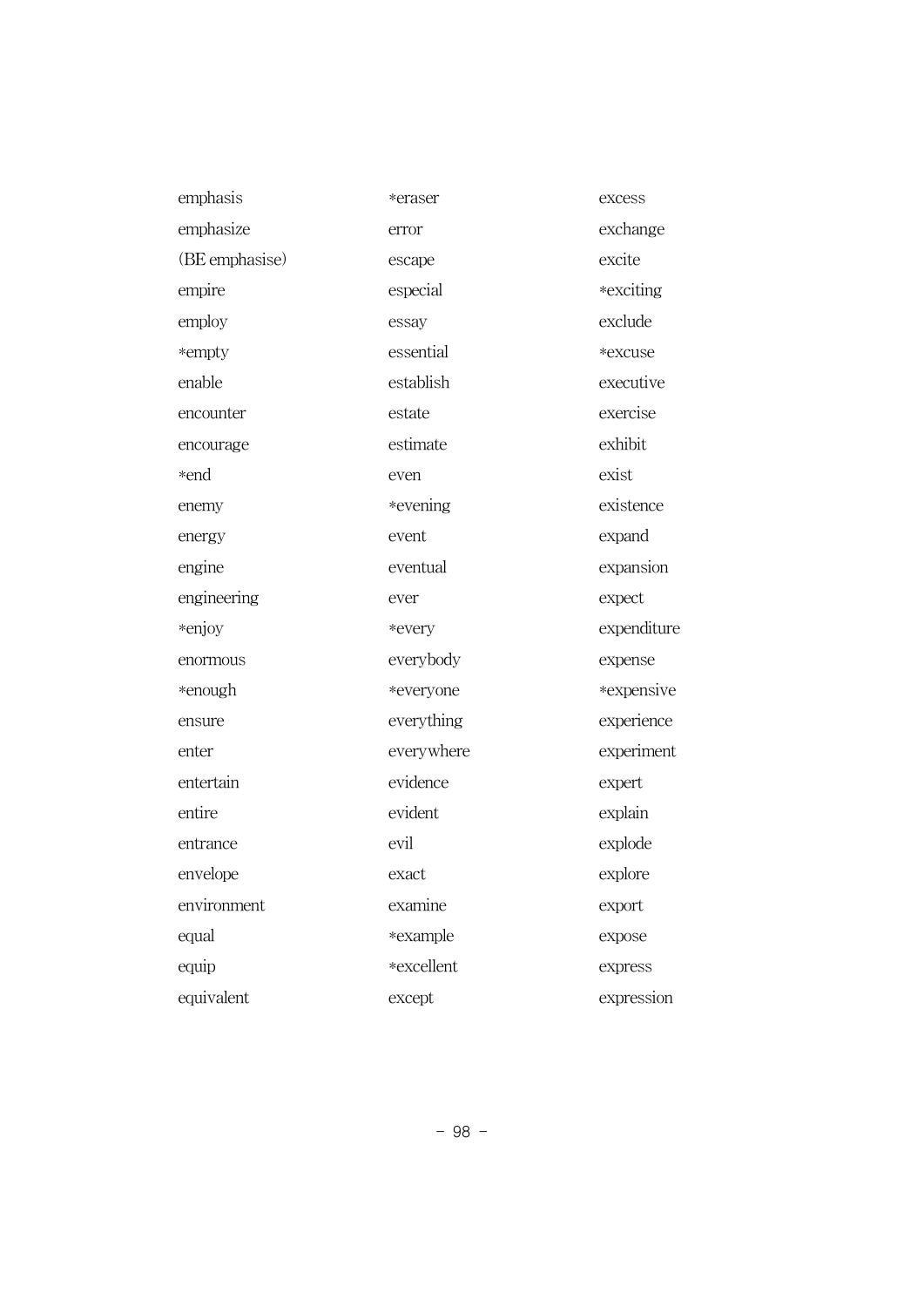emphasis
emphasize
(BE emphasise)
empire
employ
*empty
enable
encounter
encourage
*end
enemy
energy
engine
engineering
*enjoy
enormous
*enough
ensure
enter
entertain
entire
entrance
envelope
environment
equal
equip
equivalent
*eraser
error
escape
especial
essay
essential
establish
estate
estimate
even
*evening
event
eventual
ever
*every
everybody
*everyone
everything
everywhere
evidence
evident
evil
exact
examine
*example
*excellent
except
excess
exchange
excite
*exciting
exclude
*excuse
executive
exercise
exhibit
exist
existence
expand
expansion
expect
expenditure
expense
*expensive
experience
experiment
expert
explain
explode
explore
export
expose
express
expression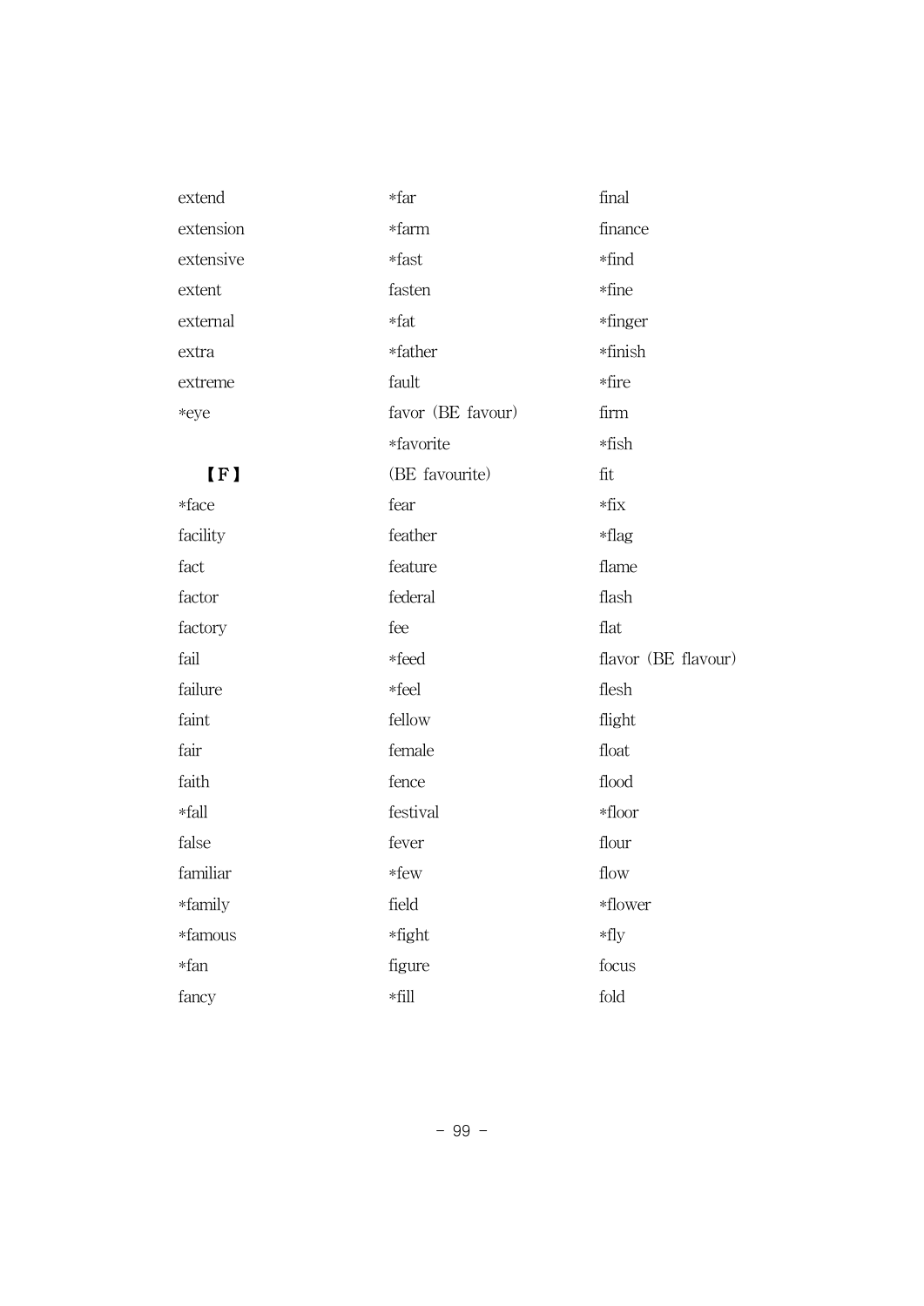extend
extension
extensive
extent
external
extra
extreme
*eye

【F】

*face
facility
fact
factor
factory
fail
failure
faint
fair
faith
*fall
false
familiar
*family
*famous
*fan
fancy
*far
*farm
*fast
fasten
*fat
*father
fault
favor (BE favour)
*favorite (BE favourite)
fear
feather
feature
federal
fee
*feed
*feel
fellow
female
fence
festival
fever
*few
field
*fight
figure
*fill
final
finance
*find
*fine
*finger
*finish
*fire
firm
*fish
fit
*fix
*flag
flame
flash
flat
flavor (BE flavour)
flesh
flight
float
flood
*floor
flour
flow
*flower
*fly
focus
fold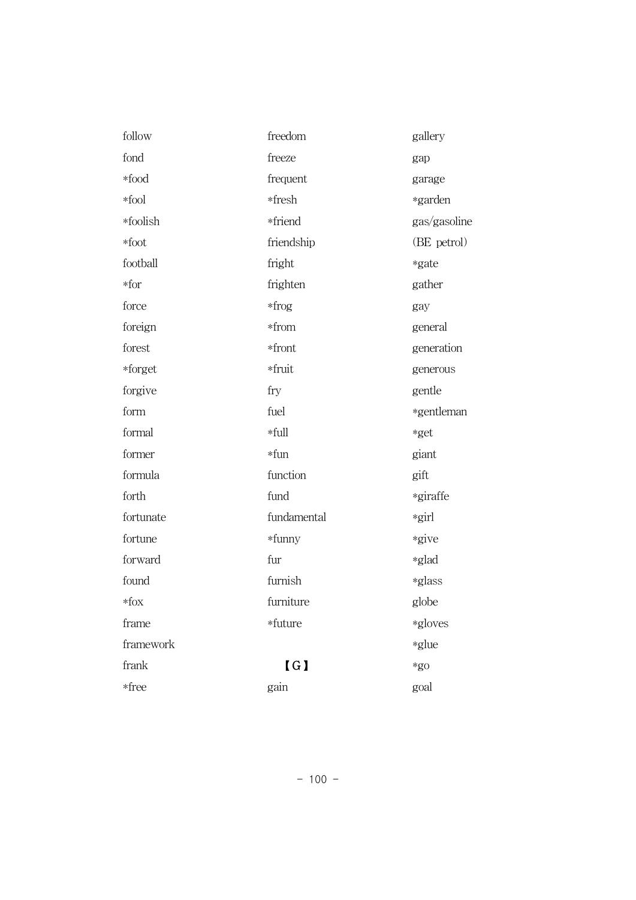follow
fond
*food
*fool
*foolish
*foot
football
*for
force
foreign
forest
*forget
forgive
form
formal
former
formula
forth
fortunate
fortune
forward
found
*fox
frame
framework
frank
*free
freedom
freeze
frequent
*fresh
*friend
friendship
fright
frighten
*frog
*from
*front
*fruit
fry
fuel
*full
*fun
function
fund
fundamental
*funny
fur
furnish
furniture
*future

【G】

gain
gallery
gap
garage
*garden
gas/gasoline
(BE petrol)
*gate
gather
gay
general
generation
generous
gentle
*gentleman
*get
giant
gift
*giraffe
*girl
*give
*glad
*glass
globe
*gloves
*glue
*go
goal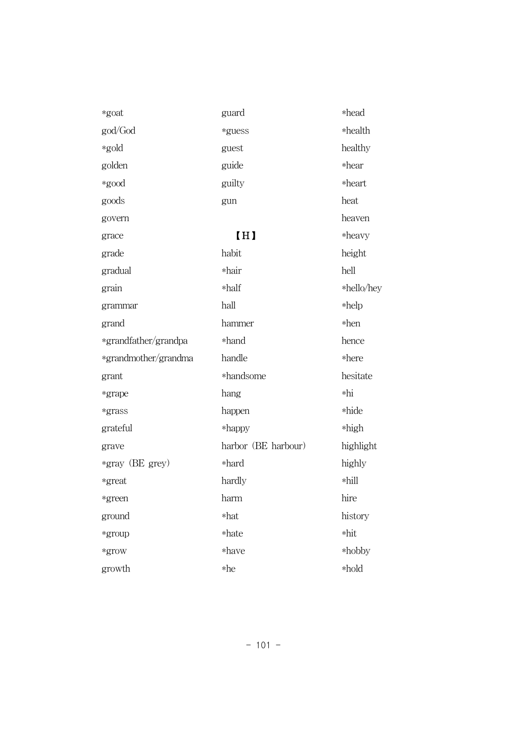*goat
god/God
*gold
golden
*good
goods
govern
grace
grade
gradual
grain
grammar
grand
*grandfather/grandpa
*grandmother/grandma
grant
*grape
*grass
grateful
grave
*gray (BE grey)
*great
*green
ground
*group
*grow
growth
guard
*guess
guest
guide
guilty
gun

【H】

habit
*hair
*half
hall
hammer
*hand
handle
*handsome
hang
happen
*happy
harbor (BE harbour)
*hard
hardly
harm
*hat
*hate
*have
*he
*head
*health
healthy
*hear
*heart
heat
heaven
*heavy
height
hell
*hello/hey
*help
*hen
hence
*here
hesitate
*hi
*hide
*high
highlight
highly
*hill
hire
history
*hit
*hobby
*hold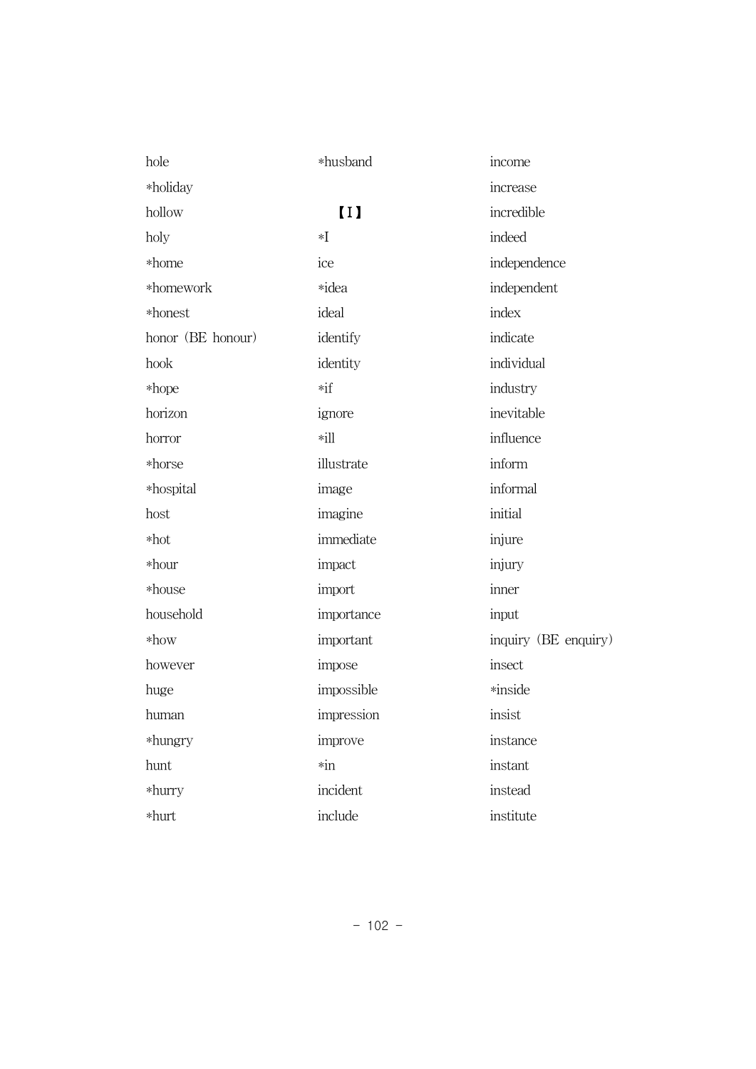hole
*holiday
hollow
holy
*home
*homework
*honest
honor (BE honour)
hook
*hope
horizon
horror
*horse
*hospital
host
*hot
*hour
*house
household
*how
however
huge
human
*hungry
hunt
*hurry
*hurt
*husband

【I】

*I
ice
*idea
ideal
identify
identity
*if
ignore
*ill
illustrate
image
imagine
immediate
impact
import
importance
important
impose
impossible
impression
improve
*in
incident
include
income
increase
incredible
indeed
independence
independent
index
indicate
individual
industry
inevitable
influence
inform
informal
initial
injure
injury
inner
input
inquiry (BE enquiry)
insect
*inside
insist
instance
instant
instead
institute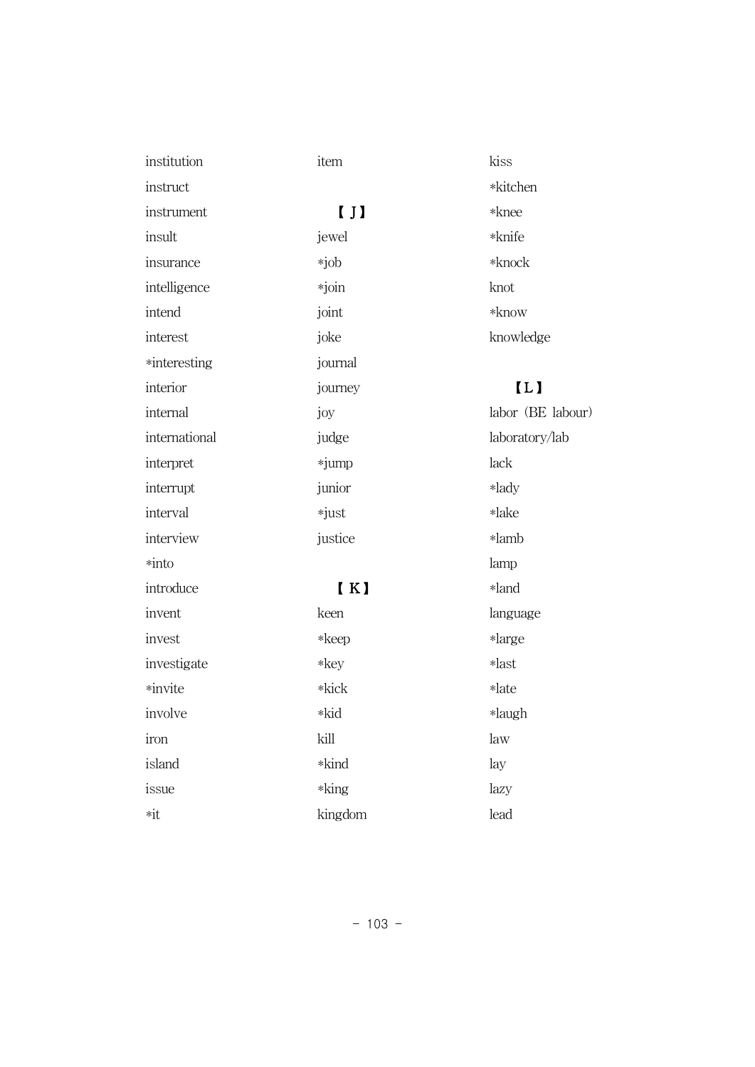institution
instruct
instrument
insult
insurance
intelligence
intend
interest
*interesting
interior
internal
international
interpret
interrupt
interval
interview
*into
introduce
invent
invest
investigate
*invite
involve
iron
island
issue
*it
item

【 J 】

jewel
*job
*join
joint
joke
journal
journey
joy
judge
*jump
junior
*just
justice

【 K 】

keen
*keep
*key
*kick
*kid
kill
*kind
*king
kingdom
kiss
*kitchen
*knee
*knife
*knock
knot
*know
knowledge

【 L 】

labor (BE labour)
laboratory/lab
lack
*lady
*lake
*lamb
lamp
*land
language
*large
*last
*late
*laugh
law
lay
lazy
lead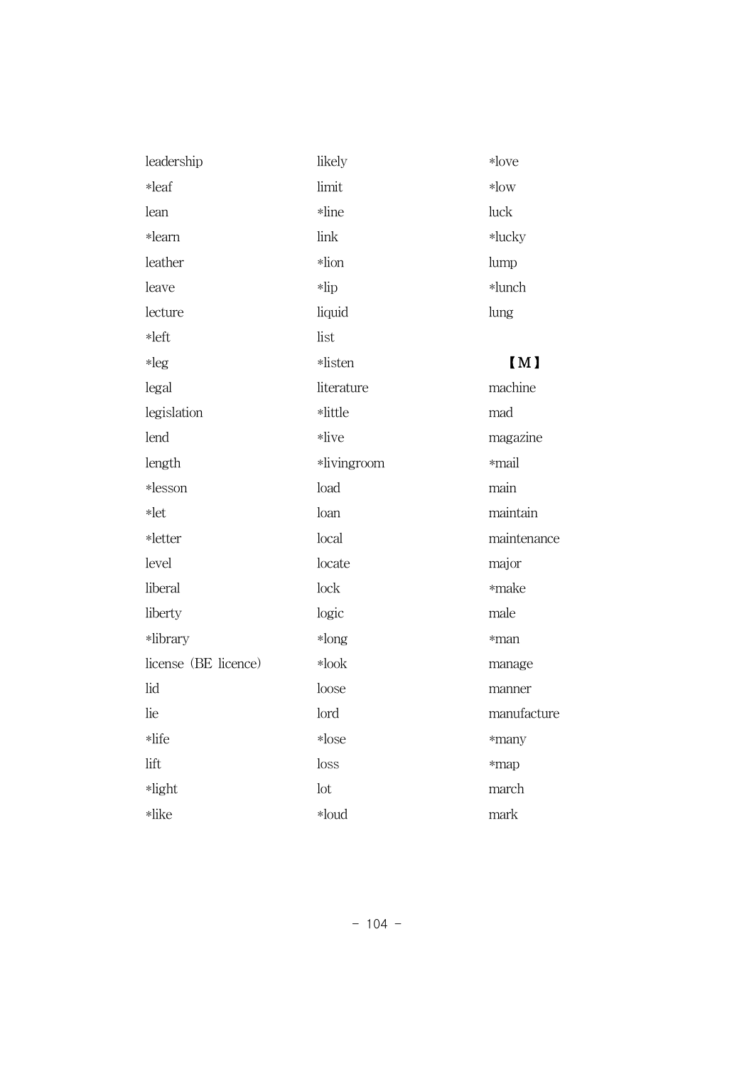leadership
*leaf
lean
*learn
leather
leave
lecture
*left
*leg
legal
legislation
lend
length
*lesson
*let
*letter
level
liberal
liberty
*library
license (BE licence)
lid
lie
*life
lift
*light
*like
likely
limit
*line
link
*lion
*lip
liquid
list
*listen
literature
*little
*live
*livingroom
load
loan
local
locate
lock
logic
*long
*look
loose
lord
*lose
loss
lot
*loud
*love
*low
luck
*lucky
lump
*lunch
lung

【M】

machine
mad
magazine
*mail
main
maintain
maintenance
major
*make
male
*man
manage
manner
manufacture
*many
*map
march
mark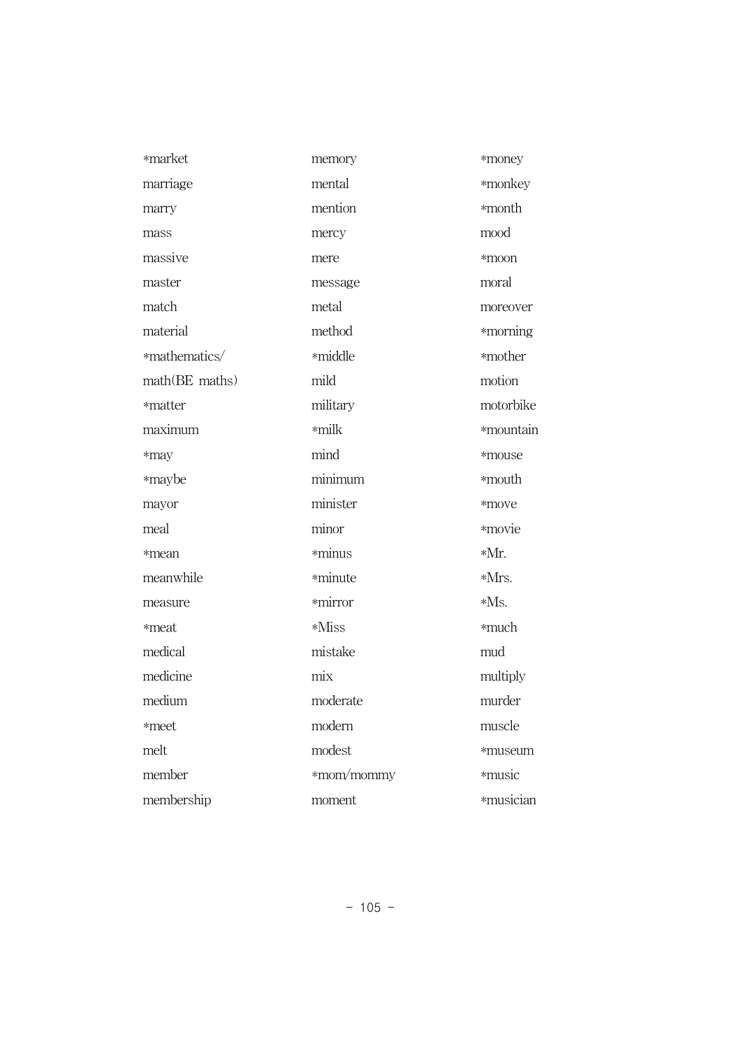*market
marriage
marry
mass
massive
master
match
material
*mathematics/
math(BE maths)
*matter
maximum
*may
*maybe
mayor
meal
*mean
meanwhile
measure
*meat
medical
medicine
medium
*meet
melt
member
membership
memory
mental
mention
mercy
mere
message
metal
method
*middle
mild
military
*milk
mind
minimum
minister
minor
*minus
*minute
*mirror
*Miss
mistake
mix
moderate
modern
modest
*mom/mommy
moment
*money
*monkey
*month
mood
*moon
moral
moreover
*morning
*mother
motion
motorbike
*mountain
*mouse
*mouth
*move
*movie
*Mr.
*Mrs.
*Ms.
*much
mud
multiply
murder
muscle
*museum
*music
*musician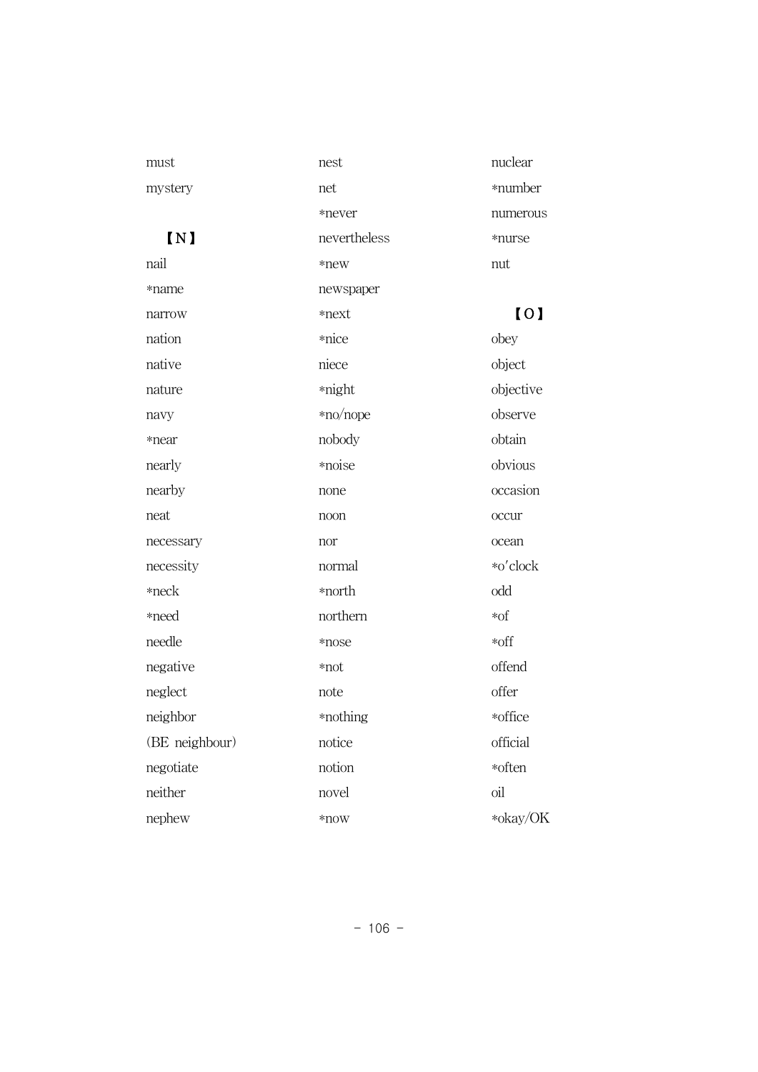must

mystery

【N】

nail

*name

narrow

nation

native

nature

navy

*near

nearly

nearby

neat

necessary

necessity

*neck

*need

needle

negative

neglect

neighbor

(BE neighbour)

negotiate

neither

nephew

nest

net

*never

nevertheless

*new

newspaper

*next

*nice

niece

*night

*no/nope

nobody

*noise

none

noon

nor

normal

*north

northern

*nose

*not

note

*nothing

notice

notion

novel

*now

nuclear

*number

numerous

*nurse

nut

【O】

obey

object

objective

observe

obtain

obvious

occasion

occur

ocean

*o′clock

odd

*of

*off

offend

offer

*office

official

*often

oil

*okay/OK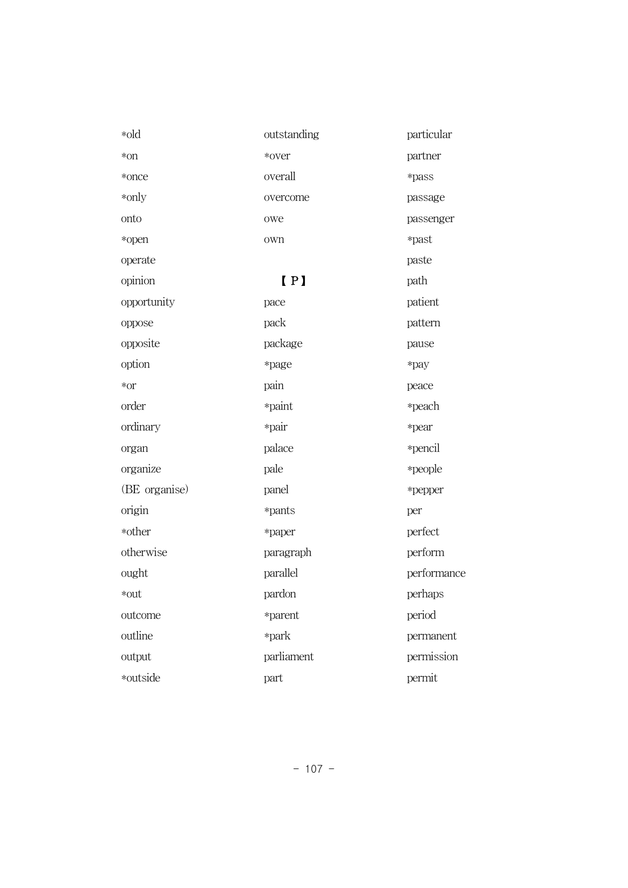*old
*on
*once
*only
onto
*open
operate
opinion
opportunity
oppose
opposite
option
*or
order
ordinary
organ
organize
(BE organise)
origin
*other
otherwise
ought
*out
outcome
outline
output
*outside
outstanding
*over
overall
overcome
owe
own

## 【 P 】

pace
pack
package
*page
pain
*paint
*pair
palace
pale
panel
*pants
*paper
paragraph
parallel
pardon
*parent
*park
parliament
part
particular
partner
*pass
passage
passenger
*past
paste
path
patient
pattern
pause
*pay
peace
*peach
*pear
*pencil
*people
*pepper
per
perfect
perform
performance
perhaps
period
permanent
permission
permit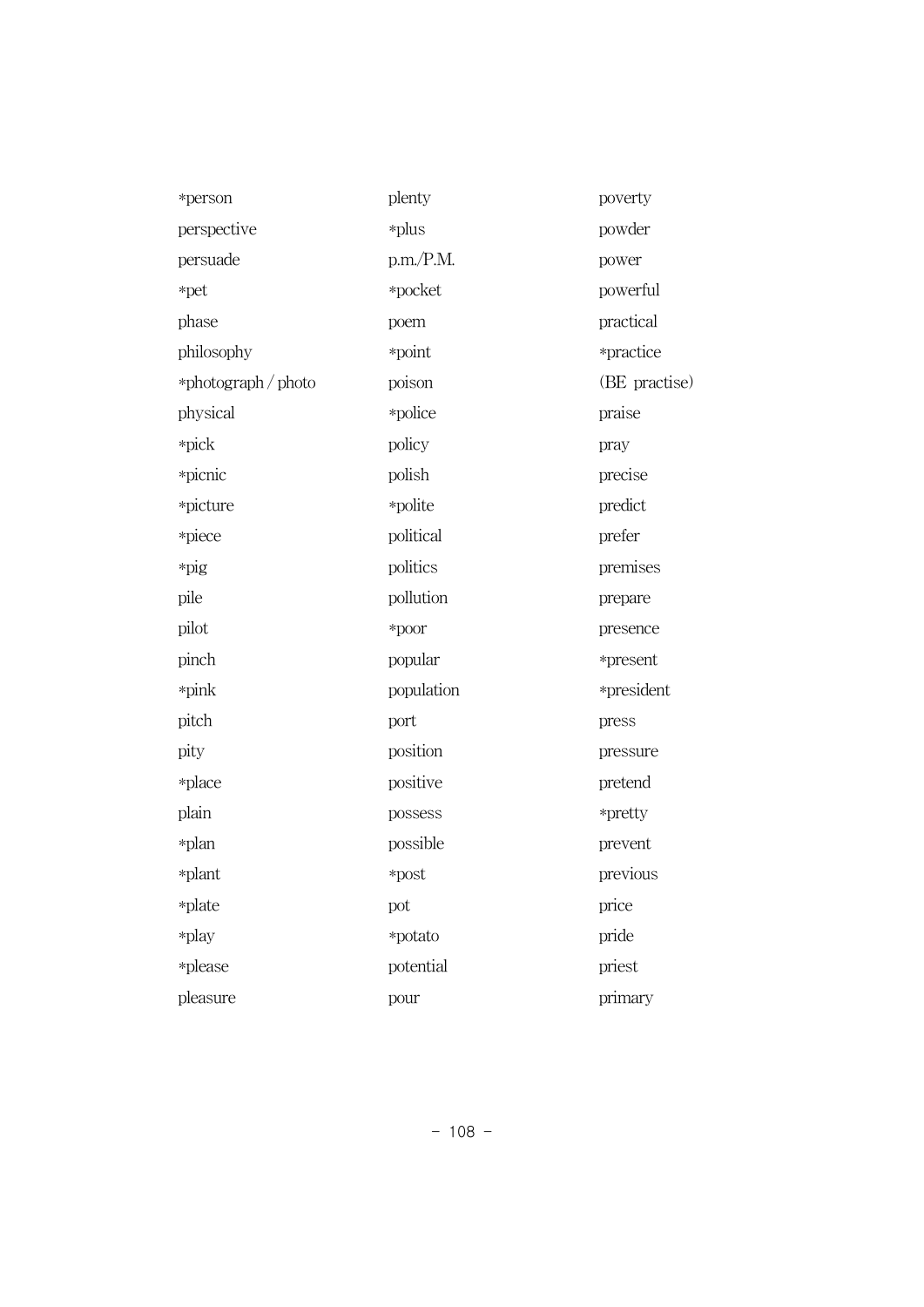*person
perspective
persuade
*pet
phase
philosophy
*photograph / photo
physical
*pick
*picnic
*picture
*piece
*pig
pile
pilot
pinch
*pink
pitch
pity
*place
plain
*plan
*plant
*plate
*play
*please
pleasure
plenty
*plus
p.m./P.M.
*pocket
poem
*point
poison
*police
policy
polish
*polite
political
politics
pollution
*poor
popular
population
port
position
positive
possess
possible
*post
pot
*potato
potential
pour
poverty
powder
power
powerful
practical
*practice
(BE practise)
praise
pray
precise
predict
prefer
premises
prepare
presence
*present
*president
press
pressure
pretend
*pretty
prevent
previous
price
pride
priest
primary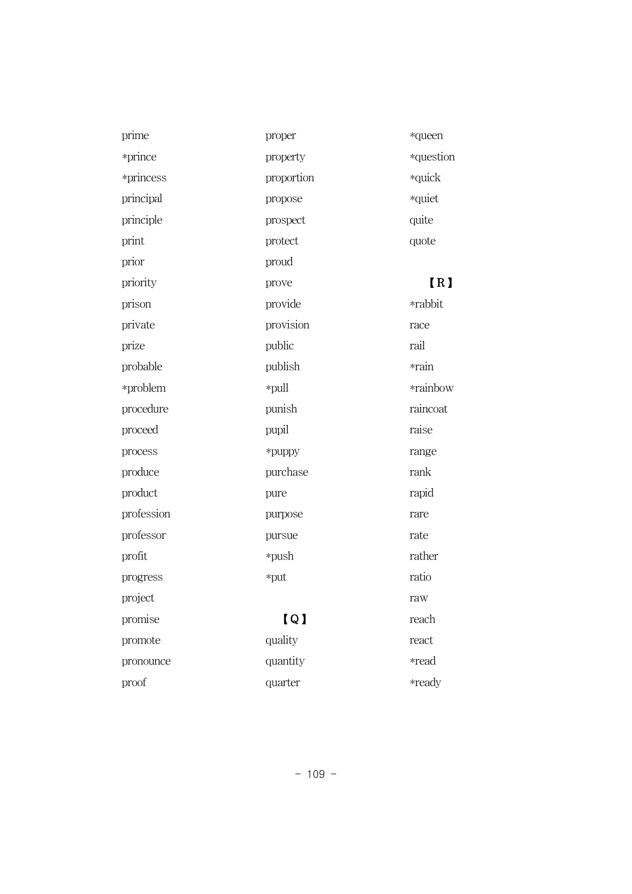prime
*prince
*princess
principal
principle
print
prior
priority
prison
private
prize
probable
*problem
procedure
proceed
process
produce
product
profession
professor
profit
progress
project
promise
promote
pronounce
proof
proper
property
proportion
propose
prospect
protect
proud
prove
provide
provision
public
publish
*pull
punish
pupil
*puppy
purchase
pure
purpose
pursue
*push
*put

【Q】

quality
quantity
quarter
*queen
*question
*quick
*quiet
quite
quote

【R】

*rabbit
race
rail
*rain
*rainbow
raincoat
raise
range
rank
rapid
rare
rate
rather
ratio
raw
reach
react
*read
*ready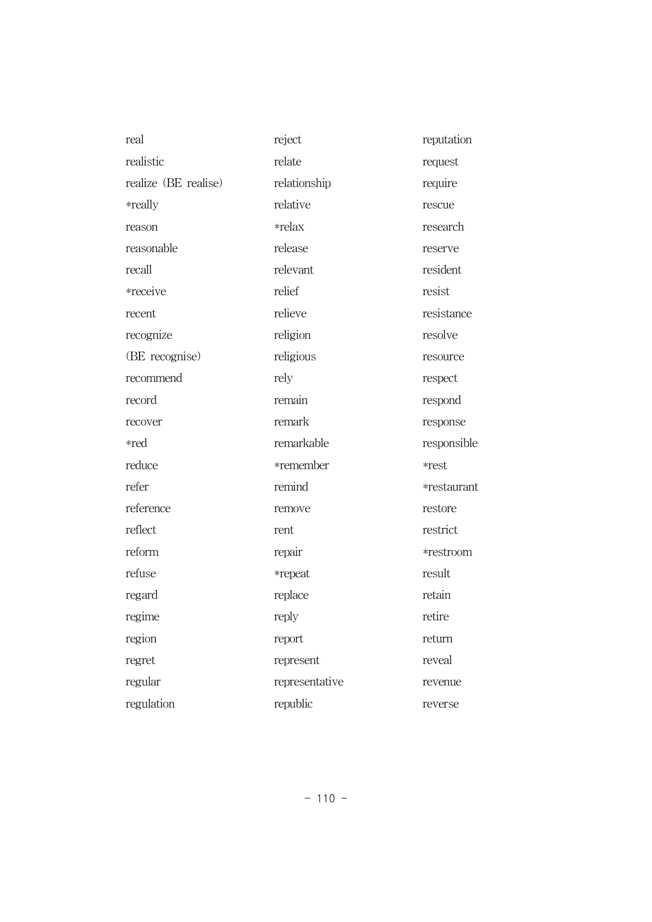real
realistic
realize (BE realise)
*really
reason
reasonable
recall
*receive
recent
recognize
(BE recognise)
recommend
record
recover
*red
reduce
refer
reference
reflect
reform
refuse
regard
regime
region
regret
regular
regulation

reject
relate
relationship
relative
*relax
release
relevant
relief
relieve
religion
religious
rely
remain
remark
remarkable
*remember
remind
remove
rent
repair
*repeat
replace
reply
report
represent
representative
republic

reputation
request
require
rescue
research
reserve
resident
resist
resistance
resolve
resource
respect
respond
response
responsible
*rest
*restaurant
restore
restrict
*restroom
result
retain
retire
return
reveal
revenue
reverse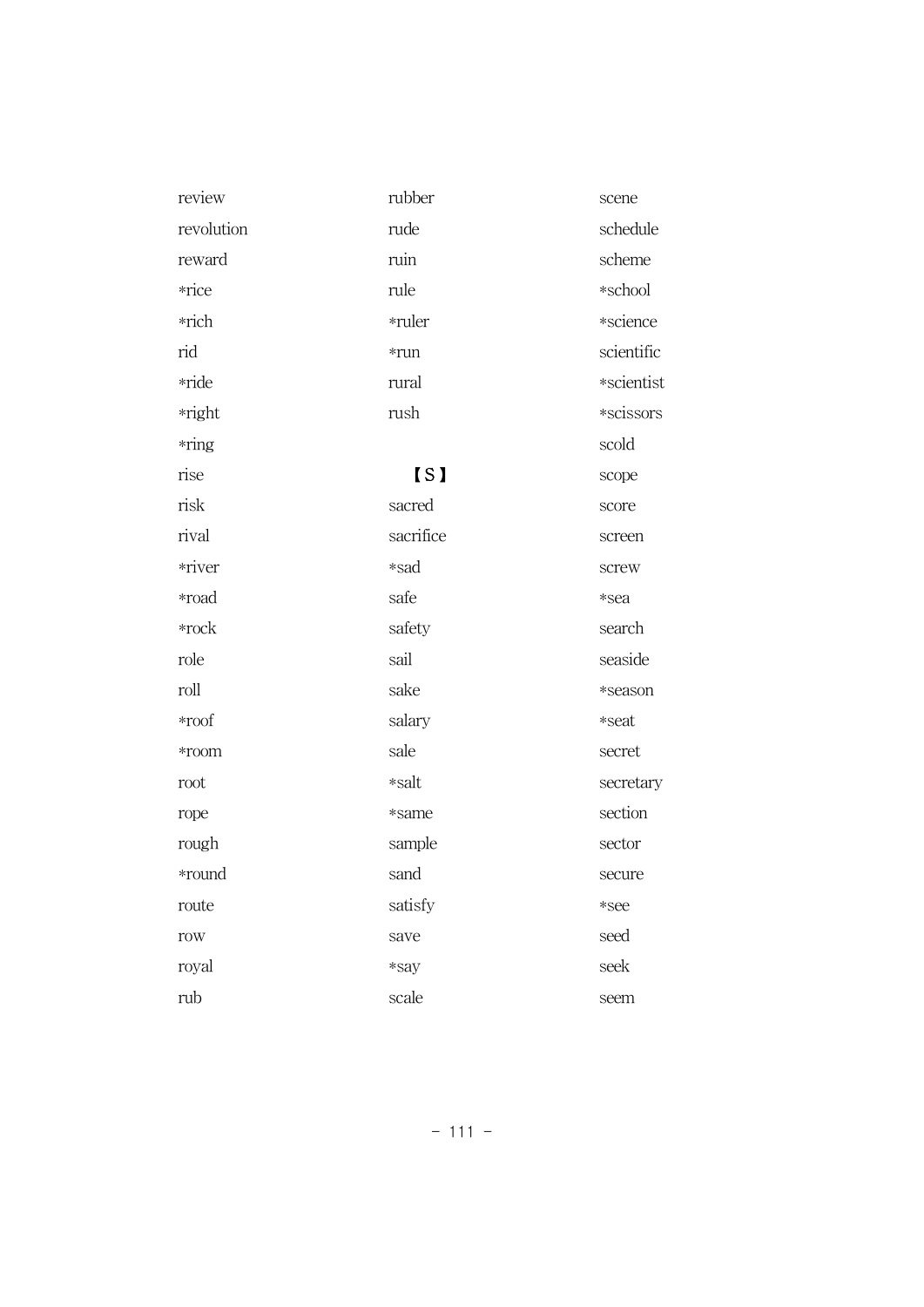review
revolution
reward
*rice
*rich
rid
*ride
*right
*ring
rise
risk
rival
*river
*road
*rock
role
roll
*roof
*room
root
rope
rough
*round
route
row
royal
rub
rubber
rude
ruin
rule
*ruler
*run
rural
rush

【S】

sacred
sacrifice
*sad
safe
safety
sail
sake
salary
sale
*salt
*same
sample
sand
satisfy
save
*say
scale
scene
schedule
scheme
*school
*science
scientific
*scientist
*scissors
scold
scope
score
screen
screw
*sea
search
seaside
*season
*seat
secret
secretary
section
sector
secure
*see
seed
seek
seem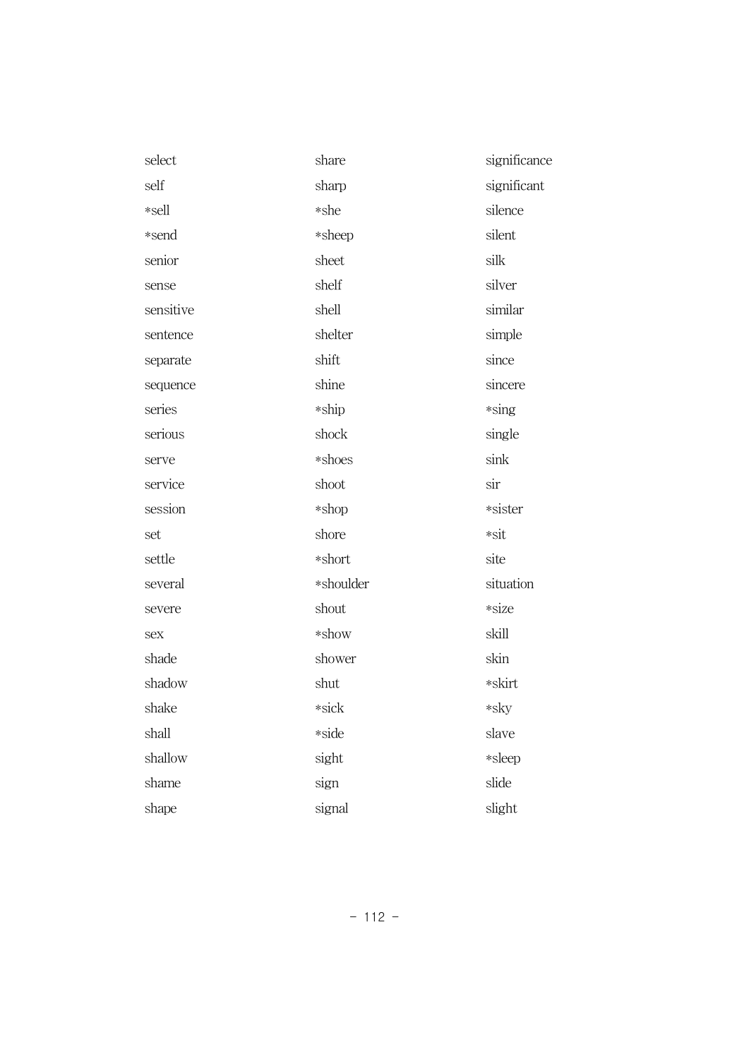select
self
*sell
*send
senior
sense
sensitive
sentence
separate
sequence
series
serious
serve
service
session
set
settle
several
severe
sex
shade
shadow
shake
shall
shallow
shame
shape
share
sharp
*she
*sheep
sheet
shelf
shell
shelter
shift
shine
*ship
shock
*shoes
shoot
*shop
shore
*short
*shoulder
shout
*show
shower
shut
*sick
*side
sight
sign
signal
significance
significant
silence
silent
silk
silver
similar
simple
since
sincere
*sing
single
sink
sir
*sister
*sit
site
situation
*size
skill
skin
*skirt
*sky
slave
*sleep
slide
slight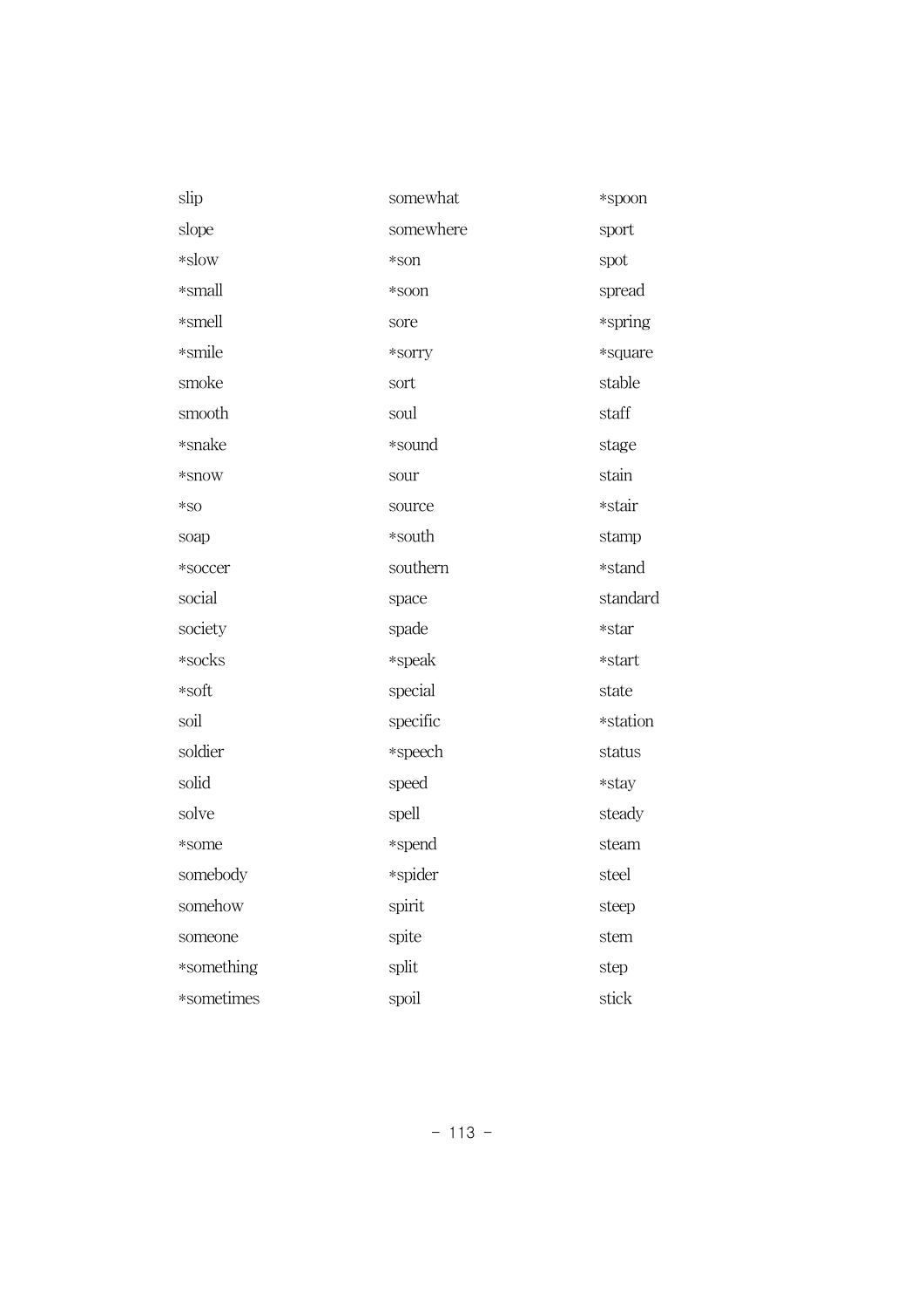slip
slope
*slow
*small
*smell
*smile
smoke
smooth
*snake
*snow
*so
soap
*soccer
social
society
*socks
*soft
soil
soldier
solid
solve
*some
somebody
somehow
someone
*something
*sometimes
somewhat
somewhere
*son
*soon
sore
*sorry
sort
soul
*sound
sour
source
*south
southern
space
spade
*speak
special
specific
*speech
speed
spell
*spend
*spider
spirit
spite
split
spoil
*spoon
sport
spot
spread
*spring
*square
stable
staff
stage
stain
*stair
stamp
*stand
standard
*star
*start
state
*station
status
*stay
steady
steam
steel
steep
stem
step
stick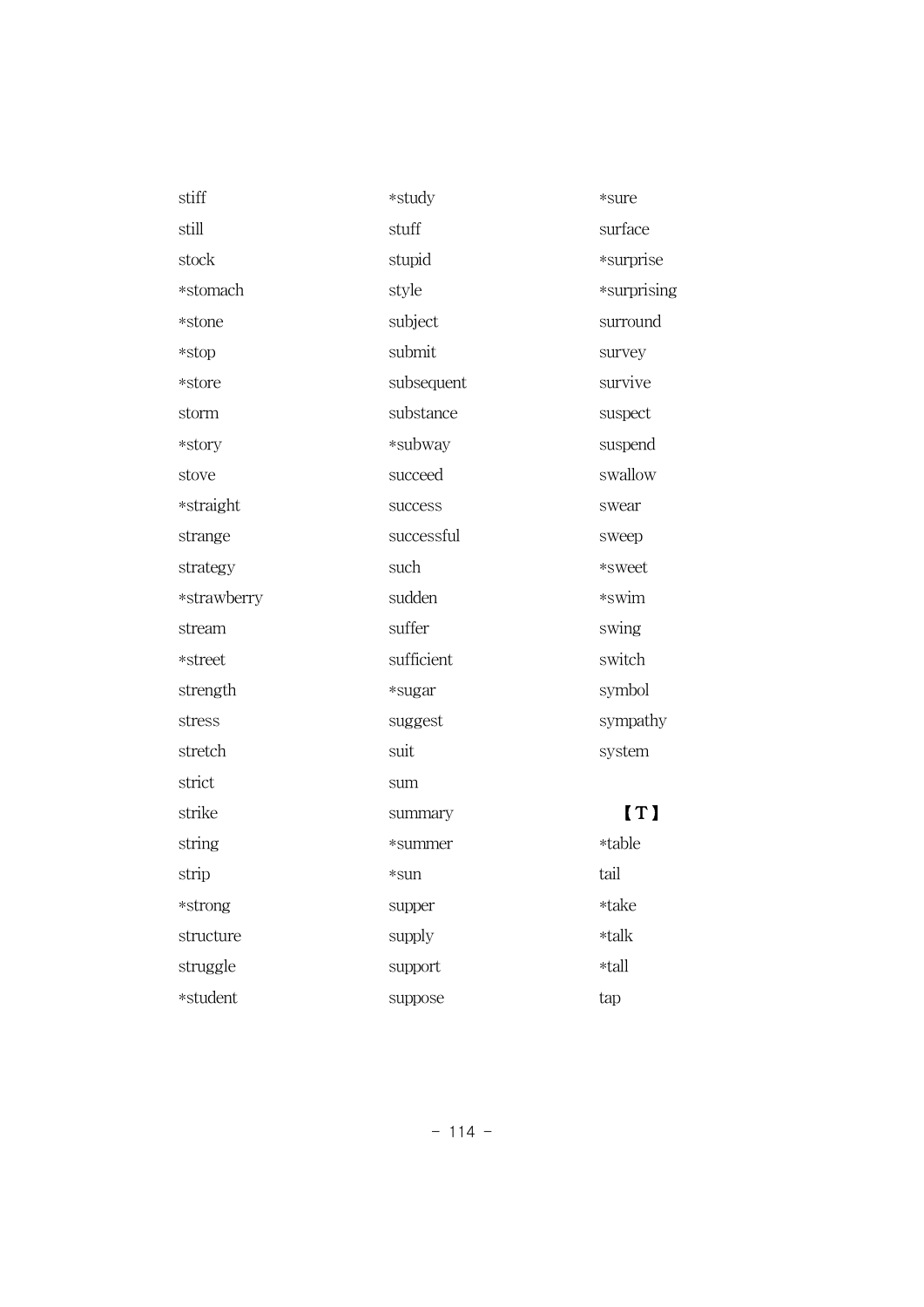stiff
still
stock
*stomach
*stone
*stop
*store
storm
*story
stove
*straight
strange
strategy
*strawberry
stream
*street
strength
stress
stretch
strict
strike
string
strip
*strong
structure
struggle
*student

*study
stuff
stupid
style
subject
submit
subsequent
substance
*subway
succeed
success
successful
such
sudden
suffer
sufficient
*sugar
suggest
suit
sum
summary
*summer
*sun
supper
supply
support
suppose

*sure
surface
*surprise
*surprising
surround
survey
survive
suspect
suspend
swallow
swear
sweep
*sweet
*swim
swing
switch
symbol
sympathy
system

【T】

*table
tail
*take
*talk
*tall
tap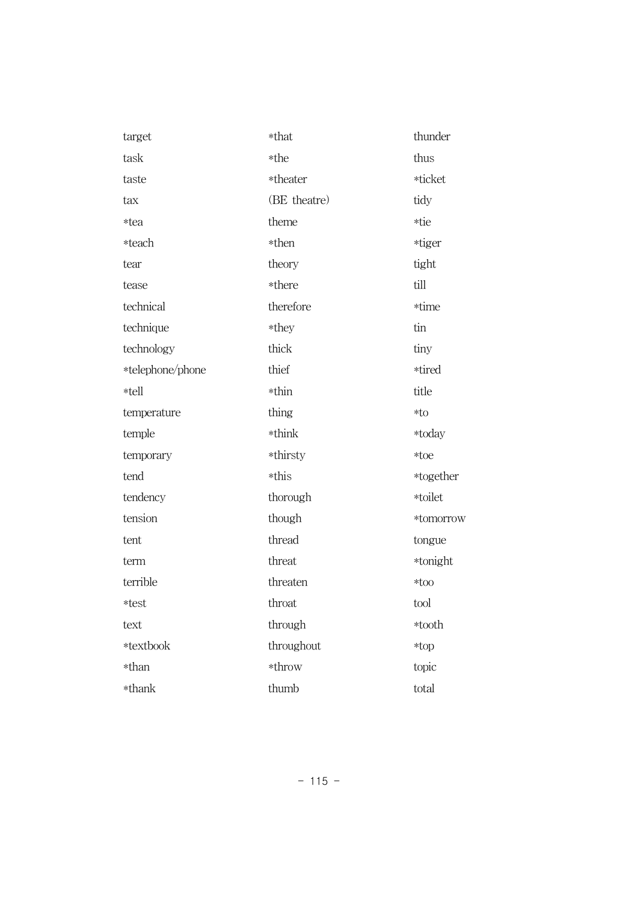target
task
taste
tax
*tea
*teach
tear
tease
technical
technique
technology
*telephone/phone
*tell
temperature
temple
temporary
tend
tendency
tension
tent
term
terrible
*test
text
*textbook
*than
*thank

*that
*the
*theater
(BE theatre)
theme
*then
theory
*there
therefore
*they
thick
thief
*thin
thing
*think
*thirsty
*this
thorough
though
thread
threat
threaten
throat
through
throughout
*throw
thumb

thunder
thus
*ticket
tidy
*tie
*tiger
tight
till
*time
tin
tiny
*tired
title
*to
*today
*toe
*together
*toilet
*tomorrow
tongue
*tonight
*too
tool
*tooth
*top
topic
total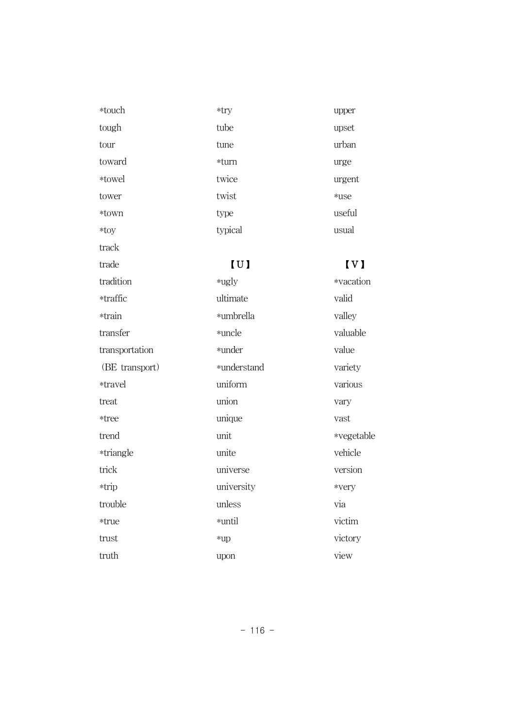*touch
tough
tour
toward
*towel
tower
*town
*toy
track
trade
tradition
*traffic
*train
transfer
transportation
(BE transport)
*travel
treat
*tree
trend
*triangle
trick
*trip
trouble
*true
trust
truth
*try
tube
tune
*turn
twice
twist
type
typical

## 【U】

*ugly
ultimate
*umbrella
*uncle
*under
*understand
uniform
union
unique
unit
unite
universe
university
unless
*until
*up
upon
upper
upset
urban
urge
urgent
*use
useful
usual

## 【V】

*vacation
valid
valley
valuable
value
variety
various
vary
vast
*vegetable
vehicle
version
*very
via
victim
victory
view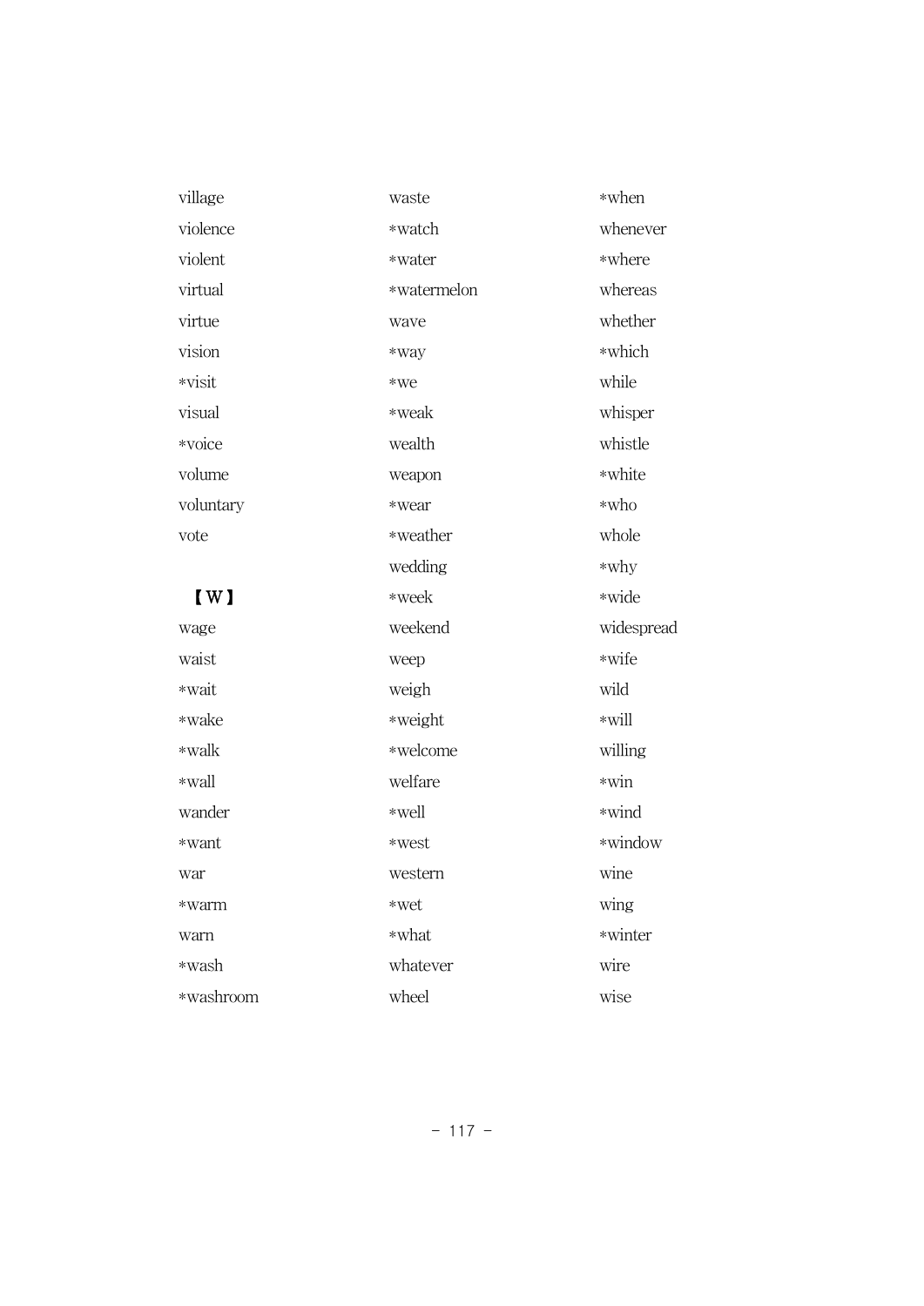village

violence

violent

virtual

virtue

vision

*visit

visual

*voice

volume

voluntary

vote

【W】

wage

waist

*wait

*wake

*walk

*wall

wander

*want

war

*warm

warn

*wash

*washroom

waste

*watch

*water

*watermelon

wave

*way

*we

*weak

wealth

weapon

*wear

*weather

wedding

*week

weekend

weep

weigh

*weight

*welcome

welfare

*well

*west

western

*wet

*what

whatever

wheel

*when

whenever

*where

whereas

whether

*which

while

whisper

whistle

*white

*who

whole

*why

*wide

widespread

*wife

wild

*will

willing

*win

*wind

*window

wine

wing

*winter

wire

wise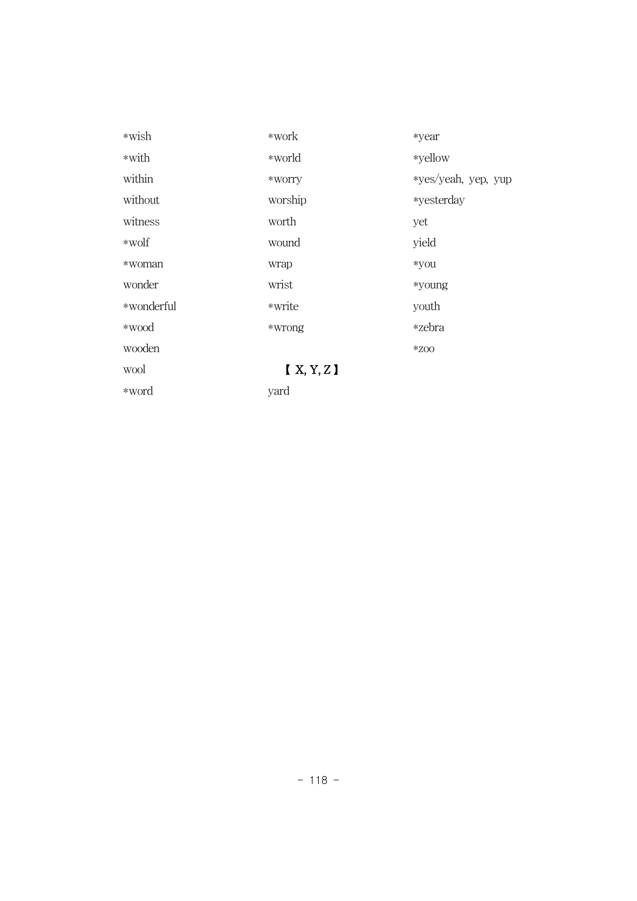*wish
*with
within
without
witness
*wolf
*woman
wonder
*wonderful
*wood
wooden
wool
*word
*work
*world
*worry
worship
worth
wound
wrap
wrist
*write
*wrong

【 X, Y, Z 】

yard
*year
*yellow
*yes/yeah, yep, yup
*yesterday
yet
yield
*you
*young
youth
*zebra
*zoo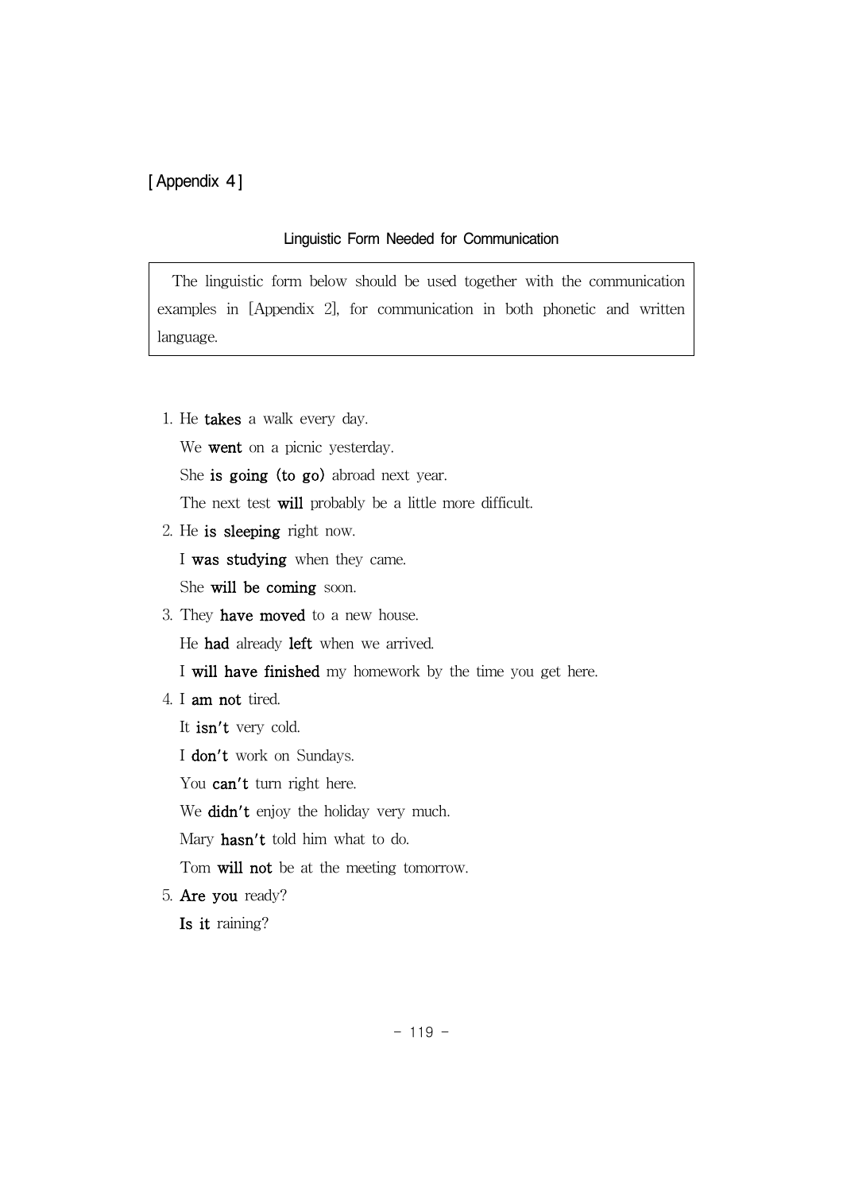[ Appendix 4 ]

## Linguistic Form Needed for Communication

> The linguistic form below should be used together with the communication examples in [Appendix 2], for communication in both phonetic and written language.

1. He **takes** a walk every day.
   We **went** on a picnic yesterday.
   She **is going (to go)** abroad next year.
   The next test **will** probably be a little more difficult.
2. He **is sleeping** right now.
   I **was studying** when they came.
   She **will be coming** soon.
3. They **have moved** to a new house.
   He **had** already **left** when we arrived.
   I **will have finished** my homework by the time you get here.
4. I **am not** tired.
   It **isn't** very cold.
   I **don't** work on Sundays.
   You **can't** turn right here.
   We **didn't** enjoy the holiday very much.
   Mary **hasn't** told him what to do.
   Tom **will not** be at the meeting tomorrow.
5. **Are you** ready?
   **Is it** raining?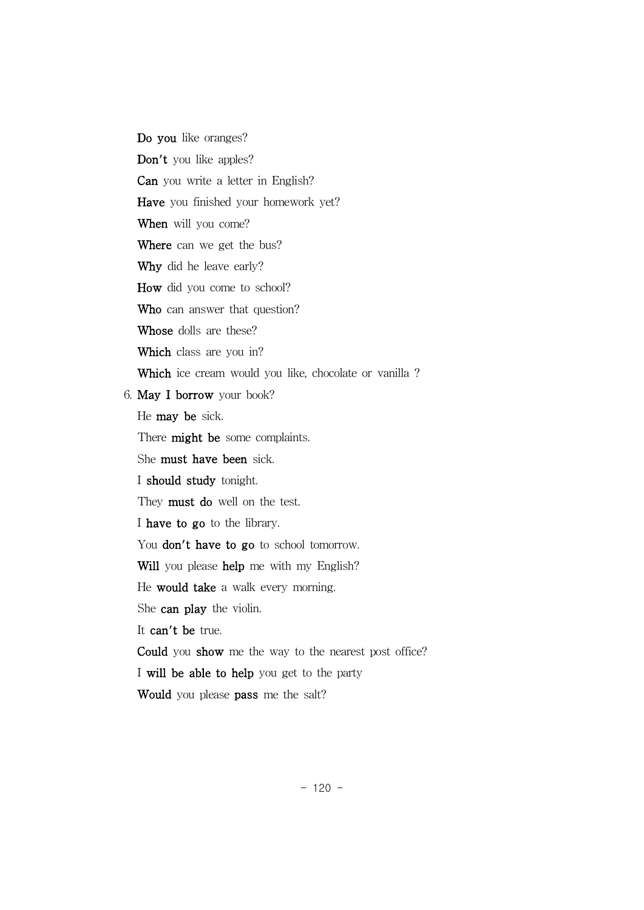**Do you** like oranges?

**Don't** you like apples?

**Can** you write a letter in English?

**Have** you finished your homework yet?

**When** will you come?

**Where** can we get the bus?

**Why** did he leave early?

**How** did you come to school?

**Who** can answer that question?

**Whose** dolls are these?

**Which** class are you in?

**Which** ice cream would you like, chocolate or vanilla ?

6. **May I borrow** your book?

He **may be** sick.

There **might be** some complaints.

She **must have been** sick.

I **should study** tonight.

They **must do** well on the test.

I **have to go** to the library.

You **don't have to go** to school tomorrow.

**Will** you please **help** me with my English?

He **would take** a walk every morning.

She **can play** the violin.

It **can't be** true.

**Could** you **show** me the way to the nearest post office?

I **will be able to help** you get to the party

**Would** you please **pass** me the salt?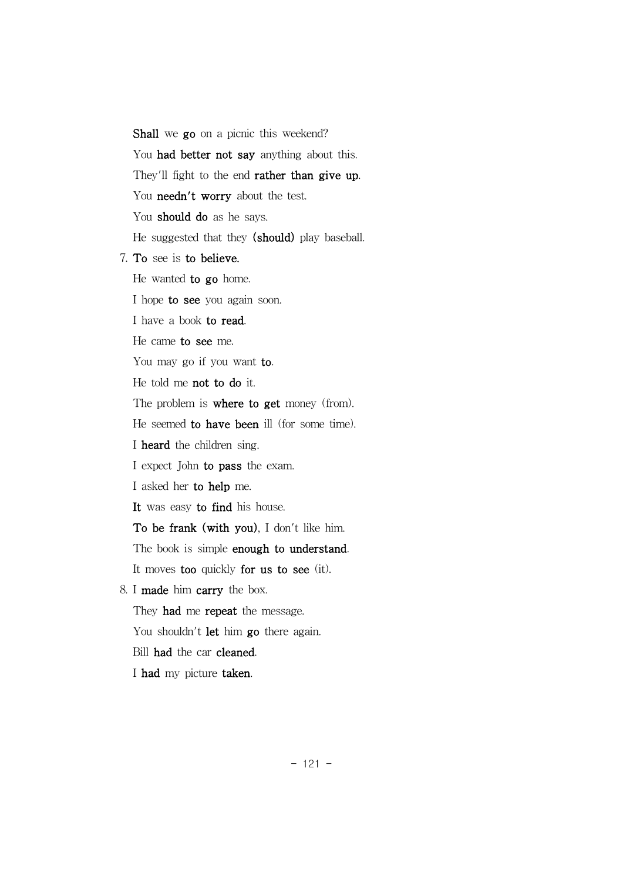**Shall** we **go** on a picnic this weekend?

You **had better not say** anything about this.

They'll fight to the end **rather than give up**.

You **needn't worry** about the test.

You **should do** as he says.

He suggested that they **(should)** play baseball.

7. **To** see is **to believe.**

He wanted **to go** home.

I hope **to see** you again soon.

I have a book **to read**.

He came **to see** me.

You may go if you want **to**.

He told me **not to do** it.

The problem is **where to get** money (from).

He seemed **to have been** ill (for some time).

I **heard** the children sing.

I expect John **to pass** the exam.

I asked her **to help** me.

**It** was easy **to find** his house.

**To be frank (with you)**, I don't like him.

The book is simple **enough to understand**.

It moves **too** quickly **for us to see** (it).

8. I **made** him **carry** the box.

They **had** me **repeat** the message.

You shouldn't **let** him **go** there again.

Bill **had** the car **cleaned**.

I **had** my picture **taken**.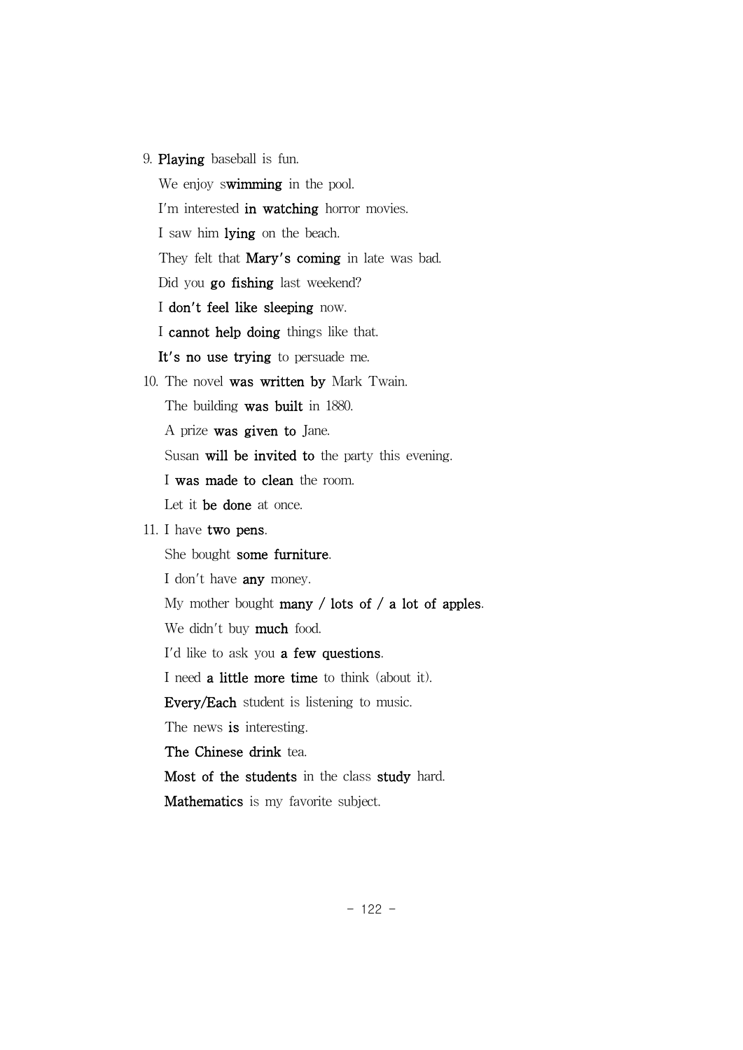9. **Playing** baseball is fun.
   We enjoy s**wimming** in the pool.
   I'm interested **in watching** horror movies.
   I saw him **lying** on the beach.
   They felt that **Mary's coming** in late was bad.
   Did you **go fishing** last weekend?
   I **don't feel like sleeping** now.
   I **cannot help doing** things like that.
   **It's no use trying** to persuade me.
10. The novel **was written by** Mark Twain.
    The building **was built** in 1880.
    A prize **was given to** Jane.
    Susan **will be invited to** the party this evening.
    I **was made to clean** the room.
    Let it **be done** at once.
11. I have **two pens**.
    She bought **some furniture**.
    I don't have **any** money.
    My mother bought **many / lots of / a lot of apples**.
    We didn't buy **much** food.
    I'd like to ask you **a few questions**.
    I need **a little more time** to think (about it).
    **Every/Each** student is listening to music.
    The news **is** interesting.
    **The Chinese drink** tea.
    **Most of the students** in the class **study** hard.
    **Mathematics** is my favorite subject.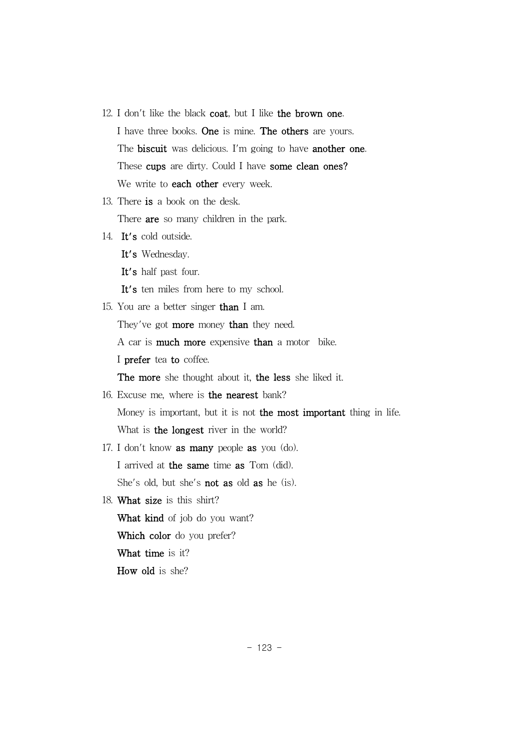12. I don't like the black **coat**, but I like **the brown one**.

    I have three books. **One** is mine. **The others** are yours.

    The **biscuit** was delicious. I'm going to have **another one**.

    These **cups** are dirty. Could I have **some clean ones?**

    We write to **each other** every week.

13. There **is** a book on the desk.

    There **are** so many children in the park.

14. **It's** cold outside.

    **It's** Wednesday.

    **It's** half past four.

    **It's** ten miles from here to my school.

15. You are a better singer **than** I am.

    They've got **more** money **than** they need.

    A car is **much more** expensive **than** a motor bike.

    I **prefer** tea **to** coffee.

    **The more** she thought about it, **the less** she liked it.

16. Excuse me, where is **the nearest** bank?

    Money is important, but it is not **the most important** thing in life.

    What is **the longest** river in the world?

17. I don't know **as many** people **as** you (do).

    I arrived at **the same** time **as** Tom (did).

    She's old, but she's **not as** old **as** he (is).

18. **What size** is this shirt?

    **What kind** of job do you want?

    **Which color** do you prefer?

    **What time** is it?

    **How old** is she?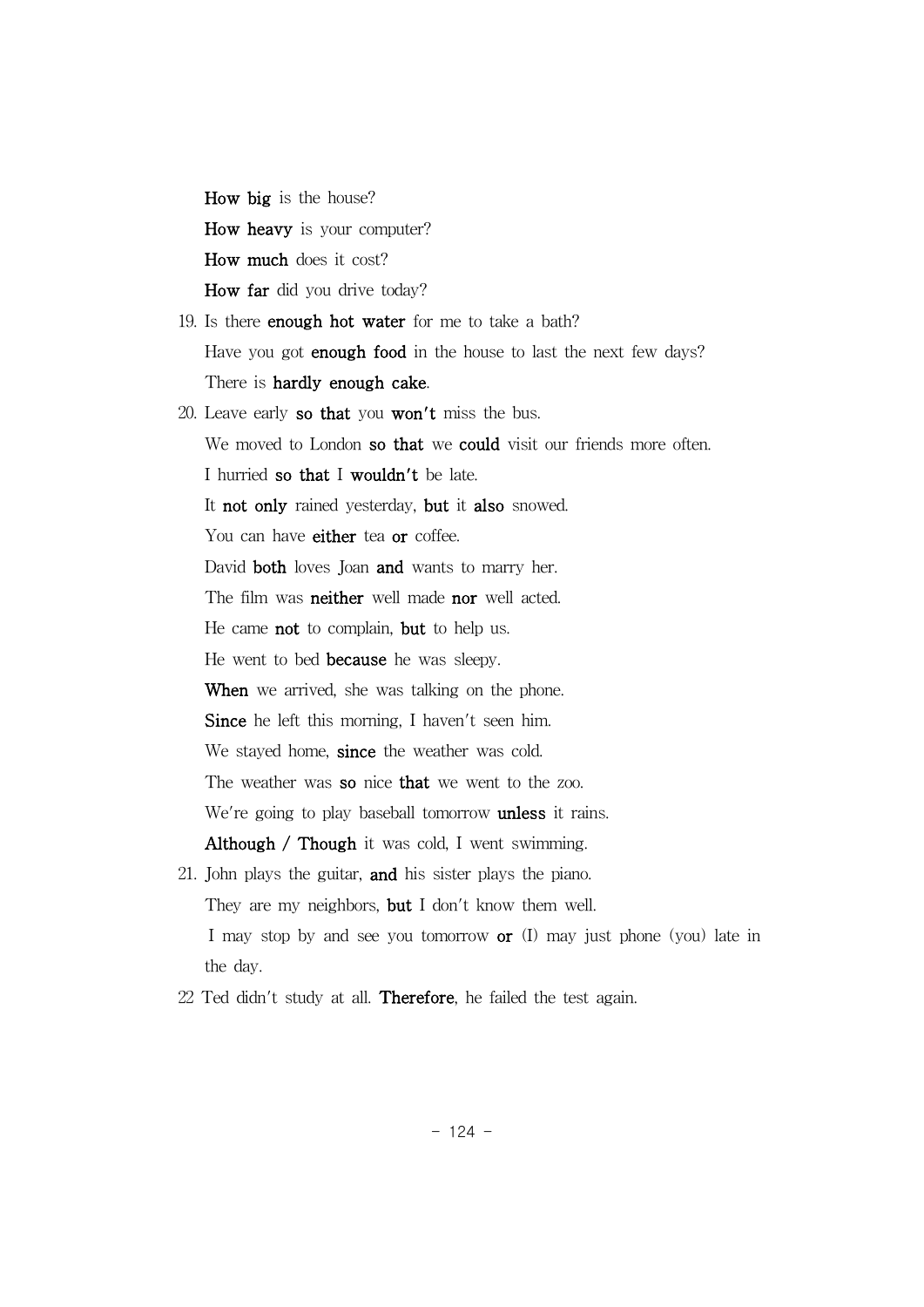**How big** is the house?

**How heavy** is your computer?

**How much** does it cost?

**How far** did you drive today?

19. Is there **enough hot water** for me to take a bath?

    Have you got **enough food** in the house to last the next few days?

    There is **hardly enough cake**.

20. Leave early **so that** you **won't** miss the bus.

    We moved to London **so that** we **could** visit our friends more often.

    I hurried **so that** I **wouldn't** be late.

    It **not only** rained yesterday, **but** it **also** snowed.

    You can have **either** tea **or** coffee.

    David **both** loves Joan **and** wants to marry her.

    The film was **neither** well made **nor** well acted.

    He came **not** to complain, **but** to help us.

    He went to bed **because** he was sleepy.

    **When** we arrived, she was talking on the phone.

    **Since** he left this morning, I haven't seen him.

    We stayed home, **since** the weather was cold.

    The weather was **so** nice **that** we went to the zoo.

    We're going to play baseball tomorrow **unless** it rains.

    **Although / Though** it was cold, I went swimming.

21. John plays the guitar, **and** his sister plays the piano.

    They are my neighbors, **but** I don't know them well.

    I may stop by and see you tomorrow **or** (I) may just phone (you) late in the day.

22 Ted didn't study at all. **Therefore**, he failed the test again.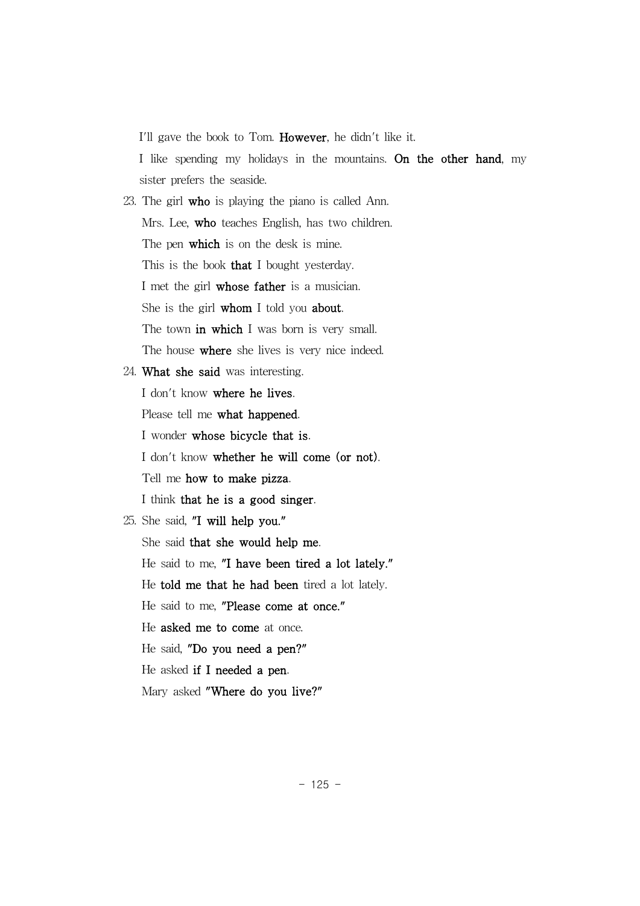I'll gave the book to Tom. **However**, he didn't like it.

I like spending my holidays in the mountains. **On the other hand**, my sister prefers the seaside.

23. The girl **who** is playing the piano is called Ann.

 Mrs. Lee, **who** teaches English, has two children.

 The pen **which** is on the desk is mine.

 This is the book **that** I bought yesterday.

 I met the girl **whose father** is a musician.

 She is the girl **whom** I told you **about**.

 The town **in which** I was born is very small.

 The house **where** she lives is very nice indeed.

24. **What she said** was interesting.

 I don't know **where he lives**.

 Please tell me **what happened**.

 I wonder **whose bicycle that is**.

 I don't know **whether he will come (or not)**.

 Tell me **how to make pizza**.

 I think **that he is a good singer**.

25. She said, **"I will help you."**

 She said **that she would help me**.

 He said to me, **"I have been tired a lot lately."**

 He **told me that he had been** tired a lot lately.

 He said to me, **"Please come at once."**

 He **asked me to come** at once.

 He said, **"Do you need a pen?"**

 He asked **if I needed a pen**.

 Mary asked **"Where do you live?"**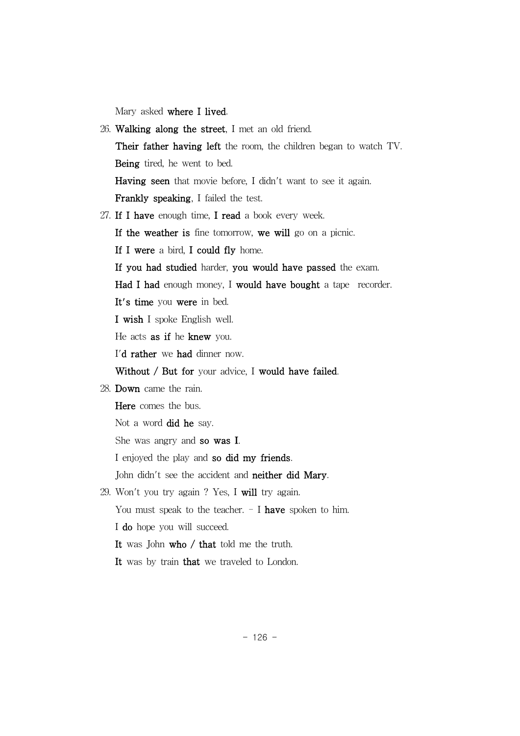Mary asked **where I lived**.

26. **Walking along the street**, I met an old friend.

    **Their father having left** the room, the children began to watch TV.

    **Being** tired, he went to bed.

    **Having seen** that movie before, I didn't want to see it again.

    **Frankly speaking**, I failed the test.

27. **If I have** enough time, **I read** a book every week.

    **If the weather is** fine tomorrow, **we will** go on a picnic.

    **If I were** a bird, **I could fly** home.

    **If you had studied** harder, **you would have passed** the exam.

    **Had I had** enough money, I **would have bought** a tape recorder.

    **It's time** you **were** in bed.

    **I wish** I spoke English well.

    He acts **as if** he **knew** you.

    I'**d rather** we **had** dinner now.

    **Without / But for** your advice, I **would have failed**.

28. **Down** came the rain.

    **Here** comes the bus.

    Not a word **did he** say.

    She was angry and **so was I**.

    I enjoyed the play and **so did my friends**.

    John didn't see the accident and **neither did Mary**.

29. Won't you try again ? Yes, I **will** try again.

    You must speak to the teacher. - I **have** spoken to him.

    I **do** hope you will succeed.

    **It** was John **who / that** told me the truth.

    **It** was by train **that** we traveled to London.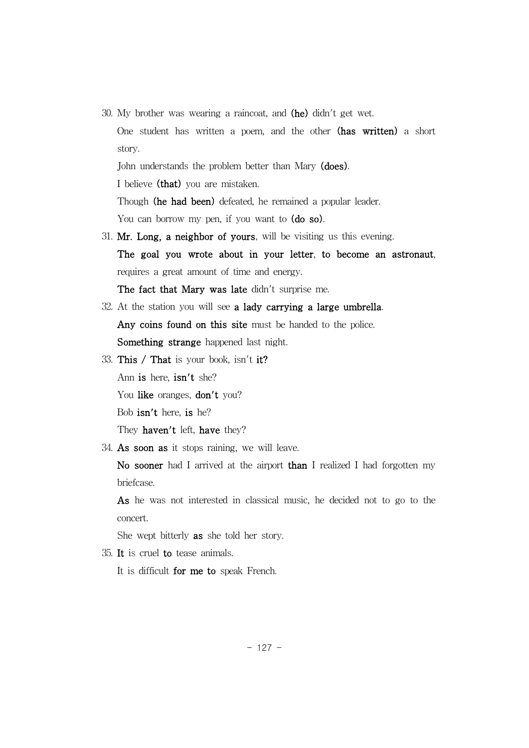30. My brother was wearing a raincoat, and **(he)** didn't get wet.

    One student has written a poem, and the other **(has written)** a short story.

    John understands the problem better than Mary **(does)**.

    I believe **(that)** you are mistaken.

    Though **(he had been)** defeated, he remained a popular leader.

    You can borrow my pen, if you want to **(do so)**.

31. **Mr. Long, a neighbor of yours**, will be visiting us this evening.

    **The goal you wrote about in your letter**, **to become an astronaut**, requires a great amount of time and energy.

    **The fact that Mary was late** didn't surprise me.

32. At the station you will see **a lady carrying a large umbrella**.

    **Any coins found on this site** must be handed to the police.

    **Something strange** happened last night.

33. **This / That** is your book, isn't **it?**

    Ann **is** here, **isn't** she?

    You **like** oranges, **don't** you?

    Bob **isn't** here, **is** he?

    They **haven't** left, **have** they?

34. **As soon as** it stops raining, we will leave.

    **No sooner** had I arrived at the airport **than** I realized I had forgotten my briefcase.

    **As** he was not interested in classical music, he decided not to go to the concert.

    She wept bitterly **as** she told her story.

35. **It** is cruel **to** tease animals.

    It is difficult **for me to** speak French.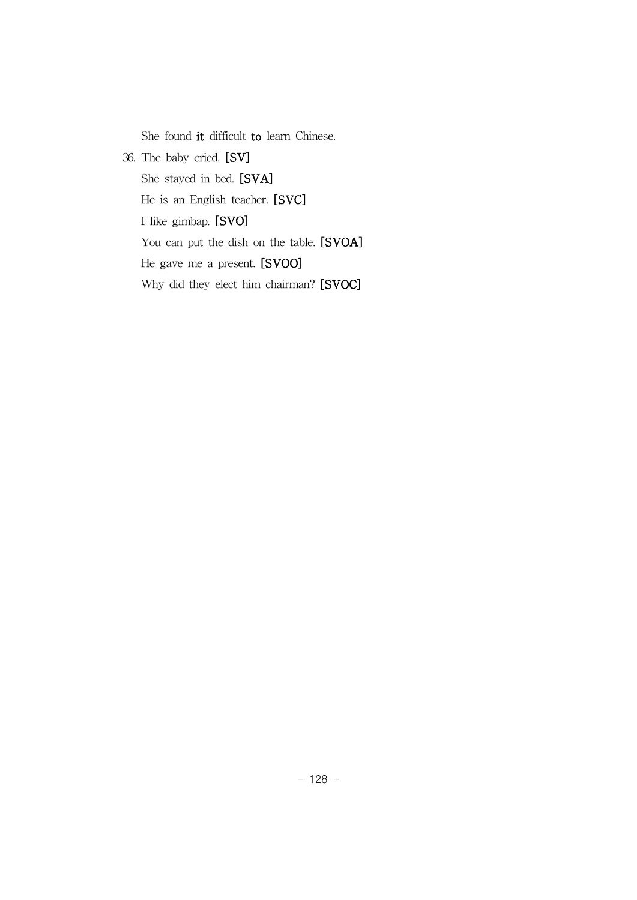She found **it** difficult **to** learn Chinese.

36. The baby cried. **[SV]**

    She stayed in bed. **[SVA]**

    He is an English teacher. **[SVC]**

    I like gimbap. **[SVO]**

    You can put the dish on the table. **[SVOA]**

    He gave me a present. **[SVOO]**

    Why did they elect him chairman? **[SVOC]**